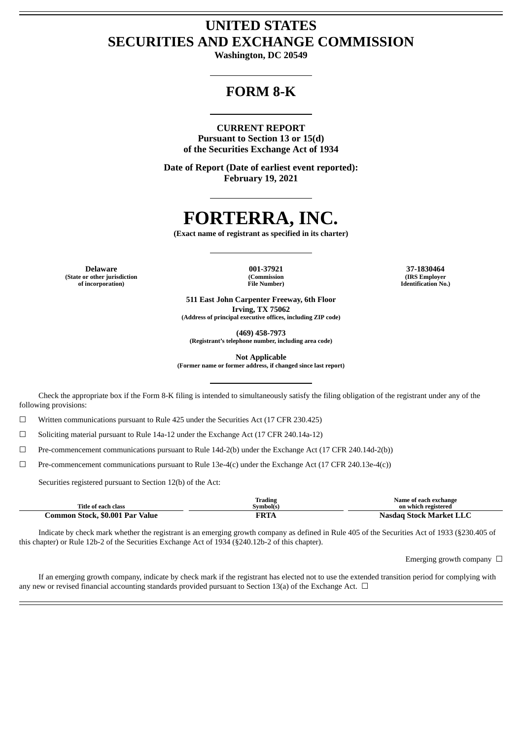# UNITED STATES
# SECURITIES AND EXCHANGE COMMISSION

**Washington, DC 20549**

## FORM 8-K

**CURRENT REPORT**
**Pursuant to Section 13 or 15(d)**
**of the Securities Exchange Act of 1934**

**Date of Report (Date of earliest event reported):**
**February 19, 2021**

# FORTERRA, INC.

**(Exact name of registrant as specified in its charter)**

| Delaware | 001-37921 | 37-1830464 |
|---|---|---|
| (State or other jurisdiction of incorporation) | (Commission File Number) | (IRS Employer Identification No.) |

**511 East John Carpenter Freeway, 6th Floor**
**Irving, TX 75062**
**(Address of principal executive offices, including ZIP code)**

**(469) 458-7973**
**(Registrant's telephone number, including area code)**

**Not Applicable**
**(Former name or former address, if changed since last report)**

Check the appropriate box if the Form 8-K filing is intended to simultaneously satisfy the filing obligation of the registrant under any of the following provisions:

☐ Written communications pursuant to Rule 425 under the Securities Act (17 CFR 230.425)

☐ Soliciting material pursuant to Rule 14a-12 under the Exchange Act (17 CFR 240.14a-12)

☐ Pre-commencement communications pursuant to Rule 14d-2(b) under the Exchange Act (17 CFR 240.14d-2(b))

☐ Pre-commencement communications pursuant to Rule 13e-4(c) under the Exchange Act (17 CFR 240.13e-4(c))

Securities registered pursuant to Section 12(b) of the Act:

| Title of each class | Trading Symbol(s) | Name of each exchange on which registered |
|---|---|---|
| **Common Stock, $0.001 Par Value** | **FRTA** | **Nasdaq Stock Market LLC** |

Indicate by check mark whether the registrant is an emerging growth company as defined in Rule 405 of the Securities Act of 1933 (§230.405 of this chapter) or Rule 12b-2 of the Securities Exchange Act of 1934 (§240.12b-2 of this chapter).

Emerging growth company ☐

If an emerging growth company, indicate by check mark if the registrant has elected not to use the extended transition period for complying with any new or revised financial accounting standards provided pursuant to Section 13(a) of the Exchange Act. ☐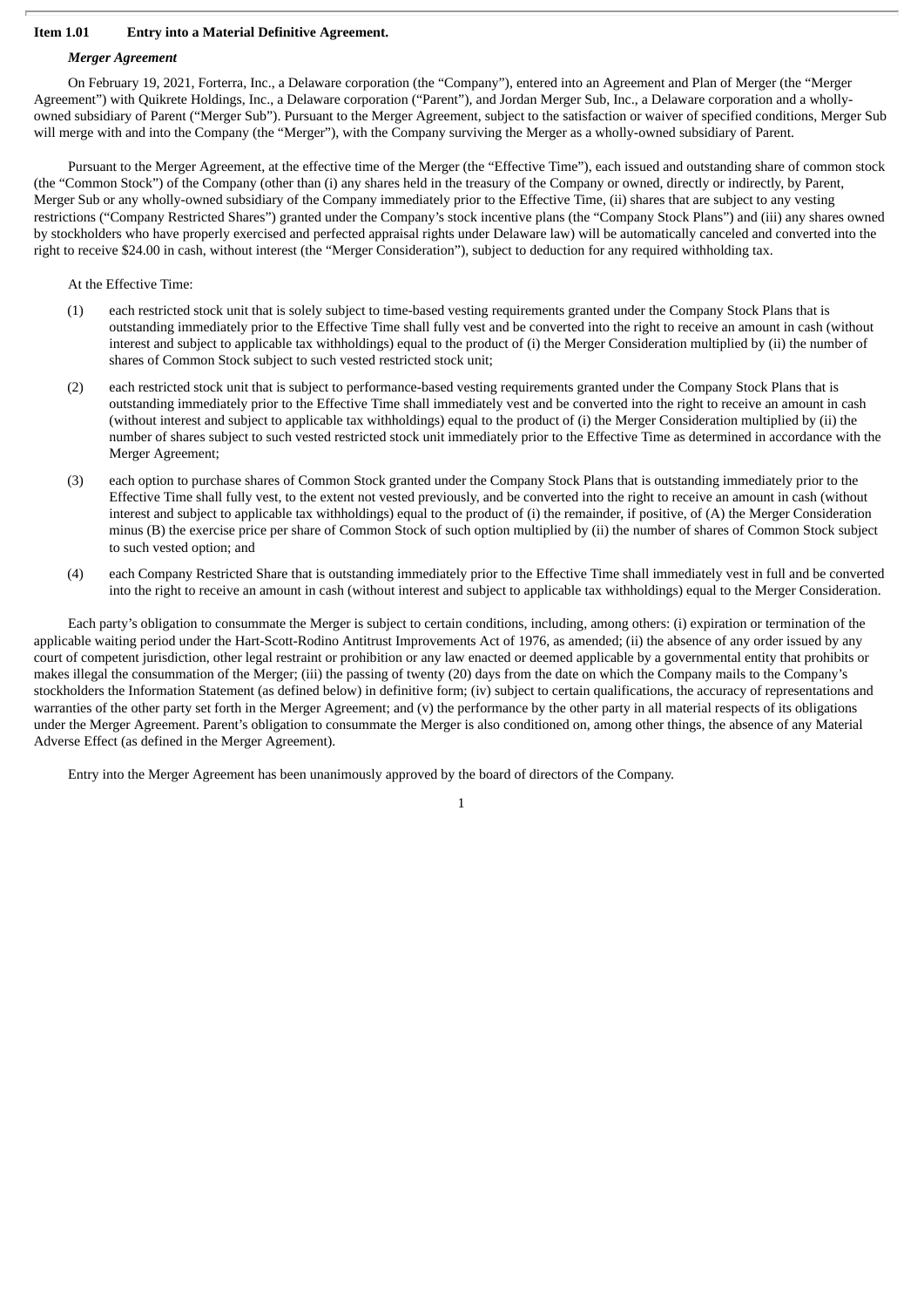**Item 1.01 Entry into a Material Definitive Agreement.**

***Merger Agreement***

On February 19, 2021, Forterra, Inc., a Delaware corporation (the "Company"), entered into an Agreement and Plan of Merger (the "Merger Agreement") with Quikrete Holdings, Inc., a Delaware corporation ("Parent"), and Jordan Merger Sub, Inc., a Delaware corporation and a wholly-owned subsidiary of Parent ("Merger Sub"). Pursuant to the Merger Agreement, subject to the satisfaction or waiver of specified conditions, Merger Sub will merge with and into the Company (the "Merger"), with the Company surviving the Merger as a wholly-owned subsidiary of Parent.

Pursuant to the Merger Agreement, at the effective time of the Merger (the "Effective Time"), each issued and outstanding share of common stock (the "Common Stock") of the Company (other than (i) any shares held in the treasury of the Company or owned, directly or indirectly, by Parent, Merger Sub or any wholly-owned subsidiary of the Company immediately prior to the Effective Time, (ii) shares that are subject to any vesting restrictions ("Company Restricted Shares") granted under the Company's stock incentive plans (the "Company Stock Plans") and (iii) any shares owned by stockholders who have properly exercised and perfected appraisal rights under Delaware law) will be automatically canceled and converted into the right to receive $24.00 in cash, without interest (the "Merger Consideration"), subject to deduction for any required withholding tax.

At the Effective Time:

(1) each restricted stock unit that is solely subject to time-based vesting requirements granted under the Company Stock Plans that is outstanding immediately prior to the Effective Time shall fully vest and be converted into the right to receive an amount in cash (without interest and subject to applicable tax withholdings) equal to the product of (i) the Merger Consideration multiplied by (ii) the number of shares of Common Stock subject to such vested restricted stock unit;

(2) each restricted stock unit that is subject to performance-based vesting requirements granted under the Company Stock Plans that is outstanding immediately prior to the Effective Time shall immediately vest and be converted into the right to receive an amount in cash (without interest and subject to applicable tax withholdings) equal to the product of (i) the Merger Consideration multiplied by (ii) the number of shares subject to such vested restricted stock unit immediately prior to the Effective Time as determined in accordance with the Merger Agreement;

(3) each option to purchase shares of Common Stock granted under the Company Stock Plans that is outstanding immediately prior to the Effective Time shall fully vest, to the extent not vested previously, and be converted into the right to receive an amount in cash (without interest and subject to applicable tax withholdings) equal to the product of (i) the remainder, if positive, of (A) the Merger Consideration minus (B) the exercise price per share of Common Stock of such option multiplied by (ii) the number of shares of Common Stock subject to such vested option; and

(4) each Company Restricted Share that is outstanding immediately prior to the Effective Time shall immediately vest in full and be converted into the right to receive an amount in cash (without interest and subject to applicable tax withholdings) equal to the Merger Consideration.

Each party's obligation to consummate the Merger is subject to certain conditions, including, among others: (i) expiration or termination of the applicable waiting period under the Hart-Scott-Rodino Antitrust Improvements Act of 1976, as amended; (ii) the absence of any order issued by any court of competent jurisdiction, other legal restraint or prohibition or any law enacted or deemed applicable by a governmental entity that prohibits or makes illegal the consummation of the Merger; (iii) the passing of twenty (20) days from the date on which the Company mails to the Company's stockholders the Information Statement (as defined below) in definitive form; (iv) subject to certain qualifications, the accuracy of representations and warranties of the other party set forth in the Merger Agreement; and (v) the performance by the other party in all material respects of its obligations under the Merger Agreement. Parent's obligation to consummate the Merger is also conditioned on, among other things, the absence of any Material Adverse Effect (as defined in the Merger Agreement).

Entry into the Merger Agreement has been unanimously approved by the board of directors of the Company.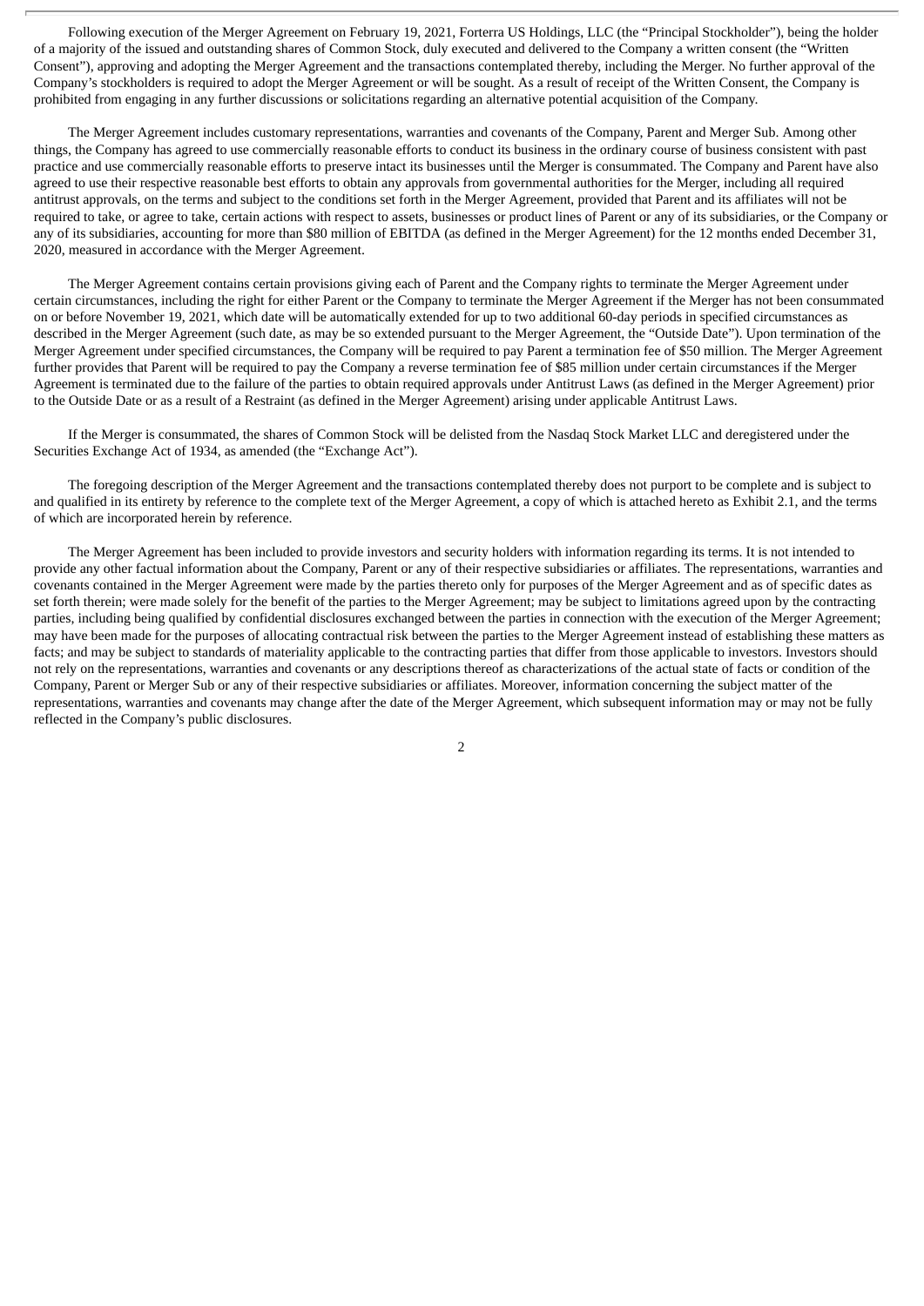Following execution of the Merger Agreement on February 19, 2021, Forterra US Holdings, LLC (the "Principal Stockholder"), being the holder of a majority of the issued and outstanding shares of Common Stock, duly executed and delivered to the Company a written consent (the "Written Consent"), approving and adopting the Merger Agreement and the transactions contemplated thereby, including the Merger. No further approval of the Company's stockholders is required to adopt the Merger Agreement or will be sought. As a result of receipt of the Written Consent, the Company is prohibited from engaging in any further discussions or solicitations regarding an alternative potential acquisition of the Company.

The Merger Agreement includes customary representations, warranties and covenants of the Company, Parent and Merger Sub. Among other things, the Company has agreed to use commercially reasonable efforts to conduct its business in the ordinary course of business consistent with past practice and use commercially reasonable efforts to preserve intact its businesses until the Merger is consummated. The Company and Parent have also agreed to use their respective reasonable best efforts to obtain any approvals from governmental authorities for the Merger, including all required antitrust approvals, on the terms and subject to the conditions set forth in the Merger Agreement, provided that Parent and its affiliates will not be required to take, or agree to take, certain actions with respect to assets, businesses or product lines of Parent or any of its subsidiaries, or the Company or any of its subsidiaries, accounting for more than $80 million of EBITDA (as defined in the Merger Agreement) for the 12 months ended December 31, 2020, measured in accordance with the Merger Agreement.

The Merger Agreement contains certain provisions giving each of Parent and the Company rights to terminate the Merger Agreement under certain circumstances, including the right for either Parent or the Company to terminate the Merger Agreement if the Merger has not been consummated on or before November 19, 2021, which date will be automatically extended for up to two additional 60-day periods in specified circumstances as described in the Merger Agreement (such date, as may be so extended pursuant to the Merger Agreement, the "Outside Date"). Upon termination of the Merger Agreement under specified circumstances, the Company will be required to pay Parent a termination fee of $50 million. The Merger Agreement further provides that Parent will be required to pay the Company a reverse termination fee of $85 million under certain circumstances if the Merger Agreement is terminated due to the failure of the parties to obtain required approvals under Antitrust Laws (as defined in the Merger Agreement) prior to the Outside Date or as a result of a Restraint (as defined in the Merger Agreement) arising under applicable Antitrust Laws.

If the Merger is consummated, the shares of Common Stock will be delisted from the Nasdaq Stock Market LLC and deregistered under the Securities Exchange Act of 1934, as amended (the "Exchange Act").

The foregoing description of the Merger Agreement and the transactions contemplated thereby does not purport to be complete and is subject to and qualified in its entirety by reference to the complete text of the Merger Agreement, a copy of which is attached hereto as Exhibit 2.1, and the terms of which are incorporated herein by reference.

The Merger Agreement has been included to provide investors and security holders with information regarding its terms. It is not intended to provide any other factual information about the Company, Parent or any of their respective subsidiaries or affiliates. The representations, warranties and covenants contained in the Merger Agreement were made by the parties thereto only for purposes of the Merger Agreement and as of specific dates as set forth therein; were made solely for the benefit of the parties to the Merger Agreement; may be subject to limitations agreed upon by the contracting parties, including being qualified by confidential disclosures exchanged between the parties in connection with the execution of the Merger Agreement; may have been made for the purposes of allocating contractual risk between the parties to the Merger Agreement instead of establishing these matters as facts; and may be subject to standards of materiality applicable to the contracting parties that differ from those applicable to investors. Investors should not rely on the representations, warranties and covenants or any descriptions thereof as characterizations of the actual state of facts or condition of the Company, Parent or Merger Sub or any of their respective subsidiaries or affiliates. Moreover, information concerning the subject matter of the representations, warranties and covenants may change after the date of the Merger Agreement, which subsequent information may or may not be fully reflected in the Company's public disclosures.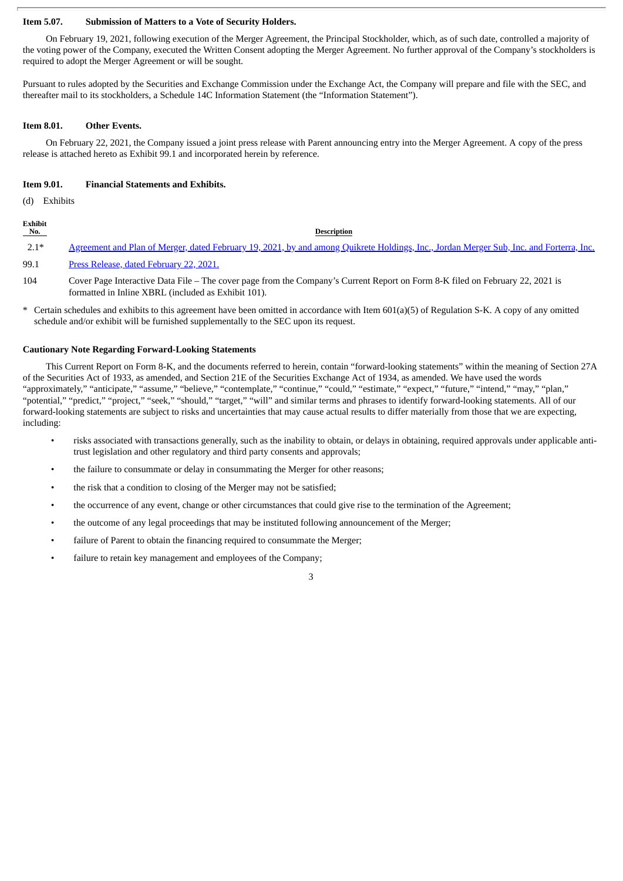**Item 5.07. Submission of Matters to a Vote of Security Holders.**

On February 19, 2021, following execution of the Merger Agreement, the Principal Stockholder, which, as of such date, controlled a majority of the voting power of the Company, executed the Written Consent adopting the Merger Agreement. No further approval of the Company's stockholders is required to adopt the Merger Agreement or will be sought.

Pursuant to rules adopted by the Securities and Exchange Commission under the Exchange Act, the Company will prepare and file with the SEC, and thereafter mail to its stockholders, a Schedule 14C Information Statement (the "Information Statement").

**Item 8.01. Other Events.**

On February 22, 2021, the Company issued a joint press release with Parent announcing entry into the Merger Agreement. A copy of the press release is attached hereto as Exhibit 99.1 and incorporated herein by reference.

**Item 9.01. Financial Statements and Exhibits.**

(d) Exhibits

| Exhibit No. | Description |
|---|---|
| 2.1* | Agreement and Plan of Merger, dated February 19, 2021, by and among Quikrete Holdings, Inc., Jordan Merger Sub, Inc. and Forterra, Inc. |
| 99.1 | Press Release, dated February 22, 2021. |
| 104 | Cover Page Interactive Data File – The cover page from the Company's Current Report on Form 8-K filed on February 22, 2021 is formatted in Inline XBRL (included as Exhibit 101). |

\* Certain schedules and exhibits to this agreement have been omitted in accordance with Item 601(a)(5) of Regulation S-K. A copy of any omitted schedule and/or exhibit will be furnished supplementally to the SEC upon its request.

**Cautionary Note Regarding Forward-Looking Statements**

This Current Report on Form 8-K, and the documents referred to herein, contain "forward-looking statements" within the meaning of Section 27A of the Securities Act of 1933, as amended, and Section 21E of the Securities Exchange Act of 1934, as amended. We have used the words "approximately," "anticipate," "assume," "believe," "contemplate," "continue," "could," "estimate," "expect," "future," "intend," "may," "plan," "potential," "predict," "project," "seek," "should," "target," "will" and similar terms and phrases to identify forward-looking statements. All of our forward-looking statements are subject to risks and uncertainties that may cause actual results to differ materially from those that we are expecting, including:

- risks associated with transactions generally, such as the inability to obtain, or delays in obtaining, required approvals under applicable anti-trust legislation and other regulatory and third party consents and approvals;
- the failure to consummate or delay in consummating the Merger for other reasons;
- the risk that a condition to closing of the Merger may not be satisfied;
- the occurrence of any event, change or other circumstances that could give rise to the termination of the Agreement;
- the outcome of any legal proceedings that may be instituted following announcement of the Merger;
- failure of Parent to obtain the financing required to consummate the Merger;
- failure to retain key management and employees of the Company;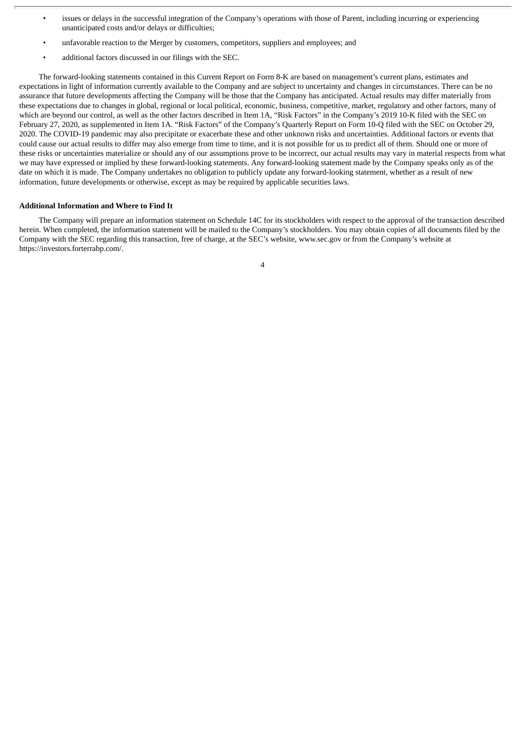- issues or delays in the successful integration of the Company's operations with those of Parent, including incurring or experiencing unanticipated costs and/or delays or difficulties;
- unfavorable reaction to the Merger by customers, competitors, suppliers and employees; and
- additional factors discussed in our filings with the SEC.

The forward-looking statements contained in this Current Report on Form 8-K are based on management's current plans, estimates and expectations in light of information currently available to the Company and are subject to uncertainty and changes in circumstances. There can be no assurance that future developments affecting the Company will be those that the Company has anticipated. Actual results may differ materially from these expectations due to changes in global, regional or local political, economic, business, competitive, market, regulatory and other factors, many of which are beyond our control, as well as the other factors described in Item 1A, "Risk Factors" in the Company's 2019 10-K filed with the SEC on February 27, 2020, as supplemented in Item 1A. "Risk Factors" of the Company's Quarterly Report on Form 10-Q filed with the SEC on October 29, 2020. The COVID-19 pandemic may also precipitate or exacerbate these and other unknown risks and uncertainties. Additional factors or events that could cause our actual results to differ may also emerge from time to time, and it is not possible for us to predict all of them. Should one or more of these risks or uncertainties materialize or should any of our assumptions prove to be incorrect, our actual results may vary in material respects from what we may have expressed or implied by these forward-looking statements. Any forward-looking statement made by the Company speaks only as of the date on which it is made. The Company undertakes no obligation to publicly update any forward-looking statement, whether as a result of new information, future developments or otherwise, except as may be required by applicable securities laws.

**Additional Information and Where to Find It**

The Company will prepare an information statement on Schedule 14C for its stockholders with respect to the approval of the transaction described herein. When completed, the information statement will be mailed to the Company's stockholders. You may obtain copies of all documents filed by the Company with the SEC regarding this transaction, free of charge, at the SEC's website, www.sec.gov or from the Company's website at https://investors.forterrabp.com/.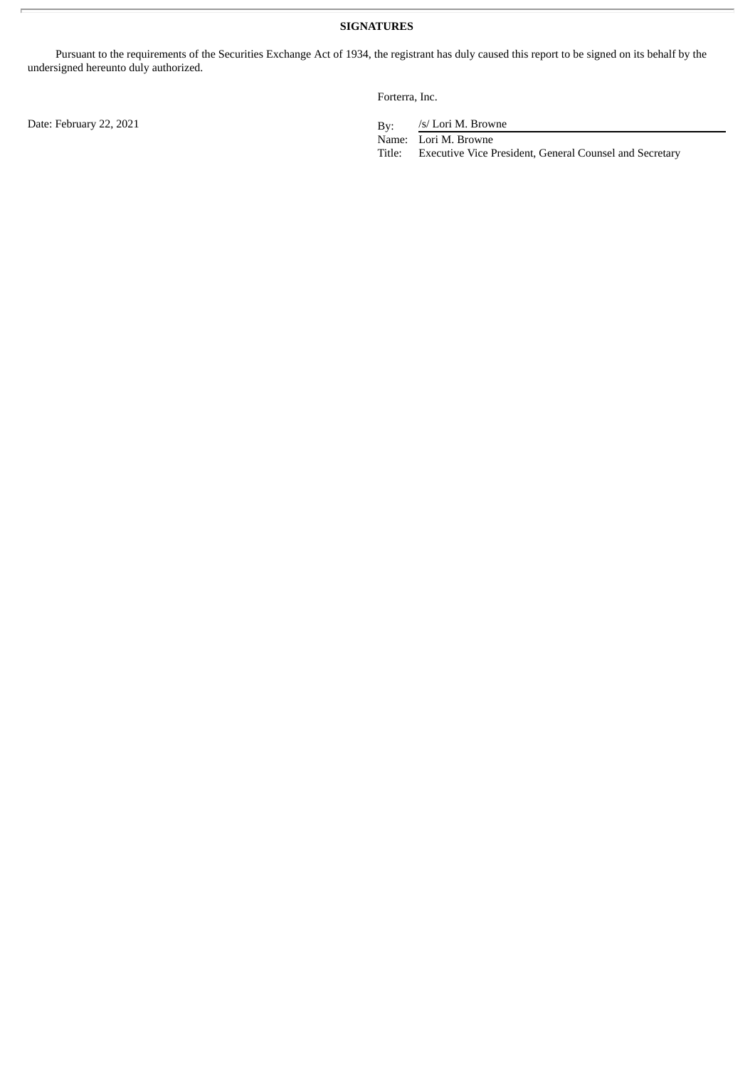**SIGNATURES**

Pursuant to the requirements of the Securities Exchange Act of 1934, the registrant has duly caused this report to be signed on its behalf by the undersigned hereunto duly authorized.

Forterra, Inc.

Date: February 22, 2021

By: /s/ Lori M. Browne
Name: Lori M. Browne
Title: Executive Vice President, General Counsel and Secretary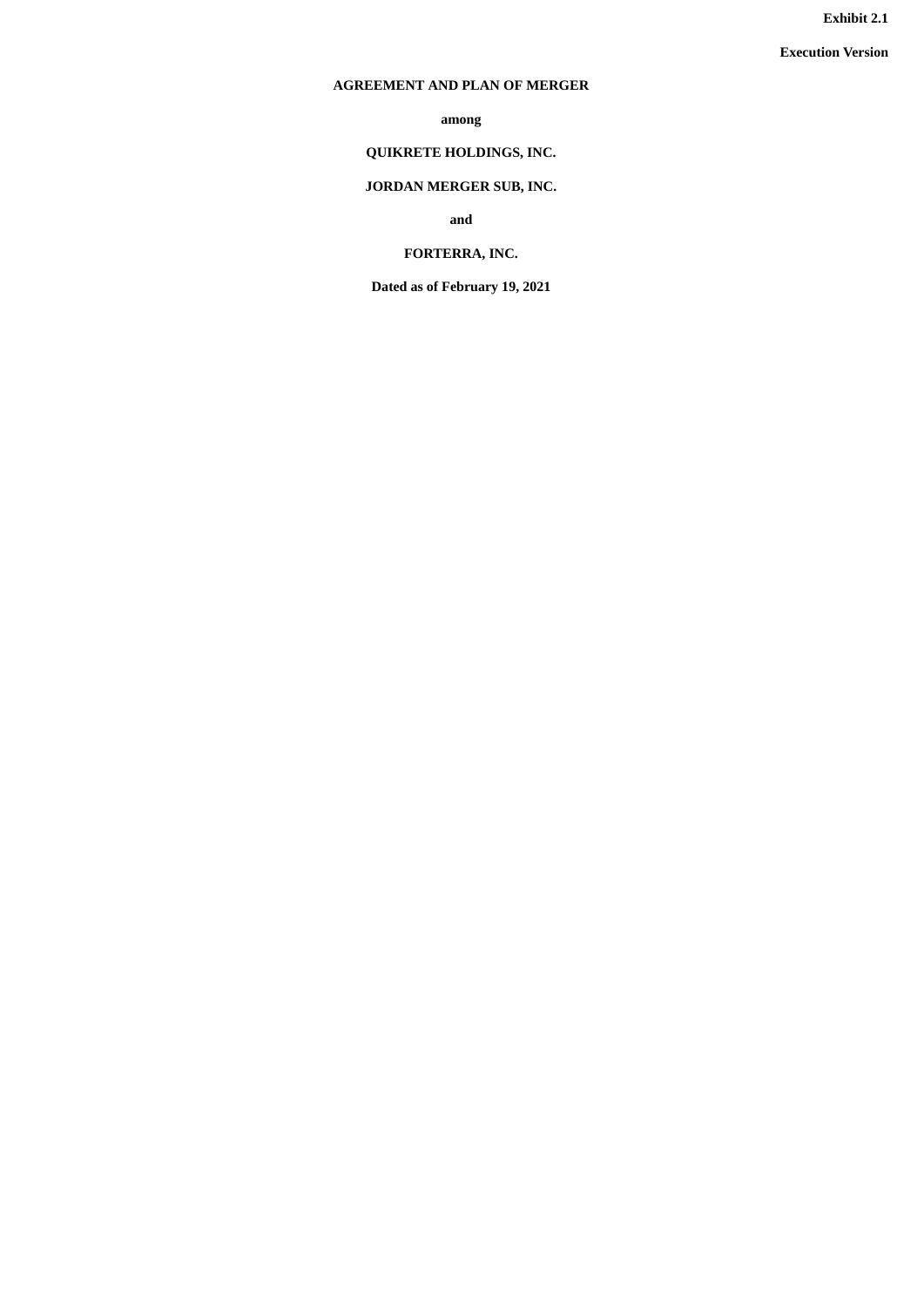**Exhibit 2.1**

**Execution Version**

# AGREEMENT AND PLAN OF MERGER

**among**

**QUIKRETE HOLDINGS, INC.**

**JORDAN MERGER SUB, INC.**

**and**

**FORTERRA, INC.**

**Dated as of February 19, 2021**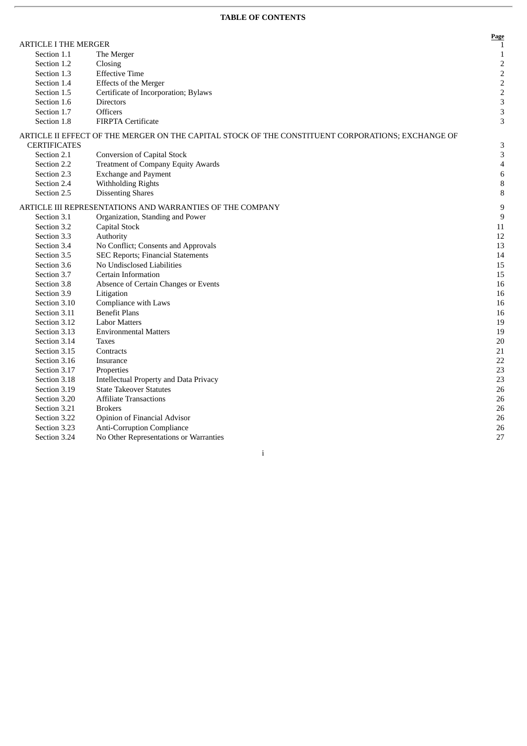**TABLE OF CONTENTS**

| | | Page |
|---|---|---|
| ARTICLE I THE MERGER | | 1 |
| Section 1.1 | The Merger | 1 |
| Section 1.2 | Closing | 2 |
| Section 1.3 | Effective Time | 2 |
| Section 1.4 | Effects of the Merger | 2 |
| Section 1.5 | Certificate of Incorporation; Bylaws | 2 |
| Section 1.6 | Directors | 3 |
| Section 1.7 | Officers | 3 |
| Section 1.8 | FIRPTA Certificate | 3 |
| ARTICLE II EFFECT OF THE MERGER ON THE CAPITAL STOCK OF THE CONSTITUENT CORPORATIONS; EXCHANGE OF CERTIFICATES | | 3 |
| Section 2.1 | Conversion of Capital Stock | 3 |
| Section 2.2 | Treatment of Company Equity Awards | 4 |
| Section 2.3 | Exchange and Payment | 6 |
| Section 2.4 | Withholding Rights | 8 |
| Section 2.5 | Dissenting Shares | 8 |
| ARTICLE III REPRESENTATIONS AND WARRANTIES OF THE COMPANY | | 9 |
| Section 3.1 | Organization, Standing and Power | 9 |
| Section 3.2 | Capital Stock | 11 |
| Section 3.3 | Authority | 12 |
| Section 3.4 | No Conflict; Consents and Approvals | 13 |
| Section 3.5 | SEC Reports; Financial Statements | 14 |
| Section 3.6 | No Undisclosed Liabilities | 15 |
| Section 3.7 | Certain Information | 15 |
| Section 3.8 | Absence of Certain Changes or Events | 16 |
| Section 3.9 | Litigation | 16 |
| Section 3.10 | Compliance with Laws | 16 |
| Section 3.11 | Benefit Plans | 16 |
| Section 3.12 | Labor Matters | 19 |
| Section 3.13 | Environmental Matters | 19 |
| Section 3.14 | Taxes | 20 |
| Section 3.15 | Contracts | 21 |
| Section 3.16 | Insurance | 22 |
| Section 3.17 | Properties | 23 |
| Section 3.18 | Intellectual Property and Data Privacy | 23 |
| Section 3.19 | State Takeover Statutes | 26 |
| Section 3.20 | Affiliate Transactions | 26 |
| Section 3.21 | Brokers | 26 |
| Section 3.22 | Opinion of Financial Advisor | 26 |
| Section 3.23 | Anti-Corruption Compliance | 26 |
| Section 3.24 | No Other Representations or Warranties | 27 |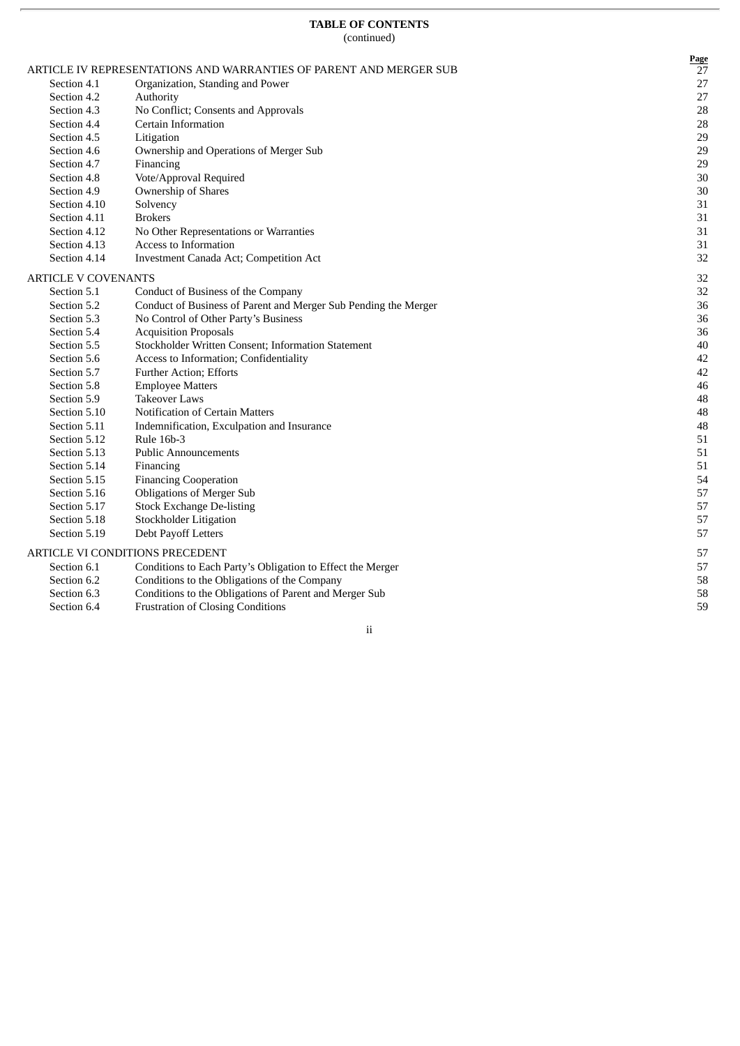**TABLE OF CONTENTS**
(continued)

| | | Page |
|---|---|---|
| ARTICLE IV REPRESENTATIONS AND WARRANTIES OF PARENT AND MERGER SUB | | 27 |
| Section 4.1 | Organization, Standing and Power | 27 |
| Section 4.2 | Authority | 27 |
| Section 4.3 | No Conflict; Consents and Approvals | 28 |
| Section 4.4 | Certain Information | 28 |
| Section 4.5 | Litigation | 29 |
| Section 4.6 | Ownership and Operations of Merger Sub | 29 |
| Section 4.7 | Financing | 29 |
| Section 4.8 | Vote/Approval Required | 30 |
| Section 4.9 | Ownership of Shares | 30 |
| Section 4.10 | Solvency | 31 |
| Section 4.11 | Brokers | 31 |
| Section 4.12 | No Other Representations or Warranties | 31 |
| Section 4.13 | Access to Information | 31 |
| Section 4.14 | Investment Canada Act; Competition Act | 32 |
| ARTICLE V COVENANTS | | 32 |
| Section 5.1 | Conduct of Business of the Company | 32 |
| Section 5.2 | Conduct of Business of Parent and Merger Sub Pending the Merger | 36 |
| Section 5.3 | No Control of Other Party's Business | 36 |
| Section 5.4 | Acquisition Proposals | 36 |
| Section 5.5 | Stockholder Written Consent; Information Statement | 40 |
| Section 5.6 | Access to Information; Confidentiality | 42 |
| Section 5.7 | Further Action; Efforts | 42 |
| Section 5.8 | Employee Matters | 46 |
| Section 5.9 | Takeover Laws | 48 |
| Section 5.10 | Notification of Certain Matters | 48 |
| Section 5.11 | Indemnification, Exculpation and Insurance | 48 |
| Section 5.12 | Rule 16b-3 | 51 |
| Section 5.13 | Public Announcements | 51 |
| Section 5.14 | Financing | 51 |
| Section 5.15 | Financing Cooperation | 54 |
| Section 5.16 | Obligations of Merger Sub | 57 |
| Section 5.17 | Stock Exchange De-listing | 57 |
| Section 5.18 | Stockholder Litigation | 57 |
| Section 5.19 | Debt Payoff Letters | 57 |
| ARTICLE VI CONDITIONS PRECEDENT | | 57 |
| Section 6.1 | Conditions to Each Party's Obligation to Effect the Merger | 57 |
| Section 6.2 | Conditions to the Obligations of the Company | 58 |
| Section 6.3 | Conditions to the Obligations of Parent and Merger Sub | 58 |
| Section 6.4 | Frustration of Closing Conditions | 59 |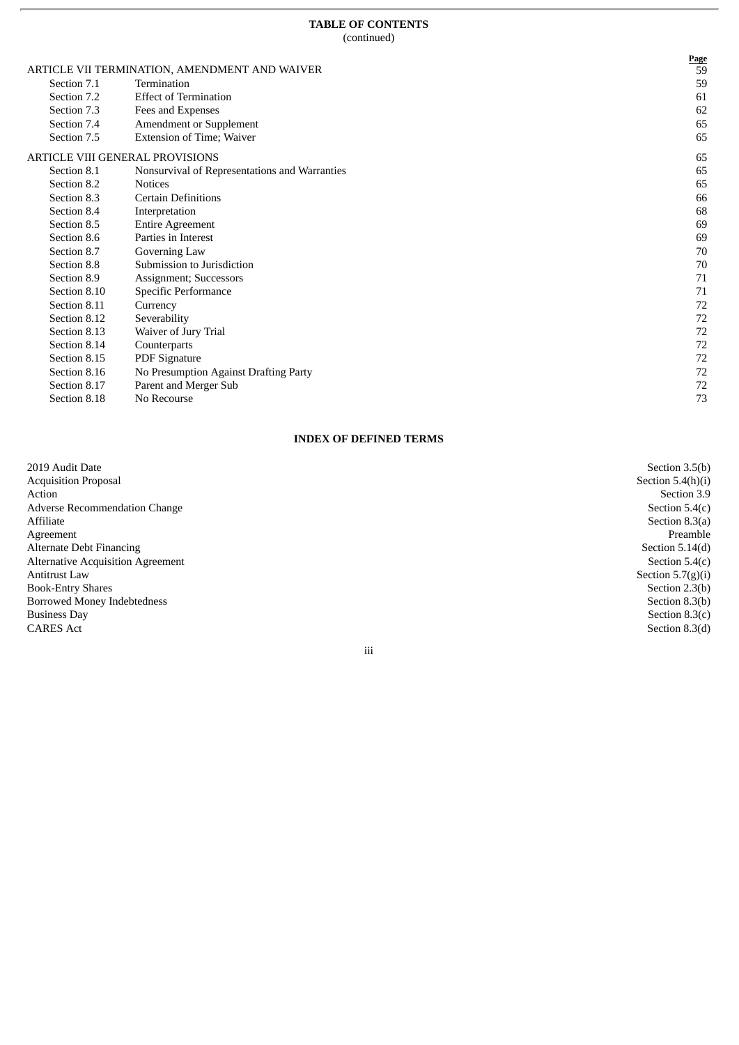**TABLE OF CONTENTS**
(continued)

| | | Page |
|---|---|---|
| ARTICLE VII TERMINATION, AMENDMENT AND WAIVER | | 59 |
| Section 7.1 | Termination | 59 |
| Section 7.2 | Effect of Termination | 61 |
| Section 7.3 | Fees and Expenses | 62 |
| Section 7.4 | Amendment or Supplement | 65 |
| Section 7.5 | Extension of Time; Waiver | 65 |
| ARTICLE VIII GENERAL PROVISIONS | | 65 |
| Section 8.1 | Nonsurvival of Representations and Warranties | 65 |
| Section 8.2 | Notices | 65 |
| Section 8.3 | Certain Definitions | 66 |
| Section 8.4 | Interpretation | 68 |
| Section 8.5 | Entire Agreement | 69 |
| Section 8.6 | Parties in Interest | 69 |
| Section 8.7 | Governing Law | 70 |
| Section 8.8 | Submission to Jurisdiction | 70 |
| Section 8.9 | Assignment; Successors | 71 |
| Section 8.10 | Specific Performance | 71 |
| Section 8.11 | Currency | 72 |
| Section 8.12 | Severability | 72 |
| Section 8.13 | Waiver of Jury Trial | 72 |
| Section 8.14 | Counterparts | 72 |
| Section 8.15 | PDF Signature | 72 |
| Section 8.16 | No Presumption Against Drafting Party | 72 |
| Section 8.17 | Parent and Merger Sub | 72 |
| Section 8.18 | No Recourse | 73 |

**INDEX OF DEFINED TERMS**

| | |
|---|---|
| 2019 Audit Date | Section 3.5(b) |
| Acquisition Proposal | Section 5.4(h)(i) |
| Action | Section 3.9 |
| Adverse Recommendation Change | Section 5.4(c) |
| Affiliate | Section 8.3(a) |
| Agreement | Preamble |
| Alternate Debt Financing | Section 5.14(d) |
| Alternative Acquisition Agreement | Section 5.4(c) |
| Antitrust Law | Section 5.7(g)(i) |
| Book-Entry Shares | Section 2.3(b) |
| Borrowed Money Indebtedness | Section 8.3(b) |
| Business Day | Section 8.3(c) |
| CARES Act | Section 8.3(d) |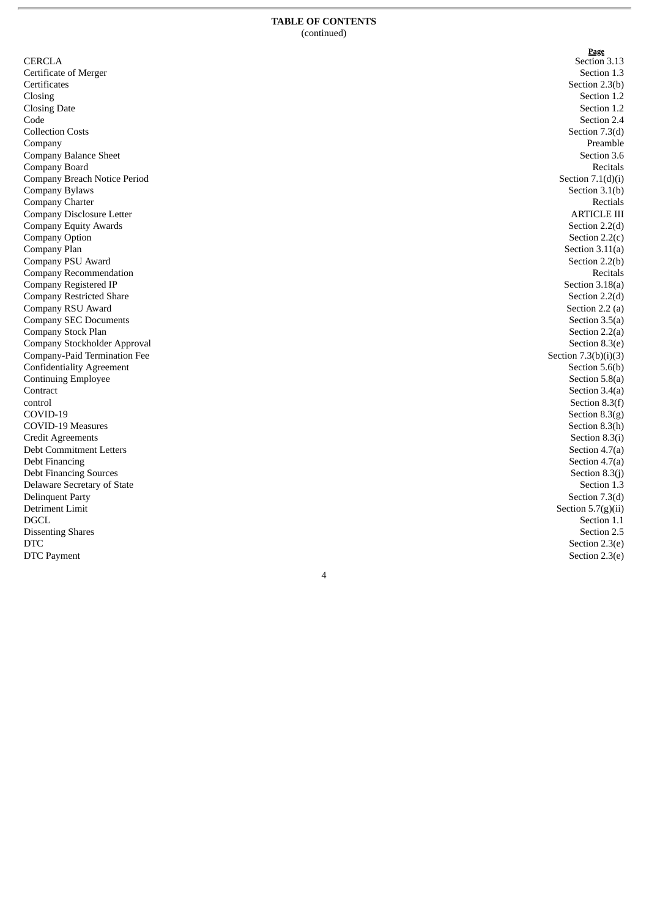**TABLE OF CONTENTS**
(continued)

| | Page |
|---|---|
| CERCLA | Section 3.13 |
| Certificate of Merger | Section 1.3 |
| Certificates | Section 2.3(b) |
| Closing | Section 1.2 |
| Closing Date | Section 1.2 |
| Code | Section 2.4 |
| Collection Costs | Section 7.3(d) |
| Company | Preamble |
| Company Balance Sheet | Section 3.6 |
| Company Board | Recitals |
| Company Breach Notice Period | Section 7.1(d)(i) |
| Company Bylaws | Section 3.1(b) |
| Company Charter | Rectials |
| Company Disclosure Letter | ARTICLE III |
| Company Equity Awards | Section 2.2(d) |
| Company Option | Section 2.2(c) |
| Company Plan | Section 3.11(a) |
| Company PSU Award | Section 2.2(b) |
| Company Recommendation | Recitals |
| Company Registered IP | Section 3.18(a) |
| Company Restricted Share | Section 2.2(d) |
| Company RSU Award | Section 2.2 (a) |
| Company SEC Documents | Section 3.5(a) |
| Company Stock Plan | Section 2.2(a) |
| Company Stockholder Approval | Section 8.3(e) |
| Company-Paid Termination Fee | Section 7.3(b)(i)(3) |
| Confidentiality Agreement | Section 5.6(b) |
| Continuing Employee | Section 5.8(a) |
| Contract | Section 3.4(a) |
| control | Section 8.3(f) |
| COVID-19 | Section 8.3(g) |
| COVID-19 Measures | Section 8.3(h) |
| Credit Agreements | Section 8.3(i) |
| Debt Commitment Letters | Section 4.7(a) |
| Debt Financing | Section 4.7(a) |
| Debt Financing Sources | Section 8.3(j) |
| Delaware Secretary of State | Section 1.3 |
| Delinquent Party | Section 7.3(d) |
| Detriment Limit | Section 5.7(g)(ii) |
| DGCL | Section 1.1 |
| Dissenting Shares | Section 2.5 |
| DTC | Section 2.3(e) |
| DTC Payment | Section 2.3(e) |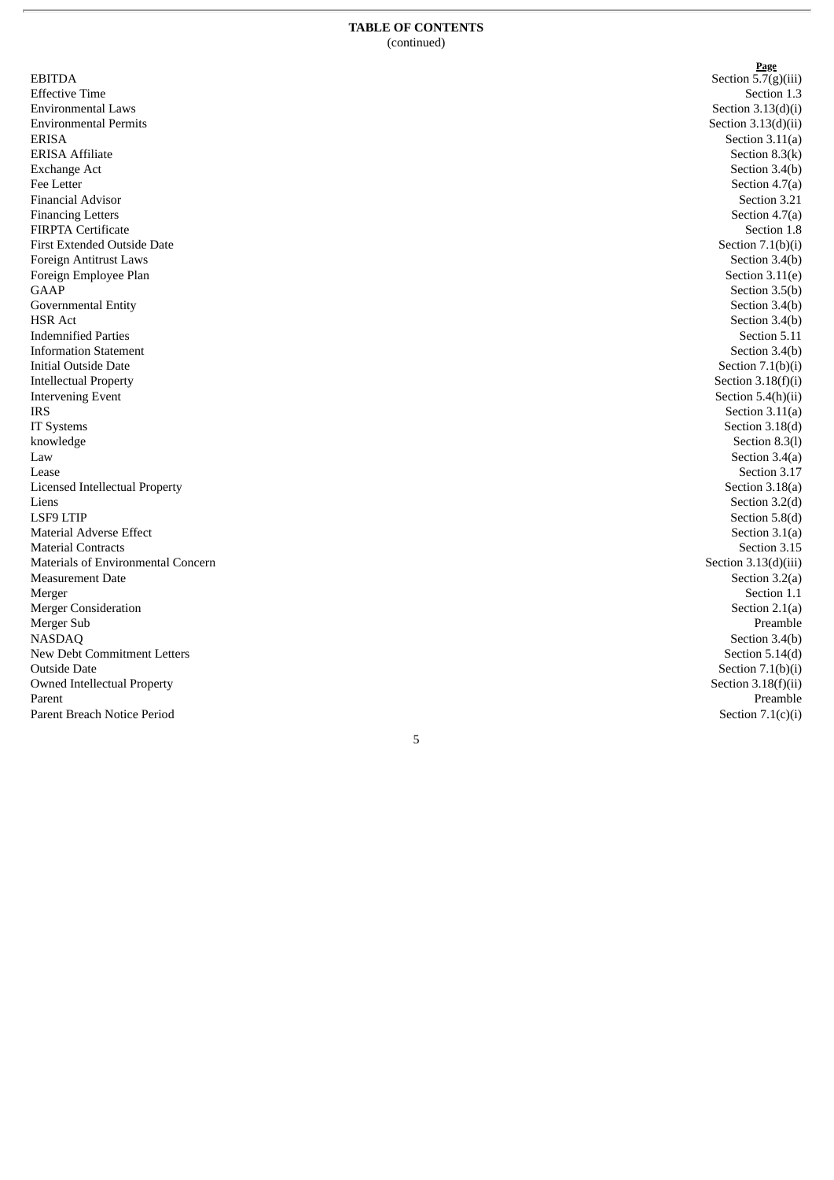**TABLE OF CONTENTS**
(continued)

| | Page |
|---|---|
| EBITDA | Section 5.7(g)(iii) |
| Effective Time | Section 1.3 |
| Environmental Laws | Section 3.13(d)(i) |
| Environmental Permits | Section 3.13(d)(ii) |
| ERISA | Section 3.11(a) |
| ERISA Affiliate | Section 8.3(k) |
| Exchange Act | Section 3.4(b) |
| Fee Letter | Section 4.7(a) |
| Financial Advisor | Section 3.21 |
| Financing Letters | Section 4.7(a) |
| FIRPTA Certificate | Section 1.8 |
| First Extended Outside Date | Section 7.1(b)(i) |
| Foreign Antitrust Laws | Section 3.4(b) |
| Foreign Employee Plan | Section 3.11(e) |
| GAAP | Section 3.5(b) |
| Governmental Entity | Section 3.4(b) |
| HSR Act | Section 3.4(b) |
| Indemnified Parties | Section 5.11 |
| Information Statement | Section 3.4(b) |
| Initial Outside Date | Section 7.1(b)(i) |
| Intellectual Property | Section 3.18(f)(i) |
| Intervening Event | Section 5.4(h)(ii) |
| IRS | Section 3.11(a) |
| IT Systems | Section 3.18(d) |
| knowledge | Section 8.3(l) |
| Law | Section 3.4(a) |
| Lease | Section 3.17 |
| Licensed Intellectual Property | Section 3.18(a) |
| Liens | Section 3.2(d) |
| LSF9 LTIP | Section 5.8(d) |
| Material Adverse Effect | Section 3.1(a) |
| Material Contracts | Section 3.15 |
| Materials of Environmental Concern | Section 3.13(d)(iii) |
| Measurement Date | Section 3.2(a) |
| Merger | Section 1.1 |
| Merger Consideration | Section 2.1(a) |
| Merger Sub | Preamble |
| NASDAQ | Section 3.4(b) |
| New Debt Commitment Letters | Section 5.14(d) |
| Outside Date | Section 7.1(b)(i) |
| Owned Intellectual Property | Section 3.18(f)(ii) |
| Parent | Preamble |
| Parent Breach Notice Period | Section 7.1(c)(i) |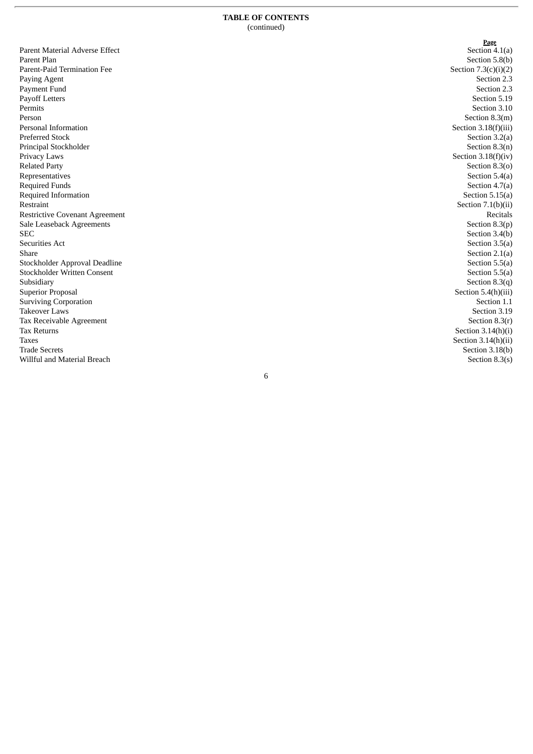**TABLE OF CONTENTS**
(continued)

| | Page |
|---|---|
| Parent Material Adverse Effect | Section 4.1(a) |
| Parent Plan | Section 5.8(b) |
| Parent-Paid Termination Fee | Section 7.3(c)(i)(2) |
| Paying Agent | Section 2.3 |
| Payment Fund | Section 2.3 |
| Payoff Letters | Section 5.19 |
| Permits | Section 3.10 |
| Person | Section 8.3(m) |
| Personal Information | Section 3.18(f)(iii) |
| Preferred Stock | Section 3.2(a) |
| Principal Stockholder | Section 8.3(n) |
| Privacy Laws | Section 3.18(f)(iv) |
| Related Party | Section 8.3(o) |
| Representatives | Section 5.4(a) |
| Required Funds | Section 4.7(a) |
| Required Information | Section 5.15(a) |
| Restraint | Section 7.1(b)(ii) |
| Restrictive Covenant Agreement | Recitals |
| Sale Leaseback Agreements | Section 8.3(p) |
| SEC | Section 3.4(b) |
| Securities Act | Section 3.5(a) |
| Share | Section 2.1(a) |
| Stockholder Approval Deadline | Section 5.5(a) |
| Stockholder Written Consent | Section 5.5(a) |
| Subsidiary | Section 8.3(q) |
| Superior Proposal | Section 5.4(h)(iii) |
| Surviving Corporation | Section 1.1 |
| Takeover Laws | Section 3.19 |
| Tax Receivable Agreement | Section 8.3(r) |
| Tax Returns | Section 3.14(h)(i) |
| Taxes | Section 3.14(h)(ii) |
| Trade Secrets | Section 3.18(b) |
| Willful and Material Breach | Section 8.3(s) |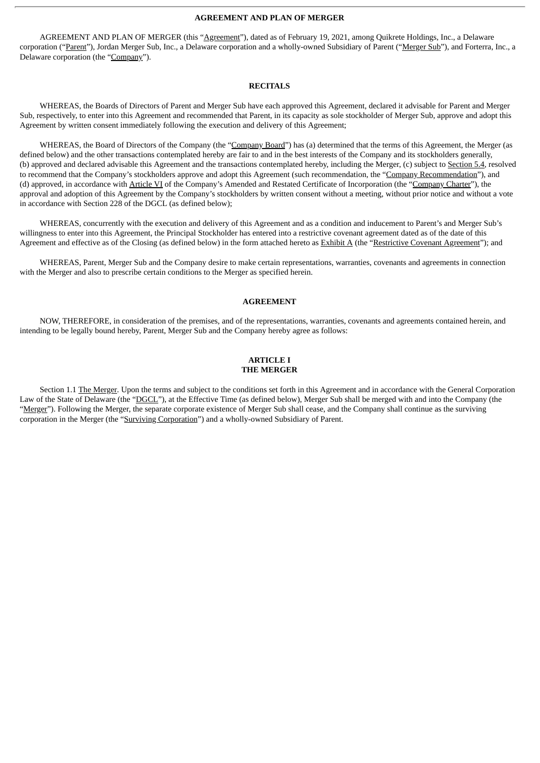# AGREEMENT AND PLAN OF MERGER

AGREEMENT AND PLAN OF MERGER (this "Agreement"), dated as of February 19, 2021, among Quikrete Holdings, Inc., a Delaware corporation ("Parent"), Jordan Merger Sub, Inc., a Delaware corporation and a wholly-owned Subsidiary of Parent ("Merger Sub"), and Forterra, Inc., a Delaware corporation (the "Company").

## RECITALS

WHEREAS, the Boards of Directors of Parent and Merger Sub have each approved this Agreement, declared it advisable for Parent and Merger Sub, respectively, to enter into this Agreement and recommended that Parent, in its capacity as sole stockholder of Merger Sub, approve and adopt this Agreement by written consent immediately following the execution and delivery of this Agreement;

WHEREAS, the Board of Directors of the Company (the "Company Board") has (a) determined that the terms of this Agreement, the Merger (as defined below) and the other transactions contemplated hereby are fair to and in the best interests of the Company and its stockholders generally, (b) approved and declared advisable this Agreement and the transactions contemplated hereby, including the Merger, (c) subject to Section 5.4, resolved to recommend that the Company's stockholders approve and adopt this Agreement (such recommendation, the "Company Recommendation"), and (d) approved, in accordance with Article VI of the Company's Amended and Restated Certificate of Incorporation (the "Company Charter"), the approval and adoption of this Agreement by the Company's stockholders by written consent without a meeting, without prior notice and without a vote in accordance with Section 228 of the DGCL (as defined below);

WHEREAS, concurrently with the execution and delivery of this Agreement and as a condition and inducement to Parent's and Merger Sub's willingness to enter into this Agreement, the Principal Stockholder has entered into a restrictive covenant agreement dated as of the date of this Agreement and effective as of the Closing (as defined below) in the form attached hereto as Exhibit A (the "Restrictive Covenant Agreement"); and

WHEREAS, Parent, Merger Sub and the Company desire to make certain representations, warranties, covenants and agreements in connection with the Merger and also to prescribe certain conditions to the Merger as specified herein.

## AGREEMENT

NOW, THEREFORE, in consideration of the premises, and of the representations, warranties, covenants and agreements contained herein, and intending to be legally bound hereby, Parent, Merger Sub and the Company hereby agree as follows:

## ARTICLE I
## THE MERGER

Section 1.1 The Merger. Upon the terms and subject to the conditions set forth in this Agreement and in accordance with the General Corporation Law of the State of Delaware (the "DGCL"), at the Effective Time (as defined below), Merger Sub shall be merged with and into the Company (the "Merger"). Following the Merger, the separate corporate existence of Merger Sub shall cease, and the Company shall continue as the surviving corporation in the Merger (the "Surviving Corporation") and a wholly-owned Subsidiary of Parent.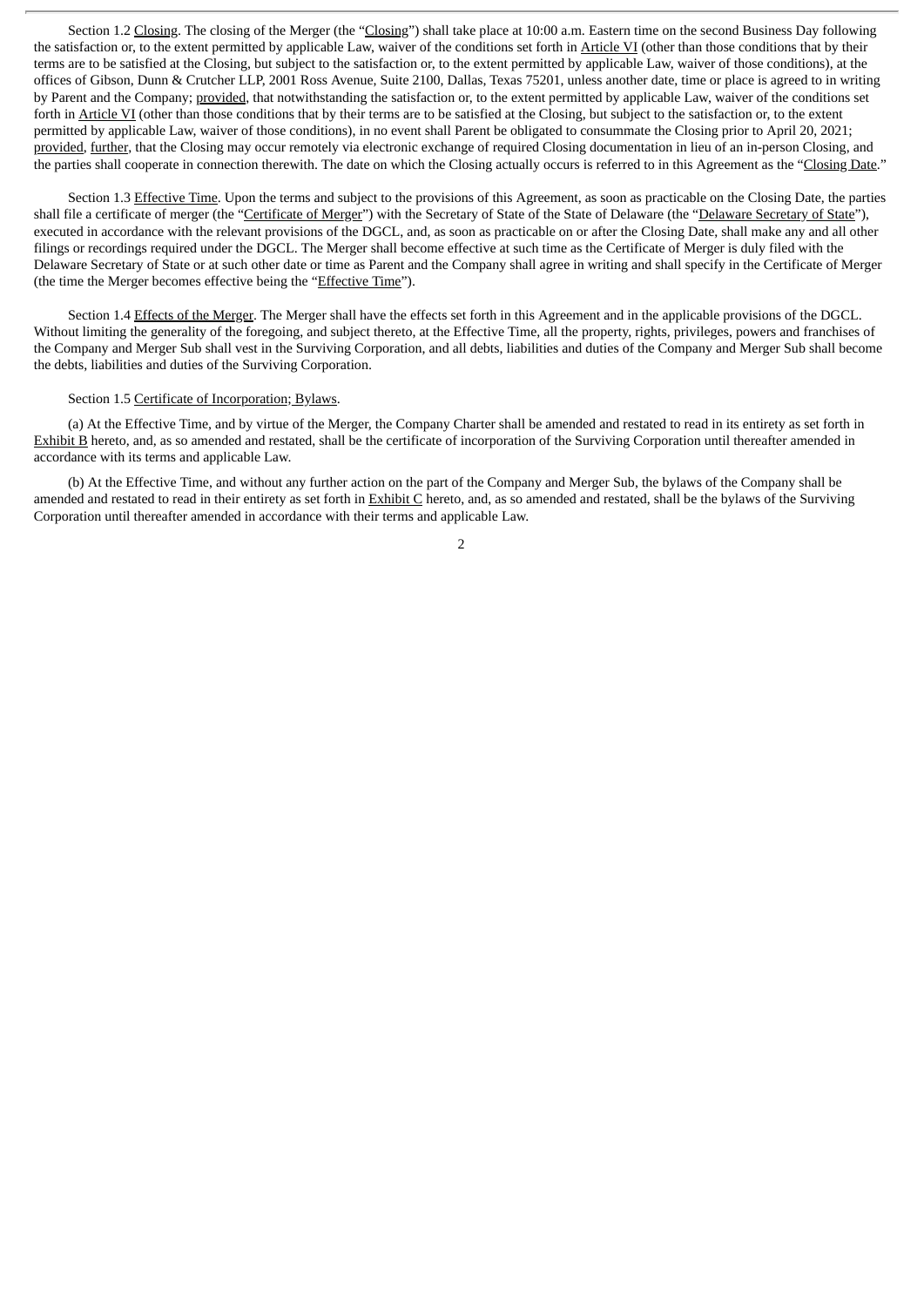Section 1.2 Closing. The closing of the Merger (the "Closing") shall take place at 10:00 a.m. Eastern time on the second Business Day following the satisfaction or, to the extent permitted by applicable Law, waiver of the conditions set forth in Article VI (other than those conditions that by their terms are to be satisfied at the Closing, but subject to the satisfaction or, to the extent permitted by applicable Law, waiver of those conditions), at the offices of Gibson, Dunn & Crutcher LLP, 2001 Ross Avenue, Suite 2100, Dallas, Texas 75201, unless another date, time or place is agreed to in writing by Parent and the Company; provided, that notwithstanding the satisfaction or, to the extent permitted by applicable Law, waiver of the conditions set forth in Article VI (other than those conditions that by their terms are to be satisfied at the Closing, but subject to the satisfaction or, to the extent permitted by applicable Law, waiver of those conditions), in no event shall Parent be obligated to consummate the Closing prior to April 20, 2021; provided, further, that the Closing may occur remotely via electronic exchange of required Closing documentation in lieu of an in-person Closing, and the parties shall cooperate in connection therewith. The date on which the Closing actually occurs is referred to in this Agreement as the "Closing Date."

Section 1.3 Effective Time. Upon the terms and subject to the provisions of this Agreement, as soon as practicable on the Closing Date, the parties shall file a certificate of merger (the "Certificate of Merger") with the Secretary of State of the State of Delaware (the "Delaware Secretary of State"), executed in accordance with the relevant provisions of the DGCL, and, as soon as practicable on or after the Closing Date, shall make any and all other filings or recordings required under the DGCL. The Merger shall become effective at such time as the Certificate of Merger is duly filed with the Delaware Secretary of State or at such other date or time as Parent and the Company shall agree in writing and shall specify in the Certificate of Merger (the time the Merger becomes effective being the "Effective Time").

Section 1.4 Effects of the Merger. The Merger shall have the effects set forth in this Agreement and in the applicable provisions of the DGCL. Without limiting the generality of the foregoing, and subject thereto, at the Effective Time, all the property, rights, privileges, powers and franchises of the Company and Merger Sub shall vest in the Surviving Corporation, and all debts, liabilities and duties of the Company and Merger Sub shall become the debts, liabilities and duties of the Surviving Corporation.

Section 1.5 Certificate of Incorporation; Bylaws.

(a) At the Effective Time, and by virtue of the Merger, the Company Charter shall be amended and restated to read in its entirety as set forth in Exhibit B hereto, and, as so amended and restated, shall be the certificate of incorporation of the Surviving Corporation until thereafter amended in accordance with its terms and applicable Law.

(b) At the Effective Time, and without any further action on the part of the Company and Merger Sub, the bylaws of the Company shall be amended and restated to read in their entirety as set forth in Exhibit C hereto, and, as so amended and restated, shall be the bylaws of the Surviving Corporation until thereafter amended in accordance with their terms and applicable Law.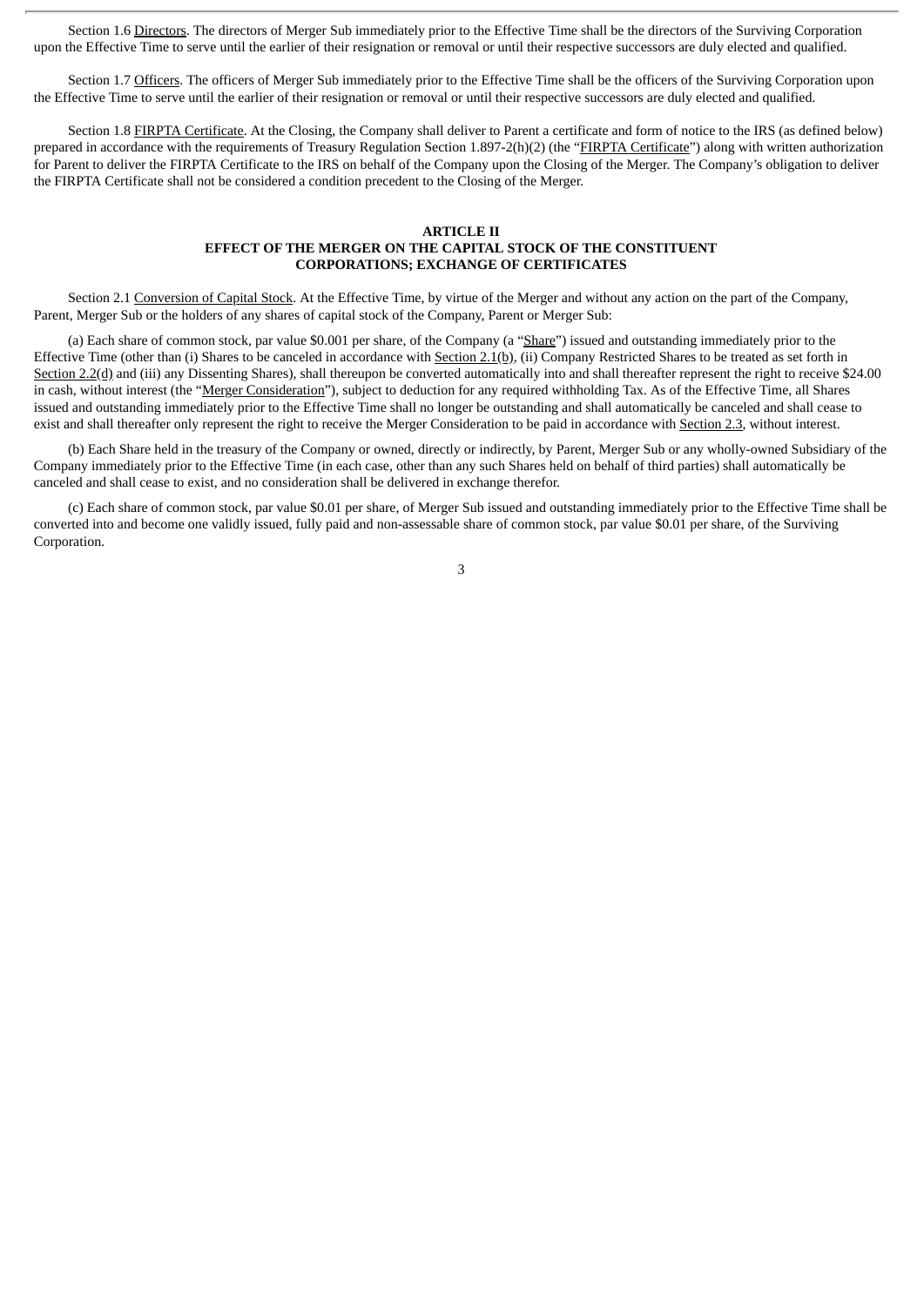Section 1.6 Directors. The directors of Merger Sub immediately prior to the Effective Time shall be the directors of the Surviving Corporation upon the Effective Time to serve until the earlier of their resignation or removal or until their respective successors are duly elected and qualified.

Section 1.7 Officers. The officers of Merger Sub immediately prior to the Effective Time shall be the officers of the Surviving Corporation upon the Effective Time to serve until the earlier of their resignation or removal or until their respective successors are duly elected and qualified.

Section 1.8 FIRPTA Certificate. At the Closing, the Company shall deliver to Parent a certificate and form of notice to the IRS (as defined below) prepared in accordance with the requirements of Treasury Regulation Section 1.897-2(h)(2) (the "FIRPTA Certificate") along with written authorization for Parent to deliver the FIRPTA Certificate to the IRS on behalf of the Company upon the Closing of the Merger. The Company's obligation to deliver the FIRPTA Certificate shall not be considered a condition precedent to the Closing of the Merger.

## ARTICLE II
## EFFECT OF THE MERGER ON THE CAPITAL STOCK OF THE CONSTITUENT CORPORATIONS; EXCHANGE OF CERTIFICATES

Section 2.1 Conversion of Capital Stock. At the Effective Time, by virtue of the Merger and without any action on the part of the Company, Parent, Merger Sub or the holders of any shares of capital stock of the Company, Parent or Merger Sub:

(a) Each share of common stock, par value $0.001 per share, of the Company (a "Share") issued and outstanding immediately prior to the Effective Time (other than (i) Shares to be canceled in accordance with Section 2.1(b), (ii) Company Restricted Shares to be treated as set forth in Section 2.2(d) and (iii) any Dissenting Shares), shall thereupon be converted automatically into and shall thereafter represent the right to receive $24.00 in cash, without interest (the "Merger Consideration"), subject to deduction for any required withholding Tax. As of the Effective Time, all Shares issued and outstanding immediately prior to the Effective Time shall no longer be outstanding and shall automatically be canceled and shall cease to exist and shall thereafter only represent the right to receive the Merger Consideration to be paid in accordance with Section 2.3, without interest.

(b) Each Share held in the treasury of the Company or owned, directly or indirectly, by Parent, Merger Sub or any wholly-owned Subsidiary of the Company immediately prior to the Effective Time (in each case, other than any such Shares held on behalf of third parties) shall automatically be canceled and shall cease to exist, and no consideration shall be delivered in exchange therefor.

(c) Each share of common stock, par value $0.01 per share, of Merger Sub issued and outstanding immediately prior to the Effective Time shall be converted into and become one validly issued, fully paid and non-assessable share of common stock, par value $0.01 per share, of the Surviving Corporation.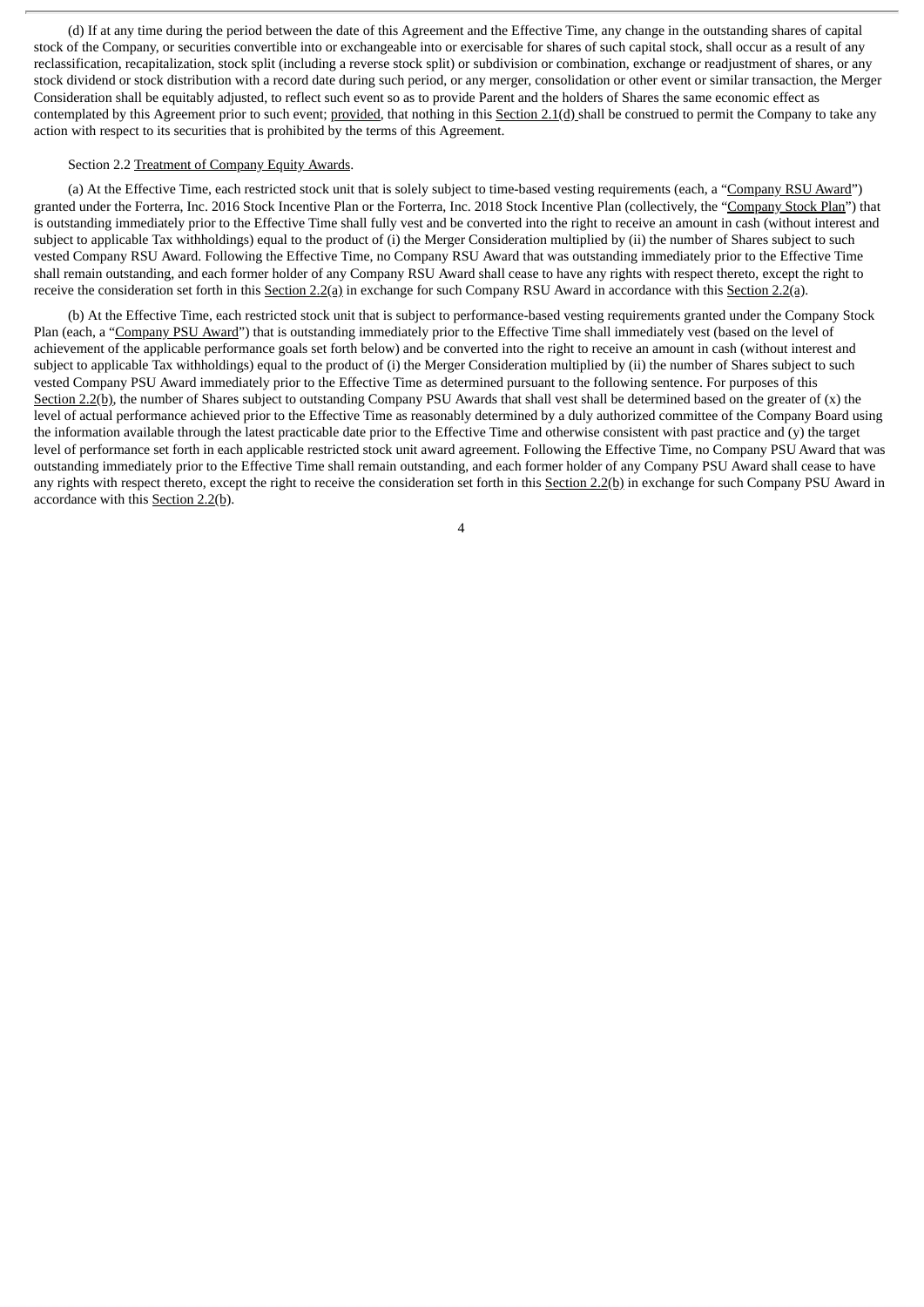(d) If at any time during the period between the date of this Agreement and the Effective Time, any change in the outstanding shares of capital stock of the Company, or securities convertible into or exchangeable into or exercisable for shares of such capital stock, shall occur as a result of any reclassification, recapitalization, stock split (including a reverse stock split) or subdivision or combination, exchange or readjustment of shares, or any stock dividend or stock distribution with a record date during such period, or any merger, consolidation or other event or similar transaction, the Merger Consideration shall be equitably adjusted, to reflect such event so as to provide Parent and the holders of Shares the same economic effect as contemplated by this Agreement prior to such event; provided, that nothing in this Section 2.1(d) shall be construed to permit the Company to take any action with respect to its securities that is prohibited by the terms of this Agreement.

Section 2.2 Treatment of Company Equity Awards.

(a) At the Effective Time, each restricted stock unit that is solely subject to time-based vesting requirements (each, a "Company RSU Award") granted under the Forterra, Inc. 2016 Stock Incentive Plan or the Forterra, Inc. 2018 Stock Incentive Plan (collectively, the "Company Stock Plan") that is outstanding immediately prior to the Effective Time shall fully vest and be converted into the right to receive an amount in cash (without interest and subject to applicable Tax withholdings) equal to the product of (i) the Merger Consideration multiplied by (ii) the number of Shares subject to such vested Company RSU Award. Following the Effective Time, no Company RSU Award that was outstanding immediately prior to the Effective Time shall remain outstanding, and each former holder of any Company RSU Award shall cease to have any rights with respect thereto, except the right to receive the consideration set forth in this Section 2.2(a) in exchange for such Company RSU Award in accordance with this Section 2.2(a).

(b) At the Effective Time, each restricted stock unit that is subject to performance-based vesting requirements granted under the Company Stock Plan (each, a "Company PSU Award") that is outstanding immediately prior to the Effective Time shall immediately vest (based on the level of achievement of the applicable performance goals set forth below) and be converted into the right to receive an amount in cash (without interest and subject to applicable Tax withholdings) equal to the product of (i) the Merger Consideration multiplied by (ii) the number of Shares subject to such vested Company PSU Award immediately prior to the Effective Time as determined pursuant to the following sentence. For purposes of this Section 2.2(b), the number of Shares subject to outstanding Company PSU Awards that shall vest shall be determined based on the greater of (x) the level of actual performance achieved prior to the Effective Time as reasonably determined by a duly authorized committee of the Company Board using the information available through the latest practicable date prior to the Effective Time and otherwise consistent with past practice and (y) the target level of performance set forth in each applicable restricted stock unit award agreement. Following the Effective Time, no Company PSU Award that was outstanding immediately prior to the Effective Time shall remain outstanding, and each former holder of any Company PSU Award shall cease to have any rights with respect thereto, except the right to receive the consideration set forth in this Section 2.2(b) in exchange for such Company PSU Award in accordance with this Section 2.2(b).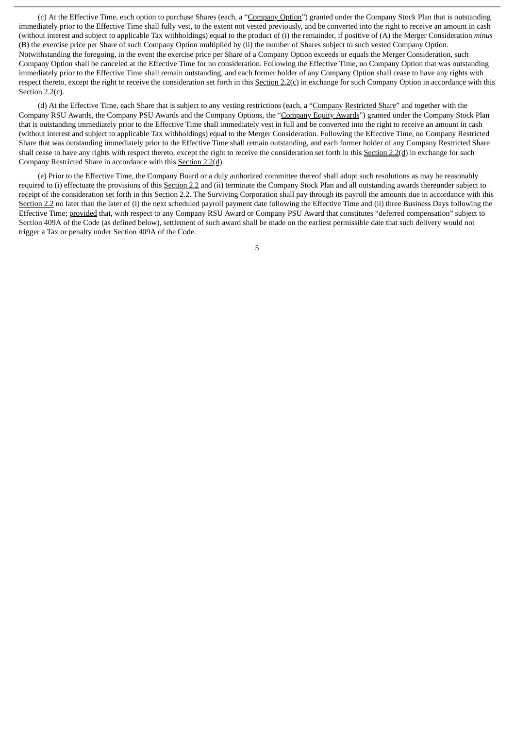(c) At the Effective Time, each option to purchase Shares (each, a "Company Option") granted under the Company Stock Plan that is outstanding immediately prior to the Effective Time shall fully vest, to the extent not vested previously, and be converted into the right to receive an amount in cash (without interest and subject to applicable Tax withholdings) equal to the product of (i) the remainder, if positive of (A) the Merger Consideration *minus* (B) the exercise price per Share of such Company Option multiplied by (ii) the number of Shares subject to such vested Company Option. Notwithstanding the foregoing, in the event the exercise price per Share of a Company Option exceeds or equals the Merger Consideration, such Company Option shall be canceled at the Effective Time for no consideration. Following the Effective Time, no Company Option that was outstanding immediately prior to the Effective Time shall remain outstanding, and each former holder of any Company Option shall cease to have any rights with respect thereto, except the right to receive the consideration set forth in this Section 2.2(c) in exchange for such Company Option in accordance with this Section 2.2(c).

(d) At the Effective Time, each Share that is subject to any vesting restrictions (each, a "Company Restricted Share" and together with the Company RSU Awards, the Company PSU Awards and the Company Options, the "Company Equity Awards") granted under the Company Stock Plan that is outstanding immediately prior to the Effective Time shall immediately vest in full and be converted into the right to receive an amount in cash (without interest and subject to applicable Tax withholdings) equal to the Merger Consideration. Following the Effective Time, no Company Restricted Share that was outstanding immediately prior to the Effective Time shall remain outstanding, and each former holder of any Company Restricted Share shall cease to have any rights with respect thereto, except the right to receive the consideration set forth in this Section 2.2(d) in exchange for such Company Restricted Share in accordance with this Section 2.2(d).

(e) Prior to the Effective Time, the Company Board or a duly authorized committee thereof shall adopt such resolutions as may be reasonably required to (i) effectuate the provisions of this Section 2.2 and (ii) terminate the Company Stock Plan and all outstanding awards thereunder subject to receipt of the consideration set forth in this Section 2.2. The Surviving Corporation shall pay through its payroll the amounts due in accordance with this Section 2.2 no later than the later of (i) the next scheduled payroll payment date following the Effective Time and (ii) three Business Days following the Effective Time; provided that, with respect to any Company RSU Award or Company PSU Award that constitutes "deferred compensation" subject to Section 409A of the Code (as defined below), settlement of such award shall be made on the earliest permissible date that such delivery would not trigger a Tax or penalty under Section 409A of the Code.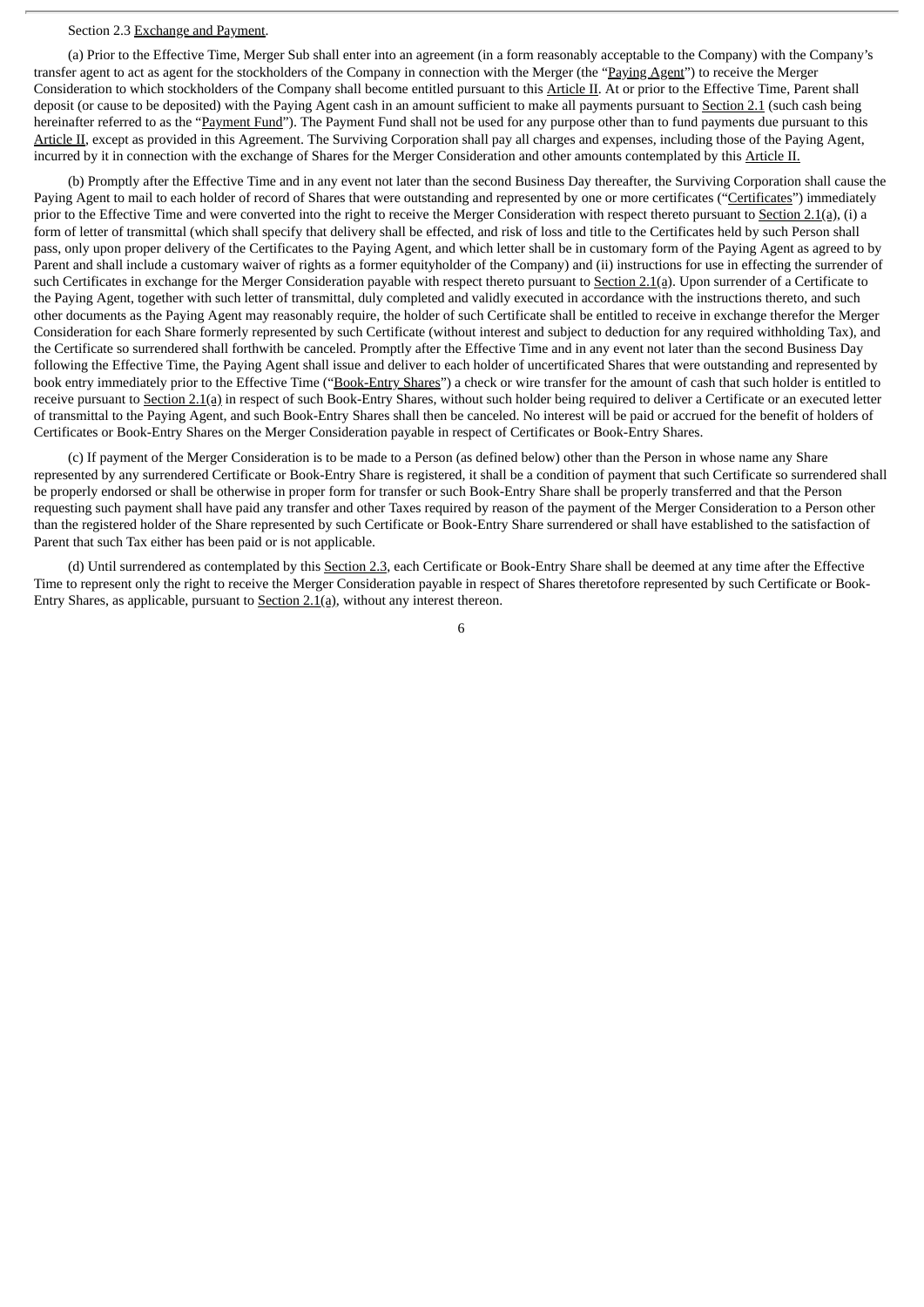Section 2.3 Exchange and Payment.

(a) Prior to the Effective Time, Merger Sub shall enter into an agreement (in a form reasonably acceptable to the Company) with the Company's transfer agent to act as agent for the stockholders of the Company in connection with the Merger (the "Paying Agent") to receive the Merger Consideration to which stockholders of the Company shall become entitled pursuant to this Article II. At or prior to the Effective Time, Parent shall deposit (or cause to be deposited) with the Paying Agent cash in an amount sufficient to make all payments pursuant to Section 2.1 (such cash being hereinafter referred to as the "Payment Fund"). The Payment Fund shall not be used for any purpose other than to fund payments due pursuant to this Article II, except as provided in this Agreement. The Surviving Corporation shall pay all charges and expenses, including those of the Paying Agent, incurred by it in connection with the exchange of Shares for the Merger Consideration and other amounts contemplated by this Article II.

(b) Promptly after the Effective Time and in any event not later than the second Business Day thereafter, the Surviving Corporation shall cause the Paying Agent to mail to each holder of record of Shares that were outstanding and represented by one or more certificates ("Certificates") immediately prior to the Effective Time and were converted into the right to receive the Merger Consideration with respect thereto pursuant to Section 2.1(a), (i) a form of letter of transmittal (which shall specify that delivery shall be effected, and risk of loss and title to the Certificates held by such Person shall pass, only upon proper delivery of the Certificates to the Paying Agent, and which letter shall be in customary form of the Paying Agent as agreed to by Parent and shall include a customary waiver of rights as a former equityholder of the Company) and (ii) instructions for use in effecting the surrender of such Certificates in exchange for the Merger Consideration payable with respect thereto pursuant to Section 2.1(a). Upon surrender of a Certificate to the Paying Agent, together with such letter of transmittal, duly completed and validly executed in accordance with the instructions thereto, and such other documents as the Paying Agent may reasonably require, the holder of such Certificate shall be entitled to receive in exchange therefor the Merger Consideration for each Share formerly represented by such Certificate (without interest and subject to deduction for any required withholding Tax), and the Certificate so surrendered shall forthwith be canceled. Promptly after the Effective Time and in any event not later than the second Business Day following the Effective Time, the Paying Agent shall issue and deliver to each holder of uncertificated Shares that were outstanding and represented by book entry immediately prior to the Effective Time ("Book-Entry Shares") a check or wire transfer for the amount of cash that such holder is entitled to receive pursuant to Section 2.1(a) in respect of such Book-Entry Shares, without such holder being required to deliver a Certificate or an executed letter of transmittal to the Paying Agent, and such Book-Entry Shares shall then be canceled. No interest will be paid or accrued for the benefit of holders of Certificates or Book-Entry Shares on the Merger Consideration payable in respect of Certificates or Book-Entry Shares.

(c) If payment of the Merger Consideration is to be made to a Person (as defined below) other than the Person in whose name any Share represented by any surrendered Certificate or Book-Entry Share is registered, it shall be a condition of payment that such Certificate so surrendered shall be properly endorsed or shall be otherwise in proper form for transfer or such Book-Entry Share shall be properly transferred and that the Person requesting such payment shall have paid any transfer and other Taxes required by reason of the payment of the Merger Consideration to a Person other than the registered holder of the Share represented by such Certificate or Book-Entry Share surrendered or shall have established to the satisfaction of Parent that such Tax either has been paid or is not applicable.

(d) Until surrendered as contemplated by this Section 2.3, each Certificate or Book-Entry Share shall be deemed at any time after the Effective Time to represent only the right to receive the Merger Consideration payable in respect of Shares theretofore represented by such Certificate or Book-Entry Shares, as applicable, pursuant to Section 2.1(a), without any interest thereon.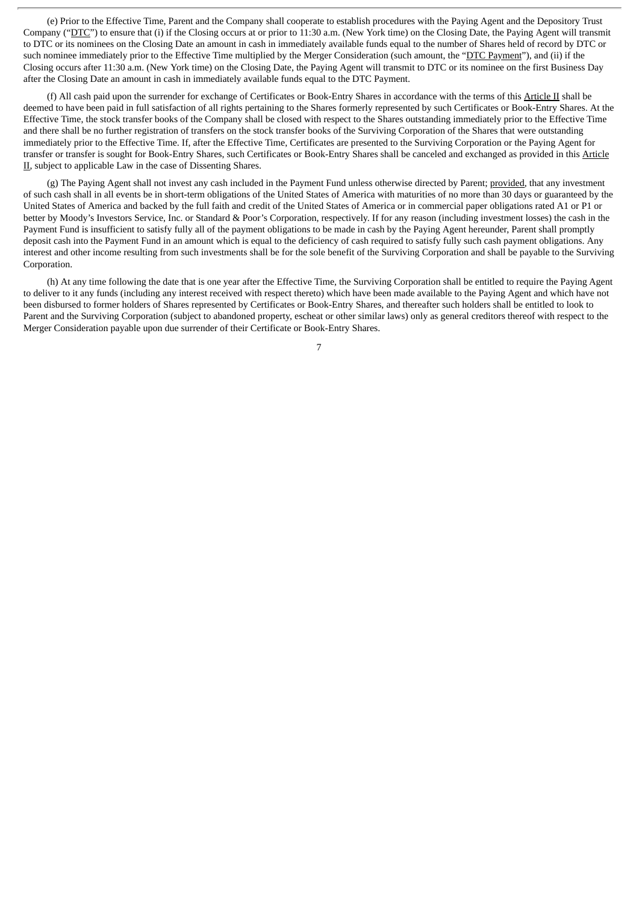(e) Prior to the Effective Time, Parent and the Company shall cooperate to establish procedures with the Paying Agent and the Depository Trust Company ("DTC") to ensure that (i) if the Closing occurs at or prior to 11:30 a.m. (New York time) on the Closing Date, the Paying Agent will transmit to DTC or its nominees on the Closing Date an amount in cash in immediately available funds equal to the number of Shares held of record by DTC or such nominee immediately prior to the Effective Time multiplied by the Merger Consideration (such amount, the "DTC Payment"), and (ii) if the Closing occurs after 11:30 a.m. (New York time) on the Closing Date, the Paying Agent will transmit to DTC or its nominee on the first Business Day after the Closing Date an amount in cash in immediately available funds equal to the DTC Payment.

(f) All cash paid upon the surrender for exchange of Certificates or Book-Entry Shares in accordance with the terms of this Article II shall be deemed to have been paid in full satisfaction of all rights pertaining to the Shares formerly represented by such Certificates or Book-Entry Shares. At the Effective Time, the stock transfer books of the Company shall be closed with respect to the Shares outstanding immediately prior to the Effective Time and there shall be no further registration of transfers on the stock transfer books of the Surviving Corporation of the Shares that were outstanding immediately prior to the Effective Time. If, after the Effective Time, Certificates are presented to the Surviving Corporation or the Paying Agent for transfer or transfer is sought for Book-Entry Shares, such Certificates or Book-Entry Shares shall be canceled and exchanged as provided in this Article II, subject to applicable Law in the case of Dissenting Shares.

(g) The Paying Agent shall not invest any cash included in the Payment Fund unless otherwise directed by Parent; provided, that any investment of such cash shall in all events be in short-term obligations of the United States of America with maturities of no more than 30 days or guaranteed by the United States of America and backed by the full faith and credit of the United States of America or in commercial paper obligations rated A1 or P1 or better by Moody's Investors Service, Inc. or Standard & Poor's Corporation, respectively. If for any reason (including investment losses) the cash in the Payment Fund is insufficient to satisfy fully all of the payment obligations to be made in cash by the Paying Agent hereunder, Parent shall promptly deposit cash into the Payment Fund in an amount which is equal to the deficiency of cash required to satisfy fully such cash payment obligations. Any interest and other income resulting from such investments shall be for the sole benefit of the Surviving Corporation and shall be payable to the Surviving Corporation.

(h) At any time following the date that is one year after the Effective Time, the Surviving Corporation shall be entitled to require the Paying Agent to deliver to it any funds (including any interest received with respect thereto) which have been made available to the Paying Agent and which have not been disbursed to former holders of Shares represented by Certificates or Book-Entry Shares, and thereafter such holders shall be entitled to look to Parent and the Surviving Corporation (subject to abandoned property, escheat or other similar laws) only as general creditors thereof with respect to the Merger Consideration payable upon due surrender of their Certificate or Book-Entry Shares.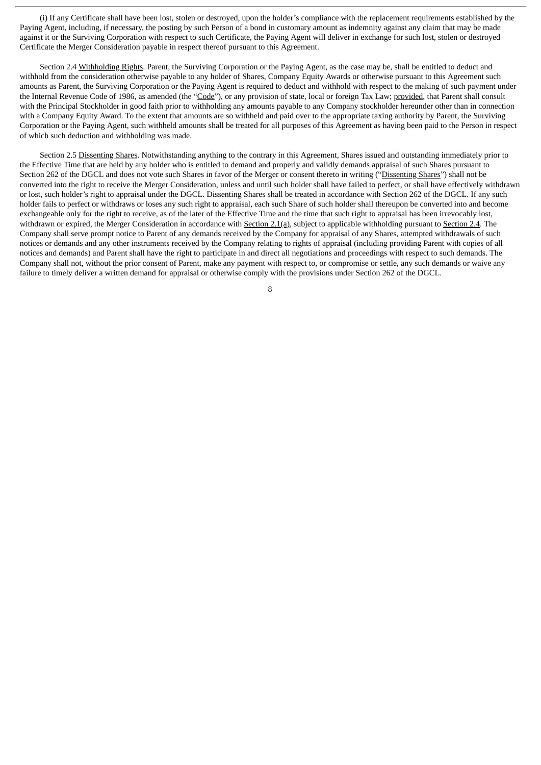(i) If any Certificate shall have been lost, stolen or destroyed, upon the holder's compliance with the replacement requirements established by the Paying Agent, including, if necessary, the posting by such Person of a bond in customary amount as indemnity against any claim that may be made against it or the Surviving Corporation with respect to such Certificate, the Paying Agent will deliver in exchange for such lost, stolen or destroyed Certificate the Merger Consideration payable in respect thereof pursuant to this Agreement.

Section 2.4 Withholding Rights. Parent, the Surviving Corporation or the Paying Agent, as the case may be, shall be entitled to deduct and withhold from the consideration otherwise payable to any holder of Shares, Company Equity Awards or otherwise pursuant to this Agreement such amounts as Parent, the Surviving Corporation or the Paying Agent is required to deduct and withhold with respect to the making of such payment under the Internal Revenue Code of 1986, as amended (the "Code"), or any provision of state, local or foreign Tax Law; provided, that Parent shall consult with the Principal Stockholder in good faith prior to withholding any amounts payable to any Company stockholder hereunder other than in connection with a Company Equity Award. To the extent that amounts are so withheld and paid over to the appropriate taxing authority by Parent, the Surviving Corporation or the Paying Agent, such withheld amounts shall be treated for all purposes of this Agreement as having been paid to the Person in respect of which such deduction and withholding was made.

Section 2.5 Dissenting Shares. Notwithstanding anything to the contrary in this Agreement, Shares issued and outstanding immediately prior to the Effective Time that are held by any holder who is entitled to demand and properly and validly demands appraisal of such Shares pursuant to Section 262 of the DGCL and does not vote such Shares in favor of the Merger or consent thereto in writing ("Dissenting Shares") shall not be converted into the right to receive the Merger Consideration, unless and until such holder shall have failed to perfect, or shall have effectively withdrawn or lost, such holder's right to appraisal under the DGCL. Dissenting Shares shall be treated in accordance with Section 262 of the DGCL. If any such holder fails to perfect or withdraws or loses any such right to appraisal, each such Share of such holder shall thereupon be converted into and become exchangeable only for the right to receive, as of the later of the Effective Time and the time that such right to appraisal has been irrevocably lost, withdrawn or expired, the Merger Consideration in accordance with Section 2.1(a), subject to applicable withholding pursuant to Section 2.4. The Company shall serve prompt notice to Parent of any demands received by the Company for appraisal of any Shares, attempted withdrawals of such notices or demands and any other instruments received by the Company relating to rights of appraisal (including providing Parent with copies of all notices and demands) and Parent shall have the right to participate in and direct all negotiations and proceedings with respect to such demands. The Company shall not, without the prior consent of Parent, make any payment with respect to, or compromise or settle, any such demands or waive any failure to timely deliver a written demand for appraisal or otherwise comply with the provisions under Section 262 of the DGCL.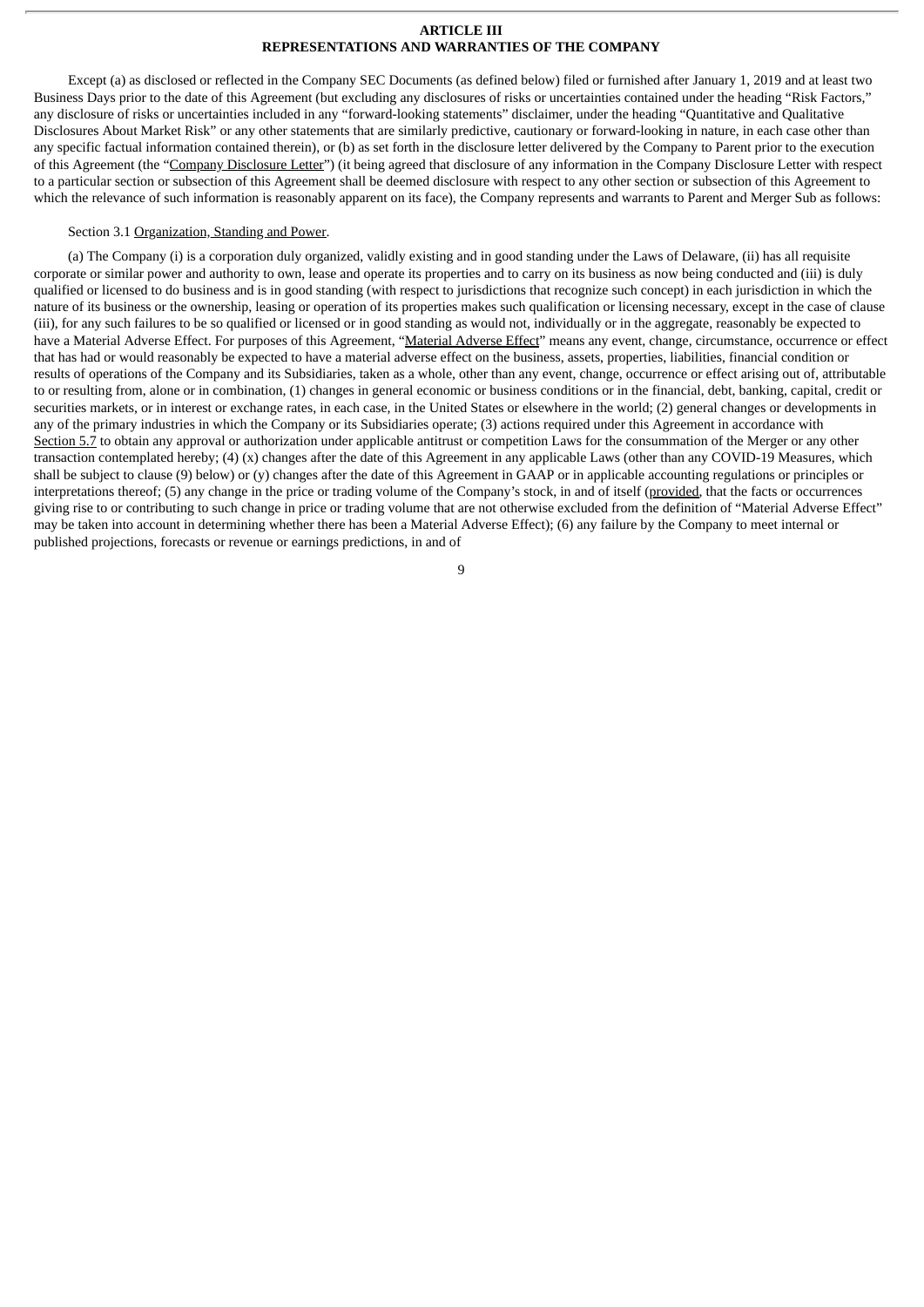## ARTICLE III
## REPRESENTATIONS AND WARRANTIES OF THE COMPANY

Except (a) as disclosed or reflected in the Company SEC Documents (as defined below) filed or furnished after January 1, 2019 and at least two Business Days prior to the date of this Agreement (but excluding any disclosures of risks or uncertainties contained under the heading "Risk Factors," any disclosure of risks or uncertainties included in any "forward-looking statements" disclaimer, under the heading "Quantitative and Qualitative Disclosures About Market Risk" or any other statements that are similarly predictive, cautionary or forward-looking in nature, in each case other than any specific factual information contained therein), or (b) as set forth in the disclosure letter delivered by the Company to Parent prior to the execution of this Agreement (the "Company Disclosure Letter") (it being agreed that disclosure of any information in the Company Disclosure Letter with respect to a particular section or subsection of this Agreement shall be deemed disclosure with respect to any other section or subsection of this Agreement to which the relevance of such information is reasonably apparent on its face), the Company represents and warrants to Parent and Merger Sub as follows:

Section 3.1 Organization, Standing and Power.

(a) The Company (i) is a corporation duly organized, validly existing and in good standing under the Laws of Delaware, (ii) has all requisite corporate or similar power and authority to own, lease and operate its properties and to carry on its business as now being conducted and (iii) is duly qualified or licensed to do business and is in good standing (with respect to jurisdictions that recognize such concept) in each jurisdiction in which the nature of its business or the ownership, leasing or operation of its properties makes such qualification or licensing necessary, except in the case of clause (iii), for any such failures to be so qualified or licensed or in good standing as would not, individually or in the aggregate, reasonably be expected to have a Material Adverse Effect. For purposes of this Agreement, "Material Adverse Effect" means any event, change, circumstance, occurrence or effect that has had or would reasonably be expected to have a material adverse effect on the business, assets, properties, liabilities, financial condition or results of operations of the Company and its Subsidiaries, taken as a whole, other than any event, change, occurrence or effect arising out of, attributable to or resulting from, alone or in combination, (1) changes in general economic or business conditions or in the financial, debt, banking, capital, credit or securities markets, or in interest or exchange rates, in each case, in the United States or elsewhere in the world; (2) general changes or developments in any of the primary industries in which the Company or its Subsidiaries operate; (3) actions required under this Agreement in accordance with Section 5.7 to obtain any approval or authorization under applicable antitrust or competition Laws for the consummation of the Merger or any other transaction contemplated hereby; (4) (x) changes after the date of this Agreement in any applicable Laws (other than any COVID-19 Measures, which shall be subject to clause (9) below) or (y) changes after the date of this Agreement in GAAP or in applicable accounting regulations or principles or interpretations thereof; (5) any change in the price or trading volume of the Company's stock, in and of itself (provided, that the facts or occurrences giving rise to or contributing to such change in price or trading volume that are not otherwise excluded from the definition of "Material Adverse Effect" may be taken into account in determining whether there has been a Material Adverse Effect); (6) any failure by the Company to meet internal or published projections, forecasts or revenue or earnings predictions, in and of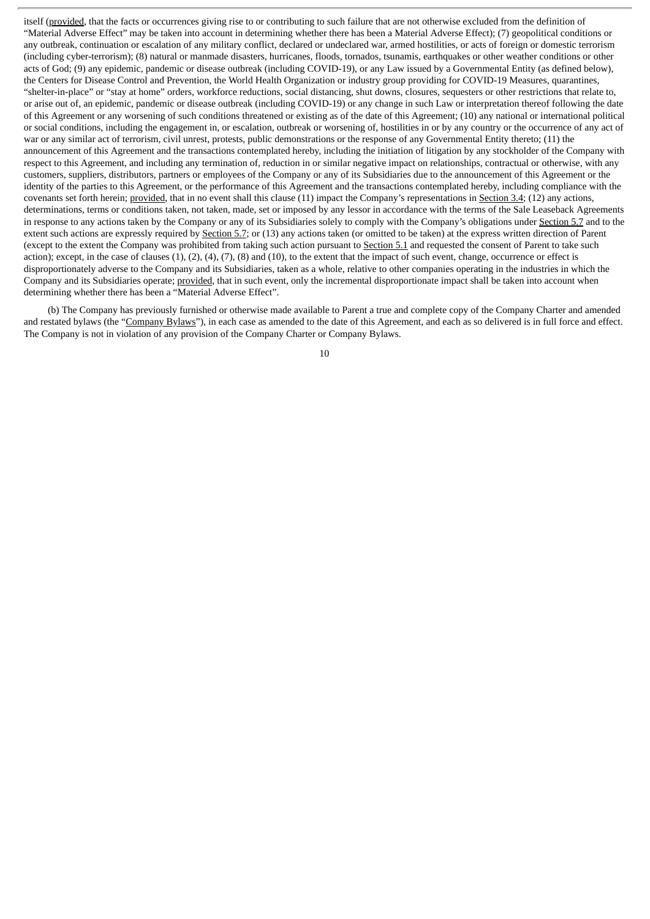itself (provided, that the facts or occurrences giving rise to or contributing to such failure that are not otherwise excluded from the definition of "Material Adverse Effect" may be taken into account in determining whether there has been a Material Adverse Effect); (7) geopolitical conditions or any outbreak, continuation or escalation of any military conflict, declared or undeclared war, armed hostilities, or acts of foreign or domestic terrorism (including cyber-terrorism); (8) natural or manmade disasters, hurricanes, floods, tornados, tsunamis, earthquakes or other weather conditions or other acts of God; (9) any epidemic, pandemic or disease outbreak (including COVID-19), or any Law issued by a Governmental Entity (as defined below), the Centers for Disease Control and Prevention, the World Health Organization or industry group providing for COVID-19 Measures, quarantines, "shelter-in-place" or "stay at home" orders, workforce reductions, social distancing, shut downs, closures, sequesters or other restrictions that relate to, or arise out of, an epidemic, pandemic or disease outbreak (including COVID-19) or any change in such Law or interpretation thereof following the date of this Agreement or any worsening of such conditions threatened or existing as of the date of this Agreement; (10) any national or international political or social conditions, including the engagement in, or escalation, outbreak or worsening of, hostilities in or by any country or the occurrence of any act of war or any similar act of terrorism, civil unrest, protests, public demonstrations or the response of any Governmental Entity thereto; (11) the announcement of this Agreement and the transactions contemplated hereby, including the initiation of litigation by any stockholder of the Company with respect to this Agreement, and including any termination of, reduction in or similar negative impact on relationships, contractual or otherwise, with any customers, suppliers, distributors, partners or employees of the Company or any of its Subsidiaries due to the announcement of this Agreement or the identity of the parties to this Agreement, or the performance of this Agreement and the transactions contemplated hereby, including compliance with the covenants set forth herein; provided, that in no event shall this clause (11) impact the Company's representations in Section 3.4; (12) any actions, determinations, terms or conditions taken, not taken, made, set or imposed by any lessor in accordance with the terms of the Sale Leaseback Agreements in response to any actions taken by the Company or any of its Subsidiaries solely to comply with the Company's obligations under Section 5.7 and to the extent such actions are expressly required by Section 5.7; or (13) any actions taken (or omitted to be taken) at the express written direction of Parent (except to the extent the Company was prohibited from taking such action pursuant to Section 5.1 and requested the consent of Parent to take such action); except, in the case of clauses (1), (2), (4), (7), (8) and (10), to the extent that the impact of such event, change, occurrence or effect is disproportionately adverse to the Company and its Subsidiaries, taken as a whole, relative to other companies operating in the industries in which the Company and its Subsidiaries operate; provided, that in such event, only the incremental disproportionate impact shall be taken into account when determining whether there has been a "Material Adverse Effect".

(b) The Company has previously furnished or otherwise made available to Parent a true and complete copy of the Company Charter and amended and restated bylaws (the "Company Bylaws"), in each case as amended to the date of this Agreement, and each as so delivered is in full force and effect. The Company is not in violation of any provision of the Company Charter or Company Bylaws.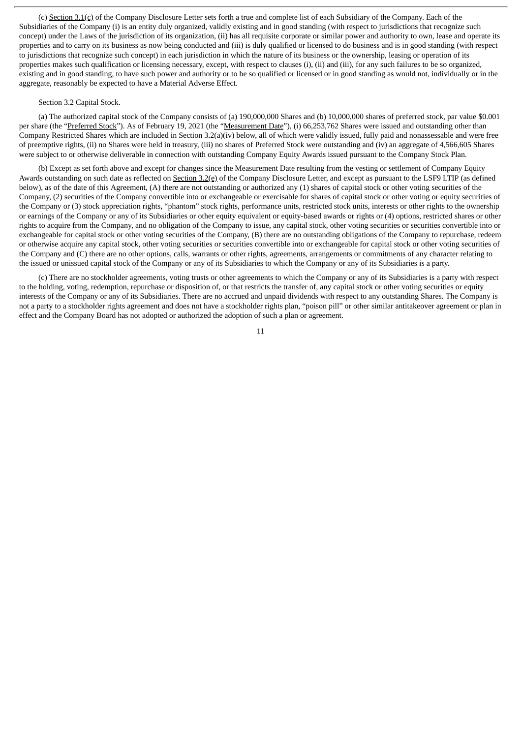(c) Section 3.1(c) of the Company Disclosure Letter sets forth a true and complete list of each Subsidiary of the Company. Each of the Subsidiaries of the Company (i) is an entity duly organized, validly existing and in good standing (with respect to jurisdictions that recognize such concept) under the Laws of the jurisdiction of its organization, (ii) has all requisite corporate or similar power and authority to own, lease and operate its properties and to carry on its business as now being conducted and (iii) is duly qualified or licensed to do business and is in good standing (with respect to jurisdictions that recognize such concept) in each jurisdiction in which the nature of its business or the ownership, leasing or operation of its properties makes such qualification or licensing necessary, except, with respect to clauses (i), (ii) and (iii), for any such failures to be so organized, existing and in good standing, to have such power and authority or to be so qualified or licensed or in good standing as would not, individually or in the aggregate, reasonably be expected to have a Material Adverse Effect.

Section 3.2 Capital Stock.

(a) The authorized capital stock of the Company consists of (a) 190,000,000 Shares and (b) 10,000,000 shares of preferred stock, par value $0.001 per share (the "Preferred Stock"). As of February 19, 2021 (the "Measurement Date"), (i) 66,253,762 Shares were issued and outstanding other than Company Restricted Shares which are included in Section 3.2(a)(iv) below, all of which were validly issued, fully paid and nonassessable and were free of preemptive rights, (ii) no Shares were held in treasury, (iii) no shares of Preferred Stock were outstanding and (iv) an aggregate of 4,566,605 Shares were subject to or otherwise deliverable in connection with outstanding Company Equity Awards issued pursuant to the Company Stock Plan.

(b) Except as set forth above and except for changes since the Measurement Date resulting from the vesting or settlement of Company Equity Awards outstanding on such date as reflected on Section 3.2(e) of the Company Disclosure Letter, and except as pursuant to the LSF9 LTIP (as defined below), as of the date of this Agreement, (A) there are not outstanding or authorized any (1) shares of capital stock or other voting securities of the Company, (2) securities of the Company convertible into or exchangeable or exercisable for shares of capital stock or other voting or equity securities of the Company or (3) stock appreciation rights, "phantom" stock rights, performance units, restricted stock units, interests or other rights to the ownership or earnings of the Company or any of its Subsidiaries or other equity equivalent or equity-based awards or rights or (4) options, restricted shares or other rights to acquire from the Company, and no obligation of the Company to issue, any capital stock, other voting securities or securities convertible into or exchangeable for capital stock or other voting securities of the Company, (B) there are no outstanding obligations of the Company to repurchase, redeem or otherwise acquire any capital stock, other voting securities or securities convertible into or exchangeable for capital stock or other voting securities of the Company and (C) there are no other options, calls, warrants or other rights, agreements, arrangements or commitments of any character relating to the issued or unissued capital stock of the Company or any of its Subsidiaries to which the Company or any of its Subsidiaries is a party.

(c) There are no stockholder agreements, voting trusts or other agreements to which the Company or any of its Subsidiaries is a party with respect to the holding, voting, redemption, repurchase or disposition of, or that restricts the transfer of, any capital stock or other voting securities or equity interests of the Company or any of its Subsidiaries. There are no accrued and unpaid dividends with respect to any outstanding Shares. The Company is not a party to a stockholder rights agreement and does not have a stockholder rights plan, "poison pill" or other similar antitakeover agreement or plan in effect and the Company Board has not adopted or authorized the adoption of such a plan or agreement.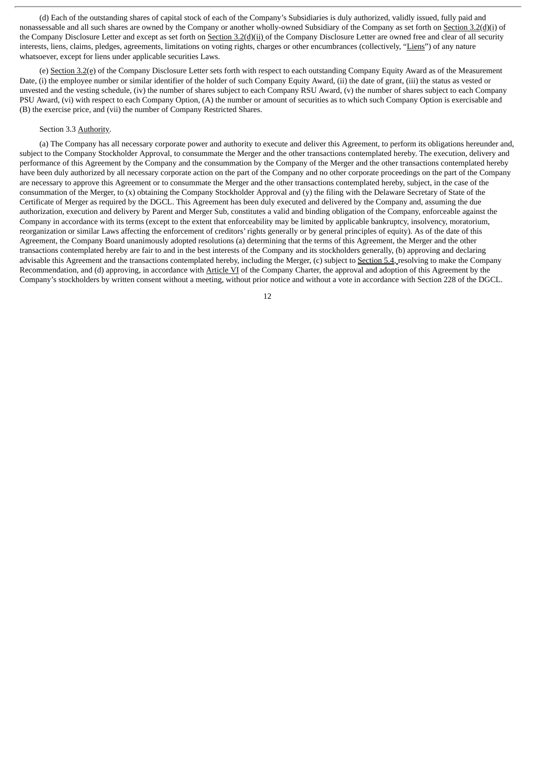(d) Each of the outstanding shares of capital stock of each of the Company's Subsidiaries is duly authorized, validly issued, fully paid and nonassessable and all such shares are owned by the Company or another wholly-owned Subsidiary of the Company as set forth on Section 3.2(d)(i) of the Company Disclosure Letter and except as set forth on Section 3.2(d)(ii) of the Company Disclosure Letter are owned free and clear of all security interests, liens, claims, pledges, agreements, limitations on voting rights, charges or other encumbrances (collectively, "Liens") of any nature whatsoever, except for liens under applicable securities Laws.

(e) Section 3.2(e) of the Company Disclosure Letter sets forth with respect to each outstanding Company Equity Award as of the Measurement Date, (i) the employee number or similar identifier of the holder of such Company Equity Award, (ii) the date of grant, (iii) the status as vested or unvested and the vesting schedule, (iv) the number of shares subject to each Company RSU Award, (v) the number of shares subject to each Company PSU Award, (vi) with respect to each Company Option, (A) the number or amount of securities as to which such Company Option is exercisable and (B) the exercise price, and (vii) the number of Company Restricted Shares.

Section 3.3 Authority.

(a) The Company has all necessary corporate power and authority to execute and deliver this Agreement, to perform its obligations hereunder and, subject to the Company Stockholder Approval, to consummate the Merger and the other transactions contemplated hereby. The execution, delivery and performance of this Agreement by the Company and the consummation by the Company of the Merger and the other transactions contemplated hereby have been duly authorized by all necessary corporate action on the part of the Company and no other corporate proceedings on the part of the Company are necessary to approve this Agreement or to consummate the Merger and the other transactions contemplated hereby, subject, in the case of the consummation of the Merger, to (x) obtaining the Company Stockholder Approval and (y) the filing with the Delaware Secretary of State of the Certificate of Merger as required by the DGCL. This Agreement has been duly executed and delivered by the Company and, assuming the due authorization, execution and delivery by Parent and Merger Sub, constitutes a valid and binding obligation of the Company, enforceable against the Company in accordance with its terms (except to the extent that enforceability may be limited by applicable bankruptcy, insolvency, moratorium, reorganization or similar Laws affecting the enforcement of creditors' rights generally or by general principles of equity). As of the date of this Agreement, the Company Board unanimously adopted resolutions (a) determining that the terms of this Agreement, the Merger and the other transactions contemplated hereby are fair to and in the best interests of the Company and its stockholders generally, (b) approving and declaring advisable this Agreement and the transactions contemplated hereby, including the Merger, (c) subject to Section 5.4, resolving to make the Company Recommendation, and (d) approving, in accordance with Article VI of the Company Charter, the approval and adoption of this Agreement by the Company's stockholders by written consent without a meeting, without prior notice and without a vote in accordance with Section 228 of the DGCL.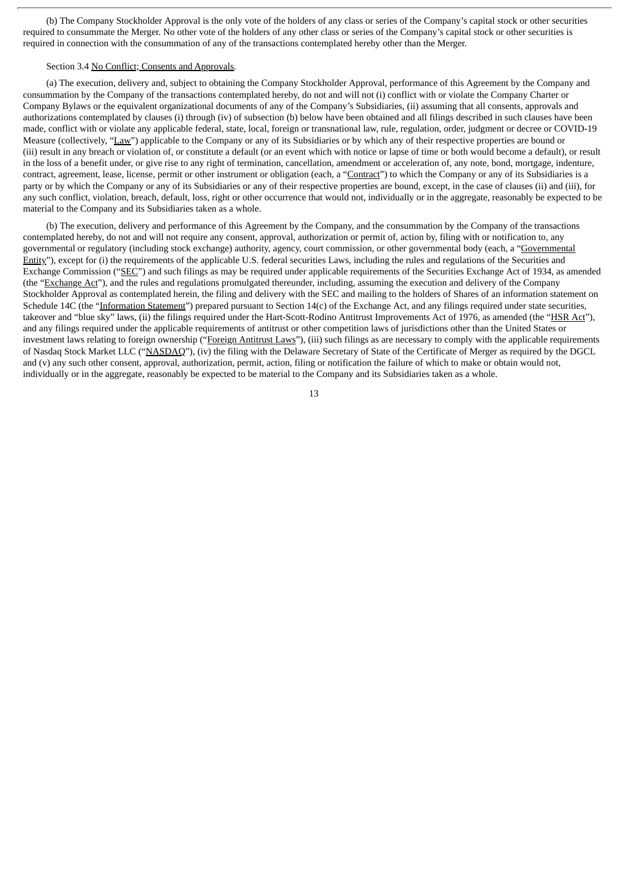(b) The Company Stockholder Approval is the only vote of the holders of any class or series of the Company's capital stock or other securities required to consummate the Merger. No other vote of the holders of any other class or series of the Company's capital stock or other securities is required in connection with the consummation of any of the transactions contemplated hereby other than the Merger.

Section 3.4 No Conflict; Consents and Approvals.

(a) The execution, delivery and, subject to obtaining the Company Stockholder Approval, performance of this Agreement by the Company and consummation by the Company of the transactions contemplated hereby, do not and will not (i) conflict with or violate the Company Charter or Company Bylaws or the equivalent organizational documents of any of the Company's Subsidiaries, (ii) assuming that all consents, approvals and authorizations contemplated by clauses (i) through (iv) of subsection (b) below have been obtained and all filings described in such clauses have been made, conflict with or violate any applicable federal, state, local, foreign or transnational law, rule, regulation, order, judgment or decree or COVID-19 Measure (collectively, "Law") applicable to the Company or any of its Subsidiaries or by which any of their respective properties are bound or (iii) result in any breach or violation of, or constitute a default (or an event which with notice or lapse of time or both would become a default), or result in the loss of a benefit under, or give rise to any right of termination, cancellation, amendment or acceleration of, any note, bond, mortgage, indenture, contract, agreement, lease, license, permit or other instrument or obligation (each, a "Contract") to which the Company or any of its Subsidiaries is a party or by which the Company or any of its Subsidiaries or any of their respective properties are bound, except, in the case of clauses (ii) and (iii), for any such conflict, violation, breach, default, loss, right or other occurrence that would not, individually or in the aggregate, reasonably be expected to be material to the Company and its Subsidiaries taken as a whole.

(b) The execution, delivery and performance of this Agreement by the Company, and the consummation by the Company of the transactions contemplated hereby, do not and will not require any consent, approval, authorization or permit of, action by, filing with or notification to, any governmental or regulatory (including stock exchange) authority, agency, court commission, or other governmental body (each, a "Governmental Entity"), except for (i) the requirements of the applicable U.S. federal securities Laws, including the rules and regulations of the Securities and Exchange Commission ("SEC") and such filings as may be required under applicable requirements of the Securities Exchange Act of 1934, as amended (the "Exchange Act"), and the rules and regulations promulgated thereunder, including, assuming the execution and delivery of the Company Stockholder Approval as contemplated herein, the filing and delivery with the SEC and mailing to the holders of Shares of an information statement on Schedule 14C (the "Information Statement") prepared pursuant to Section 14(c) of the Exchange Act, and any filings required under state securities, takeover and "blue sky" laws, (ii) the filings required under the Hart-Scott-Rodino Antitrust Improvements Act of 1976, as amended (the "HSR Act"), and any filings required under the applicable requirements of antitrust or other competition laws of jurisdictions other than the United States or investment laws relating to foreign ownership ("Foreign Antitrust Laws"), (iii) such filings as are necessary to comply with the applicable requirements of Nasdaq Stock Market LLC ("NASDAQ"), (iv) the filing with the Delaware Secretary of State of the Certificate of Merger as required by the DGCL and (v) any such other consent, approval, authorization, permit, action, filing or notification the failure of which to make or obtain would not, individually or in the aggregate, reasonably be expected to be material to the Company and its Subsidiaries taken as a whole.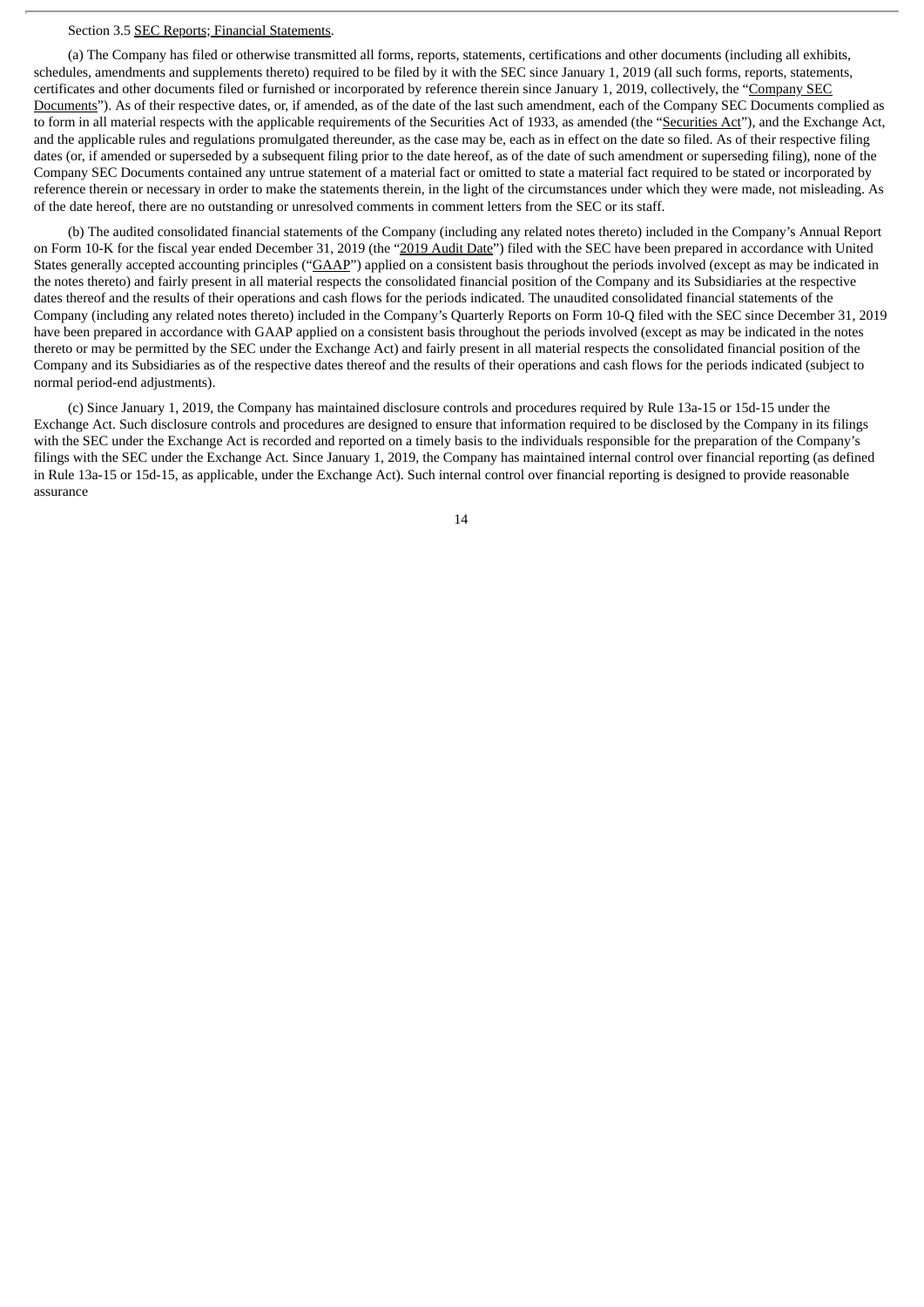Section 3.5 SEC Reports; Financial Statements.

(a) The Company has filed or otherwise transmitted all forms, reports, statements, certifications and other documents (including all exhibits, schedules, amendments and supplements thereto) required to be filed by it with the SEC since January 1, 2019 (all such forms, reports, statements, certificates and other documents filed or furnished or incorporated by reference therein since January 1, 2019, collectively, the "Company SEC Documents"). As of their respective dates, or, if amended, as of the date of the last such amendment, each of the Company SEC Documents complied as to form in all material respects with the applicable requirements of the Securities Act of 1933, as amended (the "Securities Act"), and the Exchange Act, and the applicable rules and regulations promulgated thereunder, as the case may be, each as in effect on the date so filed. As of their respective filing dates (or, if amended or superseded by a subsequent filing prior to the date hereof, as of the date of such amendment or superseding filing), none of the Company SEC Documents contained any untrue statement of a material fact or omitted to state a material fact required to be stated or incorporated by reference therein or necessary in order to make the statements therein, in the light of the circumstances under which they were made, not misleading. As of the date hereof, there are no outstanding or unresolved comments in comment letters from the SEC or its staff.

(b) The audited consolidated financial statements of the Company (including any related notes thereto) included in the Company's Annual Report on Form 10-K for the fiscal year ended December 31, 2019 (the "2019 Audit Date") filed with the SEC have been prepared in accordance with United States generally accepted accounting principles ("GAAP") applied on a consistent basis throughout the periods involved (except as may be indicated in the notes thereto) and fairly present in all material respects the consolidated financial position of the Company and its Subsidiaries at the respective dates thereof and the results of their operations and cash flows for the periods indicated. The unaudited consolidated financial statements of the Company (including any related notes thereto) included in the Company's Quarterly Reports on Form 10-Q filed with the SEC since December 31, 2019 have been prepared in accordance with GAAP applied on a consistent basis throughout the periods involved (except as may be indicated in the notes thereto or may be permitted by the SEC under the Exchange Act) and fairly present in all material respects the consolidated financial position of the Company and its Subsidiaries as of the respective dates thereof and the results of their operations and cash flows for the periods indicated (subject to normal period-end adjustments).

(c) Since January 1, 2019, the Company has maintained disclosure controls and procedures required by Rule 13a-15 or 15d-15 under the Exchange Act. Such disclosure controls and procedures are designed to ensure that information required to be disclosed by the Company in its filings with the SEC under the Exchange Act is recorded and reported on a timely basis to the individuals responsible for the preparation of the Company's filings with the SEC under the Exchange Act. Since January 1, 2019, the Company has maintained internal control over financial reporting (as defined in Rule 13a-15 or 15d-15, as applicable, under the Exchange Act). Such internal control over financial reporting is designed to provide reasonable assurance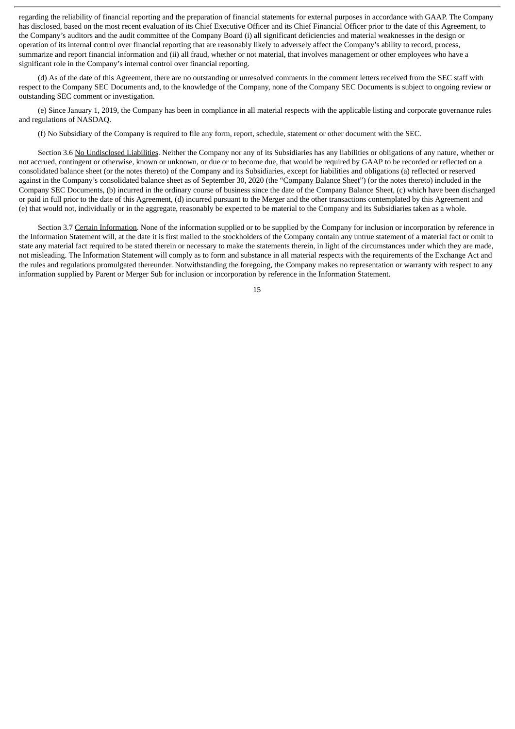regarding the reliability of financial reporting and the preparation of financial statements for external purposes in accordance with GAAP. The Company has disclosed, based on the most recent evaluation of its Chief Executive Officer and its Chief Financial Officer prior to the date of this Agreement, to the Company's auditors and the audit committee of the Company Board (i) all significant deficiencies and material weaknesses in the design or operation of its internal control over financial reporting that are reasonably likely to adversely affect the Company's ability to record, process, summarize and report financial information and (ii) all fraud, whether or not material, that involves management or other employees who have a significant role in the Company's internal control over financial reporting.

(d) As of the date of this Agreement, there are no outstanding or unresolved comments in the comment letters received from the SEC staff with respect to the Company SEC Documents and, to the knowledge of the Company, none of the Company SEC Documents is subject to ongoing review or outstanding SEC comment or investigation.

(e) Since January 1, 2019, the Company has been in compliance in all material respects with the applicable listing and corporate governance rules and regulations of NASDAQ.

(f) No Subsidiary of the Company is required to file any form, report, schedule, statement or other document with the SEC.

Section 3.6 No Undisclosed Liabilities. Neither the Company nor any of its Subsidiaries has any liabilities or obligations of any nature, whether or not accrued, contingent or otherwise, known or unknown, or due or to become due, that would be required by GAAP to be recorded or reflected on a consolidated balance sheet (or the notes thereto) of the Company and its Subsidiaries, except for liabilities and obligations (a) reflected or reserved against in the Company's consolidated balance sheet as of September 30, 2020 (the "Company Balance Sheet") (or the notes thereto) included in the Company SEC Documents, (b) incurred in the ordinary course of business since the date of the Company Balance Sheet, (c) which have been discharged or paid in full prior to the date of this Agreement, (d) incurred pursuant to the Merger and the other transactions contemplated by this Agreement and (e) that would not, individually or in the aggregate, reasonably be expected to be material to the Company and its Subsidiaries taken as a whole.

Section 3.7 Certain Information. None of the information supplied or to be supplied by the Company for inclusion or incorporation by reference in the Information Statement will, at the date it is first mailed to the stockholders of the Company contain any untrue statement of a material fact or omit to state any material fact required to be stated therein or necessary to make the statements therein, in light of the circumstances under which they are made, not misleading. The Information Statement will comply as to form and substance in all material respects with the requirements of the Exchange Act and the rules and regulations promulgated thereunder. Notwithstanding the foregoing, the Company makes no representation or warranty with respect to any information supplied by Parent or Merger Sub for inclusion or incorporation by reference in the Information Statement.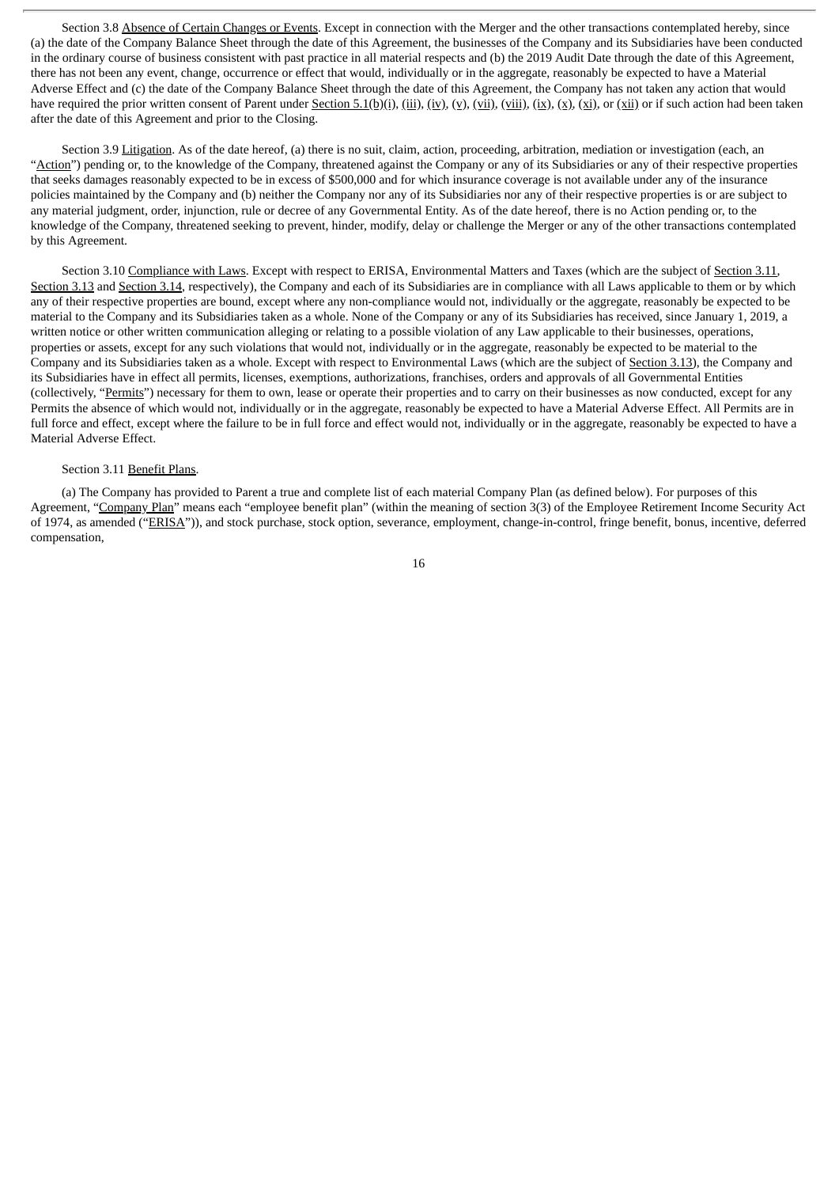Section 3.8 Absence of Certain Changes or Events. Except in connection with the Merger and the other transactions contemplated hereby, since (a) the date of the Company Balance Sheet through the date of this Agreement, the businesses of the Company and its Subsidiaries have been conducted in the ordinary course of business consistent with past practice in all material respects and (b) the 2019 Audit Date through the date of this Agreement, there has not been any event, change, occurrence or effect that would, individually or in the aggregate, reasonably be expected to have a Material Adverse Effect and (c) the date of the Company Balance Sheet through the date of this Agreement, the Company has not taken any action that would have required the prior written consent of Parent under Section 5.1(b)(i), (iii), (iv), (v), (vii), (viii), (ix), (x), (xi), or (xii) or if such action had been taken after the date of this Agreement and prior to the Closing.

Section 3.9 Litigation. As of the date hereof, (a) there is no suit, claim, action, proceeding, arbitration, mediation or investigation (each, an "Action") pending or, to the knowledge of the Company, threatened against the Company or any of its Subsidiaries or any of their respective properties that seeks damages reasonably expected to be in excess of $500,000 and for which insurance coverage is not available under any of the insurance policies maintained by the Company and (b) neither the Company nor any of its Subsidiaries nor any of their respective properties is or are subject to any material judgment, order, injunction, rule or decree of any Governmental Entity. As of the date hereof, there is no Action pending or, to the knowledge of the Company, threatened seeking to prevent, hinder, modify, delay or challenge the Merger or any of the other transactions contemplated by this Agreement.

Section 3.10 Compliance with Laws. Except with respect to ERISA, Environmental Matters and Taxes (which are the subject of Section 3.11, Section 3.13 and Section 3.14, respectively), the Company and each of its Subsidiaries are in compliance with all Laws applicable to them or by which any of their respective properties are bound, except where any non-compliance would not, individually or the aggregate, reasonably be expected to be material to the Company and its Subsidiaries taken as a whole. None of the Company or any of its Subsidiaries has received, since January 1, 2019, a written notice or other written communication alleging or relating to a possible violation of any Law applicable to their businesses, operations, properties or assets, except for any such violations that would not, individually or in the aggregate, reasonably be expected to be material to the Company and its Subsidiaries taken as a whole. Except with respect to Environmental Laws (which are the subject of Section 3.13), the Company and its Subsidiaries have in effect all permits, licenses, exemptions, authorizations, franchises, orders and approvals of all Governmental Entities (collectively, "Permits") necessary for them to own, lease or operate their properties and to carry on their businesses as now conducted, except for any Permits the absence of which would not, individually or in the aggregate, reasonably be expected to have a Material Adverse Effect. All Permits are in full force and effect, except where the failure to be in full force and effect would not, individually or in the aggregate, reasonably be expected to have a Material Adverse Effect.

Section 3.11 Benefit Plans.

(a) The Company has provided to Parent a true and complete list of each material Company Plan (as defined below). For purposes of this Agreement, "Company Plan" means each "employee benefit plan" (within the meaning of section 3(3) of the Employee Retirement Income Security Act of 1974, as amended ("ERISA")), and stock purchase, stock option, severance, employment, change-in-control, fringe benefit, bonus, incentive, deferred compensation,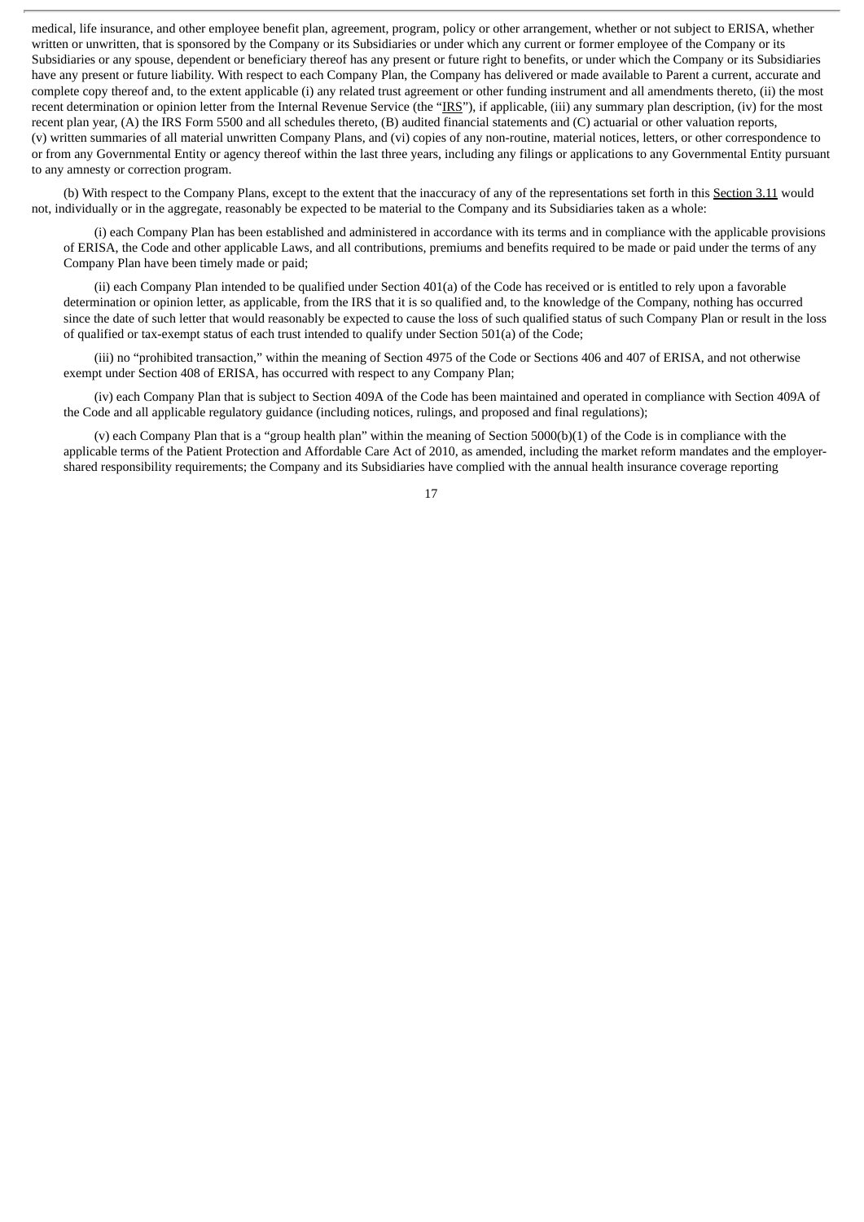medical, life insurance, and other employee benefit plan, agreement, program, policy or other arrangement, whether or not subject to ERISA, whether written or unwritten, that is sponsored by the Company or its Subsidiaries or under which any current or former employee of the Company or its Subsidiaries or any spouse, dependent or beneficiary thereof has any present or future right to benefits, or under which the Company or its Subsidiaries have any present or future liability. With respect to each Company Plan, the Company has delivered or made available to Parent a current, accurate and complete copy thereof and, to the extent applicable (i) any related trust agreement or other funding instrument and all amendments thereto, (ii) the most recent determination or opinion letter from the Internal Revenue Service (the "IRS"), if applicable, (iii) any summary plan description, (iv) for the most recent plan year, (A) the IRS Form 5500 and all schedules thereto, (B) audited financial statements and (C) actuarial or other valuation reports, (v) written summaries of all material unwritten Company Plans, and (vi) copies of any non-routine, material notices, letters, or other correspondence to or from any Governmental Entity or agency thereof within the last three years, including any filings or applications to any Governmental Entity pursuant to any amnesty or correction program.

(b) With respect to the Company Plans, except to the extent that the inaccuracy of any of the representations set forth in this Section 3.11 would not, individually or in the aggregate, reasonably be expected to be material to the Company and its Subsidiaries taken as a whole:

(i) each Company Plan has been established and administered in accordance with its terms and in compliance with the applicable provisions of ERISA, the Code and other applicable Laws, and all contributions, premiums and benefits required to be made or paid under the terms of any Company Plan have been timely made or paid;

(ii) each Company Plan intended to be qualified under Section 401(a) of the Code has received or is entitled to rely upon a favorable determination or opinion letter, as applicable, from the IRS that it is so qualified and, to the knowledge of the Company, nothing has occurred since the date of such letter that would reasonably be expected to cause the loss of such qualified status of such Company Plan or result in the loss of qualified or tax-exempt status of each trust intended to qualify under Section 501(a) of the Code;

(iii) no "prohibited transaction," within the meaning of Section 4975 of the Code or Sections 406 and 407 of ERISA, and not otherwise exempt under Section 408 of ERISA, has occurred with respect to any Company Plan;

(iv) each Company Plan that is subject to Section 409A of the Code has been maintained and operated in compliance with Section 409A of the Code and all applicable regulatory guidance (including notices, rulings, and proposed and final regulations);

(v) each Company Plan that is a "group health plan" within the meaning of Section 5000(b)(1) of the Code is in compliance with the applicable terms of the Patient Protection and Affordable Care Act of 2010, as amended, including the market reform mandates and the employer-shared responsibility requirements; the Company and its Subsidiaries have complied with the annual health insurance coverage reporting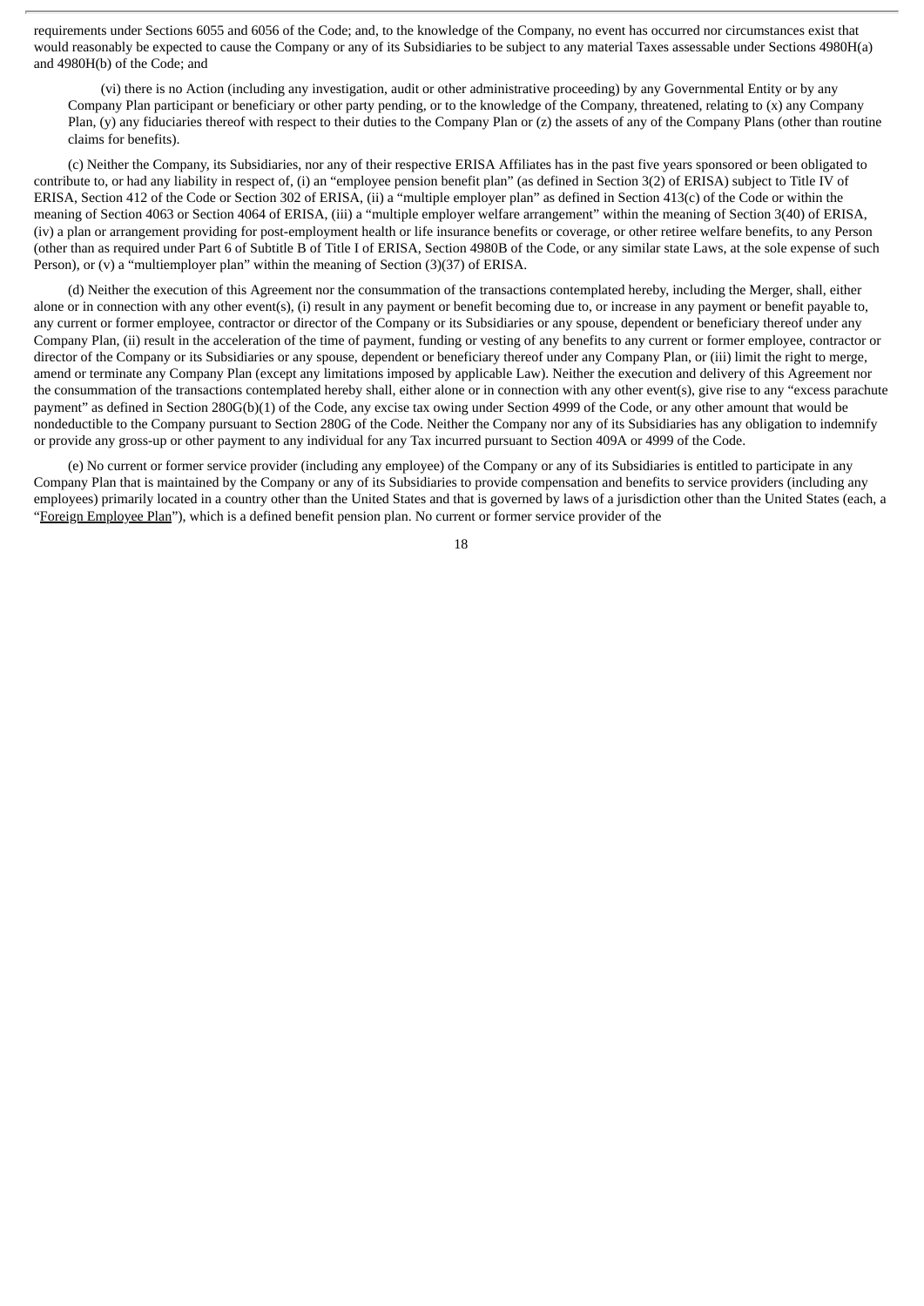requirements under Sections 6055 and 6056 of the Code; and, to the knowledge of the Company, no event has occurred nor circumstances exist that would reasonably be expected to cause the Company or any of its Subsidiaries to be subject to any material Taxes assessable under Sections 4980H(a) and 4980H(b) of the Code; and

(vi) there is no Action (including any investigation, audit or other administrative proceeding) by any Governmental Entity or by any Company Plan participant or beneficiary or other party pending, or to the knowledge of the Company, threatened, relating to (x) any Company Plan, (y) any fiduciaries thereof with respect to their duties to the Company Plan or (z) the assets of any of the Company Plans (other than routine claims for benefits).

(c) Neither the Company, its Subsidiaries, nor any of their respective ERISA Affiliates has in the past five years sponsored or been obligated to contribute to, or had any liability in respect of, (i) an "employee pension benefit plan" (as defined in Section 3(2) of ERISA) subject to Title IV of ERISA, Section 412 of the Code or Section 302 of ERISA, (ii) a "multiple employer plan" as defined in Section 413(c) of the Code or within the meaning of Section 4063 or Section 4064 of ERISA, (iii) a "multiple employer welfare arrangement" within the meaning of Section 3(40) of ERISA, (iv) a plan or arrangement providing for post-employment health or life insurance benefits or coverage, or other retiree welfare benefits, to any Person (other than as required under Part 6 of Subtitle B of Title I of ERISA, Section 4980B of the Code, or any similar state Laws, at the sole expense of such Person), or (v) a "multiemployer plan" within the meaning of Section (3)(37) of ERISA.

(d) Neither the execution of this Agreement nor the consummation of the transactions contemplated hereby, including the Merger, shall, either alone or in connection with any other event(s), (i) result in any payment or benefit becoming due to, or increase in any payment or benefit payable to, any current or former employee, contractor or director of the Company or its Subsidiaries or any spouse, dependent or beneficiary thereof under any Company Plan, (ii) result in the acceleration of the time of payment, funding or vesting of any benefits to any current or former employee, contractor or director of the Company or its Subsidiaries or any spouse, dependent or beneficiary thereof under any Company Plan, or (iii) limit the right to merge, amend or terminate any Company Plan (except any limitations imposed by applicable Law). Neither the execution and delivery of this Agreement nor the consummation of the transactions contemplated hereby shall, either alone or in connection with any other event(s), give rise to any "excess parachute payment" as defined in Section 280G(b)(1) of the Code, any excise tax owing under Section 4999 of the Code, or any other amount that would be nondeductible to the Company pursuant to Section 280G of the Code. Neither the Company nor any of its Subsidiaries has any obligation to indemnify or provide any gross-up or other payment to any individual for any Tax incurred pursuant to Section 409A or 4999 of the Code.

(e) No current or former service provider (including any employee) of the Company or any of its Subsidiaries is entitled to participate in any Company Plan that is maintained by the Company or any of its Subsidiaries to provide compensation and benefits to service providers (including any employees) primarily located in a country other than the United States and that is governed by laws of a jurisdiction other than the United States (each, a "Foreign Employee Plan"), which is a defined benefit pension plan. No current or former service provider of the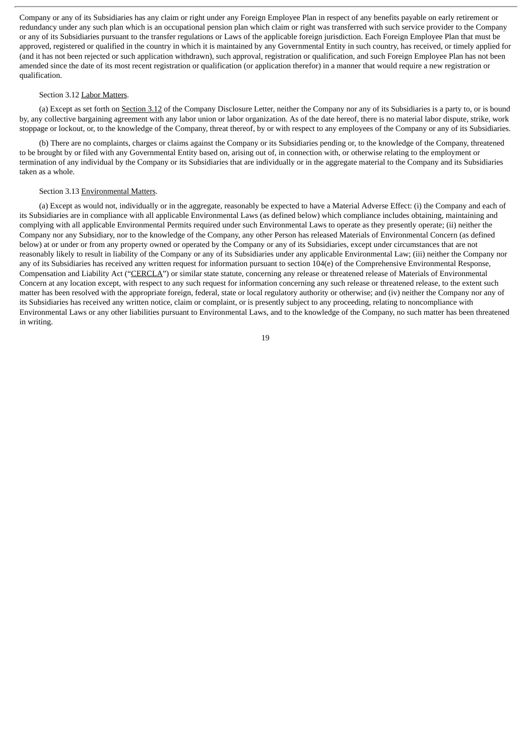Company or any of its Subsidiaries has any claim or right under any Foreign Employee Plan in respect of any benefits payable on early retirement or redundancy under any such plan which is an occupational pension plan which claim or right was transferred with such service provider to the Company or any of its Subsidiaries pursuant to the transfer regulations or Laws of the applicable foreign jurisdiction. Each Foreign Employee Plan that must be approved, registered or qualified in the country in which it is maintained by any Governmental Entity in such country, has received, or timely applied for (and it has not been rejected or such application withdrawn), such approval, registration or qualification, and such Foreign Employee Plan has not been amended since the date of its most recent registration or qualification (or application therefor) in a manner that would require a new registration or qualification.

Section 3.12 Labor Matters.

(a) Except as set forth on Section 3.12 of the Company Disclosure Letter, neither the Company nor any of its Subsidiaries is a party to, or is bound by, any collective bargaining agreement with any labor union or labor organization. As of the date hereof, there is no material labor dispute, strike, work stoppage or lockout, or, to the knowledge of the Company, threat thereof, by or with respect to any employees of the Company or any of its Subsidiaries.

(b) There are no complaints, charges or claims against the Company or its Subsidiaries pending or, to the knowledge of the Company, threatened to be brought by or filed with any Governmental Entity based on, arising out of, in connection with, or otherwise relating to the employment or termination of any individual by the Company or its Subsidiaries that are individually or in the aggregate material to the Company and its Subsidiaries taken as a whole.

Section 3.13 Environmental Matters.

(a) Except as would not, individually or in the aggregate, reasonably be expected to have a Material Adverse Effect: (i) the Company and each of its Subsidiaries are in compliance with all applicable Environmental Laws (as defined below) which compliance includes obtaining, maintaining and complying with all applicable Environmental Permits required under such Environmental Laws to operate as they presently operate; (ii) neither the Company nor any Subsidiary, nor to the knowledge of the Company, any other Person has released Materials of Environmental Concern (as defined below) at or under or from any property owned or operated by the Company or any of its Subsidiaries, except under circumstances that are not reasonably likely to result in liability of the Company or any of its Subsidiaries under any applicable Environmental Law; (iii) neither the Company nor any of its Subsidiaries has received any written request for information pursuant to section 104(e) of the Comprehensive Environmental Response, Compensation and Liability Act ("CERCLA") or similar state statute, concerning any release or threatened release of Materials of Environmental Concern at any location except, with respect to any such request for information concerning any such release or threatened release, to the extent such matter has been resolved with the appropriate foreign, federal, state or local regulatory authority or otherwise; and (iv) neither the Company nor any of its Subsidiaries has received any written notice, claim or complaint, or is presently subject to any proceeding, relating to noncompliance with Environmental Laws or any other liabilities pursuant to Environmental Laws, and to the knowledge of the Company, no such matter has been threatened in writing.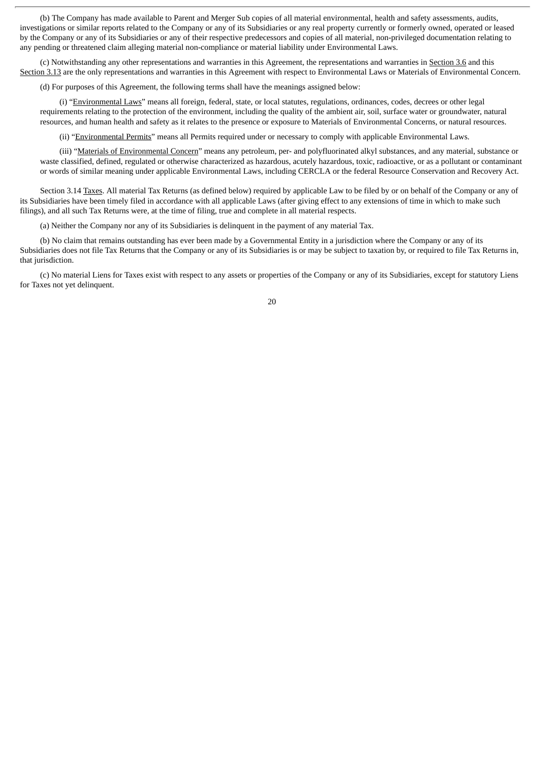(b) The Company has made available to Parent and Merger Sub copies of all material environmental, health and safety assessments, audits, investigations or similar reports related to the Company or any of its Subsidiaries or any real property currently or formerly owned, operated or leased by the Company or any of its Subsidiaries or any of their respective predecessors and copies of all material, non-privileged documentation relating to any pending or threatened claim alleging material non-compliance or material liability under Environmental Laws.

(c) Notwithstanding any other representations and warranties in this Agreement, the representations and warranties in Section 3.6 and this Section 3.13 are the only representations and warranties in this Agreement with respect to Environmental Laws or Materials of Environmental Concern.

(d) For purposes of this Agreement, the following terms shall have the meanings assigned below:

(i) "Environmental Laws" means all foreign, federal, state, or local statutes, regulations, ordinances, codes, decrees or other legal requirements relating to the protection of the environment, including the quality of the ambient air, soil, surface water or groundwater, natural resources, and human health and safety as it relates to the presence or exposure to Materials of Environmental Concerns, or natural resources.

(ii) "Environmental Permits" means all Permits required under or necessary to comply with applicable Environmental Laws.

(iii) "Materials of Environmental Concern" means any petroleum, per- and polyfluorinated alkyl substances, and any material, substance or waste classified, defined, regulated or otherwise characterized as hazardous, acutely hazardous, toxic, radioactive, or as a pollutant or contaminant or words of similar meaning under applicable Environmental Laws, including CERCLA or the federal Resource Conservation and Recovery Act.

Section 3.14 Taxes. All material Tax Returns (as defined below) required by applicable Law to be filed by or on behalf of the Company or any of its Subsidiaries have been timely filed in accordance with all applicable Laws (after giving effect to any extensions of time in which to make such filings), and all such Tax Returns were, at the time of filing, true and complete in all material respects.

(a) Neither the Company nor any of its Subsidiaries is delinquent in the payment of any material Tax.

(b) No claim that remains outstanding has ever been made by a Governmental Entity in a jurisdiction where the Company or any of its Subsidiaries does not file Tax Returns that the Company or any of its Subsidiaries is or may be subject to taxation by, or required to file Tax Returns in, that jurisdiction.

(c) No material Liens for Taxes exist with respect to any assets or properties of the Company or any of its Subsidiaries, except for statutory Liens for Taxes not yet delinquent.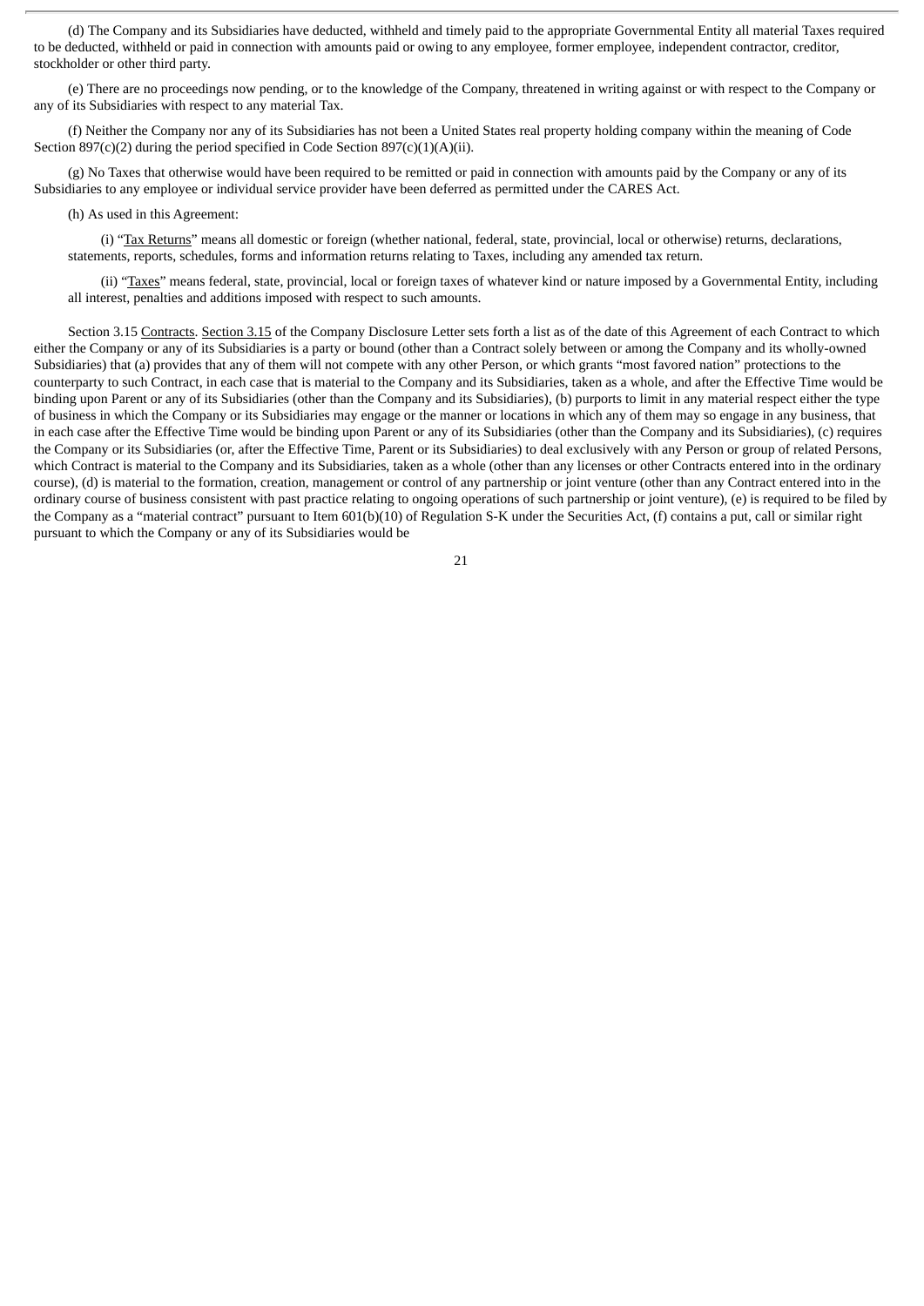(d) The Company and its Subsidiaries have deducted, withheld and timely paid to the appropriate Governmental Entity all material Taxes required to be deducted, withheld or paid in connection with amounts paid or owing to any employee, former employee, independent contractor, creditor, stockholder or other third party.

(e) There are no proceedings now pending, or to the knowledge of the Company, threatened in writing against or with respect to the Company or any of its Subsidiaries with respect to any material Tax.

(f) Neither the Company nor any of its Subsidiaries has not been a United States real property holding company within the meaning of Code Section 897(c)(2) during the period specified in Code Section 897(c)(1)(A)(ii).

(g) No Taxes that otherwise would have been required to be remitted or paid in connection with amounts paid by the Company or any of its Subsidiaries to any employee or individual service provider have been deferred as permitted under the CARES Act.

(h) As used in this Agreement:

(i) "Tax Returns" means all domestic or foreign (whether national, federal, state, provincial, local or otherwise) returns, declarations, statements, reports, schedules, forms and information returns relating to Taxes, including any amended tax return.

(ii) "Taxes" means federal, state, provincial, local or foreign taxes of whatever kind or nature imposed by a Governmental Entity, including all interest, penalties and additions imposed with respect to such amounts.

Section 3.15 Contracts. Section 3.15 of the Company Disclosure Letter sets forth a list as of the date of this Agreement of each Contract to which either the Company or any of its Subsidiaries is a party or bound (other than a Contract solely between or among the Company and its wholly-owned Subsidiaries) that (a) provides that any of them will not compete with any other Person, or which grants "most favored nation" protections to the counterparty to such Contract, in each case that is material to the Company and its Subsidiaries, taken as a whole, and after the Effective Time would be binding upon Parent or any of its Subsidiaries (other than the Company and its Subsidiaries), (b) purports to limit in any material respect either the type of business in which the Company or its Subsidiaries may engage or the manner or locations in which any of them may so engage in any business, that in each case after the Effective Time would be binding upon Parent or any of its Subsidiaries (other than the Company and its Subsidiaries), (c) requires the Company or its Subsidiaries (or, after the Effective Time, Parent or its Subsidiaries) to deal exclusively with any Person or group of related Persons, which Contract is material to the Company and its Subsidiaries, taken as a whole (other than any licenses or other Contracts entered into in the ordinary course), (d) is material to the formation, creation, management or control of any partnership or joint venture (other than any Contract entered into in the ordinary course of business consistent with past practice relating to ongoing operations of such partnership or joint venture), (e) is required to be filed by the Company as a "material contract" pursuant to Item 601(b)(10) of Regulation S-K under the Securities Act, (f) contains a put, call or similar right pursuant to which the Company or any of its Subsidiaries would be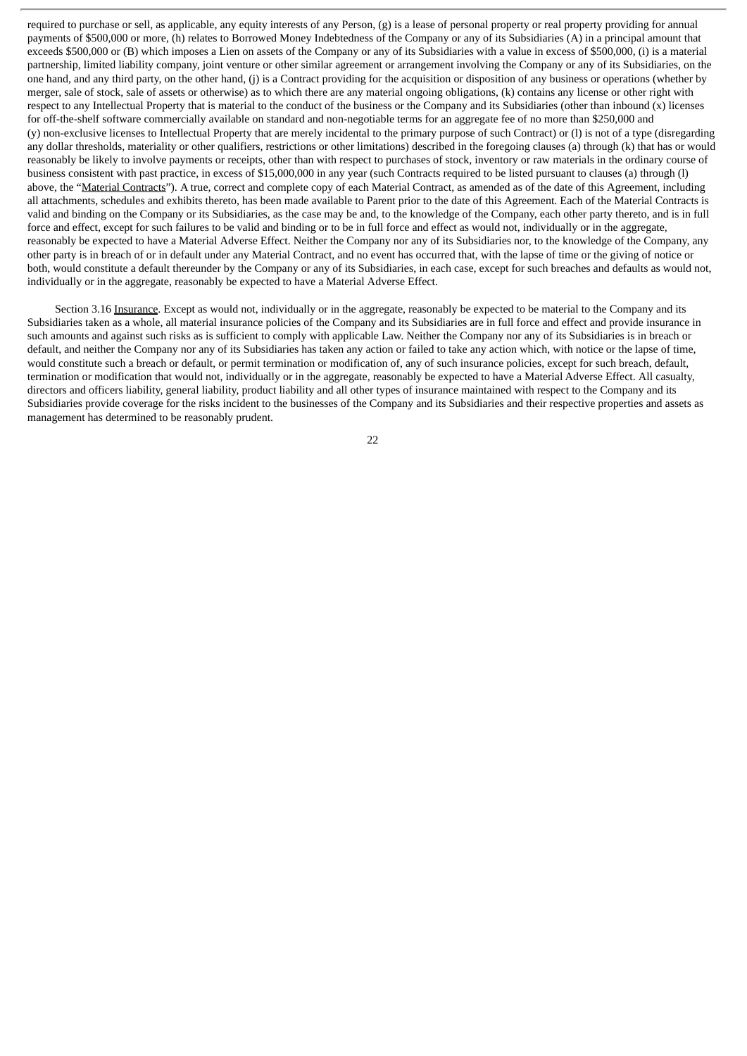required to purchase or sell, as applicable, any equity interests of any Person, (g) is a lease of personal property or real property providing for annual payments of $500,000 or more, (h) relates to Borrowed Money Indebtedness of the Company or any of its Subsidiaries (A) in a principal amount that exceeds $500,000 or (B) which imposes a Lien on assets of the Company or any of its Subsidiaries with a value in excess of $500,000, (i) is a material partnership, limited liability company, joint venture or other similar agreement or arrangement involving the Company or any of its Subsidiaries, on the one hand, and any third party, on the other hand, (j) is a Contract providing for the acquisition or disposition of any business or operations (whether by merger, sale of stock, sale of assets or otherwise) as to which there are any material ongoing obligations, (k) contains any license or other right with respect to any Intellectual Property that is material to the conduct of the business or the Company and its Subsidiaries (other than inbound (x) licenses for off-the-shelf software commercially available on standard and non-negotiable terms for an aggregate fee of no more than $250,000 and (y) non-exclusive licenses to Intellectual Property that are merely incidental to the primary purpose of such Contract) or (l) is not of a type (disregarding any dollar thresholds, materiality or other qualifiers, restrictions or other limitations) described in the foregoing clauses (a) through (k) that has or would reasonably be likely to involve payments or receipts, other than with respect to purchases of stock, inventory or raw materials in the ordinary course of business consistent with past practice, in excess of $15,000,000 in any year (such Contracts required to be listed pursuant to clauses (a) through (l) above, the "Material Contracts"). A true, correct and complete copy of each Material Contract, as amended as of the date of this Agreement, including all attachments, schedules and exhibits thereto, has been made available to Parent prior to the date of this Agreement. Each of the Material Contracts is valid and binding on the Company or its Subsidiaries, as the case may be and, to the knowledge of the Company, each other party thereto, and is in full force and effect, except for such failures to be valid and binding or to be in full force and effect as would not, individually or in the aggregate, reasonably be expected to have a Material Adverse Effect. Neither the Company nor any of its Subsidiaries nor, to the knowledge of the Company, any other party is in breach of or in default under any Material Contract, and no event has occurred that, with the lapse of time or the giving of notice or both, would constitute a default thereunder by the Company or any of its Subsidiaries, in each case, except for such breaches and defaults as would not, individually or in the aggregate, reasonably be expected to have a Material Adverse Effect.

Section 3.16 Insurance. Except as would not, individually or in the aggregate, reasonably be expected to be material to the Company and its Subsidiaries taken as a whole, all material insurance policies of the Company and its Subsidiaries are in full force and effect and provide insurance in such amounts and against such risks as is sufficient to comply with applicable Law. Neither the Company nor any of its Subsidiaries is in breach or default, and neither the Company nor any of its Subsidiaries has taken any action or failed to take any action which, with notice or the lapse of time, would constitute such a breach or default, or permit termination or modification of, any of such insurance policies, except for such breach, default, termination or modification that would not, individually or in the aggregate, reasonably be expected to have a Material Adverse Effect. All casualty, directors and officers liability, general liability, product liability and all other types of insurance maintained with respect to the Company and its Subsidiaries provide coverage for the risks incident to the businesses of the Company and its Subsidiaries and their respective properties and assets as management has determined to be reasonably prudent.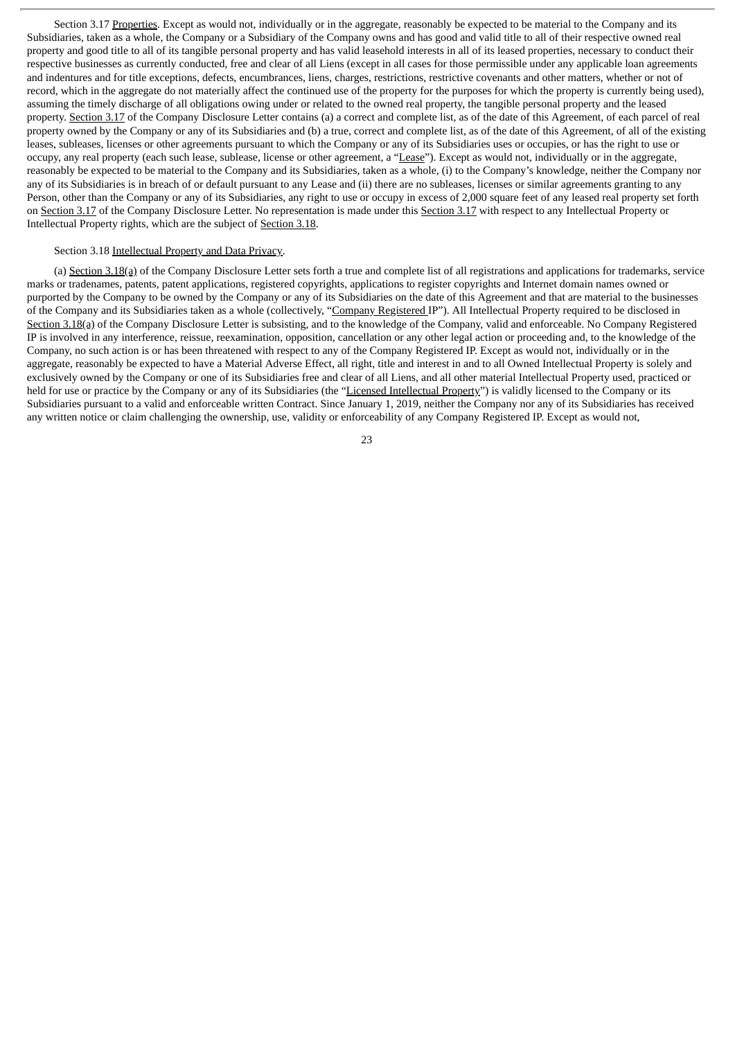Section 3.17 Properties. Except as would not, individually or in the aggregate, reasonably be expected to be material to the Company and its Subsidiaries, taken as a whole, the Company or a Subsidiary of the Company owns and has good and valid title to all of their respective owned real property and good title to all of its tangible personal property and has valid leasehold interests in all of its leased properties, necessary to conduct their respective businesses as currently conducted, free and clear of all Liens (except in all cases for those permissible under any applicable loan agreements and indentures and for title exceptions, defects, encumbrances, liens, charges, restrictions, restrictive covenants and other matters, whether or not of record, which in the aggregate do not materially affect the continued use of the property for the purposes for which the property is currently being used), assuming the timely discharge of all obligations owing under or related to the owned real property, the tangible personal property and the leased property. Section 3.17 of the Company Disclosure Letter contains (a) a correct and complete list, as of the date of this Agreement, of each parcel of real property owned by the Company or any of its Subsidiaries and (b) a true, correct and complete list, as of the date of this Agreement, of all of the existing leases, subleases, licenses or other agreements pursuant to which the Company or any of its Subsidiaries uses or occupies, or has the right to use or occupy, any real property (each such lease, sublease, license or other agreement, a "Lease"). Except as would not, individually or in the aggregate, reasonably be expected to be material to the Company and its Subsidiaries, taken as a whole, (i) to the Company's knowledge, neither the Company nor any of its Subsidiaries is in breach of or default pursuant to any Lease and (ii) there are no subleases, licenses or similar agreements granting to any Person, other than the Company or any of its Subsidiaries, any right to use or occupy in excess of 2,000 square feet of any leased real property set forth on Section 3.17 of the Company Disclosure Letter. No representation is made under this Section 3.17 with respect to any Intellectual Property or Intellectual Property rights, which are the subject of Section 3.18.

Section 3.18 Intellectual Property and Data Privacy.

(a) Section 3.18(a) of the Company Disclosure Letter sets forth a true and complete list of all registrations and applications for trademarks, service marks or tradenames, patents, patent applications, registered copyrights, applications to register copyrights and Internet domain names owned or purported by the Company to be owned by the Company or any of its Subsidiaries on the date of this Agreement and that are material to the businesses of the Company and its Subsidiaries taken as a whole (collectively, "Company Registered IP"). All Intellectual Property required to be disclosed in Section 3.18(a) of the Company Disclosure Letter is subsisting, and to the knowledge of the Company, valid and enforceable. No Company Registered IP is involved in any interference, reissue, reexamination, opposition, cancellation or any other legal action or proceeding and, to the knowledge of the Company, no such action is or has been threatened with respect to any of the Company Registered IP. Except as would not, individually or in the aggregate, reasonably be expected to have a Material Adverse Effect, all right, title and interest in and to all Owned Intellectual Property is solely and exclusively owned by the Company or one of its Subsidiaries free and clear of all Liens, and all other material Intellectual Property used, practiced or held for use or practice by the Company or any of its Subsidiaries (the "Licensed Intellectual Property") is validly licensed to the Company or its Subsidiaries pursuant to a valid and enforceable written Contract. Since January 1, 2019, neither the Company nor any of its Subsidiaries has received any written notice or claim challenging the ownership, use, validity or enforceability of any Company Registered IP. Except as would not,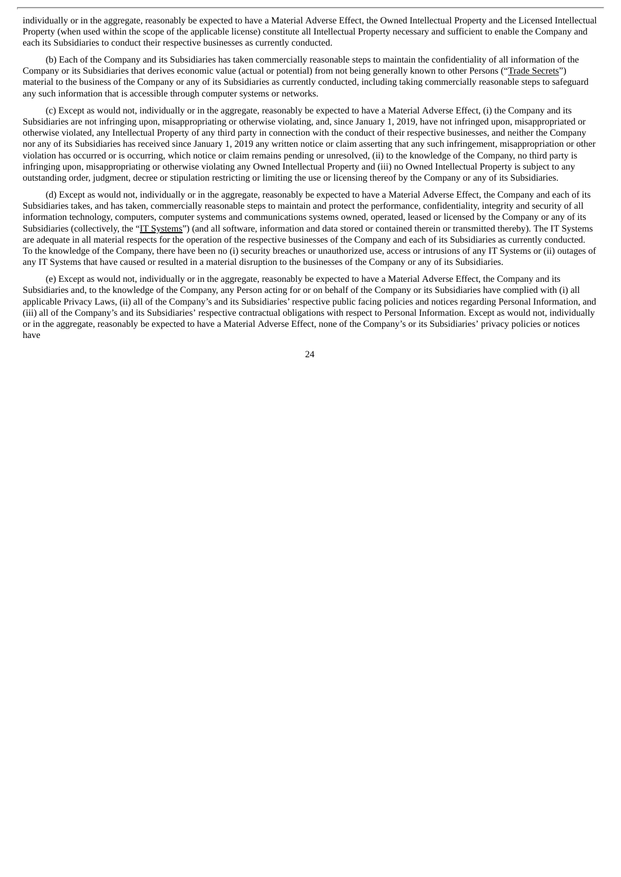individually or in the aggregate, reasonably be expected to have a Material Adverse Effect, the Owned Intellectual Property and the Licensed Intellectual Property (when used within the scope of the applicable license) constitute all Intellectual Property necessary and sufficient to enable the Company and each its Subsidiaries to conduct their respective businesses as currently conducted.

(b) Each of the Company and its Subsidiaries has taken commercially reasonable steps to maintain the confidentiality of all information of the Company or its Subsidiaries that derives economic value (actual or potential) from not being generally known to other Persons ("Trade Secrets") material to the business of the Company or any of its Subsidiaries as currently conducted, including taking commercially reasonable steps to safeguard any such information that is accessible through computer systems or networks.

(c) Except as would not, individually or in the aggregate, reasonably be expected to have a Material Adverse Effect, (i) the Company and its Subsidiaries are not infringing upon, misappropriating or otherwise violating, and, since January 1, 2019, have not infringed upon, misappropriated or otherwise violated, any Intellectual Property of any third party in connection with the conduct of their respective businesses, and neither the Company nor any of its Subsidiaries has received since January 1, 2019 any written notice or claim asserting that any such infringement, misappropriation or other violation has occurred or is occurring, which notice or claim remains pending or unresolved, (ii) to the knowledge of the Company, no third party is infringing upon, misappropriating or otherwise violating any Owned Intellectual Property and (iii) no Owned Intellectual Property is subject to any outstanding order, judgment, decree or stipulation restricting or limiting the use or licensing thereof by the Company or any of its Subsidiaries.

(d) Except as would not, individually or in the aggregate, reasonably be expected to have a Material Adverse Effect, the Company and each of its Subsidiaries takes, and has taken, commercially reasonable steps to maintain and protect the performance, confidentiality, integrity and security of all information technology, computers, computer systems and communications systems owned, operated, leased or licensed by the Company or any of its Subsidiaries (collectively, the "IT Systems") (and all software, information and data stored or contained therein or transmitted thereby). The IT Systems are adequate in all material respects for the operation of the respective businesses of the Company and each of its Subsidiaries as currently conducted. To the knowledge of the Company, there have been no (i) security breaches or unauthorized use, access or intrusions of any IT Systems or (ii) outages of any IT Systems that have caused or resulted in a material disruption to the businesses of the Company or any of its Subsidiaries.

(e) Except as would not, individually or in the aggregate, reasonably be expected to have a Material Adverse Effect, the Company and its Subsidiaries and, to the knowledge of the Company, any Person acting for or on behalf of the Company or its Subsidiaries have complied with (i) all applicable Privacy Laws, (ii) all of the Company's and its Subsidiaries' respective public facing policies and notices regarding Personal Information, and (iii) all of the Company's and its Subsidiaries' respective contractual obligations with respect to Personal Information. Except as would not, individually or in the aggregate, reasonably be expected to have a Material Adverse Effect, none of the Company's or its Subsidiaries' privacy policies or notices have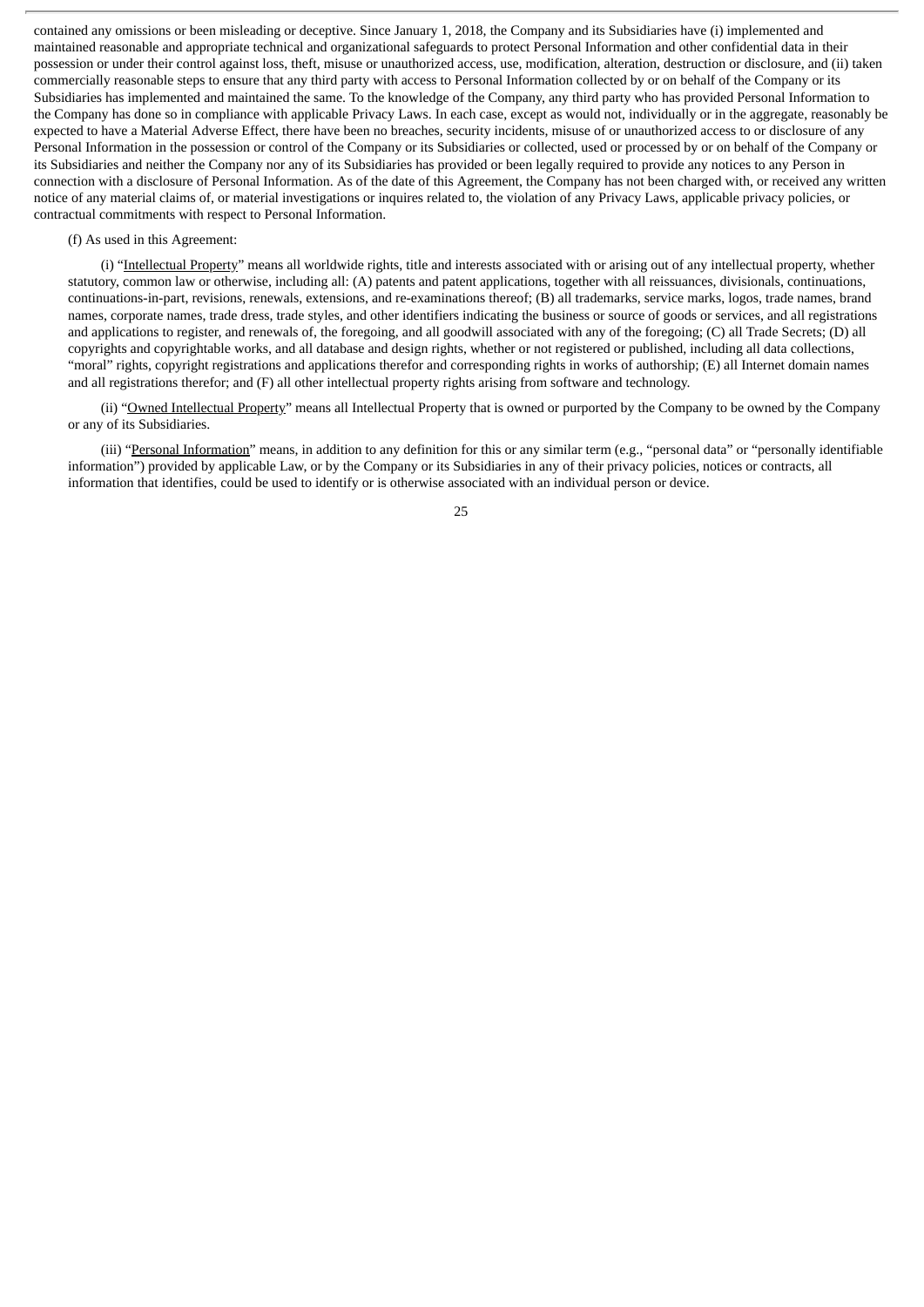contained any omissions or been misleading or deceptive. Since January 1, 2018, the Company and its Subsidiaries have (i) implemented and maintained reasonable and appropriate technical and organizational safeguards to protect Personal Information and other confidential data in their possession or under their control against loss, theft, misuse or unauthorized access, use, modification, alteration, destruction or disclosure, and (ii) taken commercially reasonable steps to ensure that any third party with access to Personal Information collected by or on behalf of the Company or its Subsidiaries has implemented and maintained the same. To the knowledge of the Company, any third party who has provided Personal Information to the Company has done so in compliance with applicable Privacy Laws. In each case, except as would not, individually or in the aggregate, reasonably be expected to have a Material Adverse Effect, there have been no breaches, security incidents, misuse of or unauthorized access to or disclosure of any Personal Information in the possession or control of the Company or its Subsidiaries or collected, used or processed by or on behalf of the Company or its Subsidiaries and neither the Company nor any of its Subsidiaries has provided or been legally required to provide any notices to any Person in connection with a disclosure of Personal Information. As of the date of this Agreement, the Company has not been charged with, or received any written notice of any material claims of, or material investigations or inquires related to, the violation of any Privacy Laws, applicable privacy policies, or contractual commitments with respect to Personal Information.

(f) As used in this Agreement:

(i) "Intellectual Property" means all worldwide rights, title and interests associated with or arising out of any intellectual property, whether statutory, common law or otherwise, including all: (A) patents and patent applications, together with all reissuances, divisionals, continuations, continuations-in-part, revisions, renewals, extensions, and re-examinations thereof; (B) all trademarks, service marks, logos, trade names, brand names, corporate names, trade dress, trade styles, and other identifiers indicating the business or source of goods or services, and all registrations and applications to register, and renewals of, the foregoing, and all goodwill associated with any of the foregoing; (C) all Trade Secrets; (D) all copyrights and copyrightable works, and all database and design rights, whether or not registered or published, including all data collections, "moral" rights, copyright registrations and applications therefor and corresponding rights in works of authorship; (E) all Internet domain names and all registrations therefor; and (F) all other intellectual property rights arising from software and technology.

(ii) "Owned Intellectual Property" means all Intellectual Property that is owned or purported by the Company to be owned by the Company or any of its Subsidiaries.

(iii) "Personal Information" means, in addition to any definition for this or any similar term (e.g., "personal data" or "personally identifiable information") provided by applicable Law, or by the Company or its Subsidiaries in any of their privacy policies, notices or contracts, all information that identifies, could be used to identify or is otherwise associated with an individual person or device.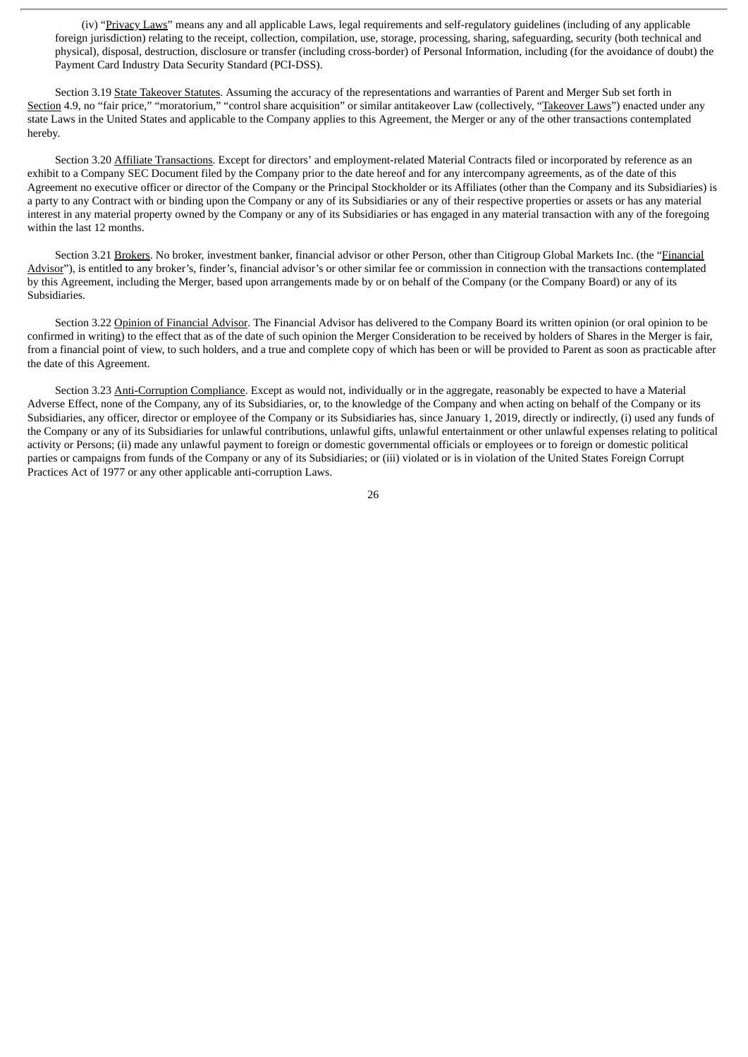(iv) "Privacy Laws" means any and all applicable Laws, legal requirements and self-regulatory guidelines (including of any applicable foreign jurisdiction) relating to the receipt, collection, compilation, use, storage, processing, sharing, safeguarding, security (both technical and physical), disposal, destruction, disclosure or transfer (including cross-border) of Personal Information, including (for the avoidance of doubt) the Payment Card Industry Data Security Standard (PCI-DSS).

Section 3.19 State Takeover Statutes. Assuming the accuracy of the representations and warranties of Parent and Merger Sub set forth in Section 4.9, no "fair price," "moratorium," "control share acquisition" or similar antitakeover Law (collectively, "Takeover Laws") enacted under any state Laws in the United States and applicable to the Company applies to this Agreement, the Merger or any of the other transactions contemplated hereby.

Section 3.20 Affiliate Transactions. Except for directors' and employment-related Material Contracts filed or incorporated by reference as an exhibit to a Company SEC Document filed by the Company prior to the date hereof and for any intercompany agreements, as of the date of this Agreement no executive officer or director of the Company or the Principal Stockholder or its Affiliates (other than the Company and its Subsidiaries) is a party to any Contract with or binding upon the Company or any of its Subsidiaries or any of their respective properties or assets or has any material interest in any material property owned by the Company or any of its Subsidiaries or has engaged in any material transaction with any of the foregoing within the last 12 months.

Section 3.21 Brokers. No broker, investment banker, financial advisor or other Person, other than Citigroup Global Markets Inc. (the "Financial Advisor"), is entitled to any broker's, finder's, financial advisor's or other similar fee or commission in connection with the transactions contemplated by this Agreement, including the Merger, based upon arrangements made by or on behalf of the Company (or the Company Board) or any of its Subsidiaries.

Section 3.22 Opinion of Financial Advisor. The Financial Advisor has delivered to the Company Board its written opinion (or oral opinion to be confirmed in writing) to the effect that as of the date of such opinion the Merger Consideration to be received by holders of Shares in the Merger is fair, from a financial point of view, to such holders, and a true and complete copy of which has been or will be provided to Parent as soon as practicable after the date of this Agreement.

Section 3.23 Anti-Corruption Compliance. Except as would not, individually or in the aggregate, reasonably be expected to have a Material Adverse Effect, none of the Company, any of its Subsidiaries, or, to the knowledge of the Company and when acting on behalf of the Company or its Subsidiaries, any officer, director or employee of the Company or its Subsidiaries has, since January 1, 2019, directly or indirectly, (i) used any funds of the Company or any of its Subsidiaries for unlawful contributions, unlawful gifts, unlawful entertainment or other unlawful expenses relating to political activity or Persons; (ii) made any unlawful payment to foreign or domestic governmental officials or employees or to foreign or domestic political parties or campaigns from funds of the Company or any of its Subsidiaries; or (iii) violated or is in violation of the United States Foreign Corrupt Practices Act of 1977 or any other applicable anti-corruption Laws.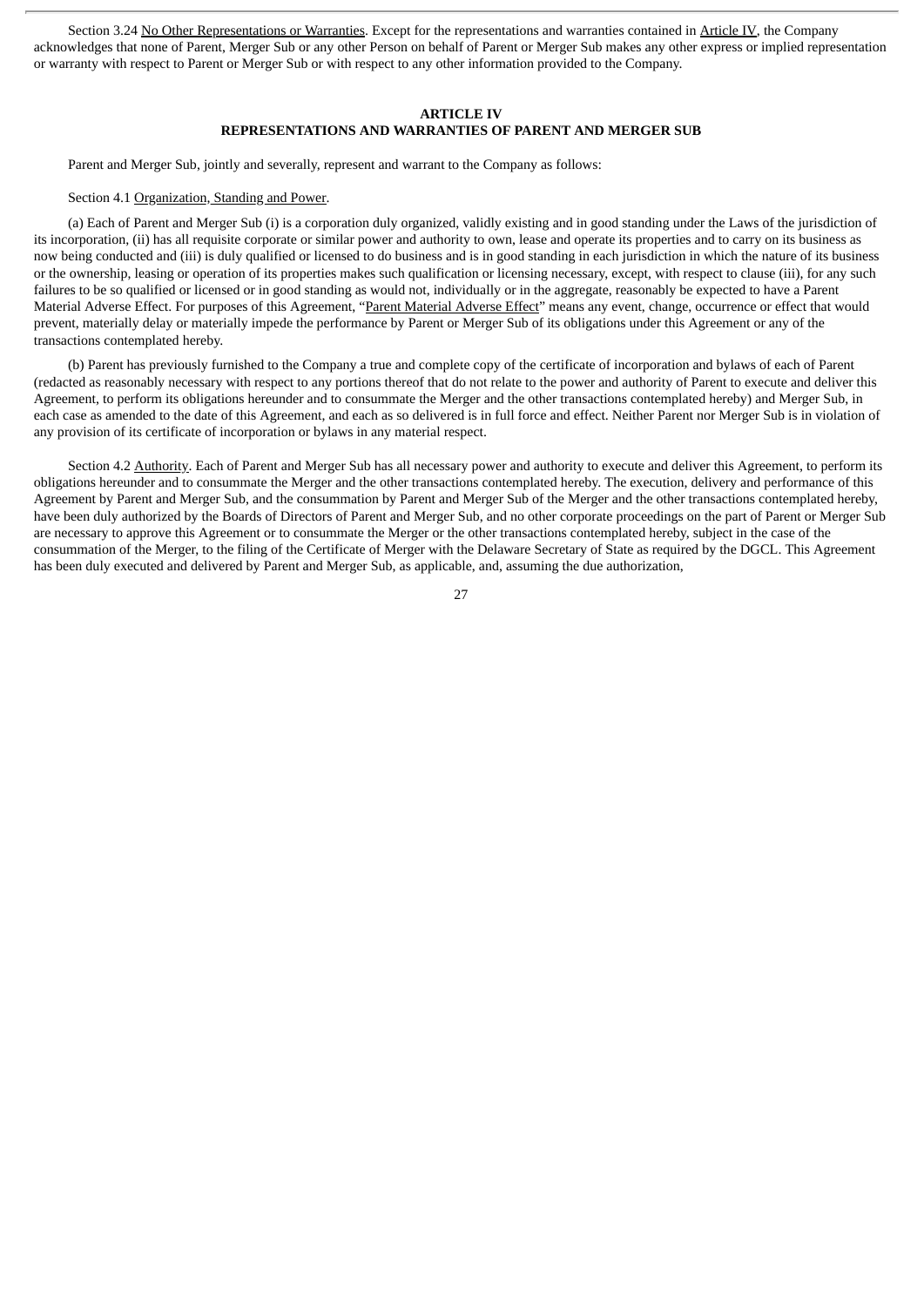Section 3.24 No Other Representations or Warranties. Except for the representations and warranties contained in Article IV, the Company acknowledges that none of Parent, Merger Sub or any other Person on behalf of Parent or Merger Sub makes any other express or implied representation or warranty with respect to Parent or Merger Sub or with respect to any other information provided to the Company.

## ARTICLE IV
## REPRESENTATIONS AND WARRANTIES OF PARENT AND MERGER SUB

Parent and Merger Sub, jointly and severally, represent and warrant to the Company as follows:

Section 4.1 Organization, Standing and Power.

(a) Each of Parent and Merger Sub (i) is a corporation duly organized, validly existing and in good standing under the Laws of the jurisdiction of its incorporation, (ii) has all requisite corporate or similar power and authority to own, lease and operate its properties and to carry on its business as now being conducted and (iii) is duly qualified or licensed to do business and is in good standing in each jurisdiction in which the nature of its business or the ownership, leasing or operation of its properties makes such qualification or licensing necessary, except, with respect to clause (iii), for any such failures to be so qualified or licensed or in good standing as would not, individually or in the aggregate, reasonably be expected to have a Parent Material Adverse Effect. For purposes of this Agreement, "Parent Material Adverse Effect" means any event, change, occurrence or effect that would prevent, materially delay or materially impede the performance by Parent or Merger Sub of its obligations under this Agreement or any of the transactions contemplated hereby.

(b) Parent has previously furnished to the Company a true and complete copy of the certificate of incorporation and bylaws of each of Parent (redacted as reasonably necessary with respect to any portions thereof that do not relate to the power and authority of Parent to execute and deliver this Agreement, to perform its obligations hereunder and to consummate the Merger and the other transactions contemplated hereby) and Merger Sub, in each case as amended to the date of this Agreement, and each as so delivered is in full force and effect. Neither Parent nor Merger Sub is in violation of any provision of its certificate of incorporation or bylaws in any material respect.

Section 4.2 Authority. Each of Parent and Merger Sub has all necessary power and authority to execute and deliver this Agreement, to perform its obligations hereunder and to consummate the Merger and the other transactions contemplated hereby. The execution, delivery and performance of this Agreement by Parent and Merger Sub, and the consummation by Parent and Merger Sub of the Merger and the other transactions contemplated hereby, have been duly authorized by the Boards of Directors of Parent and Merger Sub, and no other corporate proceedings on the part of Parent or Merger Sub are necessary to approve this Agreement or to consummate the Merger or the other transactions contemplated hereby, subject in the case of the consummation of the Merger, to the filing of the Certificate of Merger with the Delaware Secretary of State as required by the DGCL. This Agreement has been duly executed and delivered by Parent and Merger Sub, as applicable, and, assuming the due authorization,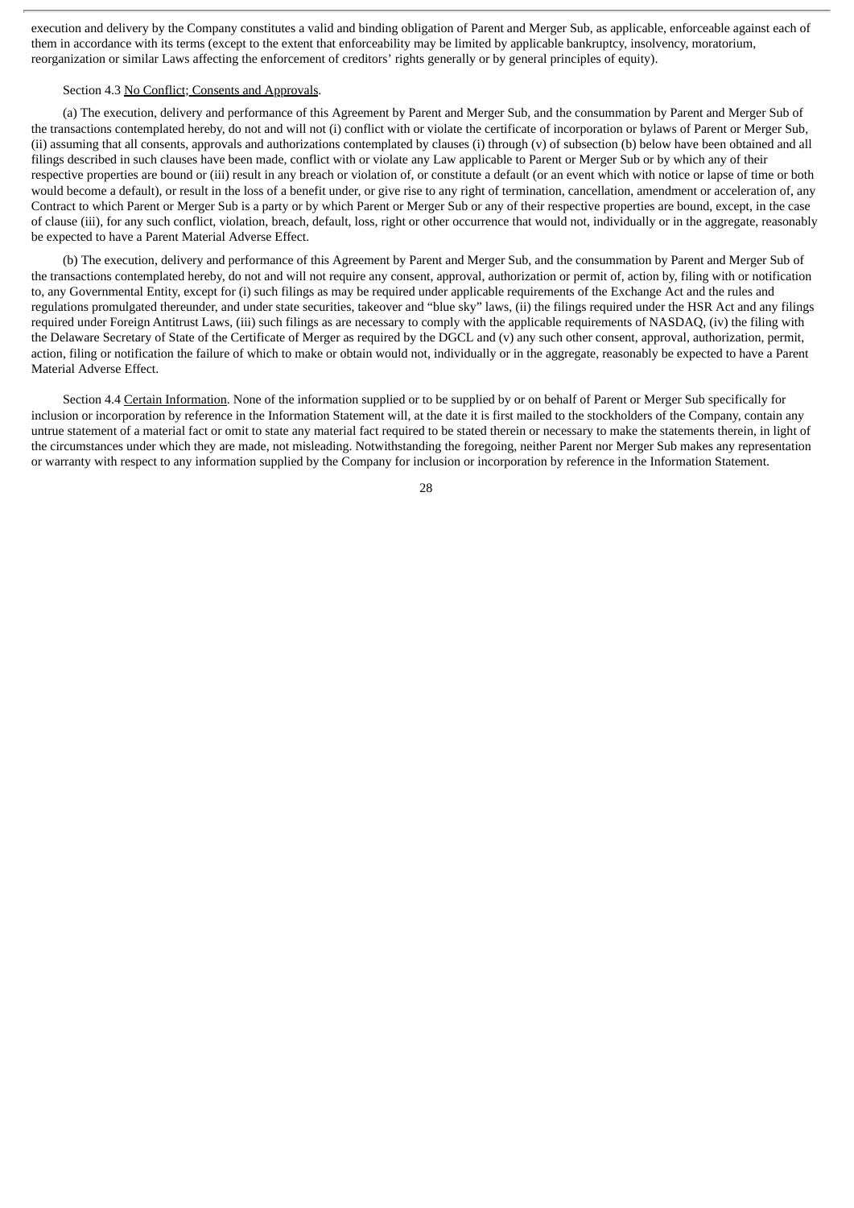execution and delivery by the Company constitutes a valid and binding obligation of Parent and Merger Sub, as applicable, enforceable against each of them in accordance with its terms (except to the extent that enforceability may be limited by applicable bankruptcy, insolvency, moratorium, reorganization or similar Laws affecting the enforcement of creditors' rights generally or by general principles of equity).

Section 4.3 No Conflict; Consents and Approvals.

(a) The execution, delivery and performance of this Agreement by Parent and Merger Sub, and the consummation by Parent and Merger Sub of the transactions contemplated hereby, do not and will not (i) conflict with or violate the certificate of incorporation or bylaws of Parent or Merger Sub, (ii) assuming that all consents, approvals and authorizations contemplated by clauses (i) through (v) of subsection (b) below have been obtained and all filings described in such clauses have been made, conflict with or violate any Law applicable to Parent or Merger Sub or by which any of their respective properties are bound or (iii) result in any breach or violation of, or constitute a default (or an event which with notice or lapse of time or both would become a default), or result in the loss of a benefit under, or give rise to any right of termination, cancellation, amendment or acceleration of, any Contract to which Parent or Merger Sub is a party or by which Parent or Merger Sub or any of their respective properties are bound, except, in the case of clause (iii), for any such conflict, violation, breach, default, loss, right or other occurrence that would not, individually or in the aggregate, reasonably be expected to have a Parent Material Adverse Effect.

(b) The execution, delivery and performance of this Agreement by Parent and Merger Sub, and the consummation by Parent and Merger Sub of the transactions contemplated hereby, do not and will not require any consent, approval, authorization or permit of, action by, filing with or notification to, any Governmental Entity, except for (i) such filings as may be required under applicable requirements of the Exchange Act and the rules and regulations promulgated thereunder, and under state securities, takeover and "blue sky" laws, (ii) the filings required under the HSR Act and any filings required under Foreign Antitrust Laws, (iii) such filings as are necessary to comply with the applicable requirements of NASDAQ, (iv) the filing with the Delaware Secretary of State of the Certificate of Merger as required by the DGCL and (v) any such other consent, approval, authorization, permit, action, filing or notification the failure of which to make or obtain would not, individually or in the aggregate, reasonably be expected to have a Parent Material Adverse Effect.

Section 4.4 Certain Information. None of the information supplied or to be supplied by or on behalf of Parent or Merger Sub specifically for inclusion or incorporation by reference in the Information Statement will, at the date it is first mailed to the stockholders of the Company, contain any untrue statement of a material fact or omit to state any material fact required to be stated therein or necessary to make the statements therein, in light of the circumstances under which they are made, not misleading. Notwithstanding the foregoing, neither Parent nor Merger Sub makes any representation or warranty with respect to any information supplied by the Company for inclusion or incorporation by reference in the Information Statement.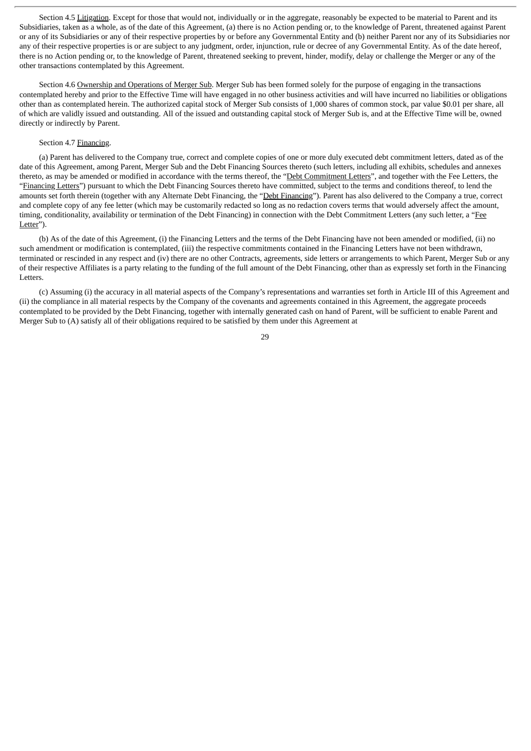Section 4.5 Litigation. Except for those that would not, individually or in the aggregate, reasonably be expected to be material to Parent and its Subsidiaries, taken as a whole, as of the date of this Agreement, (a) there is no Action pending or, to the knowledge of Parent, threatened against Parent or any of its Subsidiaries or any of their respective properties by or before any Governmental Entity and (b) neither Parent nor any of its Subsidiaries nor any of their respective properties is or are subject to any judgment, order, injunction, rule or decree of any Governmental Entity. As of the date hereof, there is no Action pending or, to the knowledge of Parent, threatened seeking to prevent, hinder, modify, delay or challenge the Merger or any of the other transactions contemplated by this Agreement.

Section 4.6 Ownership and Operations of Merger Sub. Merger Sub has been formed solely for the purpose of engaging in the transactions contemplated hereby and prior to the Effective Time will have engaged in no other business activities and will have incurred no liabilities or obligations other than as contemplated herein. The authorized capital stock of Merger Sub consists of 1,000 shares of common stock, par value $0.01 per share, all of which are validly issued and outstanding. All of the issued and outstanding capital stock of Merger Sub is, and at the Effective Time will be, owned directly or indirectly by Parent.

Section 4.7 Financing.

(a) Parent has delivered to the Company true, correct and complete copies of one or more duly executed debt commitment letters, dated as of the date of this Agreement, among Parent, Merger Sub and the Debt Financing Sources thereto (such letters, including all exhibits, schedules and annexes thereto, as may be amended or modified in accordance with the terms thereof, the "Debt Commitment Letters", and together with the Fee Letters, the "Financing Letters") pursuant to which the Debt Financing Sources thereto have committed, subject to the terms and conditions thereof, to lend the amounts set forth therein (together with any Alternate Debt Financing, the "Debt Financing"). Parent has also delivered to the Company a true, correct and complete copy of any fee letter (which may be customarily redacted so long as no redaction covers terms that would adversely affect the amount, timing, conditionality, availability or termination of the Debt Financing) in connection with the Debt Commitment Letters (any such letter, a "Fee Letter").

(b) As of the date of this Agreement, (i) the Financing Letters and the terms of the Debt Financing have not been amended or modified, (ii) no such amendment or modification is contemplated, (iii) the respective commitments contained in the Financing Letters have not been withdrawn, terminated or rescinded in any respect and (iv) there are no other Contracts, agreements, side letters or arrangements to which Parent, Merger Sub or any of their respective Affiliates is a party relating to the funding of the full amount of the Debt Financing, other than as expressly set forth in the Financing Letters.

(c) Assuming (i) the accuracy in all material aspects of the Company's representations and warranties set forth in Article III of this Agreement and (ii) the compliance in all material respects by the Company of the covenants and agreements contained in this Agreement, the aggregate proceeds contemplated to be provided by the Debt Financing, together with internally generated cash on hand of Parent, will be sufficient to enable Parent and Merger Sub to (A) satisfy all of their obligations required to be satisfied by them under this Agreement at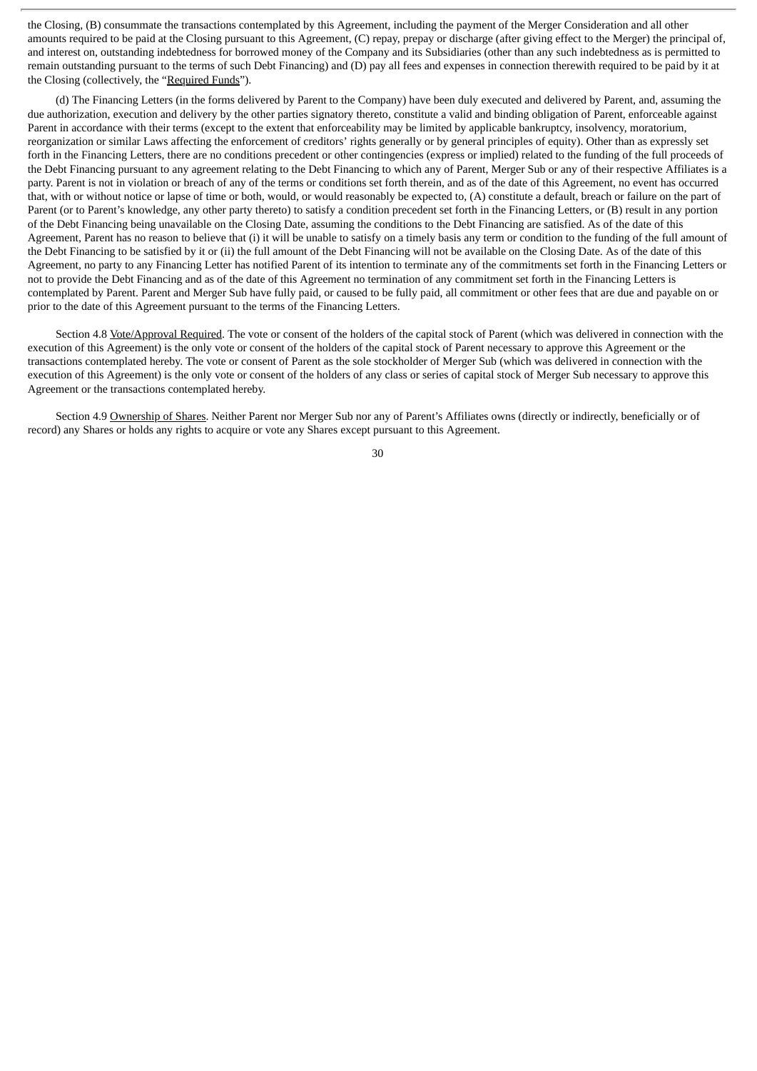the Closing, (B) consummate the transactions contemplated by this Agreement, including the payment of the Merger Consideration and all other amounts required to be paid at the Closing pursuant to this Agreement, (C) repay, prepay or discharge (after giving effect to the Merger) the principal of, and interest on, outstanding indebtedness for borrowed money of the Company and its Subsidiaries (other than any such indebtedness as is permitted to remain outstanding pursuant to the terms of such Debt Financing) and (D) pay all fees and expenses in connection therewith required to be paid by it at the Closing (collectively, the "Required Funds").

(d) The Financing Letters (in the forms delivered by Parent to the Company) have been duly executed and delivered by Parent, and, assuming the due authorization, execution and delivery by the other parties signatory thereto, constitute a valid and binding obligation of Parent, enforceable against Parent in accordance with their terms (except to the extent that enforceability may be limited by applicable bankruptcy, insolvency, moratorium, reorganization or similar Laws affecting the enforcement of creditors' rights generally or by general principles of equity). Other than as expressly set forth in the Financing Letters, there are no conditions precedent or other contingencies (express or implied) related to the funding of the full proceeds of the Debt Financing pursuant to any agreement relating to the Debt Financing to which any of Parent, Merger Sub or any of their respective Affiliates is a party. Parent is not in violation or breach of any of the terms or conditions set forth therein, and as of the date of this Agreement, no event has occurred that, with or without notice or lapse of time or both, would, or would reasonably be expected to, (A) constitute a default, breach or failure on the part of Parent (or to Parent's knowledge, any other party thereto) to satisfy a condition precedent set forth in the Financing Letters, or (B) result in any portion of the Debt Financing being unavailable on the Closing Date, assuming the conditions to the Debt Financing are satisfied. As of the date of this Agreement, Parent has no reason to believe that (i) it will be unable to satisfy on a timely basis any term or condition to the funding of the full amount of the Debt Financing to be satisfied by it or (ii) the full amount of the Debt Financing will not be available on the Closing Date. As of the date of this Agreement, no party to any Financing Letter has notified Parent of its intention to terminate any of the commitments set forth in the Financing Letters or not to provide the Debt Financing and as of the date of this Agreement no termination of any commitment set forth in the Financing Letters is contemplated by Parent. Parent and Merger Sub have fully paid, or caused to be fully paid, all commitment or other fees that are due and payable on or prior to the date of this Agreement pursuant to the terms of the Financing Letters.

Section 4.8 Vote/Approval Required. The vote or consent of the holders of the capital stock of Parent (which was delivered in connection with the execution of this Agreement) is the only vote or consent of the holders of the capital stock of Parent necessary to approve this Agreement or the transactions contemplated hereby. The vote or consent of Parent as the sole stockholder of Merger Sub (which was delivered in connection with the execution of this Agreement) is the only vote or consent of the holders of any class or series of capital stock of Merger Sub necessary to approve this Agreement or the transactions contemplated hereby.

Section 4.9 Ownership of Shares. Neither Parent nor Merger Sub nor any of Parent's Affiliates owns (directly or indirectly, beneficially or of record) any Shares or holds any rights to acquire or vote any Shares except pursuant to this Agreement.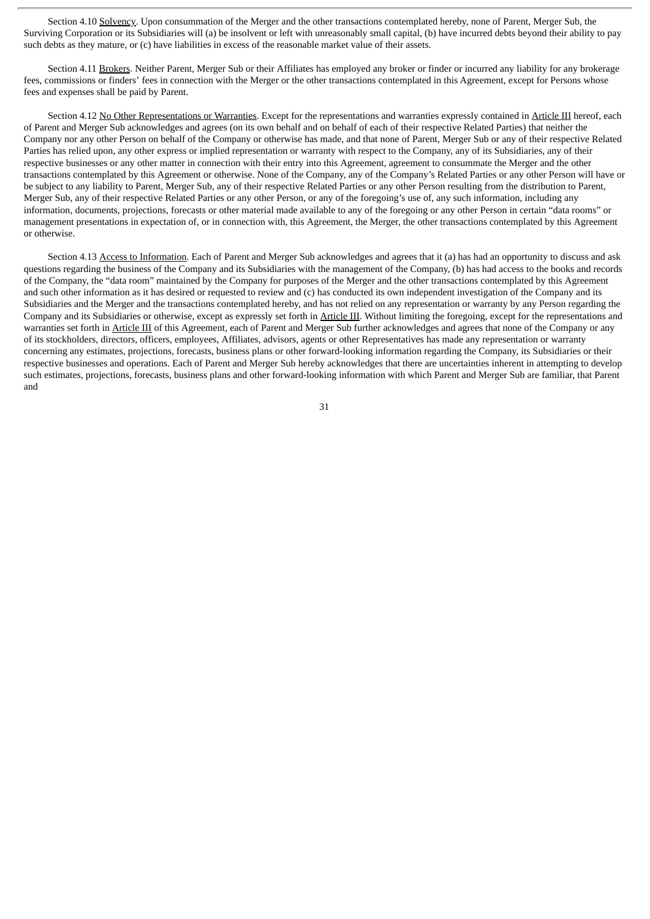Section 4.10 Solvency. Upon consummation of the Merger and the other transactions contemplated hereby, none of Parent, Merger Sub, the Surviving Corporation or its Subsidiaries will (a) be insolvent or left with unreasonably small capital, (b) have incurred debts beyond their ability to pay such debts as they mature, or (c) have liabilities in excess of the reasonable market value of their assets.

Section 4.11 Brokers. Neither Parent, Merger Sub or their Affiliates has employed any broker or finder or incurred any liability for any brokerage fees, commissions or finders' fees in connection with the Merger or the other transactions contemplated in this Agreement, except for Persons whose fees and expenses shall be paid by Parent.

Section 4.12 No Other Representations or Warranties. Except for the representations and warranties expressly contained in Article III hereof, each of Parent and Merger Sub acknowledges and agrees (on its own behalf and on behalf of each of their respective Related Parties) that neither the Company nor any other Person on behalf of the Company or otherwise has made, and that none of Parent, Merger Sub or any of their respective Related Parties has relied upon, any other express or implied representation or warranty with respect to the Company, any of its Subsidiaries, any of their respective businesses or any other matter in connection with their entry into this Agreement, agreement to consummate the Merger and the other transactions contemplated by this Agreement or otherwise. None of the Company, any of the Company's Related Parties or any other Person will have or be subject to any liability to Parent, Merger Sub, any of their respective Related Parties or any other Person resulting from the distribution to Parent, Merger Sub, any of their respective Related Parties or any other Person, or any of the foregoing's use of, any such information, including any information, documents, projections, forecasts or other material made available to any of the foregoing or any other Person in certain "data rooms" or management presentations in expectation of, or in connection with, this Agreement, the Merger, the other transactions contemplated by this Agreement or otherwise.

Section 4.13 Access to Information. Each of Parent and Merger Sub acknowledges and agrees that it (a) has had an opportunity to discuss and ask questions regarding the business of the Company and its Subsidiaries with the management of the Company, (b) has had access to the books and records of the Company, the "data room" maintained by the Company for purposes of the Merger and the other transactions contemplated by this Agreement and such other information as it has desired or requested to review and (c) has conducted its own independent investigation of the Company and its Subsidiaries and the Merger and the transactions contemplated hereby, and has not relied on any representation or warranty by any Person regarding the Company and its Subsidiaries or otherwise, except as expressly set forth in Article III. Without limiting the foregoing, except for the representations and warranties set forth in Article III of this Agreement, each of Parent and Merger Sub further acknowledges and agrees that none of the Company or any of its stockholders, directors, officers, employees, Affiliates, advisors, agents or other Representatives has made any representation or warranty concerning any estimates, projections, forecasts, business plans or other forward-looking information regarding the Company, its Subsidiaries or their respective businesses and operations. Each of Parent and Merger Sub hereby acknowledges that there are uncertainties inherent in attempting to develop such estimates, projections, forecasts, business plans and other forward-looking information with which Parent and Merger Sub are familiar, that Parent and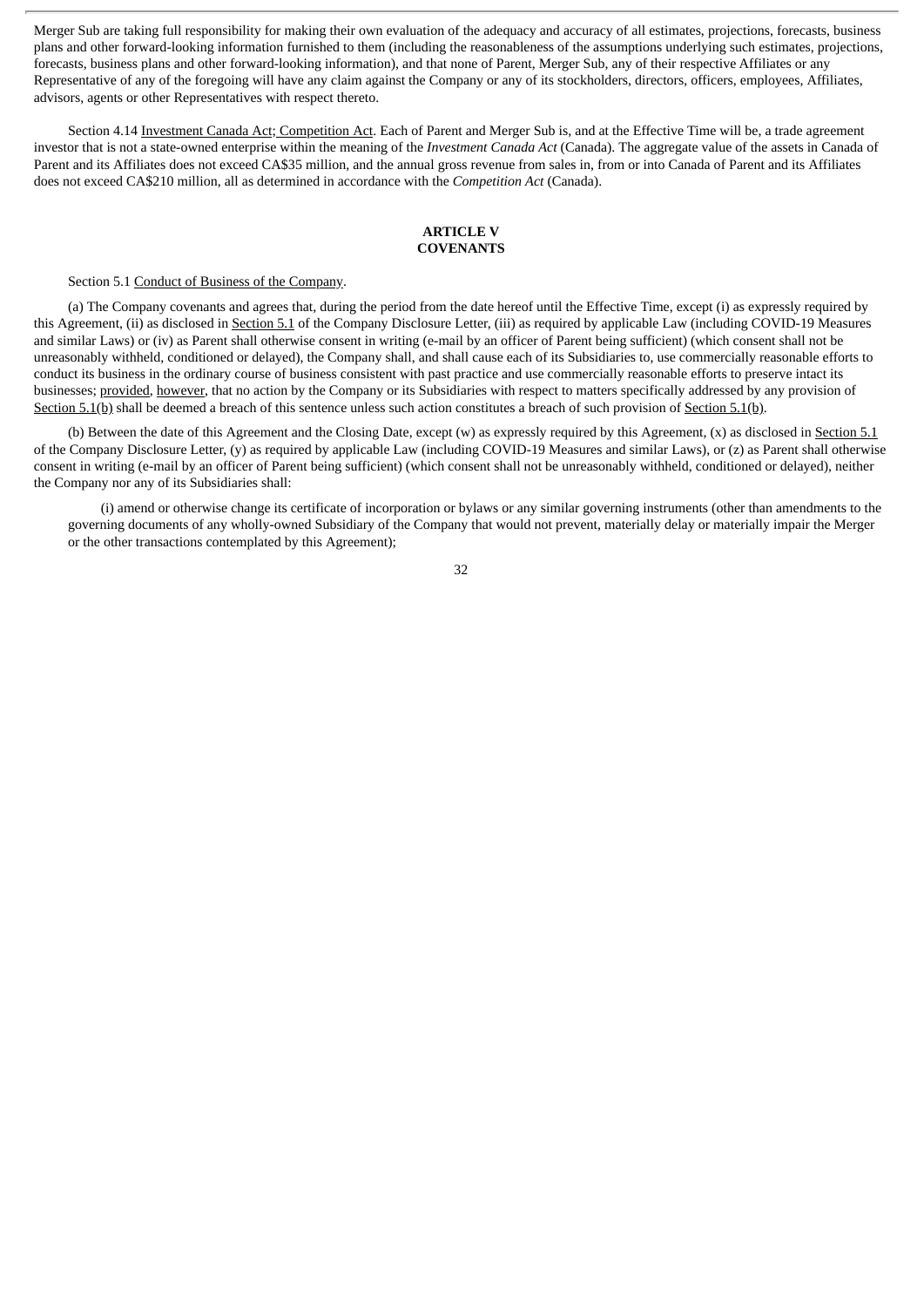Merger Sub are taking full responsibility for making their own evaluation of the adequacy and accuracy of all estimates, projections, forecasts, business plans and other forward-looking information furnished to them (including the reasonableness of the assumptions underlying such estimates, projections, forecasts, business plans and other forward-looking information), and that none of Parent, Merger Sub, any of their respective Affiliates or any Representative of any of the foregoing will have any claim against the Company or any of its stockholders, directors, officers, employees, Affiliates, advisors, agents or other Representatives with respect thereto.

Section 4.14 Investment Canada Act; Competition Act. Each of Parent and Merger Sub is, and at the Effective Time will be, a trade agreement investor that is not a state-owned enterprise within the meaning of the *Investment Canada Act* (Canada). The aggregate value of the assets in Canada of Parent and its Affiliates does not exceed CA$35 million, and the annual gross revenue from sales in, from or into Canada of Parent and its Affiliates does not exceed CA$210 million, all as determined in accordance with the *Competition Act* (Canada).

## ARTICLE V
## COVENANTS

Section 5.1 Conduct of Business of the Company.

(a) The Company covenants and agrees that, during the period from the date hereof until the Effective Time, except (i) as expressly required by this Agreement, (ii) as disclosed in Section 5.1 of the Company Disclosure Letter, (iii) as required by applicable Law (including COVID-19 Measures and similar Laws) or (iv) as Parent shall otherwise consent in writing (e-mail by an officer of Parent being sufficient) (which consent shall not be unreasonably withheld, conditioned or delayed), the Company shall, and shall cause each of its Subsidiaries to, use commercially reasonable efforts to conduct its business in the ordinary course of business consistent with past practice and use commercially reasonable efforts to preserve intact its businesses; provided, however, that no action by the Company or its Subsidiaries with respect to matters specifically addressed by any provision of Section 5.1(b) shall be deemed a breach of this sentence unless such action constitutes a breach of such provision of Section 5.1(b).

(b) Between the date of this Agreement and the Closing Date, except (w) as expressly required by this Agreement, (x) as disclosed in Section 5.1 of the Company Disclosure Letter, (y) as required by applicable Law (including COVID-19 Measures and similar Laws), or (z) as Parent shall otherwise consent in writing (e-mail by an officer of Parent being sufficient) (which consent shall not be unreasonably withheld, conditioned or delayed), neither the Company nor any of its Subsidiaries shall:

(i) amend or otherwise change its certificate of incorporation or bylaws or any similar governing instruments (other than amendments to the governing documents of any wholly-owned Subsidiary of the Company that would not prevent, materially delay or materially impair the Merger or the other transactions contemplated by this Agreement);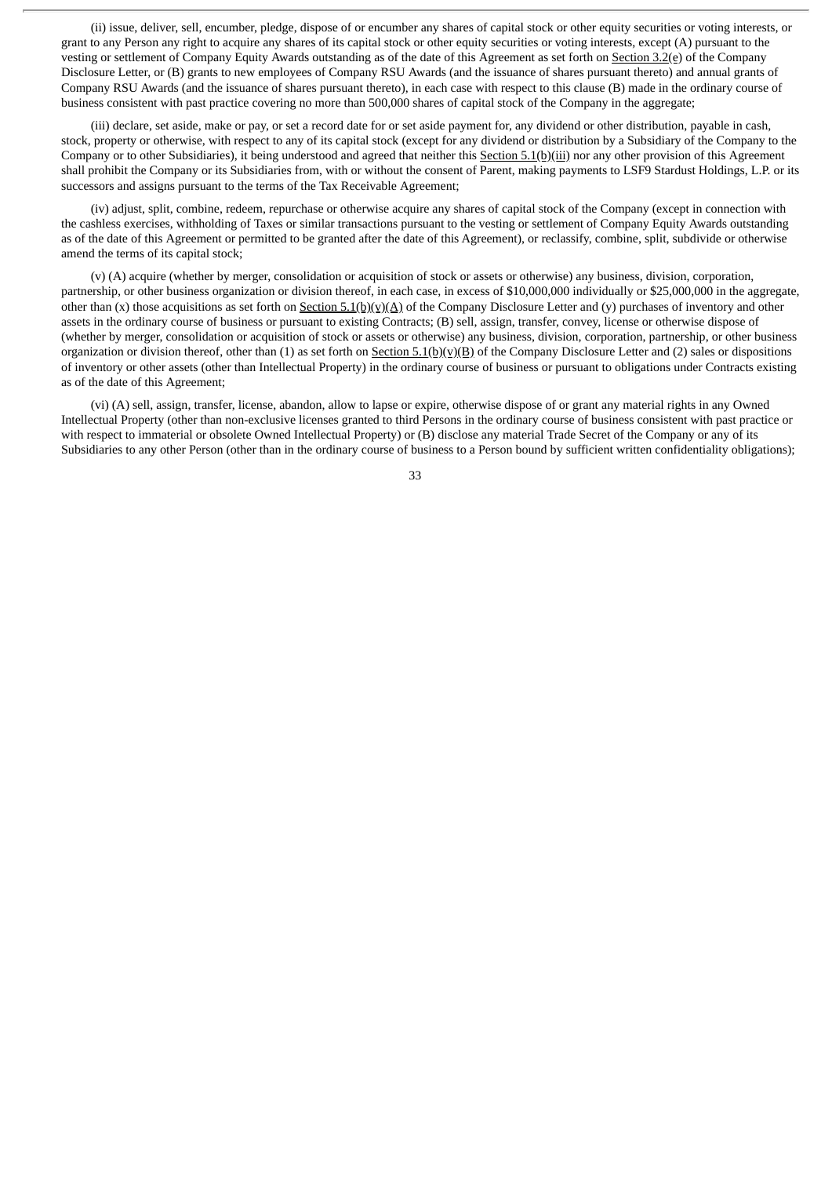(ii) issue, deliver, sell, encumber, pledge, dispose of or encumber any shares of capital stock or other equity securities or voting interests, or grant to any Person any right to acquire any shares of its capital stock or other equity securities or voting interests, except (A) pursuant to the vesting or settlement of Company Equity Awards outstanding as of the date of this Agreement as set forth on Section 3.2(e) of the Company Disclosure Letter, or (B) grants to new employees of Company RSU Awards (and the issuance of shares pursuant thereto) and annual grants of Company RSU Awards (and the issuance of shares pursuant thereto), in each case with respect to this clause (B) made in the ordinary course of business consistent with past practice covering no more than 500,000 shares of capital stock of the Company in the aggregate;

(iii) declare, set aside, make or pay, or set a record date for or set aside payment for, any dividend or other distribution, payable in cash, stock, property or otherwise, with respect to any of its capital stock (except for any dividend or distribution by a Subsidiary of the Company to the Company or to other Subsidiaries), it being understood and agreed that neither this Section 5.1(b)(iii) nor any other provision of this Agreement shall prohibit the Company or its Subsidiaries from, with or without the consent of Parent, making payments to LSF9 Stardust Holdings, L.P. or its successors and assigns pursuant to the terms of the Tax Receivable Agreement;

(iv) adjust, split, combine, redeem, repurchase or otherwise acquire any shares of capital stock of the Company (except in connection with the cashless exercises, withholding of Taxes or similar transactions pursuant to the vesting or settlement of Company Equity Awards outstanding as of the date of this Agreement or permitted to be granted after the date of this Agreement), or reclassify, combine, split, subdivide or otherwise amend the terms of its capital stock;

(v) (A) acquire (whether by merger, consolidation or acquisition of stock or assets or otherwise) any business, division, corporation, partnership, or other business organization or division thereof, in each case, in excess of $10,000,000 individually or $25,000,000 in the aggregate, other than (x) those acquisitions as set forth on Section 5.1(b)(v)(A) of the Company Disclosure Letter and (y) purchases of inventory and other assets in the ordinary course of business or pursuant to existing Contracts; (B) sell, assign, transfer, convey, license or otherwise dispose of (whether by merger, consolidation or acquisition of stock or assets or otherwise) any business, division, corporation, partnership, or other business organization or division thereof, other than (1) as set forth on Section 5.1(b)(v)(B) of the Company Disclosure Letter and (2) sales or dispositions of inventory or other assets (other than Intellectual Property) in the ordinary course of business or pursuant to obligations under Contracts existing as of the date of this Agreement;

(vi) (A) sell, assign, transfer, license, abandon, allow to lapse or expire, otherwise dispose of or grant any material rights in any Owned Intellectual Property (other than non-exclusive licenses granted to third Persons in the ordinary course of business consistent with past practice or with respect to immaterial or obsolete Owned Intellectual Property) or (B) disclose any material Trade Secret of the Company or any of its Subsidiaries to any other Person (other than in the ordinary course of business to a Person bound by sufficient written confidentiality obligations);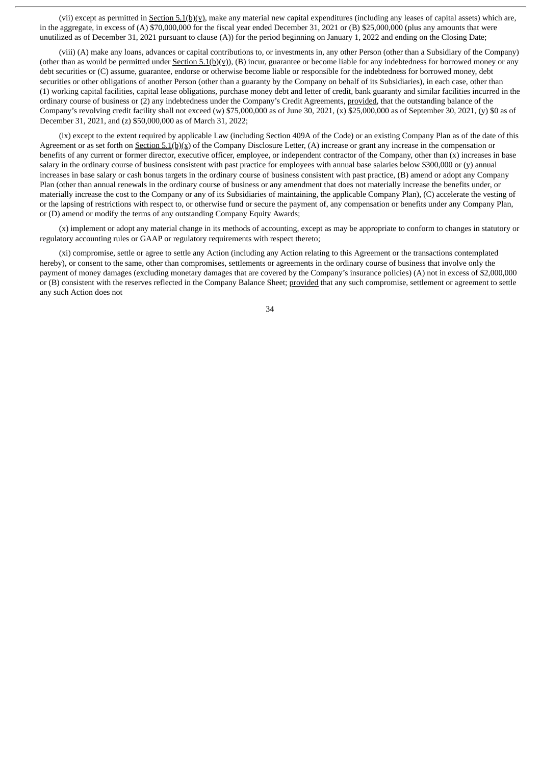(vii) except as permitted in Section 5.1(b)(v), make any material new capital expenditures (including any leases of capital assets) which are, in the aggregate, in excess of (A) $70,000,000 for the fiscal year ended December 31, 2021 or (B) $25,000,000 (plus any amounts that were unutilized as of December 31, 2021 pursuant to clause (A)) for the period beginning on January 1, 2022 and ending on the Closing Date;

(viii) (A) make any loans, advances or capital contributions to, or investments in, any other Person (other than a Subsidiary of the Company) (other than as would be permitted under Section 5.1(b)(v)), (B) incur, guarantee or become liable for any indebtedness for borrowed money or any debt securities or (C) assume, guarantee, endorse or otherwise become liable or responsible for the indebtedness for borrowed money, debt securities or other obligations of another Person (other than a guaranty by the Company on behalf of its Subsidiaries), in each case, other than (1) working capital facilities, capital lease obligations, purchase money debt and letter of credit, bank guaranty and similar facilities incurred in the ordinary course of business or (2) any indebtedness under the Company's Credit Agreements, provided, that the outstanding balance of the Company's revolving credit facility shall not exceed (w) $75,000,000 as of June 30, 2021, (x) $25,000,000 as of September 30, 2021, (y) $0 as of December 31, 2021, and (z) $50,000,000 as of March 31, 2022;

(ix) except to the extent required by applicable Law (including Section 409A of the Code) or an existing Company Plan as of the date of this Agreement or as set forth on Section 5.1(b)(x) of the Company Disclosure Letter, (A) increase or grant any increase in the compensation or benefits of any current or former director, executive officer, employee, or independent contractor of the Company, other than (x) increases in base salary in the ordinary course of business consistent with past practice for employees with annual base salaries below $300,000 or (y) annual increases in base salary or cash bonus targets in the ordinary course of business consistent with past practice, (B) amend or adopt any Company Plan (other than annual renewals in the ordinary course of business or any amendment that does not materially increase the benefits under, or materially increase the cost to the Company or any of its Subsidiaries of maintaining, the applicable Company Plan), (C) accelerate the vesting of or the lapsing of restrictions with respect to, or otherwise fund or secure the payment of, any compensation or benefits under any Company Plan, or (D) amend or modify the terms of any outstanding Company Equity Awards;

(x) implement or adopt any material change in its methods of accounting, except as may be appropriate to conform to changes in statutory or regulatory accounting rules or GAAP or regulatory requirements with respect thereto;

(xi) compromise, settle or agree to settle any Action (including any Action relating to this Agreement or the transactions contemplated hereby), or consent to the same, other than compromises, settlements or agreements in the ordinary course of business that involve only the payment of money damages (excluding monetary damages that are covered by the Company's insurance policies) (A) not in excess of $2,000,000 or (B) consistent with the reserves reflected in the Company Balance Sheet; provided that any such compromise, settlement or agreement to settle any such Action does not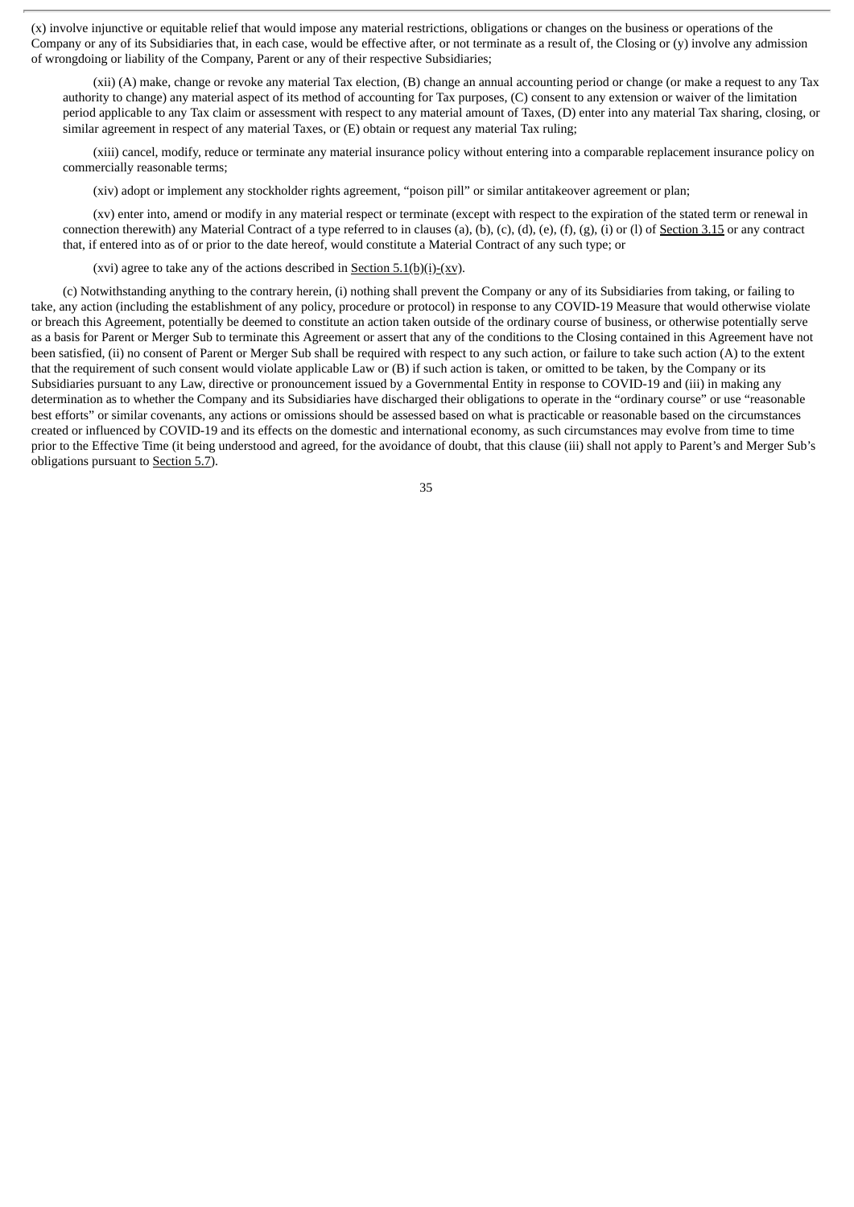(x) involve injunctive or equitable relief that would impose any material restrictions, obligations or changes on the business or operations of the Company or any of its Subsidiaries that, in each case, would be effective after, or not terminate as a result of, the Closing or (y) involve any admission of wrongdoing or liability of the Company, Parent or any of their respective Subsidiaries;

(xii) (A) make, change or revoke any material Tax election, (B) change an annual accounting period or change (or make a request to any Tax authority to change) any material aspect of its method of accounting for Tax purposes, (C) consent to any extension or waiver of the limitation period applicable to any Tax claim or assessment with respect to any material amount of Taxes, (D) enter into any material Tax sharing, closing, or similar agreement in respect of any material Taxes, or (E) obtain or request any material Tax ruling;

(xiii) cancel, modify, reduce or terminate any material insurance policy without entering into a comparable replacement insurance policy on commercially reasonable terms;

(xiv) adopt or implement any stockholder rights agreement, "poison pill" or similar antitakeover agreement or plan;

(xv) enter into, amend or modify in any material respect or terminate (except with respect to the expiration of the stated term or renewal in connection therewith) any Material Contract of a type referred to in clauses (a), (b), (c), (d), (e), (f), (g), (i) or (l) of Section 3.15 or any contract that, if entered into as of or prior to the date hereof, would constitute a Material Contract of any such type; or

(xvi) agree to take any of the actions described in Section 5.1(b)(i)-(xv).

(c) Notwithstanding anything to the contrary herein, (i) nothing shall prevent the Company or any of its Subsidiaries from taking, or failing to take, any action (including the establishment of any policy, procedure or protocol) in response to any COVID-19 Measure that would otherwise violate or breach this Agreement, potentially be deemed to constitute an action taken outside of the ordinary course of business, or otherwise potentially serve as a basis for Parent or Merger Sub to terminate this Agreement or assert that any of the conditions to the Closing contained in this Agreement have not been satisfied, (ii) no consent of Parent or Merger Sub shall be required with respect to any such action, or failure to take such action (A) to the extent that the requirement of such consent would violate applicable Law or (B) if such action is taken, or omitted to be taken, by the Company or its Subsidiaries pursuant to any Law, directive or pronouncement issued by a Governmental Entity in response to COVID-19 and (iii) in making any determination as to whether the Company and its Subsidiaries have discharged their obligations to operate in the "ordinary course" or use "reasonable best efforts" or similar covenants, any actions or omissions should be assessed based on what is practicable or reasonable based on the circumstances created or influenced by COVID-19 and its effects on the domestic and international economy, as such circumstances may evolve from time to time prior to the Effective Time (it being understood and agreed, for the avoidance of doubt, that this clause (iii) shall not apply to Parent's and Merger Sub's obligations pursuant to Section 5.7).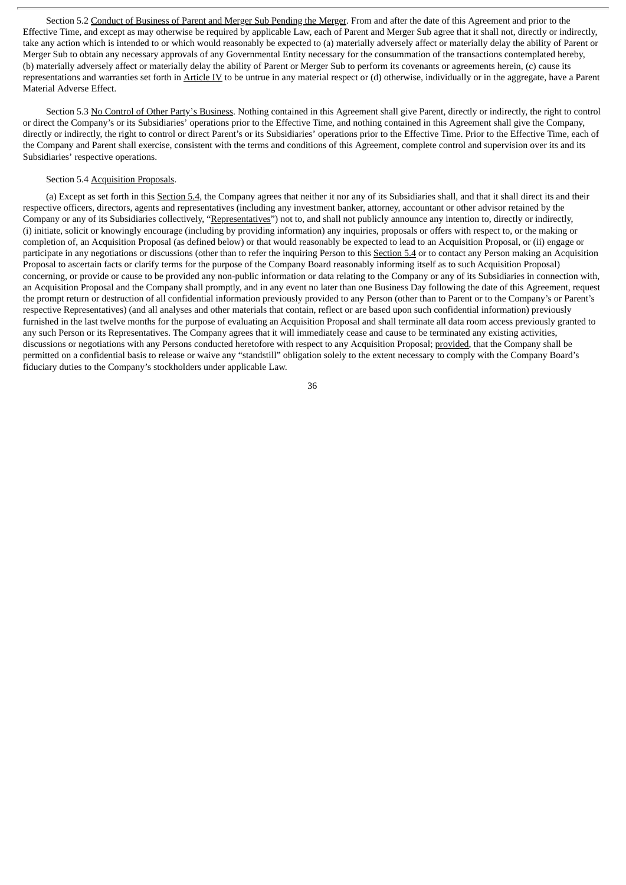Section 5.2 Conduct of Business of Parent and Merger Sub Pending the Merger. From and after the date of this Agreement and prior to the Effective Time, and except as may otherwise be required by applicable Law, each of Parent and Merger Sub agree that it shall not, directly or indirectly, take any action which is intended to or which would reasonably be expected to (a) materially adversely affect or materially delay the ability of Parent or Merger Sub to obtain any necessary approvals of any Governmental Entity necessary for the consummation of the transactions contemplated hereby, (b) materially adversely affect or materially delay the ability of Parent or Merger Sub to perform its covenants or agreements herein, (c) cause its representations and warranties set forth in Article IV to be untrue in any material respect or (d) otherwise, individually or in the aggregate, have a Parent Material Adverse Effect.

Section 5.3 No Control of Other Party's Business. Nothing contained in this Agreement shall give Parent, directly or indirectly, the right to control or direct the Company's or its Subsidiaries' operations prior to the Effective Time, and nothing contained in this Agreement shall give the Company, directly or indirectly, the right to control or direct Parent's or its Subsidiaries' operations prior to the Effective Time. Prior to the Effective Time, each of the Company and Parent shall exercise, consistent with the terms and conditions of this Agreement, complete control and supervision over its and its Subsidiaries' respective operations.

Section 5.4 Acquisition Proposals.

(a) Except as set forth in this Section 5.4, the Company agrees that neither it nor any of its Subsidiaries shall, and that it shall direct its and their respective officers, directors, agents and representatives (including any investment banker, attorney, accountant or other advisor retained by the Company or any of its Subsidiaries collectively, "Representatives") not to, and shall not publicly announce any intention to, directly or indirectly, (i) initiate, solicit or knowingly encourage (including by providing information) any inquiries, proposals or offers with respect to, or the making or completion of, an Acquisition Proposal (as defined below) or that would reasonably be expected to lead to an Acquisition Proposal, or (ii) engage or participate in any negotiations or discussions (other than to refer the inquiring Person to this Section 5.4 or to contact any Person making an Acquisition Proposal to ascertain facts or clarify terms for the purpose of the Company Board reasonably informing itself as to such Acquisition Proposal) concerning, or provide or cause to be provided any non-public information or data relating to the Company or any of its Subsidiaries in connection with, an Acquisition Proposal and the Company shall promptly, and in any event no later than one Business Day following the date of this Agreement, request the prompt return or destruction of all confidential information previously provided to any Person (other than to Parent or to the Company's or Parent's respective Representatives) (and all analyses and other materials that contain, reflect or are based upon such confidential information) previously furnished in the last twelve months for the purpose of evaluating an Acquisition Proposal and shall terminate all data room access previously granted to any such Person or its Representatives. The Company agrees that it will immediately cease and cause to be terminated any existing activities, discussions or negotiations with any Persons conducted heretofore with respect to any Acquisition Proposal; provided, that the Company shall be permitted on a confidential basis to release or waive any "standstill" obligation solely to the extent necessary to comply with the Company Board's fiduciary duties to the Company's stockholders under applicable Law.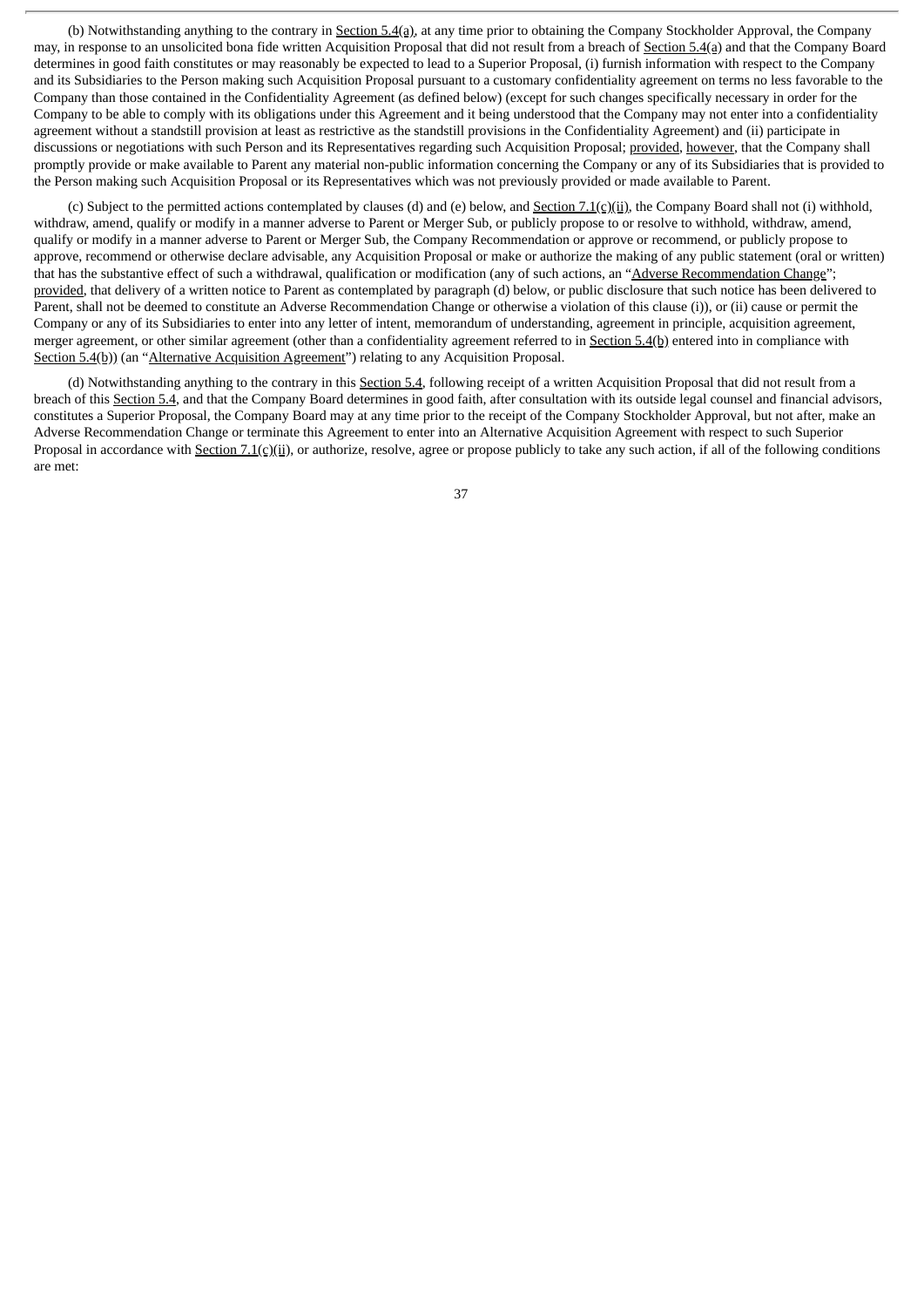(b) Notwithstanding anything to the contrary in Section 5.4(a), at any time prior to obtaining the Company Stockholder Approval, the Company may, in response to an unsolicited bona fide written Acquisition Proposal that did not result from a breach of Section 5.4(a) and that the Company Board determines in good faith constitutes or may reasonably be expected to lead to a Superior Proposal, (i) furnish information with respect to the Company and its Subsidiaries to the Person making such Acquisition Proposal pursuant to a customary confidentiality agreement on terms no less favorable to the Company than those contained in the Confidentiality Agreement (as defined below) (except for such changes specifically necessary in order for the Company to be able to comply with its obligations under this Agreement and it being understood that the Company may not enter into a confidentiality agreement without a standstill provision at least as restrictive as the standstill provisions in the Confidentiality Agreement) and (ii) participate in discussions or negotiations with such Person and its Representatives regarding such Acquisition Proposal; provided, however, that the Company shall promptly provide or make available to Parent any material non-public information concerning the Company or any of its Subsidiaries that is provided to the Person making such Acquisition Proposal or its Representatives which was not previously provided or made available to Parent.

(c) Subject to the permitted actions contemplated by clauses (d) and (e) below, and Section 7.1(c)(ii), the Company Board shall not (i) withhold, withdraw, amend, qualify or modify in a manner adverse to Parent or Merger Sub, or publicly propose to or resolve to withhold, withdraw, amend, qualify or modify in a manner adverse to Parent or Merger Sub, the Company Recommendation or approve or recommend, or publicly propose to approve, recommend or otherwise declare advisable, any Acquisition Proposal or make or authorize the making of any public statement (oral or written) that has the substantive effect of such a withdrawal, qualification or modification (any of such actions, an "Adverse Recommendation Change"; provided, that delivery of a written notice to Parent as contemplated by paragraph (d) below, or public disclosure that such notice has been delivered to Parent, shall not be deemed to constitute an Adverse Recommendation Change or otherwise a violation of this clause (i)), or (ii) cause or permit the Company or any of its Subsidiaries to enter into any letter of intent, memorandum of understanding, agreement in principle, acquisition agreement, merger agreement, or other similar agreement (other than a confidentiality agreement referred to in Section 5.4(b) entered into in compliance with Section 5.4(b)) (an "Alternative Acquisition Agreement") relating to any Acquisition Proposal.

(d) Notwithstanding anything to the contrary in this Section 5.4, following receipt of a written Acquisition Proposal that did not result from a breach of this Section 5.4, and that the Company Board determines in good faith, after consultation with its outside legal counsel and financial advisors, constitutes a Superior Proposal, the Company Board may at any time prior to the receipt of the Company Stockholder Approval, but not after, make an Adverse Recommendation Change or terminate this Agreement to enter into an Alternative Acquisition Agreement with respect to such Superior Proposal in accordance with Section 7.1(c)(ii), or authorize, resolve, agree or propose publicly to take any such action, if all of the following conditions are met: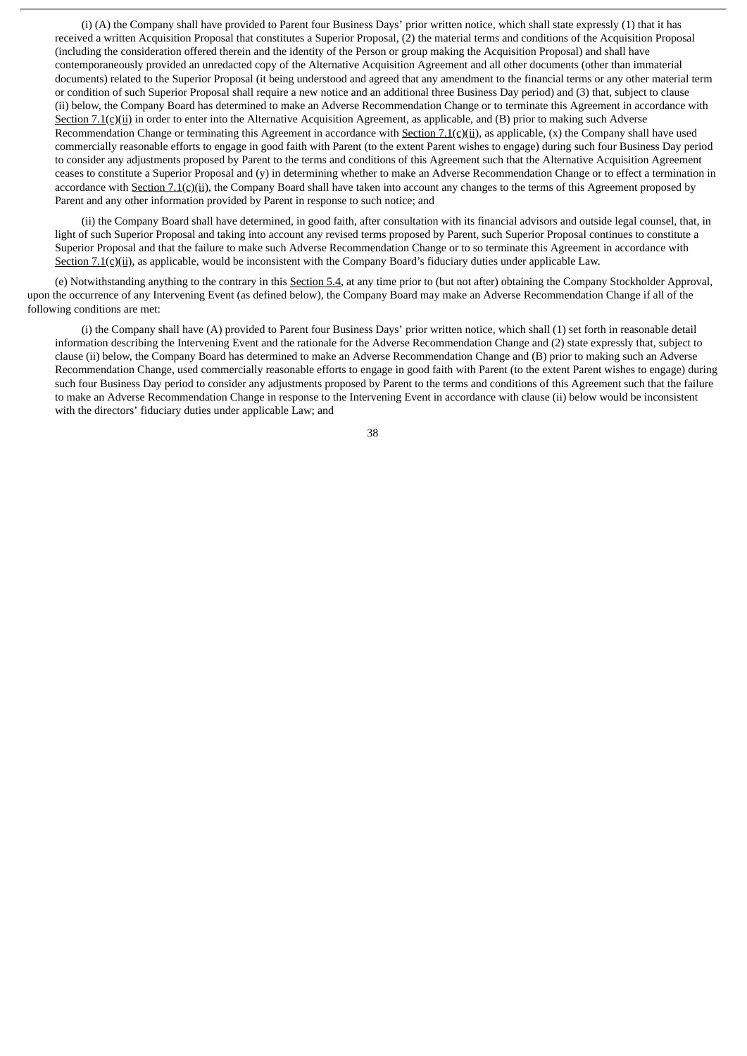(i) (A) the Company shall have provided to Parent four Business Days' prior written notice, which shall state expressly (1) that it has received a written Acquisition Proposal that constitutes a Superior Proposal, (2) the material terms and conditions of the Acquisition Proposal (including the consideration offered therein and the identity of the Person or group making the Acquisition Proposal) and shall have contemporaneously provided an unredacted copy of the Alternative Acquisition Agreement and all other documents (other than immaterial documents) related to the Superior Proposal (it being understood and agreed that any amendment to the financial terms or any other material term or condition of such Superior Proposal shall require a new notice and an additional three Business Day period) and (3) that, subject to clause (ii) below, the Company Board has determined to make an Adverse Recommendation Change or to terminate this Agreement in accordance with Section 7.1(c)(ii) in order to enter into the Alternative Acquisition Agreement, as applicable, and (B) prior to making such Adverse Recommendation Change or terminating this Agreement in accordance with Section 7.1(c)(ii), as applicable, (x) the Company shall have used commercially reasonable efforts to engage in good faith with Parent (to the extent Parent wishes to engage) during such four Business Day period to consider any adjustments proposed by Parent to the terms and conditions of this Agreement such that the Alternative Acquisition Agreement ceases to constitute a Superior Proposal and (y) in determining whether to make an Adverse Recommendation Change or to effect a termination in accordance with Section 7.1(c)(ii), the Company Board shall have taken into account any changes to the terms of this Agreement proposed by Parent and any other information provided by Parent in response to such notice; and

(ii) the Company Board shall have determined, in good faith, after consultation with its financial advisors and outside legal counsel, that, in light of such Superior Proposal and taking into account any revised terms proposed by Parent, such Superior Proposal continues to constitute a Superior Proposal and that the failure to make such Adverse Recommendation Change or to so terminate this Agreement in accordance with Section 7.1(c)(ii), as applicable, would be inconsistent with the Company Board's fiduciary duties under applicable Law.

(e) Notwithstanding anything to the contrary in this Section 5.4, at any time prior to (but not after) obtaining the Company Stockholder Approval, upon the occurrence of any Intervening Event (as defined below), the Company Board may make an Adverse Recommendation Change if all of the following conditions are met:

(i) the Company shall have (A) provided to Parent four Business Days' prior written notice, which shall (1) set forth in reasonable detail information describing the Intervening Event and the rationale for the Adverse Recommendation Change and (2) state expressly that, subject to clause (ii) below, the Company Board has determined to make an Adverse Recommendation Change and (B) prior to making such an Adverse Recommendation Change, used commercially reasonable efforts to engage in good faith with Parent (to the extent Parent wishes to engage) during such four Business Day period to consider any adjustments proposed by Parent to the terms and conditions of this Agreement such that the failure to make an Adverse Recommendation Change in response to the Intervening Event in accordance with clause (ii) below would be inconsistent with the directors' fiduciary duties under applicable Law; and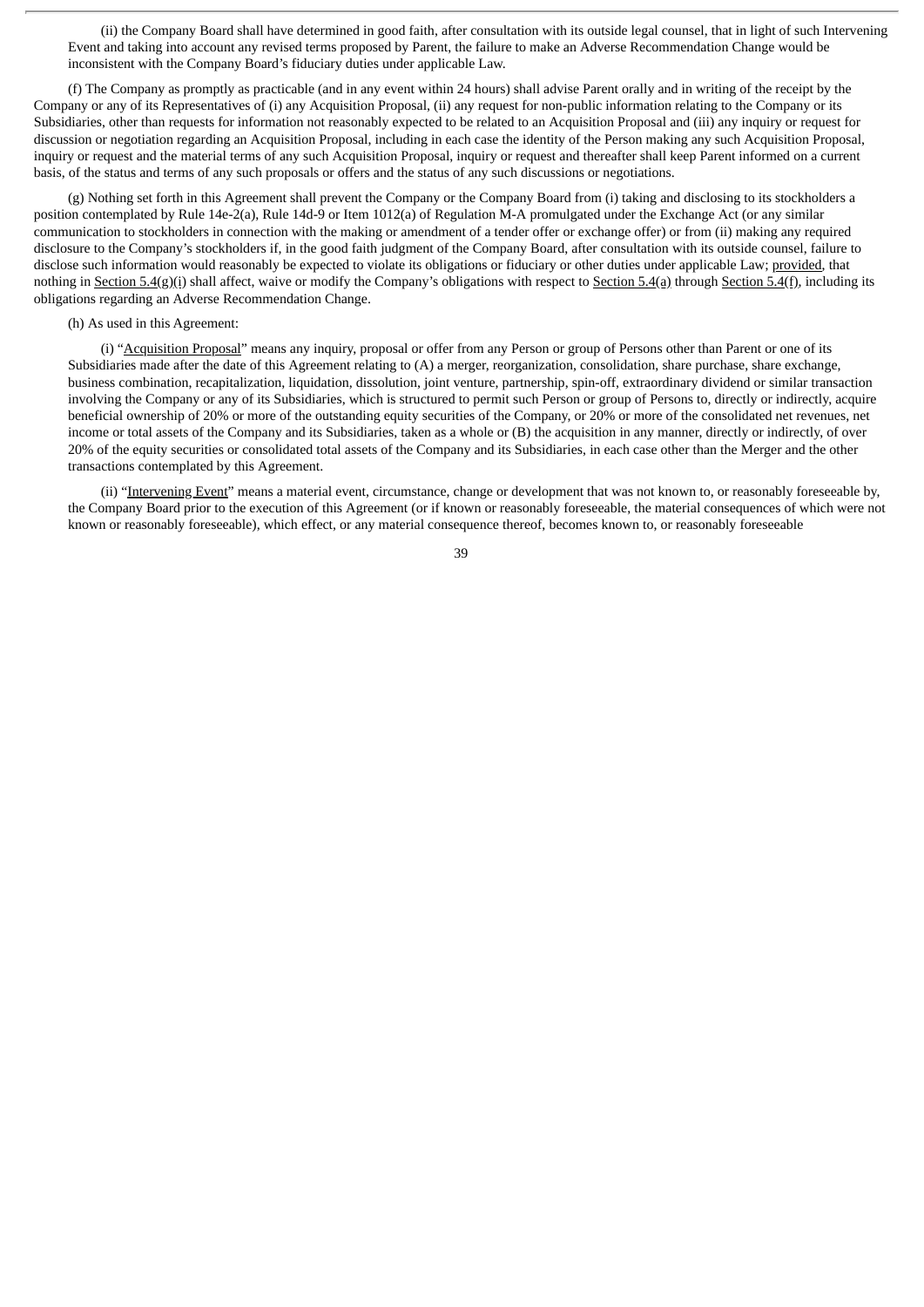(ii) the Company Board shall have determined in good faith, after consultation with its outside legal counsel, that in light of such Intervening Event and taking into account any revised terms proposed by Parent, the failure to make an Adverse Recommendation Change would be inconsistent with the Company Board's fiduciary duties under applicable Law.

(f) The Company as promptly as practicable (and in any event within 24 hours) shall advise Parent orally and in writing of the receipt by the Company or any of its Representatives of (i) any Acquisition Proposal, (ii) any request for non-public information relating to the Company or its Subsidiaries, other than requests for information not reasonably expected to be related to an Acquisition Proposal and (iii) any inquiry or request for discussion or negotiation regarding an Acquisition Proposal, including in each case the identity of the Person making any such Acquisition Proposal, inquiry or request and the material terms of any such Acquisition Proposal, inquiry or request and thereafter shall keep Parent informed on a current basis, of the status and terms of any such proposals or offers and the status of any such discussions or negotiations.

(g) Nothing set forth in this Agreement shall prevent the Company or the Company Board from (i) taking and disclosing to its stockholders a position contemplated by Rule 14e-2(a), Rule 14d-9 or Item 1012(a) of Regulation M-A promulgated under the Exchange Act (or any similar communication to stockholders in connection with the making or amendment of a tender offer or exchange offer) or from (ii) making any required disclosure to the Company's stockholders if, in the good faith judgment of the Company Board, after consultation with its outside counsel, failure to disclose such information would reasonably be expected to violate its obligations or fiduciary or other duties under applicable Law; provided, that nothing in Section 5.4(g)(i) shall affect, waive or modify the Company's obligations with respect to Section 5.4(a) through Section 5.4(f), including its obligations regarding an Adverse Recommendation Change.

(h) As used in this Agreement:

(i) "Acquisition Proposal" means any inquiry, proposal or offer from any Person or group of Persons other than Parent or one of its Subsidiaries made after the date of this Agreement relating to (A) a merger, reorganization, consolidation, share purchase, share exchange, business combination, recapitalization, liquidation, dissolution, joint venture, partnership, spin-off, extraordinary dividend or similar transaction involving the Company or any of its Subsidiaries, which is structured to permit such Person or group of Persons to, directly or indirectly, acquire beneficial ownership of 20% or more of the outstanding equity securities of the Company, or 20% or more of the consolidated net revenues, net income or total assets of the Company and its Subsidiaries, taken as a whole or (B) the acquisition in any manner, directly or indirectly, of over 20% of the equity securities or consolidated total assets of the Company and its Subsidiaries, in each case other than the Merger and the other transactions contemplated by this Agreement.

(ii) "Intervening Event" means a material event, circumstance, change or development that was not known to, or reasonably foreseeable by, the Company Board prior to the execution of this Agreement (or if known or reasonably foreseeable, the material consequences of which were not known or reasonably foreseeable), which effect, or any material consequence thereof, becomes known to, or reasonably foreseeable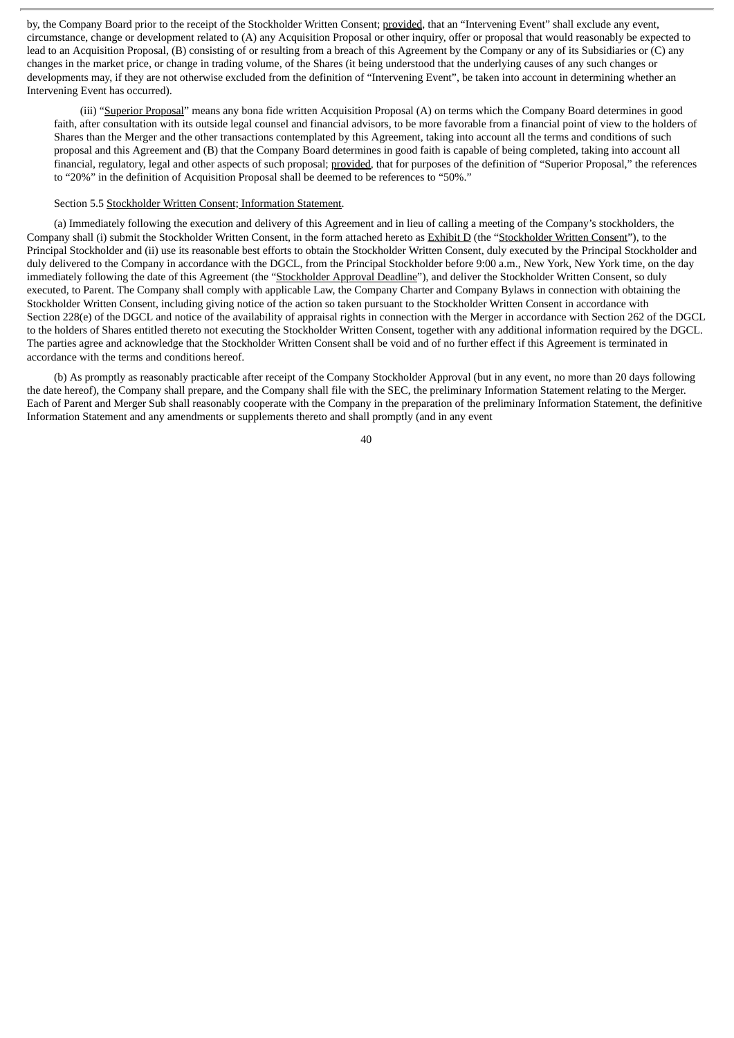by, the Company Board prior to the receipt of the Stockholder Written Consent; provided, that an "Intervening Event" shall exclude any event, circumstance, change or development related to (A) any Acquisition Proposal or other inquiry, offer or proposal that would reasonably be expected to lead to an Acquisition Proposal, (B) consisting of or resulting from a breach of this Agreement by the Company or any of its Subsidiaries or (C) any changes in the market price, or change in trading volume, of the Shares (it being understood that the underlying causes of any such changes or developments may, if they are not otherwise excluded from the definition of "Intervening Event", be taken into account in determining whether an Intervening Event has occurred).

(iii) "Superior Proposal" means any bona fide written Acquisition Proposal (A) on terms which the Company Board determines in good faith, after consultation with its outside legal counsel and financial advisors, to be more favorable from a financial point of view to the holders of Shares than the Merger and the other transactions contemplated by this Agreement, taking into account all the terms and conditions of such proposal and this Agreement and (B) that the Company Board determines in good faith is capable of being completed, taking into account all financial, regulatory, legal and other aspects of such proposal; provided, that for purposes of the definition of "Superior Proposal," the references to "20%" in the definition of Acquisition Proposal shall be deemed to be references to "50%."

Section 5.5 Stockholder Written Consent; Information Statement.

(a) Immediately following the execution and delivery of this Agreement and in lieu of calling a meeting of the Company's stockholders, the Company shall (i) submit the Stockholder Written Consent, in the form attached hereto as Exhibit D (the "Stockholder Written Consent"), to the Principal Stockholder and (ii) use its reasonable best efforts to obtain the Stockholder Written Consent, duly executed by the Principal Stockholder and duly delivered to the Company in accordance with the DGCL, from the Principal Stockholder before 9:00 a.m., New York, New York time, on the day immediately following the date of this Agreement (the "Stockholder Approval Deadline"), and deliver the Stockholder Written Consent, so duly executed, to Parent. The Company shall comply with applicable Law, the Company Charter and Company Bylaws in connection with obtaining the Stockholder Written Consent, including giving notice of the action so taken pursuant to the Stockholder Written Consent in accordance with Section 228(e) of the DGCL and notice of the availability of appraisal rights in connection with the Merger in accordance with Section 262 of the DGCL to the holders of Shares entitled thereto not executing the Stockholder Written Consent, together with any additional information required by the DGCL. The parties agree and acknowledge that the Stockholder Written Consent shall be void and of no further effect if this Agreement is terminated in accordance with the terms and conditions hereof.

(b) As promptly as reasonably practicable after receipt of the Company Stockholder Approval (but in any event, no more than 20 days following the date hereof), the Company shall prepare, and the Company shall file with the SEC, the preliminary Information Statement relating to the Merger. Each of Parent and Merger Sub shall reasonably cooperate with the Company in the preparation of the preliminary Information Statement, the definitive Information Statement and any amendments or supplements thereto and shall promptly (and in any event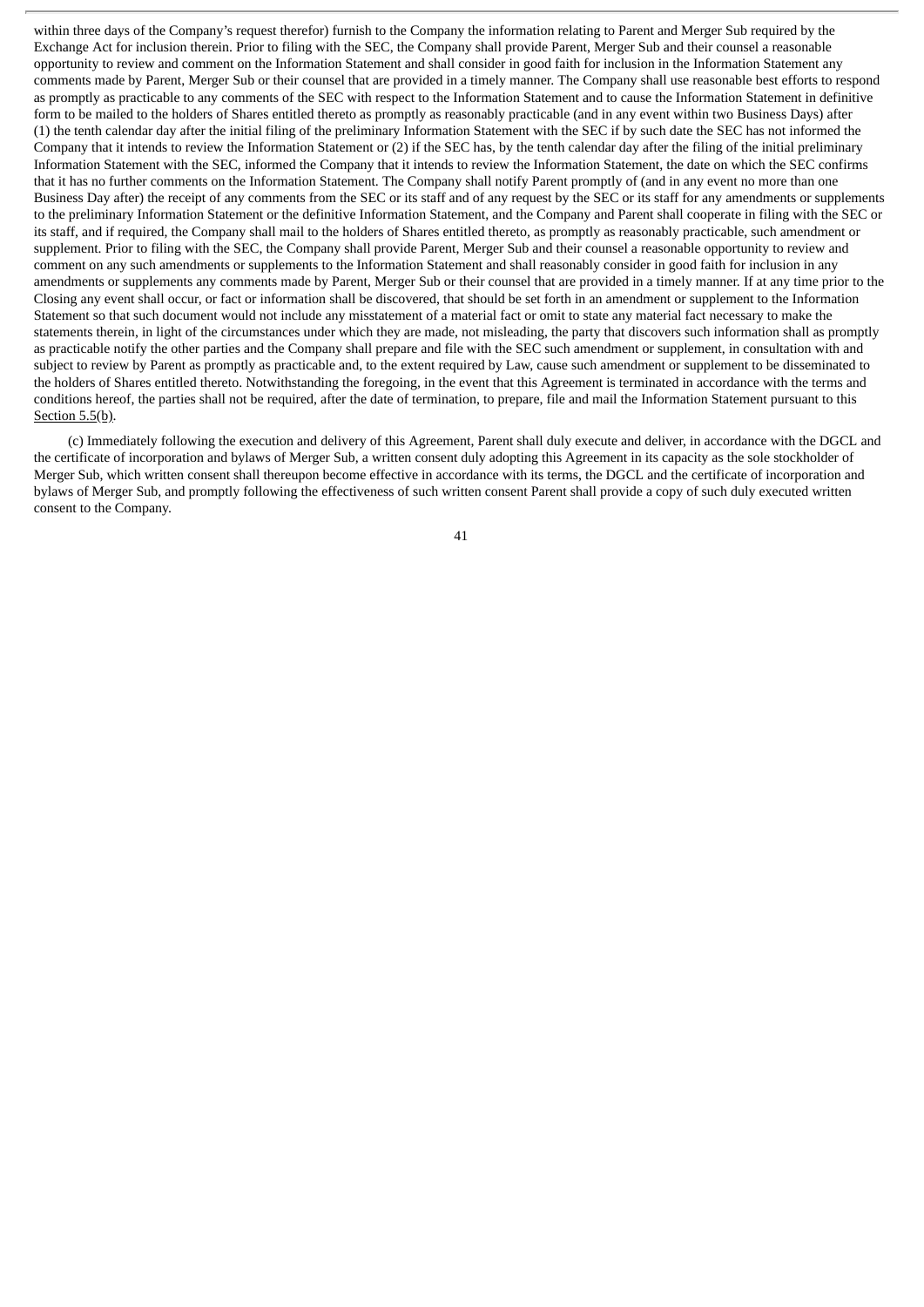within three days of the Company's request therefor) furnish to the Company the information relating to Parent and Merger Sub required by the Exchange Act for inclusion therein. Prior to filing with the SEC, the Company shall provide Parent, Merger Sub and their counsel a reasonable opportunity to review and comment on the Information Statement and shall consider in good faith for inclusion in the Information Statement any comments made by Parent, Merger Sub or their counsel that are provided in a timely manner. The Company shall use reasonable best efforts to respond as promptly as practicable to any comments of the SEC with respect to the Information Statement and to cause the Information Statement in definitive form to be mailed to the holders of Shares entitled thereto as promptly as reasonably practicable (and in any event within two Business Days) after (1) the tenth calendar day after the initial filing of the preliminary Information Statement with the SEC if by such date the SEC has not informed the Company that it intends to review the Information Statement or (2) if the SEC has, by the tenth calendar day after the filing of the initial preliminary Information Statement with the SEC, informed the Company that it intends to review the Information Statement, the date on which the SEC confirms that it has no further comments on the Information Statement. The Company shall notify Parent promptly of (and in any event no more than one Business Day after) the receipt of any comments from the SEC or its staff and of any request by the SEC or its staff for any amendments or supplements to the preliminary Information Statement or the definitive Information Statement, and the Company and Parent shall cooperate in filing with the SEC or its staff, and if required, the Company shall mail to the holders of Shares entitled thereto, as promptly as reasonably practicable, such amendment or supplement. Prior to filing with the SEC, the Company shall provide Parent, Merger Sub and their counsel a reasonable opportunity to review and comment on any such amendments or supplements to the Information Statement and shall reasonably consider in good faith for inclusion in any amendments or supplements any comments made by Parent, Merger Sub or their counsel that are provided in a timely manner. If at any time prior to the Closing any event shall occur, or fact or information shall be discovered, that should be set forth in an amendment or supplement to the Information Statement so that such document would not include any misstatement of a material fact or omit to state any material fact necessary to make the statements therein, in light of the circumstances under which they are made, not misleading, the party that discovers such information shall as promptly as practicable notify the other parties and the Company shall prepare and file with the SEC such amendment or supplement, in consultation with and subject to review by Parent as promptly as practicable and, to the extent required by Law, cause such amendment or supplement to be disseminated to the holders of Shares entitled thereto. Notwithstanding the foregoing, in the event that this Agreement is terminated in accordance with the terms and conditions hereof, the parties shall not be required, after the date of termination, to prepare, file and mail the Information Statement pursuant to this Section 5.5(b).

(c) Immediately following the execution and delivery of this Agreement, Parent shall duly execute and deliver, in accordance with the DGCL and the certificate of incorporation and bylaws of Merger Sub, a written consent duly adopting this Agreement in its capacity as the sole stockholder of Merger Sub, which written consent shall thereupon become effective in accordance with its terms, the DGCL and the certificate of incorporation and bylaws of Merger Sub, and promptly following the effectiveness of such written consent Parent shall provide a copy of such duly executed written consent to the Company.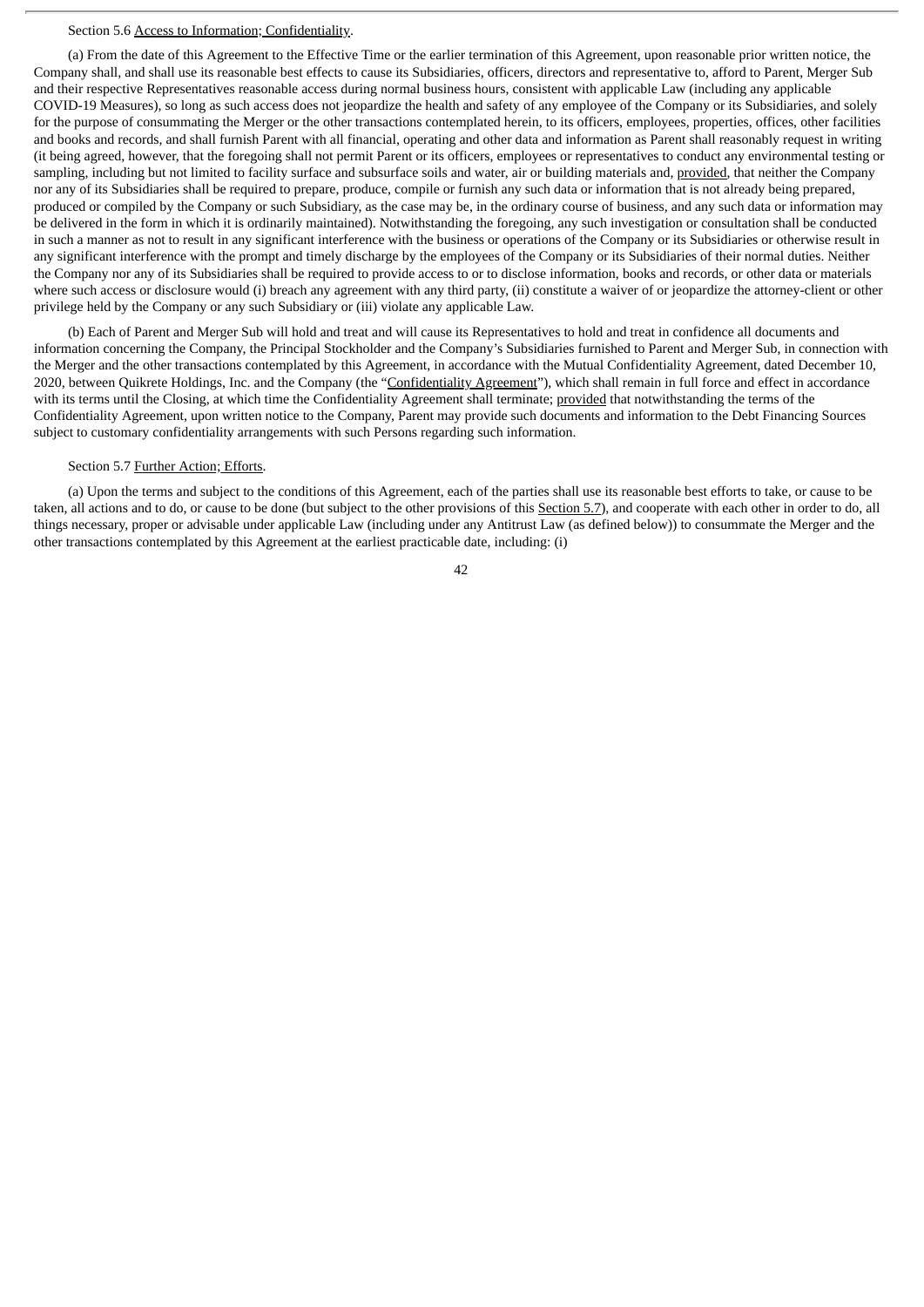Section 5.6 Access to Information; Confidentiality.

(a) From the date of this Agreement to the Effective Time or the earlier termination of this Agreement, upon reasonable prior written notice, the Company shall, and shall use its reasonable best efforts to cause its Subsidiaries, officers, directors and representative to, afford to Parent, Merger Sub and their respective Representatives reasonable access during normal business hours, consistent with applicable Law (including any applicable COVID-19 Measures), so long as such access does not jeopardize the health and safety of any employee of the Company or its Subsidiaries, and solely for the purpose of consummating the Merger or the other transactions contemplated herein, to its officers, employees, properties, offices, other facilities and books and records, and shall furnish Parent with all financial, operating and other data and information as Parent shall reasonably request in writing (it being agreed, however, that the foregoing shall not permit Parent or its officers, employees or representatives to conduct any environmental testing or sampling, including but not limited to facility surface and subsurface soils and water, air or building materials and, provided, that neither the Company nor any of its Subsidiaries shall be required to prepare, produce, compile or furnish any such data or information that is not already being prepared, produced or compiled by the Company or such Subsidiary, as the case may be, in the ordinary course of business, and any such data or information may be delivered in the form in which it is ordinarily maintained). Notwithstanding the foregoing, any such investigation or consultation shall be conducted in such a manner as not to result in any significant interference with the business or operations of the Company or its Subsidiaries or otherwise result in any significant interference with the prompt and timely discharge by the employees of the Company or its Subsidiaries of their normal duties. Neither the Company nor any of its Subsidiaries shall be required to provide access to or to disclose information, books and records, or other data or materials where such access or disclosure would (i) breach any agreement with any third party, (ii) constitute a waiver of or jeopardize the attorney-client or other privilege held by the Company or any such Subsidiary or (iii) violate any applicable Law.

(b) Each of Parent and Merger Sub will hold and treat and will cause its Representatives to hold and treat in confidence all documents and information concerning the Company, the Principal Stockholder and the Company's Subsidiaries furnished to Parent and Merger Sub, in connection with the Merger and the other transactions contemplated by this Agreement, in accordance with the Mutual Confidentiality Agreement, dated December 10, 2020, between Quikrete Holdings, Inc. and the Company (the "Confidentiality Agreement"), which shall remain in full force and effect in accordance with its terms until the Closing, at which time the Confidentiality Agreement shall terminate; provided that notwithstanding the terms of the Confidentiality Agreement, upon written notice to the Company, Parent may provide such documents and information to the Debt Financing Sources subject to customary confidentiality arrangements with such Persons regarding such information.

Section 5.7 Further Action; Efforts.

(a) Upon the terms and subject to the conditions of this Agreement, each of the parties shall use its reasonable best efforts to take, or cause to be taken, all actions and to do, or cause to be done (but subject to the other provisions of this Section 5.7), and cooperate with each other in order to do, all things necessary, proper or advisable under applicable Law (including under any Antitrust Law (as defined below)) to consummate the Merger and the other transactions contemplated by this Agreement at the earliest practicable date, including: (i)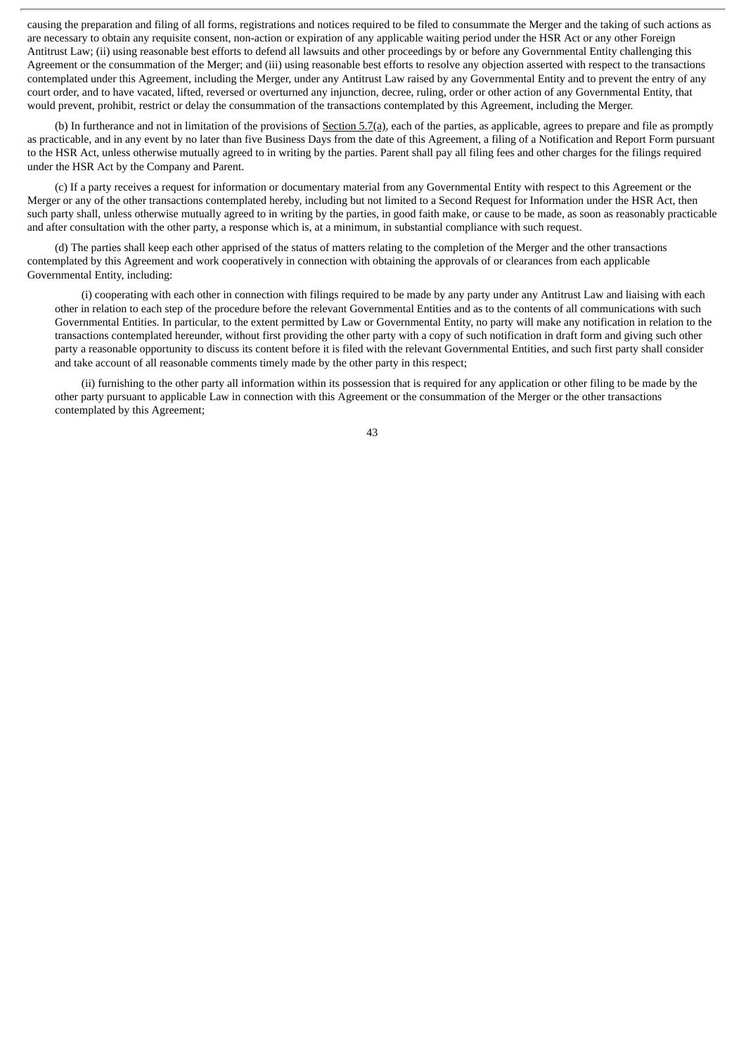causing the preparation and filing of all forms, registrations and notices required to be filed to consummate the Merger and the taking of such actions as are necessary to obtain any requisite consent, non-action or expiration of any applicable waiting period under the HSR Act or any other Foreign Antitrust Law; (ii) using reasonable best efforts to defend all lawsuits and other proceedings by or before any Governmental Entity challenging this Agreement or the consummation of the Merger; and (iii) using reasonable best efforts to resolve any objection asserted with respect to the transactions contemplated under this Agreement, including the Merger, under any Antitrust Law raised by any Governmental Entity and to prevent the entry of any court order, and to have vacated, lifted, reversed or overturned any injunction, decree, ruling, order or other action of any Governmental Entity, that would prevent, prohibit, restrict or delay the consummation of the transactions contemplated by this Agreement, including the Merger.

(b) In furtherance and not in limitation of the provisions of Section 5.7(a), each of the parties, as applicable, agrees to prepare and file as promptly as practicable, and in any event by no later than five Business Days from the date of this Agreement, a filing of a Notification and Report Form pursuant to the HSR Act, unless otherwise mutually agreed to in writing by the parties. Parent shall pay all filing fees and other charges for the filings required under the HSR Act by the Company and Parent.

(c) If a party receives a request for information or documentary material from any Governmental Entity with respect to this Agreement or the Merger or any of the other transactions contemplated hereby, including but not limited to a Second Request for Information under the HSR Act, then such party shall, unless otherwise mutually agreed to in writing by the parties, in good faith make, or cause to be made, as soon as reasonably practicable and after consultation with the other party, a response which is, at a minimum, in substantial compliance with such request.

(d) The parties shall keep each other apprised of the status of matters relating to the completion of the Merger and the other transactions contemplated by this Agreement and work cooperatively in connection with obtaining the approvals of or clearances from each applicable Governmental Entity, including:

(i) cooperating with each other in connection with filings required to be made by any party under any Antitrust Law and liaising with each other in relation to each step of the procedure before the relevant Governmental Entities and as to the contents of all communications with such Governmental Entities. In particular, to the extent permitted by Law or Governmental Entity, no party will make any notification in relation to the transactions contemplated hereunder, without first providing the other party with a copy of such notification in draft form and giving such other party a reasonable opportunity to discuss its content before it is filed with the relevant Governmental Entities, and such first party shall consider and take account of all reasonable comments timely made by the other party in this respect;

(ii) furnishing to the other party all information within its possession that is required for any application or other filing to be made by the other party pursuant to applicable Law in connection with this Agreement or the consummation of the Merger or the other transactions contemplated by this Agreement;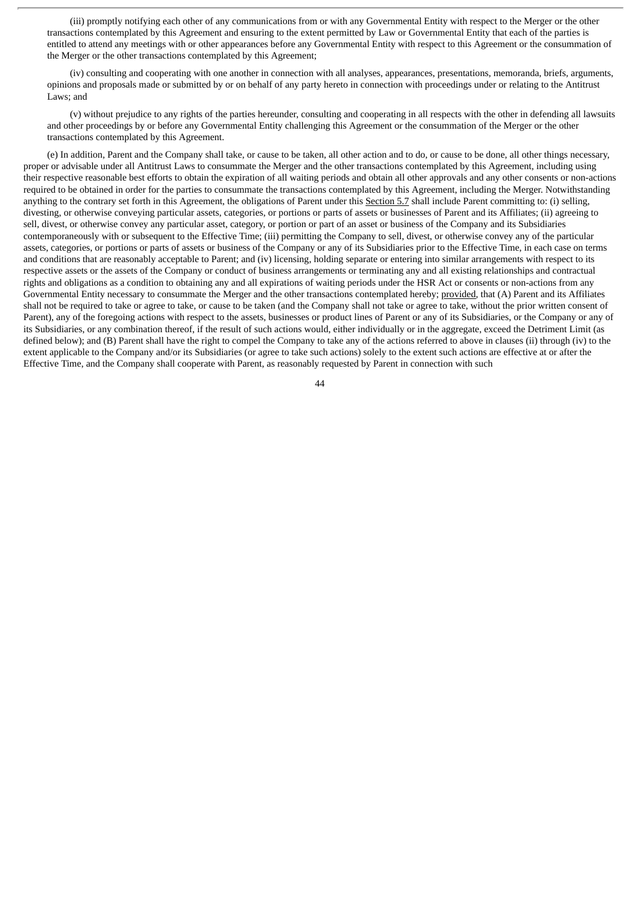(iii) promptly notifying each other of any communications from or with any Governmental Entity with respect to the Merger or the other transactions contemplated by this Agreement and ensuring to the extent permitted by Law or Governmental Entity that each of the parties is entitled to attend any meetings with or other appearances before any Governmental Entity with respect to this Agreement or the consummation of the Merger or the other transactions contemplated by this Agreement;

(iv) consulting and cooperating with one another in connection with all analyses, appearances, presentations, memoranda, briefs, arguments, opinions and proposals made or submitted by or on behalf of any party hereto in connection with proceedings under or relating to the Antitrust Laws; and

(v) without prejudice to any rights of the parties hereunder, consulting and cooperating in all respects with the other in defending all lawsuits and other proceedings by or before any Governmental Entity challenging this Agreement or the consummation of the Merger or the other transactions contemplated by this Agreement.

(e) In addition, Parent and the Company shall take, or cause to be taken, all other action and to do, or cause to be done, all other things necessary, proper or advisable under all Antitrust Laws to consummate the Merger and the other transactions contemplated by this Agreement, including using their respective reasonable best efforts to obtain the expiration of all waiting periods and obtain all other approvals and any other consents or non-actions required to be obtained in order for the parties to consummate the transactions contemplated by this Agreement, including the Merger. Notwithstanding anything to the contrary set forth in this Agreement, the obligations of Parent under this Section 5.7 shall include Parent committing to: (i) selling, divesting, or otherwise conveying particular assets, categories, or portions or parts of assets or businesses of Parent and its Affiliates; (ii) agreeing to sell, divest, or otherwise convey any particular asset, category, or portion or part of an asset or business of the Company and its Subsidiaries contemporaneously with or subsequent to the Effective Time; (iii) permitting the Company to sell, divest, or otherwise convey any of the particular assets, categories, or portions or parts of assets or business of the Company or any of its Subsidiaries prior to the Effective Time, in each case on terms and conditions that are reasonably acceptable to Parent; and (iv) licensing, holding separate or entering into similar arrangements with respect to its respective assets or the assets of the Company or conduct of business arrangements or terminating any and all existing relationships and contractual rights and obligations as a condition to obtaining any and all expirations of waiting periods under the HSR Act or consents or non-actions from any Governmental Entity necessary to consummate the Merger and the other transactions contemplated hereby; provided, that (A) Parent and its Affiliates shall not be required to take or agree to take, or cause to be taken (and the Company shall not take or agree to take, without the prior written consent of Parent), any of the foregoing actions with respect to the assets, businesses or product lines of Parent or any of its Subsidiaries, or the Company or any of its Subsidiaries, or any combination thereof, if the result of such actions would, either individually or in the aggregate, exceed the Detriment Limit (as defined below); and (B) Parent shall have the right to compel the Company to take any of the actions referred to above in clauses (ii) through (iv) to the extent applicable to the Company and/or its Subsidiaries (or agree to take such actions) solely to the extent such actions are effective at or after the Effective Time, and the Company shall cooperate with Parent, as reasonably requested by Parent in connection with such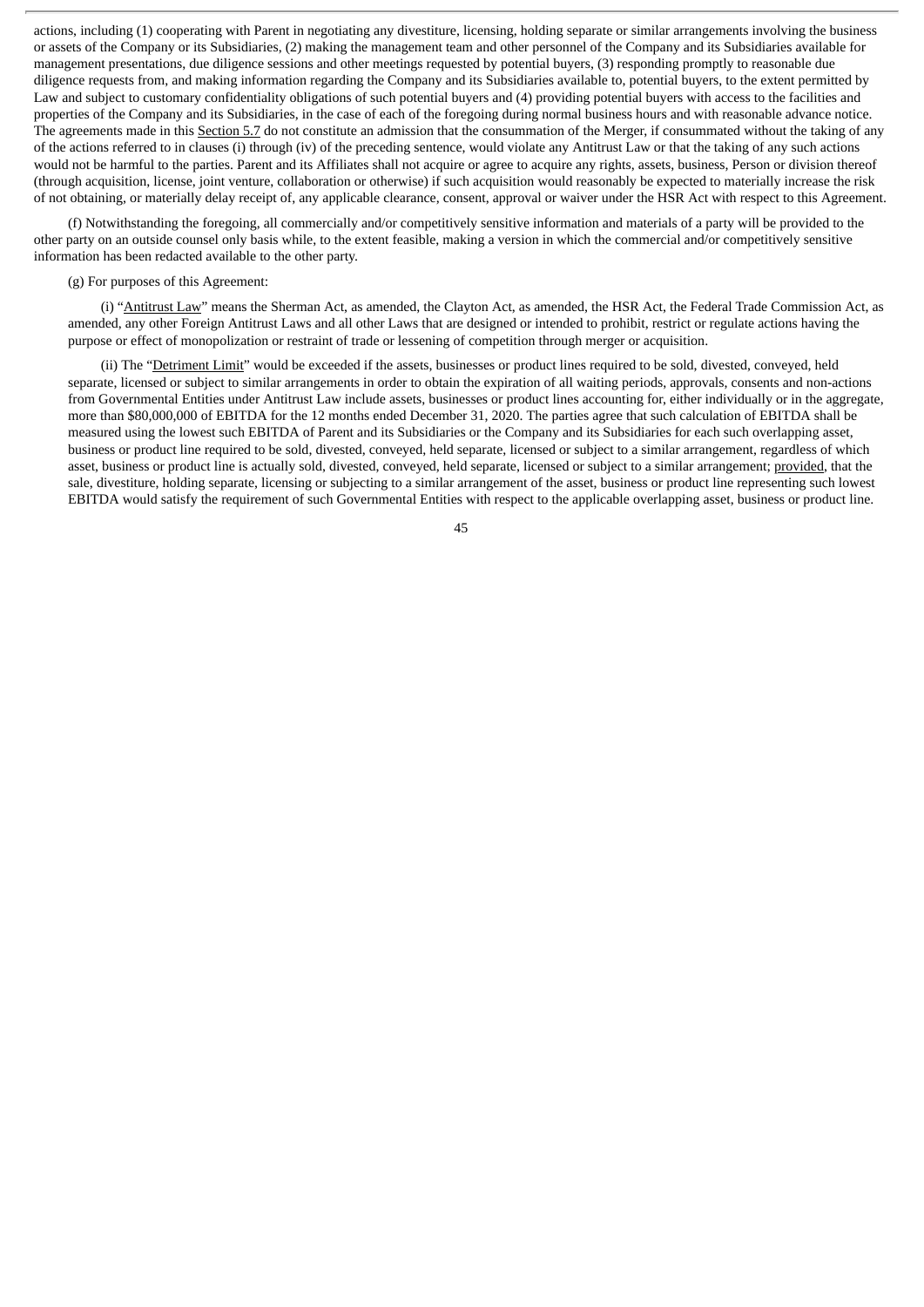actions, including (1) cooperating with Parent in negotiating any divestiture, licensing, holding separate or similar arrangements involving the business or assets of the Company or its Subsidiaries, (2) making the management team and other personnel of the Company and its Subsidiaries available for management presentations, due diligence sessions and other meetings requested by potential buyers, (3) responding promptly to reasonable due diligence requests from, and making information regarding the Company and its Subsidiaries available to, potential buyers, to the extent permitted by Law and subject to customary confidentiality obligations of such potential buyers and (4) providing potential buyers with access to the facilities and properties of the Company and its Subsidiaries, in the case of each of the foregoing during normal business hours and with reasonable advance notice. The agreements made in this Section 5.7 do not constitute an admission that the consummation of the Merger, if consummated without the taking of any of the actions referred to in clauses (i) through (iv) of the preceding sentence, would violate any Antitrust Law or that the taking of any such actions would not be harmful to the parties. Parent and its Affiliates shall not acquire or agree to acquire any rights, assets, business, Person or division thereof (through acquisition, license, joint venture, collaboration or otherwise) if such acquisition would reasonably be expected to materially increase the risk of not obtaining, or materially delay receipt of, any applicable clearance, consent, approval or waiver under the HSR Act with respect to this Agreement.

(f) Notwithstanding the foregoing, all commercially and/or competitively sensitive information and materials of a party will be provided to the other party on an outside counsel only basis while, to the extent feasible, making a version in which the commercial and/or competitively sensitive information has been redacted available to the other party.

(g) For purposes of this Agreement:

(i) "Antitrust Law" means the Sherman Act, as amended, the Clayton Act, as amended, the HSR Act, the Federal Trade Commission Act, as amended, any other Foreign Antitrust Laws and all other Laws that are designed or intended to prohibit, restrict or regulate actions having the purpose or effect of monopolization or restraint of trade or lessening of competition through merger or acquisition.

(ii) The "Detriment Limit" would be exceeded if the assets, businesses or product lines required to be sold, divested, conveyed, held separate, licensed or subject to similar arrangements in order to obtain the expiration of all waiting periods, approvals, consents and non-actions from Governmental Entities under Antitrust Law include assets, businesses or product lines accounting for, either individually or in the aggregate, more than $80,000,000 of EBITDA for the 12 months ended December 31, 2020. The parties agree that such calculation of EBITDA shall be measured using the lowest such EBITDA of Parent and its Subsidiaries or the Company and its Subsidiaries for each such overlapping asset, business or product line required to be sold, divested, conveyed, held separate, licensed or subject to a similar arrangement, regardless of which asset, business or product line is actually sold, divested, conveyed, held separate, licensed or subject to a similar arrangement; provided, that the sale, divestiture, holding separate, licensing or subjecting to a similar arrangement of the asset, business or product line representing such lowest EBITDA would satisfy the requirement of such Governmental Entities with respect to the applicable overlapping asset, business or product line.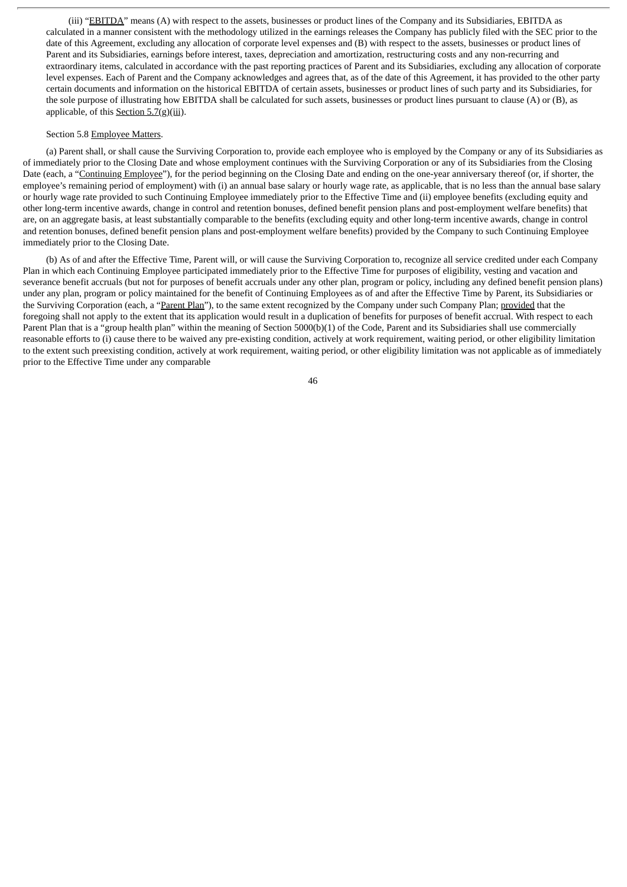(iii) "EBITDA" means (A) with respect to the assets, businesses or product lines of the Company and its Subsidiaries, EBITDA as calculated in a manner consistent with the methodology utilized in the earnings releases the Company has publicly filed with the SEC prior to the date of this Agreement, excluding any allocation of corporate level expenses and (B) with respect to the assets, businesses or product lines of Parent and its Subsidiaries, earnings before interest, taxes, depreciation and amortization, restructuring costs and any non-recurring and extraordinary items, calculated in accordance with the past reporting practices of Parent and its Subsidiaries, excluding any allocation of corporate level expenses. Each of Parent and the Company acknowledges and agrees that, as of the date of this Agreement, it has provided to the other party certain documents and information on the historical EBITDA of certain assets, businesses or product lines of such party and its Subsidiaries, for the sole purpose of illustrating how EBITDA shall be calculated for such assets, businesses or product lines pursuant to clause (A) or (B), as applicable, of this Section 5.7(g)(iii).

Section 5.8 Employee Matters.

(a) Parent shall, or shall cause the Surviving Corporation to, provide each employee who is employed by the Company or any of its Subsidiaries as of immediately prior to the Closing Date and whose employment continues with the Surviving Corporation or any of its Subsidiaries from the Closing Date (each, a "Continuing Employee"), for the period beginning on the Closing Date and ending on the one-year anniversary thereof (or, if shorter, the employee's remaining period of employment) with (i) an annual base salary or hourly wage rate, as applicable, that is no less than the annual base salary or hourly wage rate provided to such Continuing Employee immediately prior to the Effective Time and (ii) employee benefits (excluding equity and other long-term incentive awards, change in control and retention bonuses, defined benefit pension plans and post-employment welfare benefits) that are, on an aggregate basis, at least substantially comparable to the benefits (excluding equity and other long-term incentive awards, change in control and retention bonuses, defined benefit pension plans and post-employment welfare benefits) provided by the Company to such Continuing Employee immediately prior to the Closing Date.

(b) As of and after the Effective Time, Parent will, or will cause the Surviving Corporation to, recognize all service credited under each Company Plan in which each Continuing Employee participated immediately prior to the Effective Time for purposes of eligibility, vesting and vacation and severance benefit accruals (but not for purposes of benefit accruals under any other plan, program or policy, including any defined benefit pension plans) under any plan, program or policy maintained for the benefit of Continuing Employees as of and after the Effective Time by Parent, its Subsidiaries or the Surviving Corporation (each, a "Parent Plan"), to the same extent recognized by the Company under such Company Plan; provided that the foregoing shall not apply to the extent that its application would result in a duplication of benefits for purposes of benefit accrual. With respect to each Parent Plan that is a "group health plan" within the meaning of Section 5000(b)(1) of the Code, Parent and its Subsidiaries shall use commercially reasonable efforts to (i) cause there to be waived any pre-existing condition, actively at work requirement, waiting period, or other eligibility limitation to the extent such preexisting condition, actively at work requirement, waiting period, or other eligibility limitation was not applicable as of immediately prior to the Effective Time under any comparable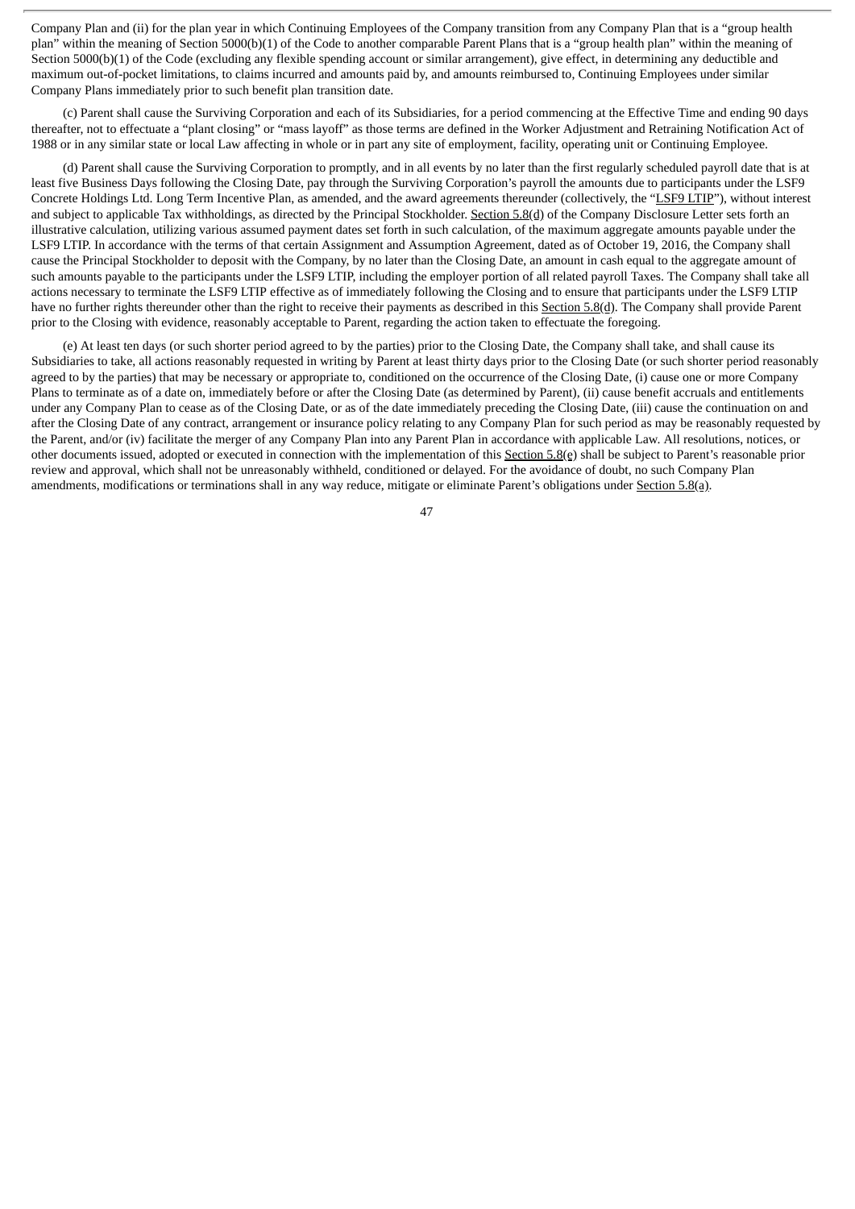Company Plan and (ii) for the plan year in which Continuing Employees of the Company transition from any Company Plan that is a "group health plan" within the meaning of Section 5000(b)(1) of the Code to another comparable Parent Plans that is a "group health plan" within the meaning of Section 5000(b)(1) of the Code (excluding any flexible spending account or similar arrangement), give effect, in determining any deductible and maximum out-of-pocket limitations, to claims incurred and amounts paid by, and amounts reimbursed to, Continuing Employees under similar Company Plans immediately prior to such benefit plan transition date.

(c) Parent shall cause the Surviving Corporation and each of its Subsidiaries, for a period commencing at the Effective Time and ending 90 days thereafter, not to effectuate a "plant closing" or "mass layoff" as those terms are defined in the Worker Adjustment and Retraining Notification Act of 1988 or in any similar state or local Law affecting in whole or in part any site of employment, facility, operating unit or Continuing Employee.

(d) Parent shall cause the Surviving Corporation to promptly, and in all events by no later than the first regularly scheduled payroll date that is at least five Business Days following the Closing Date, pay through the Surviving Corporation's payroll the amounts due to participants under the LSF9 Concrete Holdings Ltd. Long Term Incentive Plan, as amended, and the award agreements thereunder (collectively, the "LSF9 LTIP"), without interest and subject to applicable Tax withholdings, as directed by the Principal Stockholder. Section 5.8(d) of the Company Disclosure Letter sets forth an illustrative calculation, utilizing various assumed payment dates set forth in such calculation, of the maximum aggregate amounts payable under the LSF9 LTIP. In accordance with the terms of that certain Assignment and Assumption Agreement, dated as of October 19, 2016, the Company shall cause the Principal Stockholder to deposit with the Company, by no later than the Closing Date, an amount in cash equal to the aggregate amount of such amounts payable to the participants under the LSF9 LTIP, including the employer portion of all related payroll Taxes. The Company shall take all actions necessary to terminate the LSF9 LTIP effective as of immediately following the Closing and to ensure that participants under the LSF9 LTIP have no further rights thereunder other than the right to receive their payments as described in this Section 5.8(d). The Company shall provide Parent prior to the Closing with evidence, reasonably acceptable to Parent, regarding the action taken to effectuate the foregoing.

(e) At least ten days (or such shorter period agreed to by the parties) prior to the Closing Date, the Company shall take, and shall cause its Subsidiaries to take, all actions reasonably requested in writing by Parent at least thirty days prior to the Closing Date (or such shorter period reasonably agreed to by the parties) that may be necessary or appropriate to, conditioned on the occurrence of the Closing Date, (i) cause one or more Company Plans to terminate as of a date on, immediately before or after the Closing Date (as determined by Parent), (ii) cause benefit accruals and entitlements under any Company Plan to cease as of the Closing Date, or as of the date immediately preceding the Closing Date, (iii) cause the continuation on and after the Closing Date of any contract, arrangement or insurance policy relating to any Company Plan for such period as may be reasonably requested by the Parent, and/or (iv) facilitate the merger of any Company Plan into any Parent Plan in accordance with applicable Law. All resolutions, notices, or other documents issued, adopted or executed in connection with the implementation of this Section 5.8(e) shall be subject to Parent's reasonable prior review and approval, which shall not be unreasonably withheld, conditioned or delayed. For the avoidance of doubt, no such Company Plan amendments, modifications or terminations shall in any way reduce, mitigate or eliminate Parent's obligations under Section 5.8(a).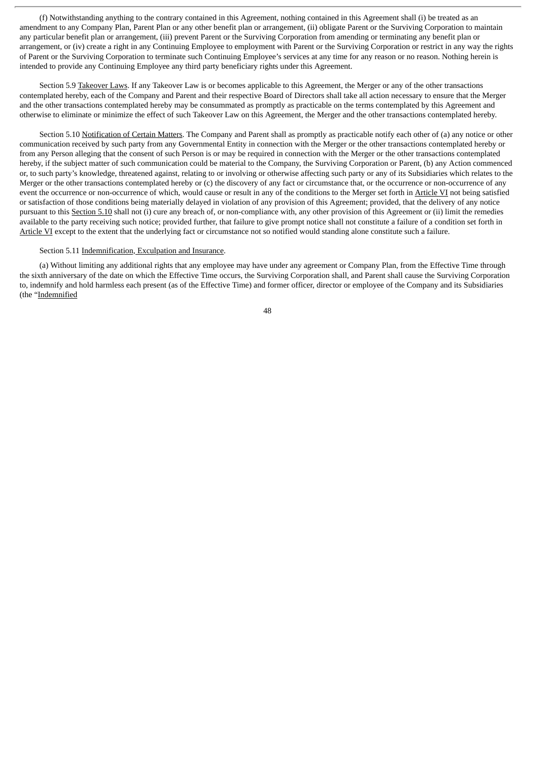(f) Notwithstanding anything to the contrary contained in this Agreement, nothing contained in this Agreement shall (i) be treated as an amendment to any Company Plan, Parent Plan or any other benefit plan or arrangement, (ii) obligate Parent or the Surviving Corporation to maintain any particular benefit plan or arrangement, (iii) prevent Parent or the Surviving Corporation from amending or terminating any benefit plan or arrangement, or (iv) create a right in any Continuing Employee to employment with Parent or the Surviving Corporation or restrict in any way the rights of Parent or the Surviving Corporation to terminate such Continuing Employee's services at any time for any reason or no reason. Nothing herein is intended to provide any Continuing Employee any third party beneficiary rights under this Agreement.

Section 5.9 Takeover Laws. If any Takeover Law is or becomes applicable to this Agreement, the Merger or any of the other transactions contemplated hereby, each of the Company and Parent and their respective Board of Directors shall take all action necessary to ensure that the Merger and the other transactions contemplated hereby may be consummated as promptly as practicable on the terms contemplated by this Agreement and otherwise to eliminate or minimize the effect of such Takeover Law on this Agreement, the Merger and the other transactions contemplated hereby.

Section 5.10 Notification of Certain Matters. The Company and Parent shall as promptly as practicable notify each other of (a) any notice or other communication received by such party from any Governmental Entity in connection with the Merger or the other transactions contemplated hereby or from any Person alleging that the consent of such Person is or may be required in connection with the Merger or the other transactions contemplated hereby, if the subject matter of such communication could be material to the Company, the Surviving Corporation or Parent, (b) any Action commenced or, to such party's knowledge, threatened against, relating to or involving or otherwise affecting such party or any of its Subsidiaries which relates to the Merger or the other transactions contemplated hereby or (c) the discovery of any fact or circumstance that, or the occurrence or non-occurrence of any event the occurrence or non-occurrence of which, would cause or result in any of the conditions to the Merger set forth in Article VI not being satisfied or satisfaction of those conditions being materially delayed in violation of any provision of this Agreement; provided, that the delivery of any notice pursuant to this Section 5.10 shall not (i) cure any breach of, or non-compliance with, any other provision of this Agreement or (ii) limit the remedies available to the party receiving such notice; provided further, that failure to give prompt notice shall not constitute a failure of a condition set forth in Article VI except to the extent that the underlying fact or circumstance not so notified would standing alone constitute such a failure.

Section 5.11 Indemnification, Exculpation and Insurance.

(a) Without limiting any additional rights that any employee may have under any agreement or Company Plan, from the Effective Time through the sixth anniversary of the date on which the Effective Time occurs, the Surviving Corporation shall, and Parent shall cause the Surviving Corporation to, indemnify and hold harmless each present (as of the Effective Time) and former officer, director or employee of the Company and its Subsidiaries (the "Indemnified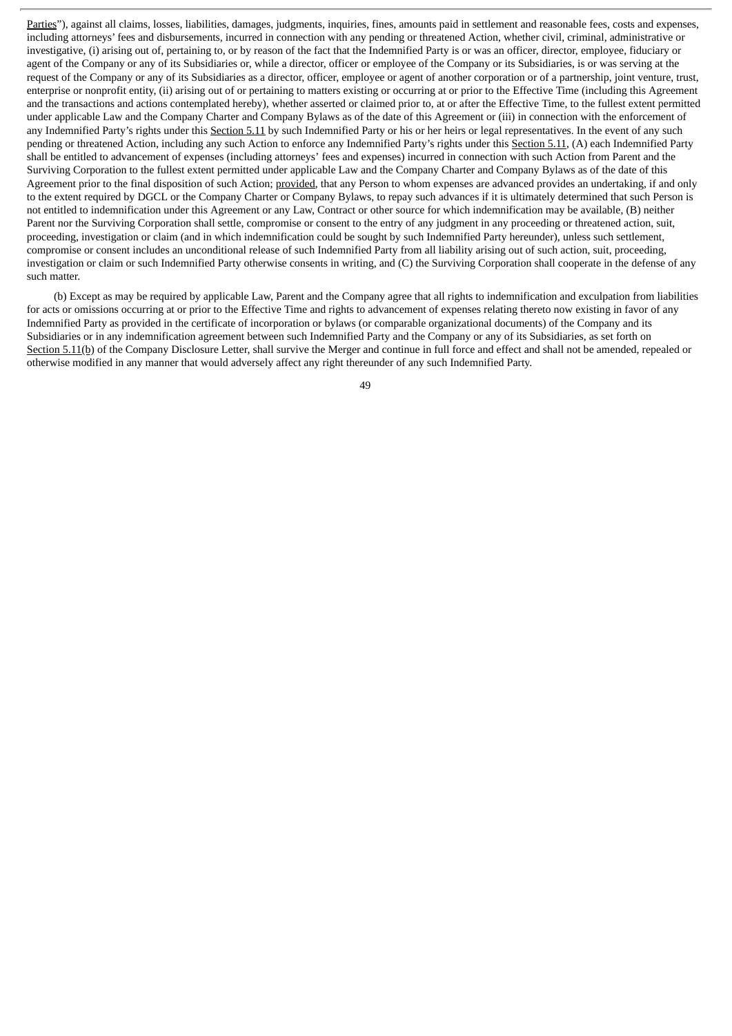Parties"), against all claims, losses, liabilities, damages, judgments, inquiries, fines, amounts paid in settlement and reasonable fees, costs and expenses, including attorneys' fees and disbursements, incurred in connection with any pending or threatened Action, whether civil, criminal, administrative or investigative, (i) arising out of, pertaining to, or by reason of the fact that the Indemnified Party is or was an officer, director, employee, fiduciary or agent of the Company or any of its Subsidiaries or, while a director, officer or employee of the Company or its Subsidiaries, is or was serving at the request of the Company or any of its Subsidiaries as a director, officer, employee or agent of another corporation or of a partnership, joint venture, trust, enterprise or nonprofit entity, (ii) arising out of or pertaining to matters existing or occurring at or prior to the Effective Time (including this Agreement and the transactions and actions contemplated hereby), whether asserted or claimed prior to, at or after the Effective Time, to the fullest extent permitted under applicable Law and the Company Charter and Company Bylaws as of the date of this Agreement or (iii) in connection with the enforcement of any Indemnified Party's rights under this Section 5.11 by such Indemnified Party or his or her heirs or legal representatives. In the event of any such pending or threatened Action, including any such Action to enforce any Indemnified Party's rights under this Section 5.11, (A) each Indemnified Party shall be entitled to advancement of expenses (including attorneys' fees and expenses) incurred in connection with such Action from Parent and the Surviving Corporation to the fullest extent permitted under applicable Law and the Company Charter and Company Bylaws as of the date of this Agreement prior to the final disposition of such Action; provided, that any Person to whom expenses are advanced provides an undertaking, if and only to the extent required by DGCL or the Company Charter or Company Bylaws, to repay such advances if it is ultimately determined that such Person is not entitled to indemnification under this Agreement or any Law, Contract or other source for which indemnification may be available, (B) neither Parent nor the Surviving Corporation shall settle, compromise or consent to the entry of any judgment in any proceeding or threatened action, suit, proceeding, investigation or claim (and in which indemnification could be sought by such Indemnified Party hereunder), unless such settlement, compromise or consent includes an unconditional release of such Indemnified Party from all liability arising out of such action, suit, proceeding, investigation or claim or such Indemnified Party otherwise consents in writing, and (C) the Surviving Corporation shall cooperate in the defense of any such matter.

(b) Except as may be required by applicable Law, Parent and the Company agree that all rights to indemnification and exculpation from liabilities for acts or omissions occurring at or prior to the Effective Time and rights to advancement of expenses relating thereto now existing in favor of any Indemnified Party as provided in the certificate of incorporation or bylaws (or comparable organizational documents) of the Company and its Subsidiaries or in any indemnification agreement between such Indemnified Party and the Company or any of its Subsidiaries, as set forth on Section 5.11(b) of the Company Disclosure Letter, shall survive the Merger and continue in full force and effect and shall not be amended, repealed or otherwise modified in any manner that would adversely affect any right thereunder of any such Indemnified Party.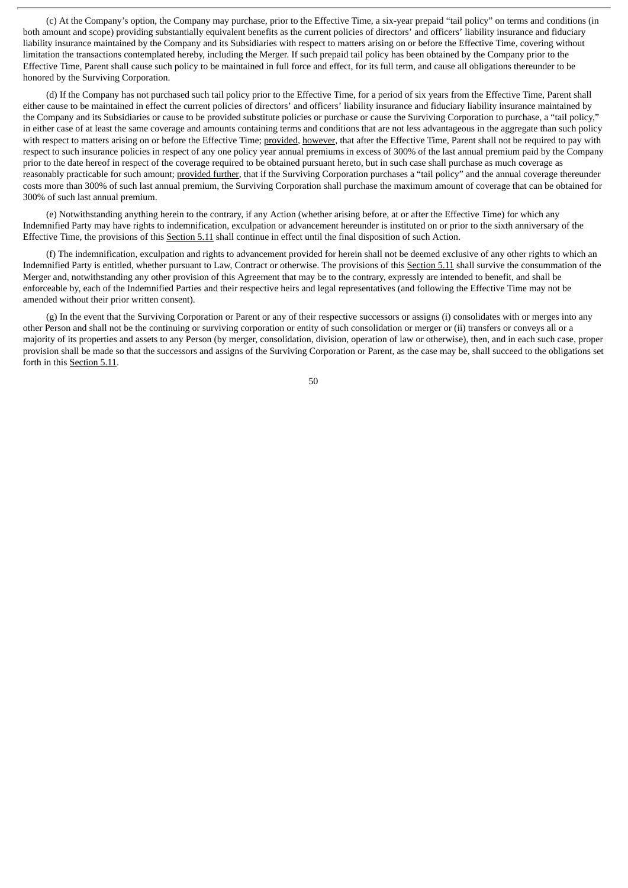(c) At the Company's option, the Company may purchase, prior to the Effective Time, a six-year prepaid "tail policy" on terms and conditions (in both amount and scope) providing substantially equivalent benefits as the current policies of directors' and officers' liability insurance and fiduciary liability insurance maintained by the Company and its Subsidiaries with respect to matters arising on or before the Effective Time, covering without limitation the transactions contemplated hereby, including the Merger. If such prepaid tail policy has been obtained by the Company prior to the Effective Time, Parent shall cause such policy to be maintained in full force and effect, for its full term, and cause all obligations thereunder to be honored by the Surviving Corporation.

(d) If the Company has not purchased such tail policy prior to the Effective Time, for a period of six years from the Effective Time, Parent shall either cause to be maintained in effect the current policies of directors' and officers' liability insurance and fiduciary liability insurance maintained by the Company and its Subsidiaries or cause to be provided substitute policies or purchase or cause the Surviving Corporation to purchase, a "tail policy," in either case of at least the same coverage and amounts containing terms and conditions that are not less advantageous in the aggregate than such policy with respect to matters arising on or before the Effective Time; provided, however, that after the Effective Time, Parent shall not be required to pay with respect to such insurance policies in respect of any one policy year annual premiums in excess of 300% of the last annual premium paid by the Company prior to the date hereof in respect of the coverage required to be obtained pursuant hereto, but in such case shall purchase as much coverage as reasonably practicable for such amount; provided further, that if the Surviving Corporation purchases a "tail policy" and the annual coverage thereunder costs more than 300% of such last annual premium, the Surviving Corporation shall purchase the maximum amount of coverage that can be obtained for 300% of such last annual premium.

(e) Notwithstanding anything herein to the contrary, if any Action (whether arising before, at or after the Effective Time) for which any Indemnified Party may have rights to indemnification, exculpation or advancement hereunder is instituted on or prior to the sixth anniversary of the Effective Time, the provisions of this Section 5.11 shall continue in effect until the final disposition of such Action.

(f) The indemnification, exculpation and rights to advancement provided for herein shall not be deemed exclusive of any other rights to which an Indemnified Party is entitled, whether pursuant to Law, Contract or otherwise. The provisions of this Section 5.11 shall survive the consummation of the Merger and, notwithstanding any other provision of this Agreement that may be to the contrary, expressly are intended to benefit, and shall be enforceable by, each of the Indemnified Parties and their respective heirs and legal representatives (and following the Effective Time may not be amended without their prior written consent).

(g) In the event that the Surviving Corporation or Parent or any of their respective successors or assigns (i) consolidates with or merges into any other Person and shall not be the continuing or surviving corporation or entity of such consolidation or merger or (ii) transfers or conveys all or a majority of its properties and assets to any Person (by merger, consolidation, division, operation of law or otherwise), then, and in each such case, proper provision shall be made so that the successors and assigns of the Surviving Corporation or Parent, as the case may be, shall succeed to the obligations set forth in this Section 5.11.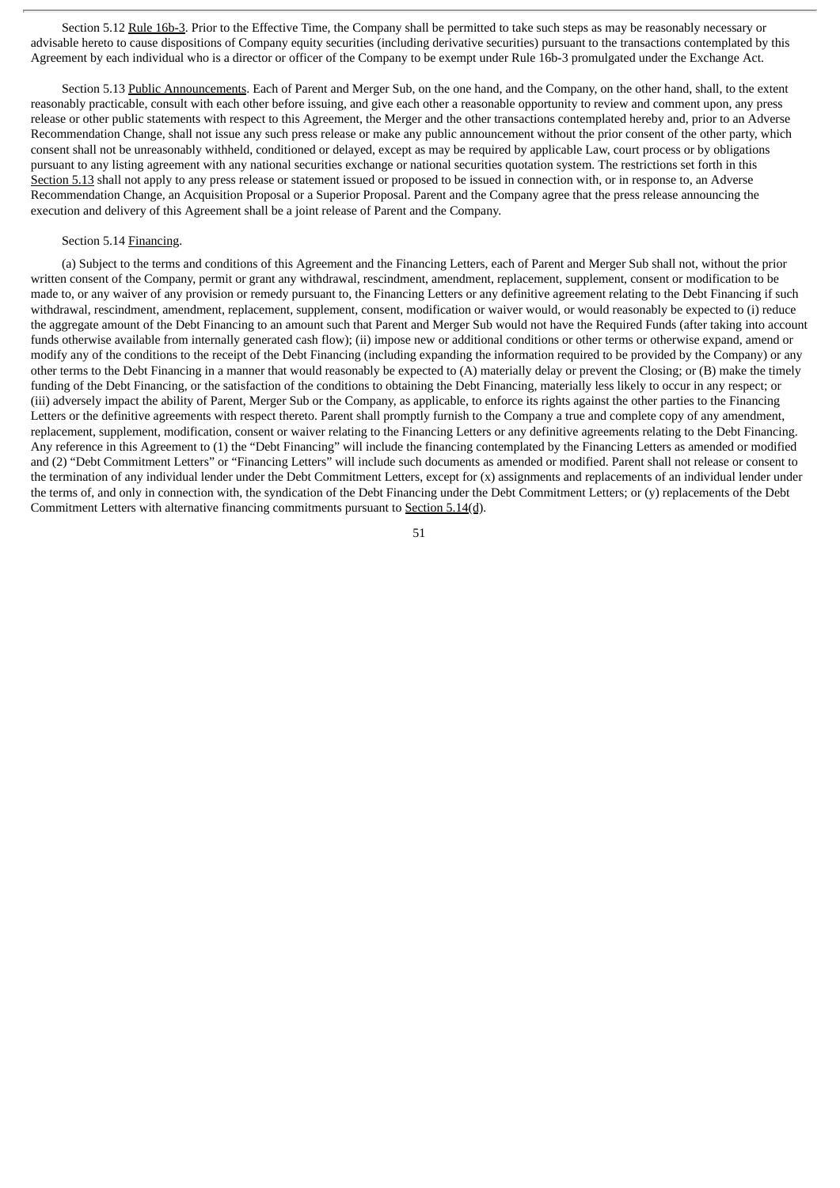Section 5.12 Rule 16b-3. Prior to the Effective Time, the Company shall be permitted to take such steps as may be reasonably necessary or advisable hereto to cause dispositions of Company equity securities (including derivative securities) pursuant to the transactions contemplated by this Agreement by each individual who is a director or officer of the Company to be exempt under Rule 16b-3 promulgated under the Exchange Act.

Section 5.13 Public Announcements. Each of Parent and Merger Sub, on the one hand, and the Company, on the other hand, shall, to the extent reasonably practicable, consult with each other before issuing, and give each other a reasonable opportunity to review and comment upon, any press release or other public statements with respect to this Agreement, the Merger and the other transactions contemplated hereby and, prior to an Adverse Recommendation Change, shall not issue any such press release or make any public announcement without the prior consent of the other party, which consent shall not be unreasonably withheld, conditioned or delayed, except as may be required by applicable Law, court process or by obligations pursuant to any listing agreement with any national securities exchange or national securities quotation system. The restrictions set forth in this Section 5.13 shall not apply to any press release or statement issued or proposed to be issued in connection with, or in response to, an Adverse Recommendation Change, an Acquisition Proposal or a Superior Proposal. Parent and the Company agree that the press release announcing the execution and delivery of this Agreement shall be a joint release of Parent and the Company.

Section 5.14 Financing.

(a) Subject to the terms and conditions of this Agreement and the Financing Letters, each of Parent and Merger Sub shall not, without the prior written consent of the Company, permit or grant any withdrawal, rescindment, amendment, replacement, supplement, consent or modification to be made to, or any waiver of any provision or remedy pursuant to, the Financing Letters or any definitive agreement relating to the Debt Financing if such withdrawal, rescindment, amendment, replacement, supplement, consent, modification or waiver would, or would reasonably be expected to (i) reduce the aggregate amount of the Debt Financing to an amount such that Parent and Merger Sub would not have the Required Funds (after taking into account funds otherwise available from internally generated cash flow); (ii) impose new or additional conditions or other terms or otherwise expand, amend or modify any of the conditions to the receipt of the Debt Financing (including expanding the information required to be provided by the Company) or any other terms to the Debt Financing in a manner that would reasonably be expected to (A) materially delay or prevent the Closing; or (B) make the timely funding of the Debt Financing, or the satisfaction of the conditions to obtaining the Debt Financing, materially less likely to occur in any respect; or (iii) adversely impact the ability of Parent, Merger Sub or the Company, as applicable, to enforce its rights against the other parties to the Financing Letters or the definitive agreements with respect thereto. Parent shall promptly furnish to the Company a true and complete copy of any amendment, replacement, supplement, modification, consent or waiver relating to the Financing Letters or any definitive agreements relating to the Debt Financing. Any reference in this Agreement to (1) the "Debt Financing" will include the financing contemplated by the Financing Letters as amended or modified and (2) "Debt Commitment Letters" or "Financing Letters" will include such documents as amended or modified. Parent shall not release or consent to the termination of any individual lender under the Debt Commitment Letters, except for (x) assignments and replacements of an individual lender under the terms of, and only in connection with, the syndication of the Debt Financing under the Debt Commitment Letters; or (y) replacements of the Debt Commitment Letters with alternative financing commitments pursuant to Section 5.14(d).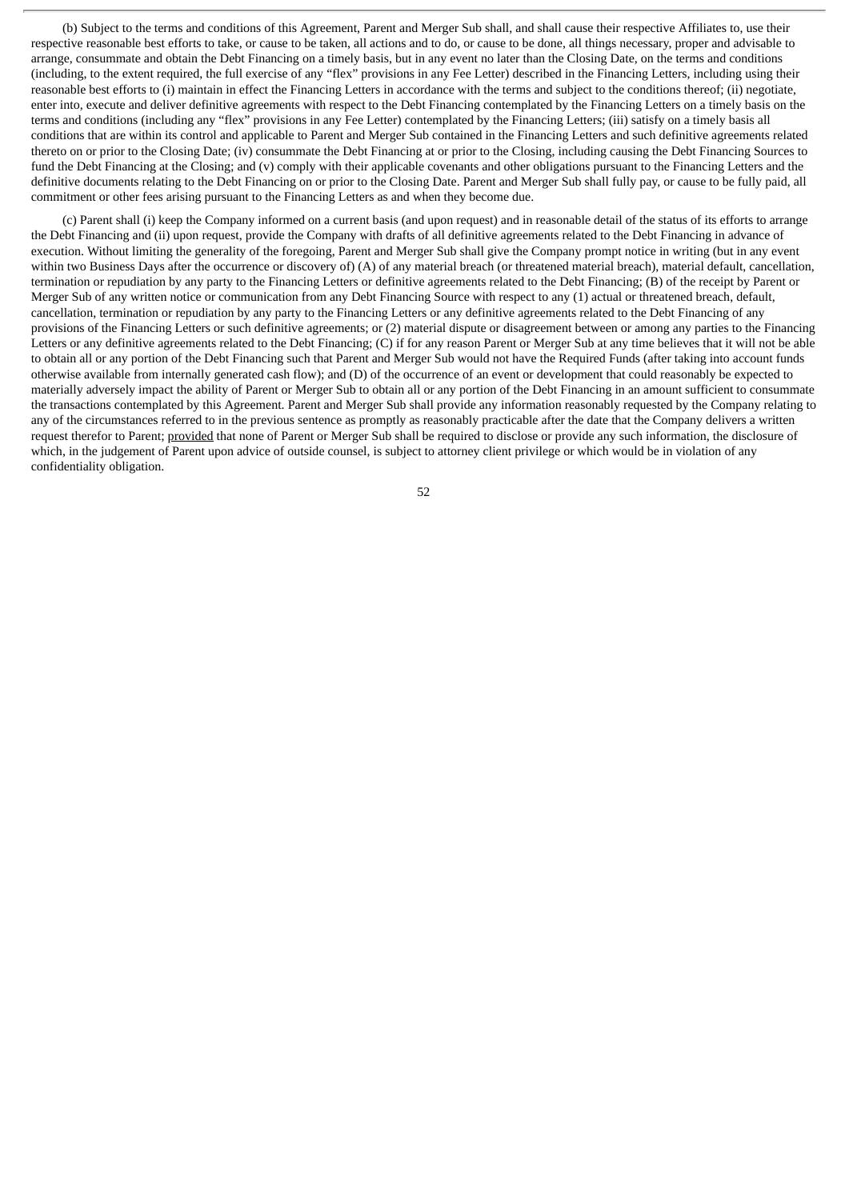(b) Subject to the terms and conditions of this Agreement, Parent and Merger Sub shall, and shall cause their respective Affiliates to, use their respective reasonable best efforts to take, or cause to be taken, all actions and to do, or cause to be done, all things necessary, proper and advisable to arrange, consummate and obtain the Debt Financing on a timely basis, but in any event no later than the Closing Date, on the terms and conditions (including, to the extent required, the full exercise of any "flex" provisions in any Fee Letter) described in the Financing Letters, including using their reasonable best efforts to (i) maintain in effect the Financing Letters in accordance with the terms and subject to the conditions thereof; (ii) negotiate, enter into, execute and deliver definitive agreements with respect to the Debt Financing contemplated by the Financing Letters on a timely basis on the terms and conditions (including any "flex" provisions in any Fee Letter) contemplated by the Financing Letters; (iii) satisfy on a timely basis all conditions that are within its control and applicable to Parent and Merger Sub contained in the Financing Letters and such definitive agreements related thereto on or prior to the Closing Date; (iv) consummate the Debt Financing at or prior to the Closing, including causing the Debt Financing Sources to fund the Debt Financing at the Closing; and (v) comply with their applicable covenants and other obligations pursuant to the Financing Letters and the definitive documents relating to the Debt Financing on or prior to the Closing Date. Parent and Merger Sub shall fully pay, or cause to be fully paid, all commitment or other fees arising pursuant to the Financing Letters as and when they become due.

(c) Parent shall (i) keep the Company informed on a current basis (and upon request) and in reasonable detail of the status of its efforts to arrange the Debt Financing and (ii) upon request, provide the Company with drafts of all definitive agreements related to the Debt Financing in advance of execution. Without limiting the generality of the foregoing, Parent and Merger Sub shall give the Company prompt notice in writing (but in any event within two Business Days after the occurrence or discovery of) (A) of any material breach (or threatened material breach), material default, cancellation, termination or repudiation by any party to the Financing Letters or definitive agreements related to the Debt Financing; (B) of the receipt by Parent or Merger Sub of any written notice or communication from any Debt Financing Source with respect to any (1) actual or threatened breach, default, cancellation, termination or repudiation by any party to the Financing Letters or any definitive agreements related to the Debt Financing of any provisions of the Financing Letters or such definitive agreements; or (2) material dispute or disagreement between or among any parties to the Financing Letters or any definitive agreements related to the Debt Financing; (C) if for any reason Parent or Merger Sub at any time believes that it will not be able to obtain all or any portion of the Debt Financing such that Parent and Merger Sub would not have the Required Funds (after taking into account funds otherwise available from internally generated cash flow); and (D) of the occurrence of an event or development that could reasonably be expected to materially adversely impact the ability of Parent or Merger Sub to obtain all or any portion of the Debt Financing in an amount sufficient to consummate the transactions contemplated by this Agreement. Parent and Merger Sub shall provide any information reasonably requested by the Company relating to any of the circumstances referred to in the previous sentence as promptly as reasonably practicable after the date that the Company delivers a written request therefor to Parent; provided that none of Parent or Merger Sub shall be required to disclose or provide any such information, the disclosure of which, in the judgement of Parent upon advice of outside counsel, is subject to attorney client privilege or which would be in violation of any confidentiality obligation.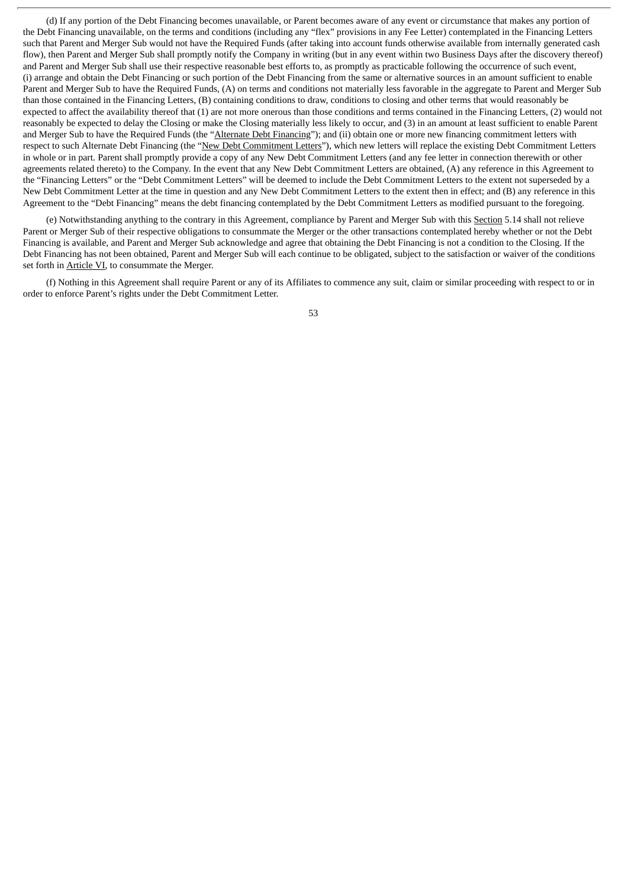(d) If any portion of the Debt Financing becomes unavailable, or Parent becomes aware of any event or circumstance that makes any portion of the Debt Financing unavailable, on the terms and conditions (including any "flex" provisions in any Fee Letter) contemplated in the Financing Letters such that Parent and Merger Sub would not have the Required Funds (after taking into account funds otherwise available from internally generated cash flow), then Parent and Merger Sub shall promptly notify the Company in writing (but in any event within two Business Days after the discovery thereof) and Parent and Merger Sub shall use their respective reasonable best efforts to, as promptly as practicable following the occurrence of such event, (i) arrange and obtain the Debt Financing or such portion of the Debt Financing from the same or alternative sources in an amount sufficient to enable Parent and Merger Sub to have the Required Funds, (A) on terms and conditions not materially less favorable in the aggregate to Parent and Merger Sub than those contained in the Financing Letters, (B) containing conditions to draw, conditions to closing and other terms that would reasonably be expected to affect the availability thereof that (1) are not more onerous than those conditions and terms contained in the Financing Letters, (2) would not reasonably be expected to delay the Closing or make the Closing materially less likely to occur, and (3) in an amount at least sufficient to enable Parent and Merger Sub to have the Required Funds (the "Alternate Debt Financing"); and (ii) obtain one or more new financing commitment letters with respect to such Alternate Debt Financing (the "New Debt Commitment Letters"), which new letters will replace the existing Debt Commitment Letters in whole or in part. Parent shall promptly provide a copy of any New Debt Commitment Letters (and any fee letter in connection therewith or other agreements related thereto) to the Company. In the event that any New Debt Commitment Letters are obtained, (A) any reference in this Agreement to the "Financing Letters" or the "Debt Commitment Letters" will be deemed to include the Debt Commitment Letters to the extent not superseded by a New Debt Commitment Letter at the time in question and any New Debt Commitment Letters to the extent then in effect; and (B) any reference in this Agreement to the "Debt Financing" means the debt financing contemplated by the Debt Commitment Letters as modified pursuant to the foregoing.

(e) Notwithstanding anything to the contrary in this Agreement, compliance by Parent and Merger Sub with this Section 5.14 shall not relieve Parent or Merger Sub of their respective obligations to consummate the Merger or the other transactions contemplated hereby whether or not the Debt Financing is available, and Parent and Merger Sub acknowledge and agree that obtaining the Debt Financing is not a condition to the Closing. If the Debt Financing has not been obtained, Parent and Merger Sub will each continue to be obligated, subject to the satisfaction or waiver of the conditions set forth in Article VI, to consummate the Merger.

(f) Nothing in this Agreement shall require Parent or any of its Affiliates to commence any suit, claim or similar proceeding with respect to or in order to enforce Parent's rights under the Debt Commitment Letter.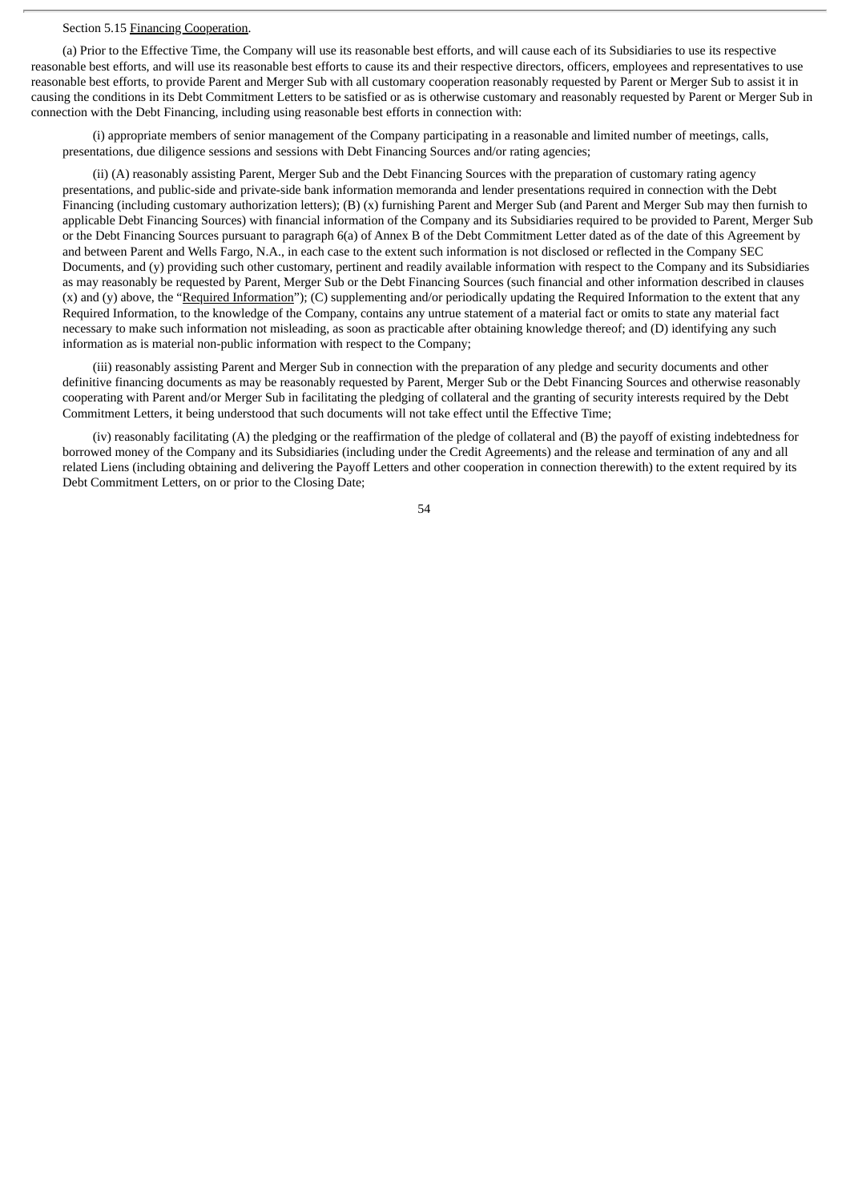Section 5.15 Financing Cooperation.

(a) Prior to the Effective Time, the Company will use its reasonable best efforts, and will cause each of its Subsidiaries to use its respective reasonable best efforts, and will use its reasonable best efforts to cause its and their respective directors, officers, employees and representatives to use reasonable best efforts, to provide Parent and Merger Sub with all customary cooperation reasonably requested by Parent or Merger Sub to assist it in causing the conditions in its Debt Commitment Letters to be satisfied or as is otherwise customary and reasonably requested by Parent or Merger Sub in connection with the Debt Financing, including using reasonable best efforts in connection with:

(i) appropriate members of senior management of the Company participating in a reasonable and limited number of meetings, calls, presentations, due diligence sessions and sessions with Debt Financing Sources and/or rating agencies;

(ii) (A) reasonably assisting Parent, Merger Sub and the Debt Financing Sources with the preparation of customary rating agency presentations, and public-side and private-side bank information memoranda and lender presentations required in connection with the Debt Financing (including customary authorization letters); (B) (x) furnishing Parent and Merger Sub (and Parent and Merger Sub may then furnish to applicable Debt Financing Sources) with financial information of the Company and its Subsidiaries required to be provided to Parent, Merger Sub or the Debt Financing Sources pursuant to paragraph 6(a) of Annex B of the Debt Commitment Letter dated as of the date of this Agreement by and between Parent and Wells Fargo, N.A., in each case to the extent such information is not disclosed or reflected in the Company SEC Documents, and (y) providing such other customary, pertinent and readily available information with respect to the Company and its Subsidiaries as may reasonably be requested by Parent, Merger Sub or the Debt Financing Sources (such financial and other information described in clauses (x) and (y) above, the "Required Information"); (C) supplementing and/or periodically updating the Required Information to the extent that any Required Information, to the knowledge of the Company, contains any untrue statement of a material fact or omits to state any material fact necessary to make such information not misleading, as soon as practicable after obtaining knowledge thereof; and (D) identifying any such information as is material non-public information with respect to the Company;

(iii) reasonably assisting Parent and Merger Sub in connection with the preparation of any pledge and security documents and other definitive financing documents as may be reasonably requested by Parent, Merger Sub or the Debt Financing Sources and otherwise reasonably cooperating with Parent and/or Merger Sub in facilitating the pledging of collateral and the granting of security interests required by the Debt Commitment Letters, it being understood that such documents will not take effect until the Effective Time;

(iv) reasonably facilitating (A) the pledging or the reaffirmation of the pledge of collateral and (B) the payoff of existing indebtedness for borrowed money of the Company and its Subsidiaries (including under the Credit Agreements) and the release and termination of any and all related Liens (including obtaining and delivering the Payoff Letters and other cooperation in connection therewith) to the extent required by its Debt Commitment Letters, on or prior to the Closing Date;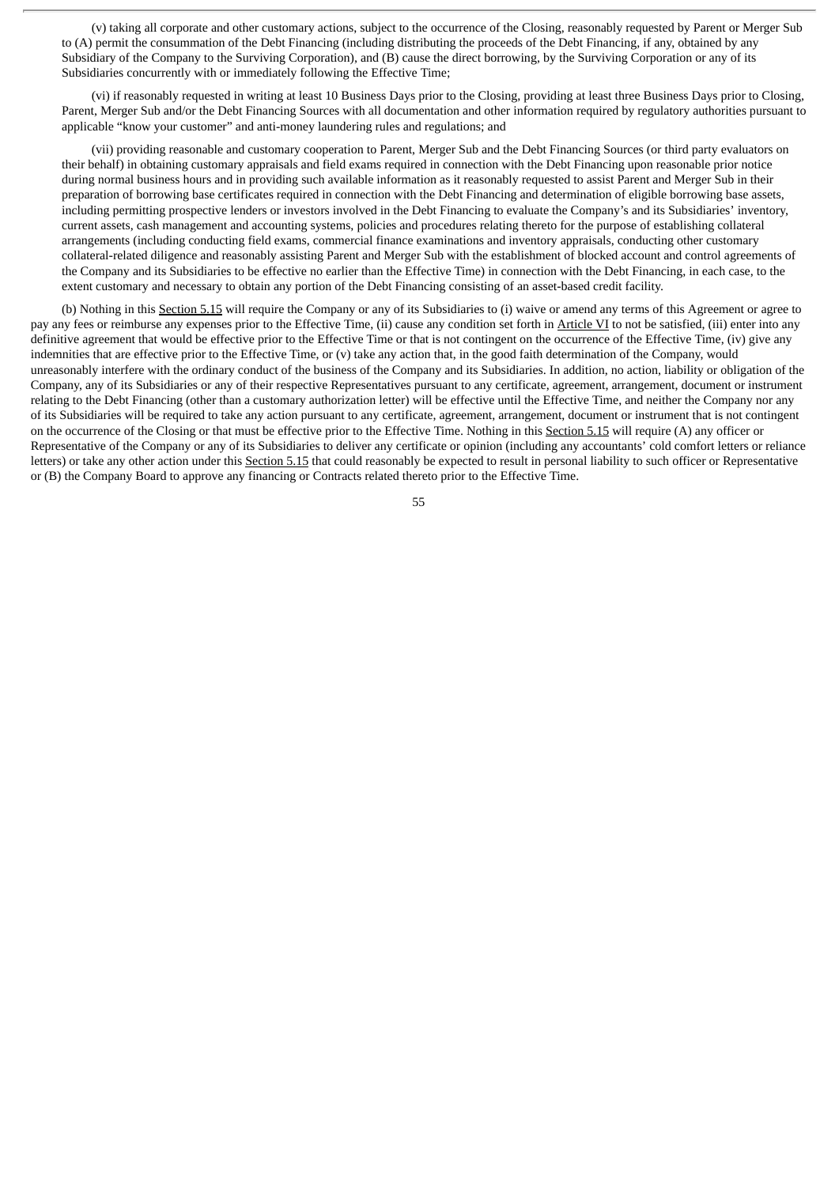(v) taking all corporate and other customary actions, subject to the occurrence of the Closing, reasonably requested by Parent or Merger Sub to (A) permit the consummation of the Debt Financing (including distributing the proceeds of the Debt Financing, if any, obtained by any Subsidiary of the Company to the Surviving Corporation), and (B) cause the direct borrowing, by the Surviving Corporation or any of its Subsidiaries concurrently with or immediately following the Effective Time;

(vi) if reasonably requested in writing at least 10 Business Days prior to the Closing, providing at least three Business Days prior to Closing, Parent, Merger Sub and/or the Debt Financing Sources with all documentation and other information required by regulatory authorities pursuant to applicable "know your customer" and anti-money laundering rules and regulations; and

(vii) providing reasonable and customary cooperation to Parent, Merger Sub and the Debt Financing Sources (or third party evaluators on their behalf) in obtaining customary appraisals and field exams required in connection with the Debt Financing upon reasonable prior notice during normal business hours and in providing such available information as it reasonably requested to assist Parent and Merger Sub in their preparation of borrowing base certificates required in connection with the Debt Financing and determination of eligible borrowing base assets, including permitting prospective lenders or investors involved in the Debt Financing to evaluate the Company's and its Subsidiaries' inventory, current assets, cash management and accounting systems, policies and procedures relating thereto for the purpose of establishing collateral arrangements (including conducting field exams, commercial finance examinations and inventory appraisals, conducting other customary collateral-related diligence and reasonably assisting Parent and Merger Sub with the establishment of blocked account and control agreements of the Company and its Subsidiaries to be effective no earlier than the Effective Time) in connection with the Debt Financing, in each case, to the extent customary and necessary to obtain any portion of the Debt Financing consisting of an asset-based credit facility.

(b) Nothing in this Section 5.15 will require the Company or any of its Subsidiaries to (i) waive or amend any terms of this Agreement or agree to pay any fees or reimburse any expenses prior to the Effective Time, (ii) cause any condition set forth in Article VI to not be satisfied, (iii) enter into any definitive agreement that would be effective prior to the Effective Time or that is not contingent on the occurrence of the Effective Time, (iv) give any indemnities that are effective prior to the Effective Time, or (v) take any action that, in the good faith determination of the Company, would unreasonably interfere with the ordinary conduct of the business of the Company and its Subsidiaries. In addition, no action, liability or obligation of the Company, any of its Subsidiaries or any of their respective Representatives pursuant to any certificate, agreement, arrangement, document or instrument relating to the Debt Financing (other than a customary authorization letter) will be effective until the Effective Time, and neither the Company nor any of its Subsidiaries will be required to take any action pursuant to any certificate, agreement, arrangement, document or instrument that is not contingent on the occurrence of the Closing or that must be effective prior to the Effective Time. Nothing in this Section 5.15 will require (A) any officer or Representative of the Company or any of its Subsidiaries to deliver any certificate or opinion (including any accountants' cold comfort letters or reliance letters) or take any other action under this Section 5.15 that could reasonably be expected to result in personal liability to such officer or Representative or (B) the Company Board to approve any financing or Contracts related thereto prior to the Effective Time.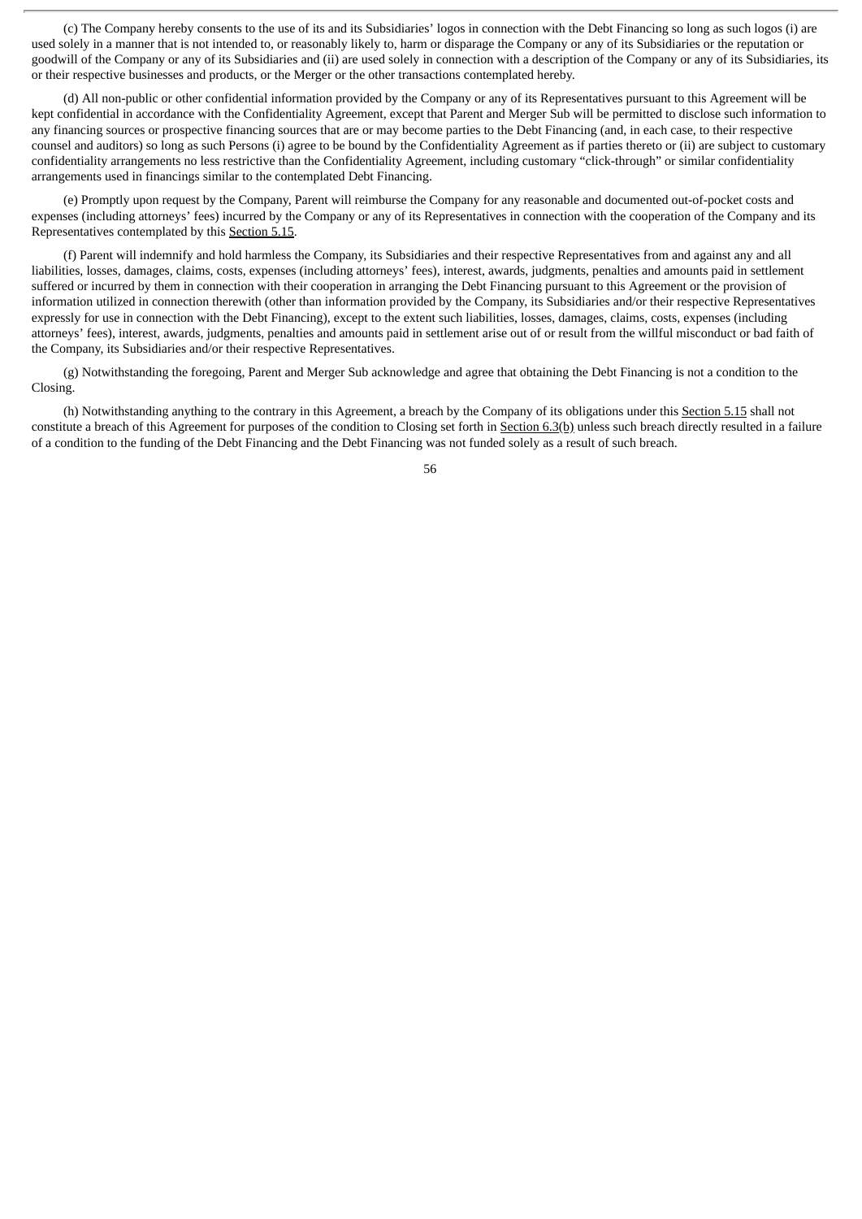(c) The Company hereby consents to the use of its and its Subsidiaries' logos in connection with the Debt Financing so long as such logos (i) are used solely in a manner that is not intended to, or reasonably likely to, harm or disparage the Company or any of its Subsidiaries or the reputation or goodwill of the Company or any of its Subsidiaries and (ii) are used solely in connection with a description of the Company or any of its Subsidiaries, its or their respective businesses and products, or the Merger or the other transactions contemplated hereby.

(d) All non-public or other confidential information provided by the Company or any of its Representatives pursuant to this Agreement will be kept confidential in accordance with the Confidentiality Agreement, except that Parent and Merger Sub will be permitted to disclose such information to any financing sources or prospective financing sources that are or may become parties to the Debt Financing (and, in each case, to their respective counsel and auditors) so long as such Persons (i) agree to be bound by the Confidentiality Agreement as if parties thereto or (ii) are subject to customary confidentiality arrangements no less restrictive than the Confidentiality Agreement, including customary "click-through" or similar confidentiality arrangements used in financings similar to the contemplated Debt Financing.

(e) Promptly upon request by the Company, Parent will reimburse the Company for any reasonable and documented out-of-pocket costs and expenses (including attorneys' fees) incurred by the Company or any of its Representatives in connection with the cooperation of the Company and its Representatives contemplated by this Section 5.15.

(f) Parent will indemnify and hold harmless the Company, its Subsidiaries and their respective Representatives from and against any and all liabilities, losses, damages, claims, costs, expenses (including attorneys' fees), interest, awards, judgments, penalties and amounts paid in settlement suffered or incurred by them in connection with their cooperation in arranging the Debt Financing pursuant to this Agreement or the provision of information utilized in connection therewith (other than information provided by the Company, its Subsidiaries and/or their respective Representatives expressly for use in connection with the Debt Financing), except to the extent such liabilities, losses, damages, claims, costs, expenses (including attorneys' fees), interest, awards, judgments, penalties and amounts paid in settlement arise out of or result from the willful misconduct or bad faith of the Company, its Subsidiaries and/or their respective Representatives.

(g) Notwithstanding the foregoing, Parent and Merger Sub acknowledge and agree that obtaining the Debt Financing is not a condition to the Closing.

(h) Notwithstanding anything to the contrary in this Agreement, a breach by the Company of its obligations under this Section 5.15 shall not constitute a breach of this Agreement for purposes of the condition to Closing set forth in Section 6.3(b) unless such breach directly resulted in a failure of a condition to the funding of the Debt Financing and the Debt Financing was not funded solely as a result of such breach.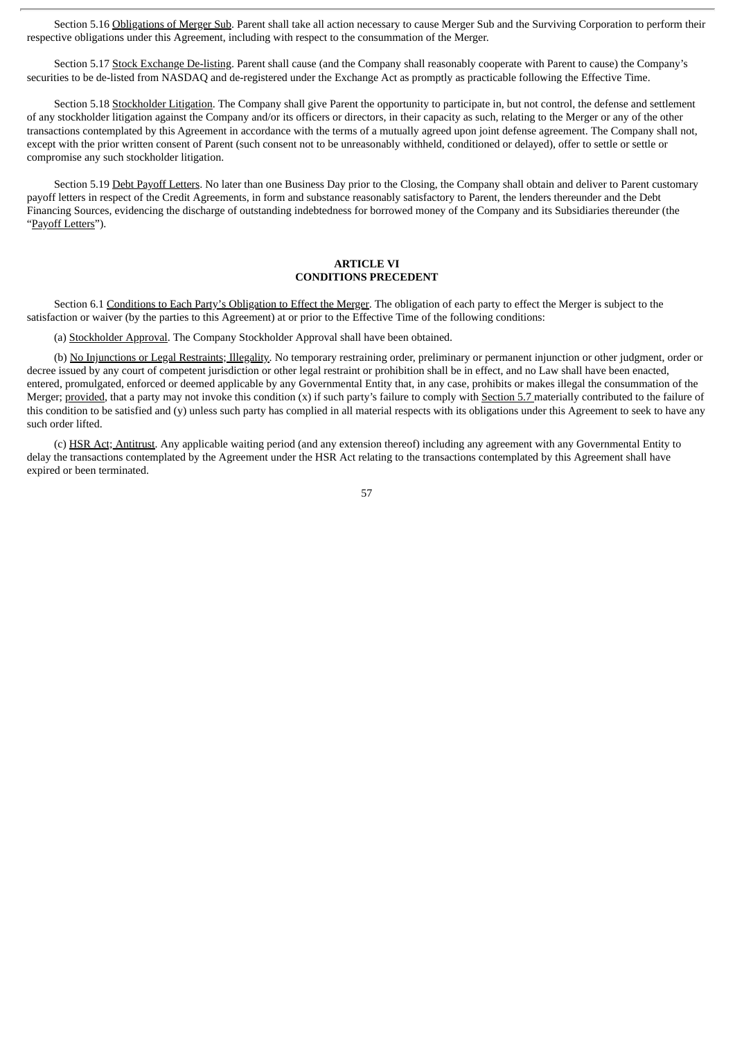Section 5.16 Obligations of Merger Sub. Parent shall take all action necessary to cause Merger Sub and the Surviving Corporation to perform their respective obligations under this Agreement, including with respect to the consummation of the Merger.

Section 5.17 Stock Exchange De-listing. Parent shall cause (and the Company shall reasonably cooperate with Parent to cause) the Company's securities to be de-listed from NASDAQ and de-registered under the Exchange Act as promptly as practicable following the Effective Time.

Section 5.18 Stockholder Litigation. The Company shall give Parent the opportunity to participate in, but not control, the defense and settlement of any stockholder litigation against the Company and/or its officers or directors, in their capacity as such, relating to the Merger or any of the other transactions contemplated by this Agreement in accordance with the terms of a mutually agreed upon joint defense agreement. The Company shall not, except with the prior written consent of Parent (such consent not to be unreasonably withheld, conditioned or delayed), offer to settle or settle or compromise any such stockholder litigation.

Section 5.19 Debt Payoff Letters. No later than one Business Day prior to the Closing, the Company shall obtain and deliver to Parent customary payoff letters in respect of the Credit Agreements, in form and substance reasonably satisfactory to Parent, the lenders thereunder and the Debt Financing Sources, evidencing the discharge of outstanding indebtedness for borrowed money of the Company and its Subsidiaries thereunder (the "Payoff Letters").

## ARTICLE VI
## CONDITIONS PRECEDENT

Section 6.1 Conditions to Each Party's Obligation to Effect the Merger. The obligation of each party to effect the Merger is subject to the satisfaction or waiver (by the parties to this Agreement) at or prior to the Effective Time of the following conditions:

(a) Stockholder Approval. The Company Stockholder Approval shall have been obtained.

(b) No Injunctions or Legal Restraints; Illegality. No temporary restraining order, preliminary or permanent injunction or other judgment, order or decree issued by any court of competent jurisdiction or other legal restraint or prohibition shall be in effect, and no Law shall have been enacted, entered, promulgated, enforced or deemed applicable by any Governmental Entity that, in any case, prohibits or makes illegal the consummation of the Merger; provided, that a party may not invoke this condition (x) if such party's failure to comply with Section 5.7 materially contributed to the failure of this condition to be satisfied and (y) unless such party has complied in all material respects with its obligations under this Agreement to seek to have any such order lifted.

(c) HSR Act; Antitrust. Any applicable waiting period (and any extension thereof) including any agreement with any Governmental Entity to delay the transactions contemplated by the Agreement under the HSR Act relating to the transactions contemplated by this Agreement shall have expired or been terminated.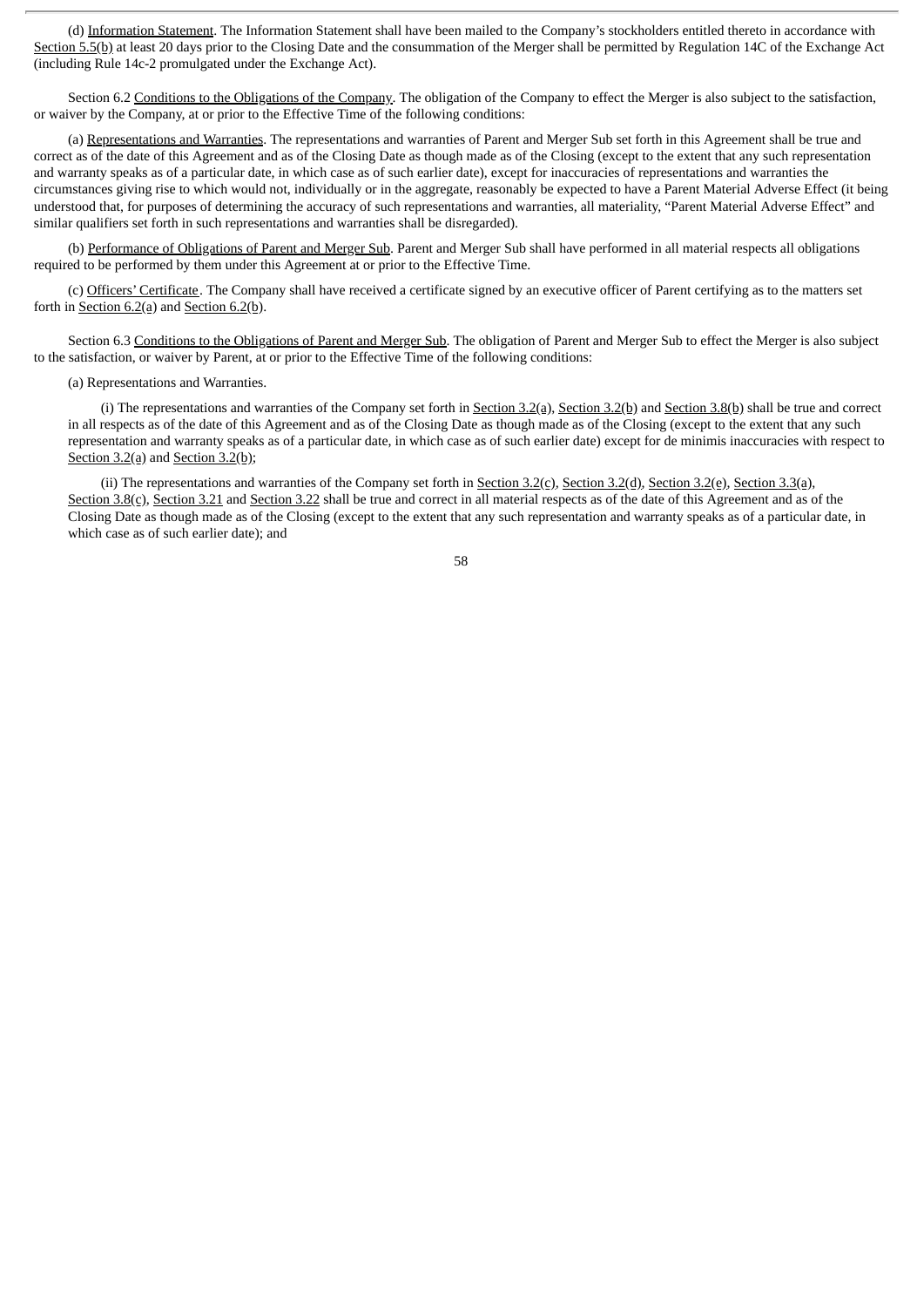(d) Information Statement. The Information Statement shall have been mailed to the Company's stockholders entitled thereto in accordance with Section 5.5(b) at least 20 days prior to the Closing Date and the consummation of the Merger shall be permitted by Regulation 14C of the Exchange Act (including Rule 14c-2 promulgated under the Exchange Act).

Section 6.2 Conditions to the Obligations of the Company. The obligation of the Company to effect the Merger is also subject to the satisfaction, or waiver by the Company, at or prior to the Effective Time of the following conditions:

(a) Representations and Warranties. The representations and warranties of Parent and Merger Sub set forth in this Agreement shall be true and correct as of the date of this Agreement and as of the Closing Date as though made as of the Closing (except to the extent that any such representation and warranty speaks as of a particular date, in which case as of such earlier date), except for inaccuracies of representations and warranties the circumstances giving rise to which would not, individually or in the aggregate, reasonably be expected to have a Parent Material Adverse Effect (it being understood that, for purposes of determining the accuracy of such representations and warranties, all materiality, "Parent Material Adverse Effect" and similar qualifiers set forth in such representations and warranties shall be disregarded).

(b) Performance of Obligations of Parent and Merger Sub. Parent and Merger Sub shall have performed in all material respects all obligations required to be performed by them under this Agreement at or prior to the Effective Time.

(c) Officers' Certificate. The Company shall have received a certificate signed by an executive officer of Parent certifying as to the matters set forth in Section 6.2(a) and Section 6.2(b).

Section 6.3 Conditions to the Obligations of Parent and Merger Sub. The obligation of Parent and Merger Sub to effect the Merger is also subject to the satisfaction, or waiver by Parent, at or prior to the Effective Time of the following conditions:

(a) Representations and Warranties.

(i) The representations and warranties of the Company set forth in Section 3.2(a), Section 3.2(b) and Section 3.8(b) shall be true and correct in all respects as of the date of this Agreement and as of the Closing Date as though made as of the Closing (except to the extent that any such representation and warranty speaks as of a particular date, in which case as of such earlier date) except for de minimis inaccuracies with respect to Section 3.2(a) and Section 3.2(b);

(ii) The representations and warranties of the Company set forth in Section 3.2(c), Section 3.2(d), Section 3.2(e), Section 3.3(a), Section 3.8(c), Section 3.21 and Section 3.22 shall be true and correct in all material respects as of the date of this Agreement and as of the Closing Date as though made as of the Closing (except to the extent that any such representation and warranty speaks as of a particular date, in which case as of such earlier date); and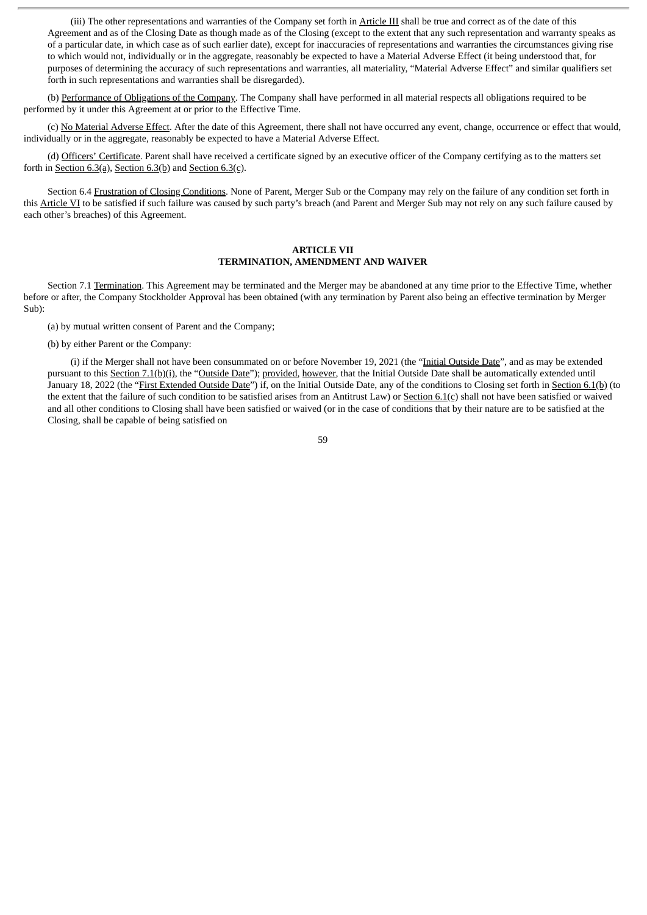(iii) The other representations and warranties of the Company set forth in Article III shall be true and correct as of the date of this Agreement and as of the Closing Date as though made as of the Closing (except to the extent that any such representation and warranty speaks as of a particular date, in which case as of such earlier date), except for inaccuracies of representations and warranties the circumstances giving rise to which would not, individually or in the aggregate, reasonably be expected to have a Material Adverse Effect (it being understood that, for purposes of determining the accuracy of such representations and warranties, all materiality, "Material Adverse Effect" and similar qualifiers set forth in such representations and warranties shall be disregarded).

(b) Performance of Obligations of the Company. The Company shall have performed in all material respects all obligations required to be performed by it under this Agreement at or prior to the Effective Time.

(c) No Material Adverse Effect. After the date of this Agreement, there shall not have occurred any event, change, occurrence or effect that would, individually or in the aggregate, reasonably be expected to have a Material Adverse Effect.

(d) Officers' Certificate. Parent shall have received a certificate signed by an executive officer of the Company certifying as to the matters set forth in Section 6.3(a), Section 6.3(b) and Section 6.3(c).

Section 6.4 Frustration of Closing Conditions. None of Parent, Merger Sub or the Company may rely on the failure of any condition set forth in this Article VI to be satisfied if such failure was caused by such party's breach (and Parent and Merger Sub may not rely on any such failure caused by each other's breaches) of this Agreement.

## ARTICLE VII
## TERMINATION, AMENDMENT AND WAIVER

Section 7.1 Termination. This Agreement may be terminated and the Merger may be abandoned at any time prior to the Effective Time, whether before or after, the Company Stockholder Approval has been obtained (with any termination by Parent also being an effective termination by Merger Sub):

(a) by mutual written consent of Parent and the Company;

(b) by either Parent or the Company:

(i) if the Merger shall not have been consummated on or before November 19, 2021 (the "Initial Outside Date", and as may be extended pursuant to this Section 7.1(b)(i), the "Outside Date"); provided, however, that the Initial Outside Date shall be automatically extended until January 18, 2022 (the "First Extended Outside Date") if, on the Initial Outside Date, any of the conditions to Closing set forth in Section 6.1(b) (to the extent that the failure of such condition to be satisfied arises from an Antitrust Law) or Section 6.1(c) shall not have been satisfied or waived and all other conditions to Closing shall have been satisfied or waived (or in the case of conditions that by their nature are to be satisfied at the Closing, shall be capable of being satisfied on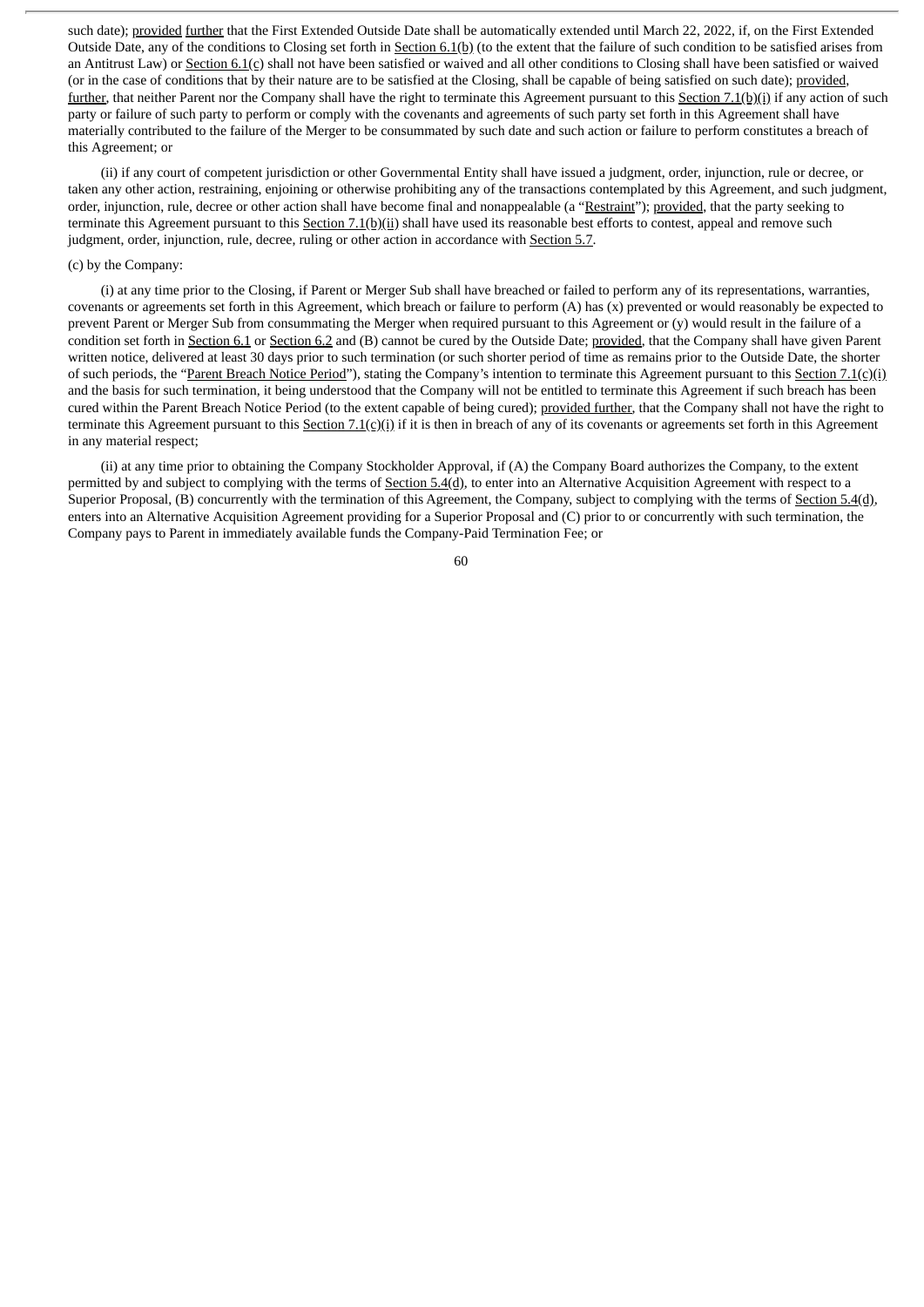such date); provided further that the First Extended Outside Date shall be automatically extended until March 22, 2022, if, on the First Extended Outside Date, any of the conditions to Closing set forth in Section 6.1(b) (to the extent that the failure of such condition to be satisfied arises from an Antitrust Law) or Section 6.1(c) shall not have been satisfied or waived and all other conditions to Closing shall have been satisfied or waived (or in the case of conditions that by their nature are to be satisfied at the Closing, shall be capable of being satisfied on such date); provided, further, that neither Parent nor the Company shall have the right to terminate this Agreement pursuant to this Section 7.1(b)(i) if any action of such party or failure of such party to perform or comply with the covenants and agreements of such party set forth in this Agreement shall have materially contributed to the failure of the Merger to be consummated by such date and such action or failure to perform constitutes a breach of this Agreement; or

(ii) if any court of competent jurisdiction or other Governmental Entity shall have issued a judgment, order, injunction, rule or decree, or taken any other action, restraining, enjoining or otherwise prohibiting any of the transactions contemplated by this Agreement, and such judgment, order, injunction, rule, decree or other action shall have become final and nonappealable (a "Restraint"); provided, that the party seeking to terminate this Agreement pursuant to this Section 7.1(b)(ii) shall have used its reasonable best efforts to contest, appeal and remove such judgment, order, injunction, rule, decree, ruling or other action in accordance with Section 5.7.

(c) by the Company:

(i) at any time prior to the Closing, if Parent or Merger Sub shall have breached or failed to perform any of its representations, warranties, covenants or agreements set forth in this Agreement, which breach or failure to perform (A) has (x) prevented or would reasonably be expected to prevent Parent or Merger Sub from consummating the Merger when required pursuant to this Agreement or (y) would result in the failure of a condition set forth in Section 6.1 or Section 6.2 and (B) cannot be cured by the Outside Date; provided, that the Company shall have given Parent written notice, delivered at least 30 days prior to such termination (or such shorter period of time as remains prior to the Outside Date, the shorter of such periods, the "Parent Breach Notice Period"), stating the Company's intention to terminate this Agreement pursuant to this Section 7.1(c)(i) and the basis for such termination, it being understood that the Company will not be entitled to terminate this Agreement if such breach has been cured within the Parent Breach Notice Period (to the extent capable of being cured); provided further, that the Company shall not have the right to terminate this Agreement pursuant to this Section 7.1(c)(i) if it is then in breach of any of its covenants or agreements set forth in this Agreement in any material respect;

(ii) at any time prior to obtaining the Company Stockholder Approval, if (A) the Company Board authorizes the Company, to the extent permitted by and subject to complying with the terms of Section 5.4(d), to enter into an Alternative Acquisition Agreement with respect to a Superior Proposal, (B) concurrently with the termination of this Agreement, the Company, subject to complying with the terms of Section 5.4(d), enters into an Alternative Acquisition Agreement providing for a Superior Proposal and (C) prior to or concurrently with such termination, the Company pays to Parent in immediately available funds the Company-Paid Termination Fee; or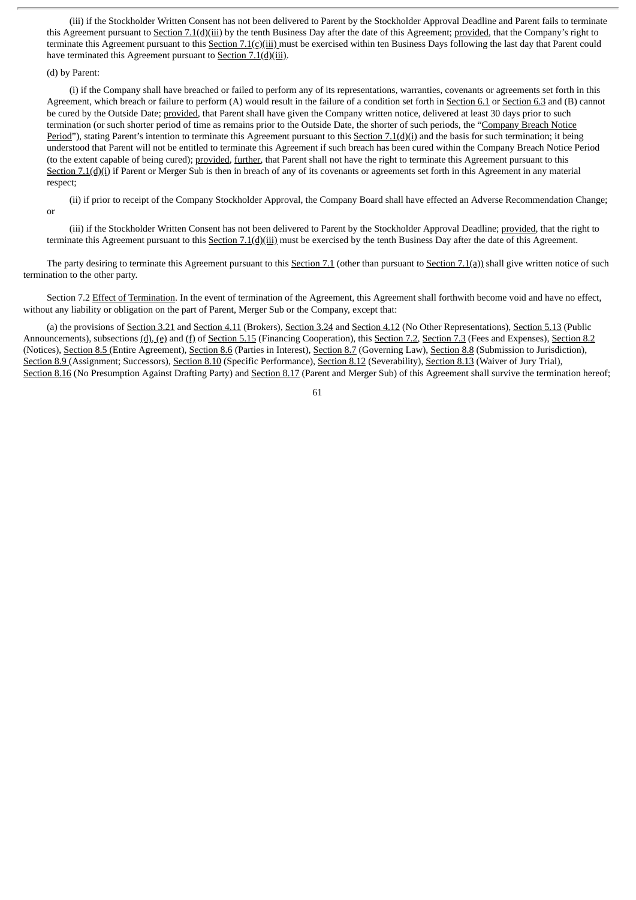(iii) if the Stockholder Written Consent has not been delivered to Parent by the Stockholder Approval Deadline and Parent fails to terminate this Agreement pursuant to Section 7.1(d)(iii) by the tenth Business Day after the date of this Agreement; provided, that the Company's right to terminate this Agreement pursuant to this Section 7.1(c)(iii) must be exercised within ten Business Days following the last day that Parent could have terminated this Agreement pursuant to Section 7.1(d)(iii).

(d) by Parent:

(i) if the Company shall have breached or failed to perform any of its representations, warranties, covenants or agreements set forth in this Agreement, which breach or failure to perform (A) would result in the failure of a condition set forth in Section 6.1 or Section 6.3 and (B) cannot be cured by the Outside Date; provided, that Parent shall have given the Company written notice, delivered at least 30 days prior to such termination (or such shorter period of time as remains prior to the Outside Date, the shorter of such periods, the "Company Breach Notice Period"), stating Parent's intention to terminate this Agreement pursuant to this Section 7.1(d)(i) and the basis for such termination; it being understood that Parent will not be entitled to terminate this Agreement if such breach has been cured within the Company Breach Notice Period (to the extent capable of being cured); provided, further, that Parent shall not have the right to terminate this Agreement pursuant to this Section 7.1(d)(i) if Parent or Merger Sub is then in breach of any of its covenants or agreements set forth in this Agreement in any material respect;

(ii) if prior to receipt of the Company Stockholder Approval, the Company Board shall have effected an Adverse Recommendation Change; or

(iii) if the Stockholder Written Consent has not been delivered to Parent by the Stockholder Approval Deadline; provided, that the right to terminate this Agreement pursuant to this Section 7.1(d)(iii) must be exercised by the tenth Business Day after the date of this Agreement.

The party desiring to terminate this Agreement pursuant to this Section 7.1 (other than pursuant to Section 7.1(a)) shall give written notice of such termination to the other party.

Section 7.2 Effect of Termination. In the event of termination of the Agreement, this Agreement shall forthwith become void and have no effect, without any liability or obligation on the part of Parent, Merger Sub or the Company, except that:

(a) the provisions of Section 3.21 and Section 4.11 (Brokers), Section 3.24 and Section 4.12 (No Other Representations), Section 5.13 (Public Announcements), subsections (d), (e) and (f) of Section 5.15 (Financing Cooperation), this Section 7.2, Section 7.3 (Fees and Expenses), Section 8.2 (Notices), Section 8.5 (Entire Agreement), Section 8.6 (Parties in Interest), Section 8.7 (Governing Law), Section 8.8 (Submission to Jurisdiction), Section 8.9 (Assignment; Successors), Section 8.10 (Specific Performance), Section 8.12 (Severability), Section 8.13 (Waiver of Jury Trial), Section 8.16 (No Presumption Against Drafting Party) and Section 8.17 (Parent and Merger Sub) of this Agreement shall survive the termination hereof;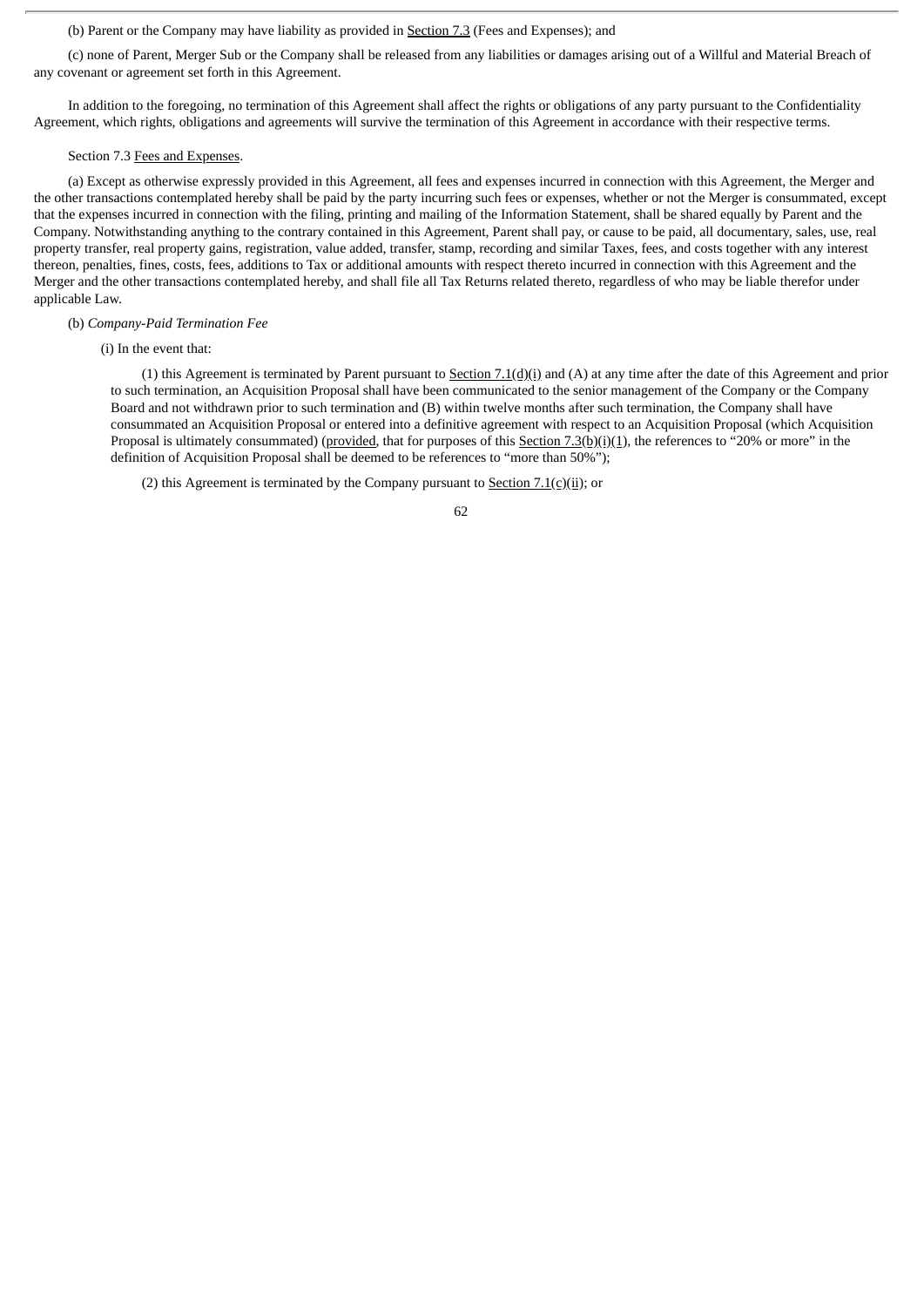(b) Parent or the Company may have liability as provided in Section 7.3 (Fees and Expenses); and

(c) none of Parent, Merger Sub or the Company shall be released from any liabilities or damages arising out of a Willful and Material Breach of any covenant or agreement set forth in this Agreement.

In addition to the foregoing, no termination of this Agreement shall affect the rights or obligations of any party pursuant to the Confidentiality Agreement, which rights, obligations and agreements will survive the termination of this Agreement in accordance with their respective terms.

Section 7.3 Fees and Expenses.

(a) Except as otherwise expressly provided in this Agreement, all fees and expenses incurred in connection with this Agreement, the Merger and the other transactions contemplated hereby shall be paid by the party incurring such fees or expenses, whether or not the Merger is consummated, except that the expenses incurred in connection with the filing, printing and mailing of the Information Statement, shall be shared equally by Parent and the Company. Notwithstanding anything to the contrary contained in this Agreement, Parent shall pay, or cause to be paid, all documentary, sales, use, real property transfer, real property gains, registration, value added, transfer, stamp, recording and similar Taxes, fees, and costs together with any interest thereon, penalties, fines, costs, fees, additions to Tax or additional amounts with respect thereto incurred in connection with this Agreement and the Merger and the other transactions contemplated hereby, and shall file all Tax Returns related thereto, regardless of who may be liable therefor under applicable Law.

(b) *Company-Paid Termination Fee*

(i) In the event that:

(1) this Agreement is terminated by Parent pursuant to Section 7.1(d)(i) and (A) at any time after the date of this Agreement and prior to such termination, an Acquisition Proposal shall have been communicated to the senior management of the Company or the Company Board and not withdrawn prior to such termination and (B) within twelve months after such termination, the Company shall have consummated an Acquisition Proposal or entered into a definitive agreement with respect to an Acquisition Proposal (which Acquisition Proposal is ultimately consummated) (provided, that for purposes of this Section 7.3(b)(i)(1), the references to "20% or more" in the definition of Acquisition Proposal shall be deemed to be references to "more than 50%");

(2) this Agreement is terminated by the Company pursuant to Section 7.1(c)(ii); or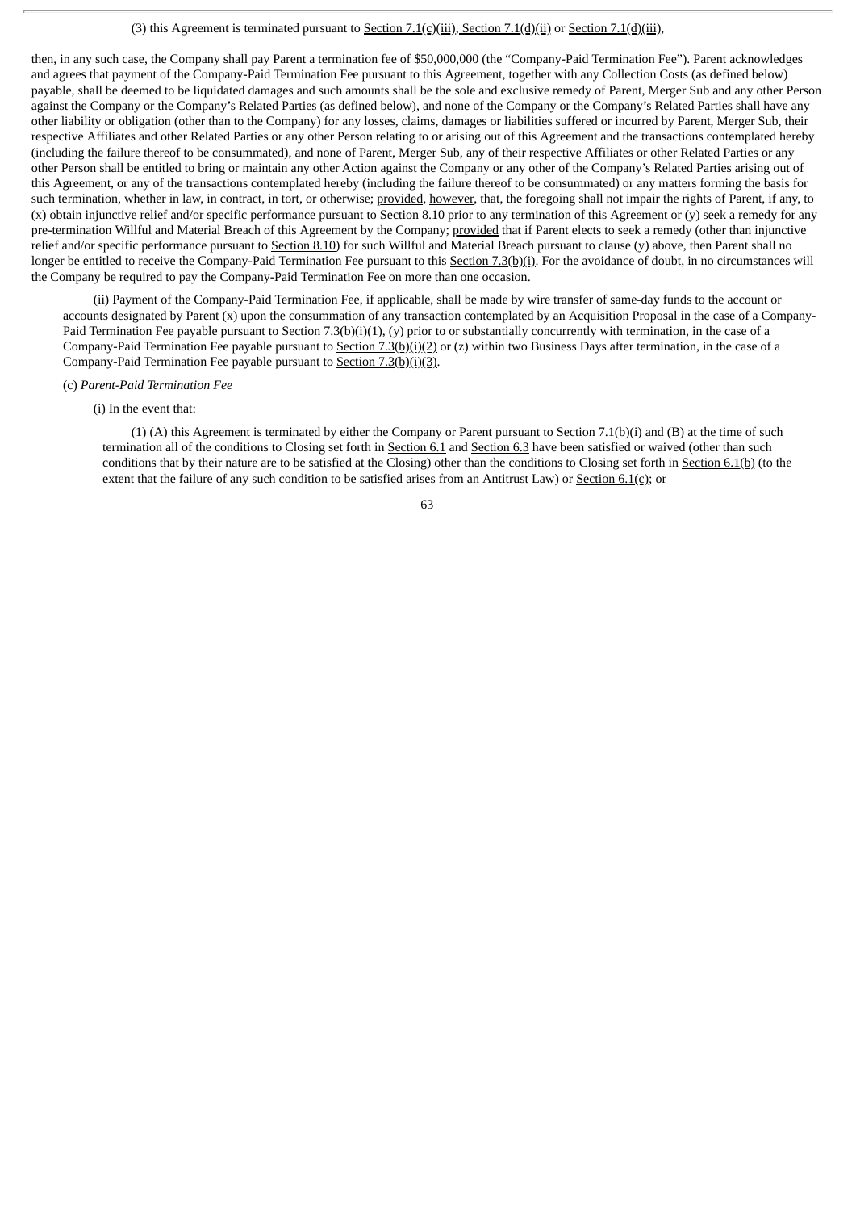(3) this Agreement is terminated pursuant to Section 7.1(c)(iii), Section 7.1(d)(ii) or Section 7.1(d)(iii),

then, in any such case, the Company shall pay Parent a termination fee of $50,000,000 (the "Company-Paid Termination Fee"). Parent acknowledges and agrees that payment of the Company-Paid Termination Fee pursuant to this Agreement, together with any Collection Costs (as defined below) payable, shall be deemed to be liquidated damages and such amounts shall be the sole and exclusive remedy of Parent, Merger Sub and any other Person against the Company or the Company's Related Parties (as defined below), and none of the Company or the Company's Related Parties shall have any other liability or obligation (other than to the Company) for any losses, claims, damages or liabilities suffered or incurred by Parent, Merger Sub, their respective Affiliates and other Related Parties or any other Person relating to or arising out of this Agreement and the transactions contemplated hereby (including the failure thereof to be consummated), and none of Parent, Merger Sub, any of their respective Affiliates or other Related Parties or any other Person shall be entitled to bring or maintain any other Action against the Company or any other of the Company's Related Parties arising out of this Agreement, or any of the transactions contemplated hereby (including the failure thereof to be consummated) or any matters forming the basis for such termination, whether in law, in contract, in tort, or otherwise; provided, however, that, the foregoing shall not impair the rights of Parent, if any, to (x) obtain injunctive relief and/or specific performance pursuant to Section 8.10 prior to any termination of this Agreement or (y) seek a remedy for any pre-termination Willful and Material Breach of this Agreement by the Company; provided that if Parent elects to seek a remedy (other than injunctive relief and/or specific performance pursuant to Section 8.10) for such Willful and Material Breach pursuant to clause (y) above, then Parent shall no longer be entitled to receive the Company-Paid Termination Fee pursuant to this Section 7.3(b)(i). For the avoidance of doubt, in no circumstances will the Company be required to pay the Company-Paid Termination Fee on more than one occasion.

(ii) Payment of the Company-Paid Termination Fee, if applicable, shall be made by wire transfer of same-day funds to the account or accounts designated by Parent (x) upon the consummation of any transaction contemplated by an Acquisition Proposal in the case of a Company-Paid Termination Fee payable pursuant to Section 7.3(b)(i)(1), (y) prior to or substantially concurrently with termination, in the case of a Company-Paid Termination Fee payable pursuant to Section 7.3(b)(i)(2) or (z) within two Business Days after termination, in the case of a Company-Paid Termination Fee payable pursuant to Section 7.3(b)(i)(3).

(c) *Parent-Paid Termination Fee*

(i) In the event that:

(1) (A) this Agreement is terminated by either the Company or Parent pursuant to Section 7.1(b)(i) and (B) at the time of such termination all of the conditions to Closing set forth in Section 6.1 and Section 6.3 have been satisfied or waived (other than such conditions that by their nature are to be satisfied at the Closing) other than the conditions to Closing set forth in Section 6.1(b) (to the extent that the failure of any such condition to be satisfied arises from an Antitrust Law) or Section 6.1(c); or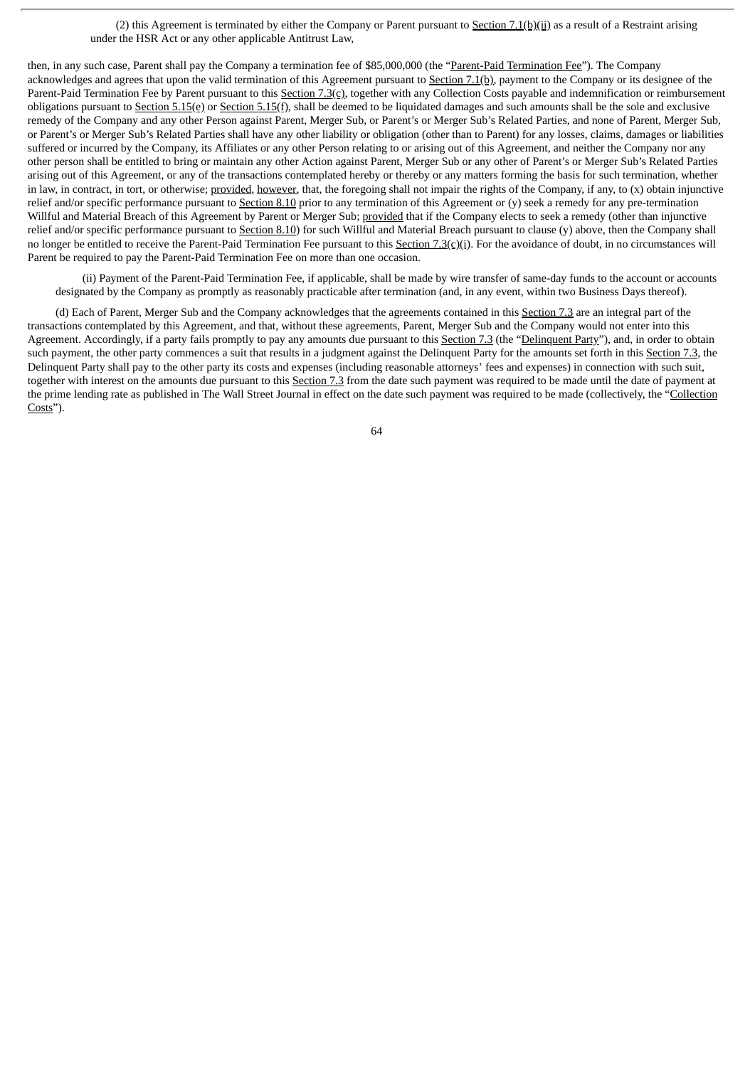(2) this Agreement is terminated by either the Company or Parent pursuant to Section 7.1(b)(ii) as a result of a Restraint arising under the HSR Act or any other applicable Antitrust Law,

then, in any such case, Parent shall pay the Company a termination fee of $85,000,000 (the "Parent-Paid Termination Fee"). The Company acknowledges and agrees that upon the valid termination of this Agreement pursuant to Section 7.1(b), payment to the Company or its designee of the Parent-Paid Termination Fee by Parent pursuant to this Section 7.3(c), together with any Collection Costs payable and indemnification or reimbursement obligations pursuant to Section 5.15(e) or Section 5.15(f), shall be deemed to be liquidated damages and such amounts shall be the sole and exclusive remedy of the Company and any other Person against Parent, Merger Sub, or Parent's or Merger Sub's Related Parties, and none of Parent, Merger Sub, or Parent's or Merger Sub's Related Parties shall have any other liability or obligation (other than to Parent) for any losses, claims, damages or liabilities suffered or incurred by the Company, its Affiliates or any other Person relating to or arising out of this Agreement, and neither the Company nor any other person shall be entitled to bring or maintain any other Action against Parent, Merger Sub or any other of Parent's or Merger Sub's Related Parties arising out of this Agreement, or any of the transactions contemplated hereby or thereby or any matters forming the basis for such termination, whether in law, in contract, in tort, or otherwise; provided, however, that, the foregoing shall not impair the rights of the Company, if any, to (x) obtain injunctive relief and/or specific performance pursuant to Section 8.10 prior to any termination of this Agreement or (y) seek a remedy for any pre-termination Willful and Material Breach of this Agreement by Parent or Merger Sub; provided that if the Company elects to seek a remedy (other than injunctive relief and/or specific performance pursuant to Section 8.10) for such Willful and Material Breach pursuant to clause (y) above, then the Company shall no longer be entitled to receive the Parent-Paid Termination Fee pursuant to this Section 7.3(c)(i). For the avoidance of doubt, in no circumstances will Parent be required to pay the Parent-Paid Termination Fee on more than one occasion.

(ii) Payment of the Parent-Paid Termination Fee, if applicable, shall be made by wire transfer of same-day funds to the account or accounts designated by the Company as promptly as reasonably practicable after termination (and, in any event, within two Business Days thereof).

(d) Each of Parent, Merger Sub and the Company acknowledges that the agreements contained in this Section 7.3 are an integral part of the transactions contemplated by this Agreement, and that, without these agreements, Parent, Merger Sub and the Company would not enter into this Agreement. Accordingly, if a party fails promptly to pay any amounts due pursuant to this Section 7.3 (the "Delinquent Party"), and, in order to obtain such payment, the other party commences a suit that results in a judgment against the Delinquent Party for the amounts set forth in this Section 7.3, the Delinquent Party shall pay to the other party its costs and expenses (including reasonable attorneys' fees and expenses) in connection with such suit, together with interest on the amounts due pursuant to this Section 7.3 from the date such payment was required to be made until the date of payment at the prime lending rate as published in The Wall Street Journal in effect on the date such payment was required to be made (collectively, the "Collection Costs").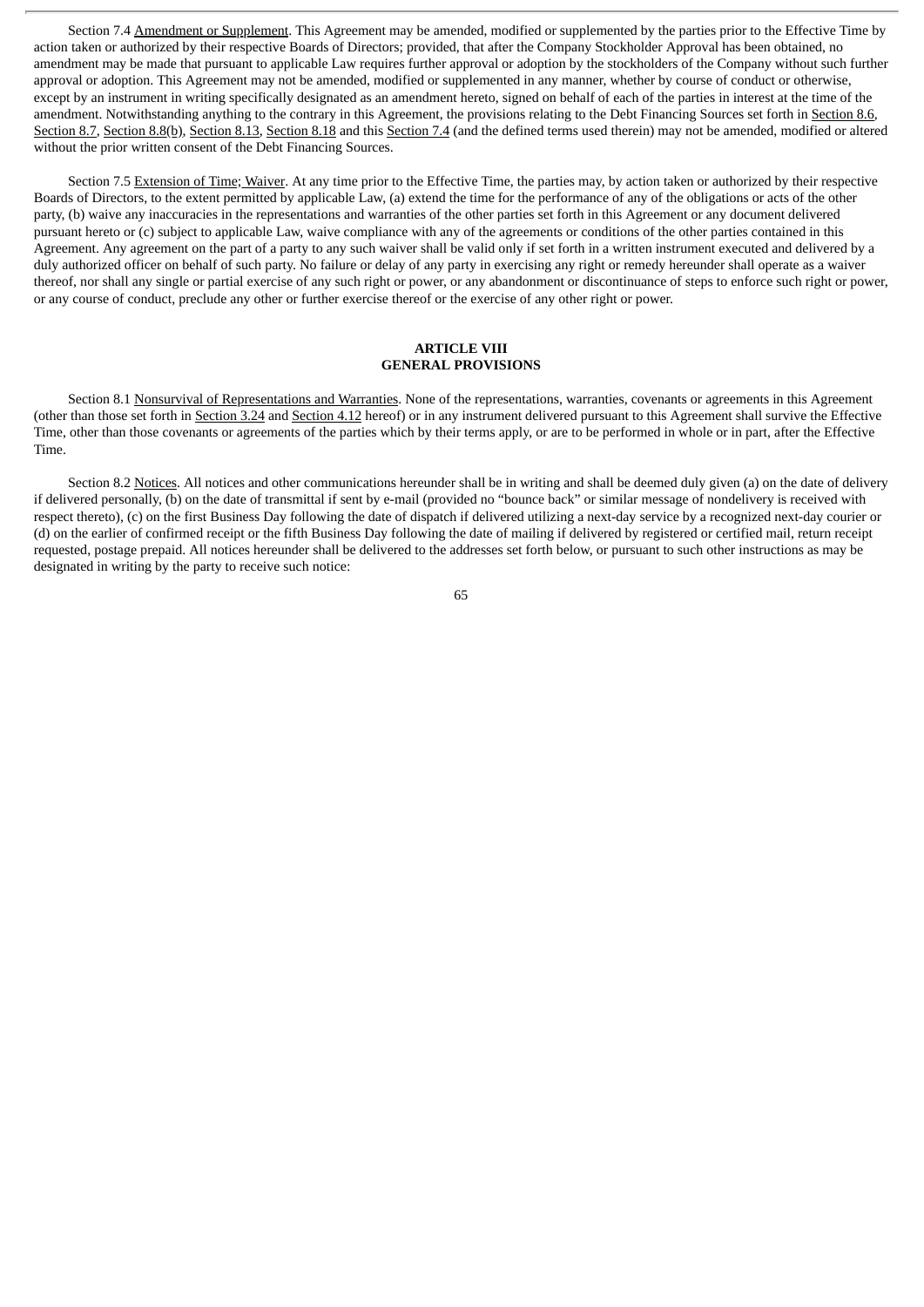Section 7.4 Amendment or Supplement. This Agreement may be amended, modified or supplemented by the parties prior to the Effective Time by action taken or authorized by their respective Boards of Directors; provided, that after the Company Stockholder Approval has been obtained, no amendment may be made that pursuant to applicable Law requires further approval or adoption by the stockholders of the Company without such further approval or adoption. This Agreement may not be amended, modified or supplemented in any manner, whether by course of conduct or otherwise, except by an instrument in writing specifically designated as an amendment hereto, signed on behalf of each of the parties in interest at the time of the amendment. Notwithstanding anything to the contrary in this Agreement, the provisions relating to the Debt Financing Sources set forth in Section 8.6, Section 8.7, Section 8.8(b), Section 8.13, Section 8.18 and this Section 7.4 (and the defined terms used therein) may not be amended, modified or altered without the prior written consent of the Debt Financing Sources.

Section 7.5 Extension of Time; Waiver. At any time prior to the Effective Time, the parties may, by action taken or authorized by their respective Boards of Directors, to the extent permitted by applicable Law, (a) extend the time for the performance of any of the obligations or acts of the other party, (b) waive any inaccuracies in the representations and warranties of the other parties set forth in this Agreement or any document delivered pursuant hereto or (c) subject to applicable Law, waive compliance with any of the agreements or conditions of the other parties contained in this Agreement. Any agreement on the part of a party to any such waiver shall be valid only if set forth in a written instrument executed and delivered by a duly authorized officer on behalf of such party. No failure or delay of any party in exercising any right or remedy hereunder shall operate as a waiver thereof, nor shall any single or partial exercise of any such right or power, or any abandonment or discontinuance of steps to enforce such right or power, or any course of conduct, preclude any other or further exercise thereof or the exercise of any other right or power.

## ARTICLE VIII
## GENERAL PROVISIONS

Section 8.1 Nonsurvival of Representations and Warranties. None of the representations, warranties, covenants or agreements in this Agreement (other than those set forth in Section 3.24 and Section 4.12 hereof) or in any instrument delivered pursuant to this Agreement shall survive the Effective Time, other than those covenants or agreements of the parties which by their terms apply, or are to be performed in whole or in part, after the Effective Time.

Section 8.2 Notices. All notices and other communications hereunder shall be in writing and shall be deemed duly given (a) on the date of delivery if delivered personally, (b) on the date of transmittal if sent by e-mail (provided no "bounce back" or similar message of nondelivery is received with respect thereto), (c) on the first Business Day following the date of dispatch if delivered utilizing a next-day service by a recognized next-day courier or (d) on the earlier of confirmed receipt or the fifth Business Day following the date of mailing if delivered by registered or certified mail, return receipt requested, postage prepaid. All notices hereunder shall be delivered to the addresses set forth below, or pursuant to such other instructions as may be designated in writing by the party to receive such notice: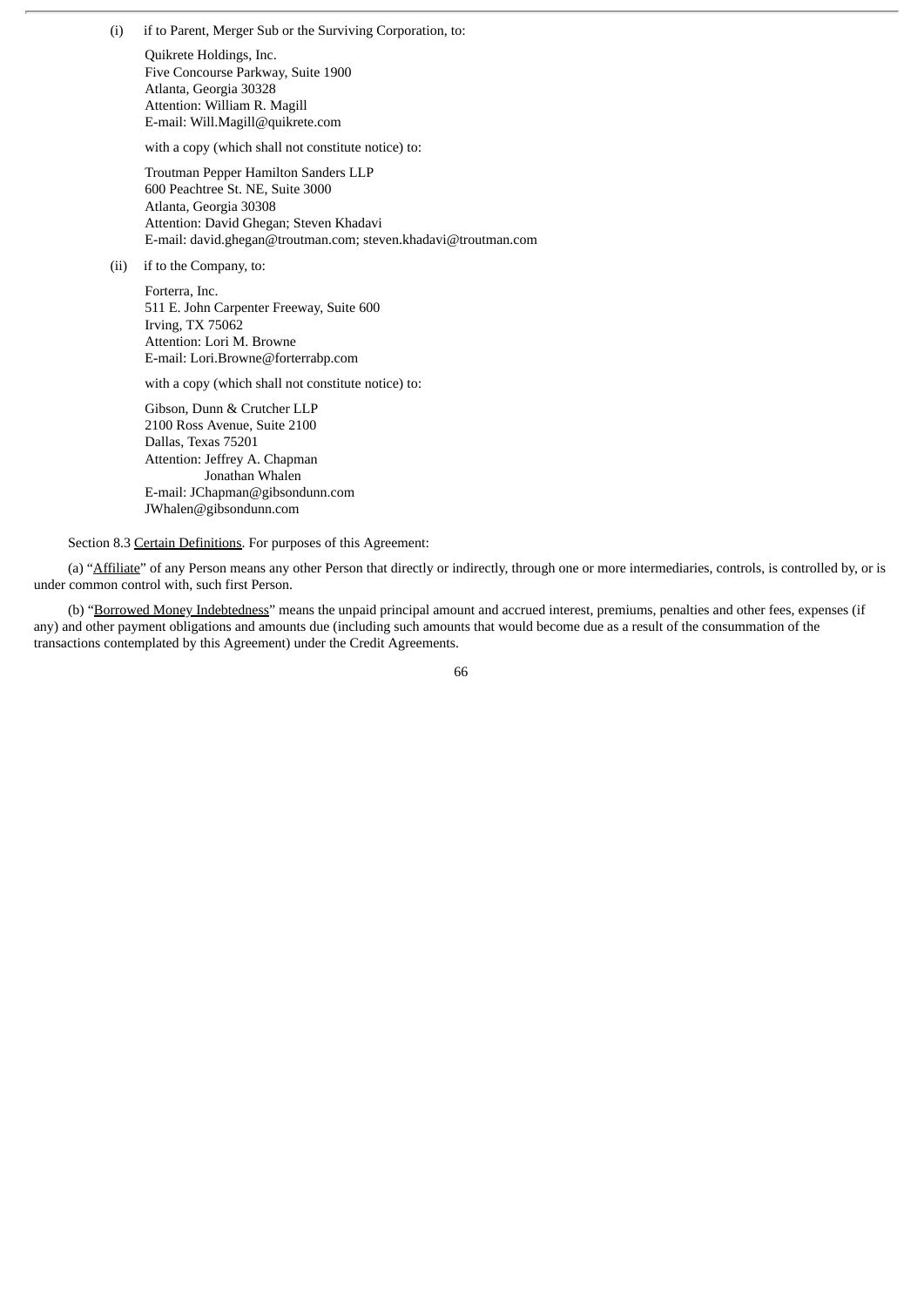(i) if to Parent, Merger Sub or the Surviving Corporation, to:

Quikrete Holdings, Inc.
Five Concourse Parkway, Suite 1900
Atlanta, Georgia 30328
Attention: William R. Magill
E-mail: Will.Magill@quikrete.com

with a copy (which shall not constitute notice) to:

Troutman Pepper Hamilton Sanders LLP
600 Peachtree St. NE, Suite 3000
Atlanta, Georgia 30308
Attention: David Ghegan; Steven Khadavi
E-mail: david.ghegan@troutman.com; steven.khadavi@troutman.com

(ii) if to the Company, to:

Forterra, Inc.
511 E. John Carpenter Freeway, Suite 600
Irving, TX 75062
Attention: Lori M. Browne
E-mail: Lori.Browne@forterrabp.com

with a copy (which shall not constitute notice) to:

Gibson, Dunn & Crutcher LLP
2100 Ross Avenue, Suite 2100
Dallas, Texas 75201
Attention: Jeffrey A. Chapman
Jonathan Whalen
E-mail: JChapman@gibsondunn.com
JWhalen@gibsondunn.com

Section 8.3 Certain Definitions. For purposes of this Agreement:

(a) "Affiliate" of any Person means any other Person that directly or indirectly, through one or more intermediaries, controls, is controlled by, or is under common control with, such first Person.

(b) "Borrowed Money Indebtedness" means the unpaid principal amount and accrued interest, premiums, penalties and other fees, expenses (if any) and other payment obligations and amounts due (including such amounts that would become due as a result of the consummation of the transactions contemplated by this Agreement) under the Credit Agreements.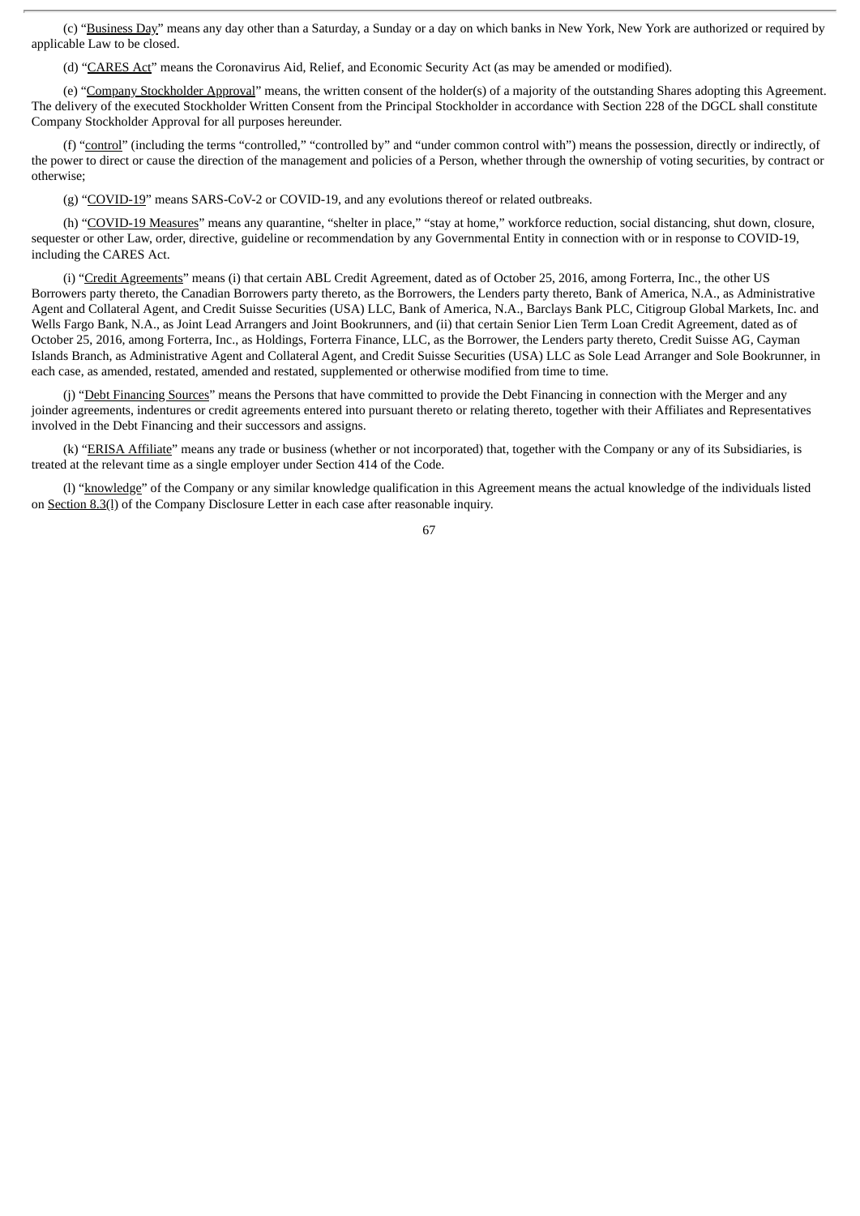(c) "Business Day" means any day other than a Saturday, a Sunday or a day on which banks in New York, New York are authorized or required by applicable Law to be closed.

(d) "CARES Act" means the Coronavirus Aid, Relief, and Economic Security Act (as may be amended or modified).

(e) "Company Stockholder Approval" means, the written consent of the holder(s) of a majority of the outstanding Shares adopting this Agreement. The delivery of the executed Stockholder Written Consent from the Principal Stockholder in accordance with Section 228 of the DGCL shall constitute Company Stockholder Approval for all purposes hereunder.

(f) "control" (including the terms "controlled," "controlled by" and "under common control with") means the possession, directly or indirectly, of the power to direct or cause the direction of the management and policies of a Person, whether through the ownership of voting securities, by contract or otherwise;

(g) "COVID-19" means SARS-CoV-2 or COVID-19, and any evolutions thereof or related outbreaks.

(h) "COVID-19 Measures" means any quarantine, "shelter in place," "stay at home," workforce reduction, social distancing, shut down, closure, sequester or other Law, order, directive, guideline or recommendation by any Governmental Entity in connection with or in response to COVID-19, including the CARES Act.

(i) "Credit Agreements" means (i) that certain ABL Credit Agreement, dated as of October 25, 2016, among Forterra, Inc., the other US Borrowers party thereto, the Canadian Borrowers party thereto, as the Borrowers, the Lenders party thereto, Bank of America, N.A., as Administrative Agent and Collateral Agent, and Credit Suisse Securities (USA) LLC, Bank of America, N.A., Barclays Bank PLC, Citigroup Global Markets, Inc. and Wells Fargo Bank, N.A., as Joint Lead Arrangers and Joint Bookrunners, and (ii) that certain Senior Lien Term Loan Credit Agreement, dated as of October 25, 2016, among Forterra, Inc., as Holdings, Forterra Finance, LLC, as the Borrower, the Lenders party thereto, Credit Suisse AG, Cayman Islands Branch, as Administrative Agent and Collateral Agent, and Credit Suisse Securities (USA) LLC as Sole Lead Arranger and Sole Bookrunner, in each case, as amended, restated, amended and restated, supplemented or otherwise modified from time to time.

(j) "Debt Financing Sources" means the Persons that have committed to provide the Debt Financing in connection with the Merger and any joinder agreements, indentures or credit agreements entered into pursuant thereto or relating thereto, together with their Affiliates and Representatives involved in the Debt Financing and their successors and assigns.

(k) "ERISA Affiliate" means any trade or business (whether or not incorporated) that, together with the Company or any of its Subsidiaries, is treated at the relevant time as a single employer under Section 414 of the Code.

(l) "knowledge" of the Company or any similar knowledge qualification in this Agreement means the actual knowledge of the individuals listed on Section 8.3(l) of the Company Disclosure Letter in each case after reasonable inquiry.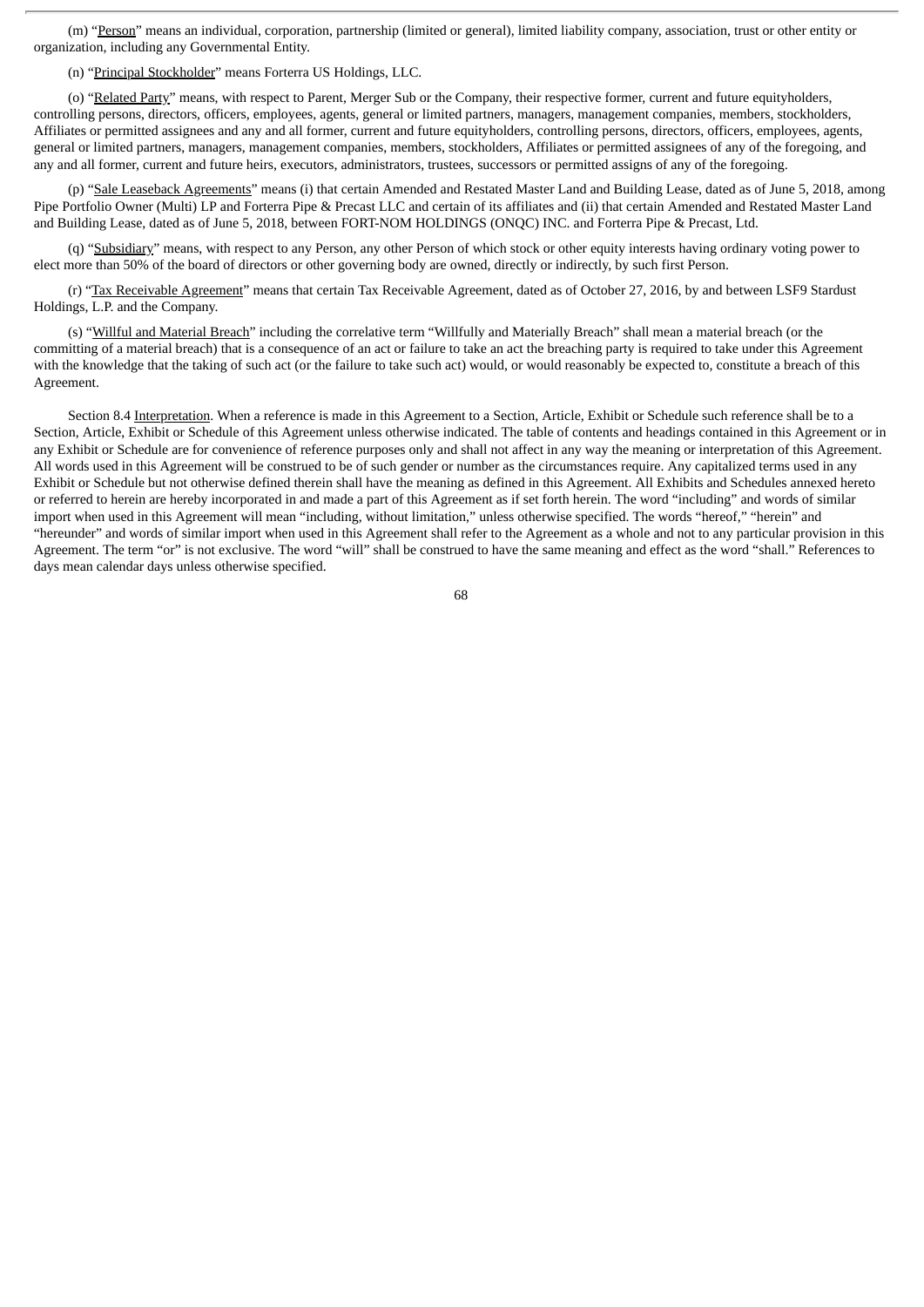(m) "Person" means an individual, corporation, partnership (limited or general), limited liability company, association, trust or other entity or organization, including any Governmental Entity.

(n) "Principal Stockholder" means Forterra US Holdings, LLC.

(o) "Related Party" means, with respect to Parent, Merger Sub or the Company, their respective former, current and future equityholders, controlling persons, directors, officers, employees, agents, general or limited partners, managers, management companies, members, stockholders, Affiliates or permitted assignees and any and all former, current and future equityholders, controlling persons, directors, officers, employees, agents, general or limited partners, managers, management companies, members, stockholders, Affiliates or permitted assignees of any of the foregoing, and any and all former, current and future heirs, executors, administrators, trustees, successors or permitted assigns of any of the foregoing.

(p) "Sale Leaseback Agreements" means (i) that certain Amended and Restated Master Land and Building Lease, dated as of June 5, 2018, among Pipe Portfolio Owner (Multi) LP and Forterra Pipe & Precast LLC and certain of its affiliates and (ii) that certain Amended and Restated Master Land and Building Lease, dated as of June 5, 2018, between FORT-NOM HOLDINGS (ONQC) INC. and Forterra Pipe & Precast, Ltd.

(q) "Subsidiary" means, with respect to any Person, any other Person of which stock or other equity interests having ordinary voting power to elect more than 50% of the board of directors or other governing body are owned, directly or indirectly, by such first Person.

(r) "Tax Receivable Agreement" means that certain Tax Receivable Agreement, dated as of October 27, 2016, by and between LSF9 Stardust Holdings, L.P. and the Company.

(s) "Willful and Material Breach" including the correlative term "Willfully and Materially Breach" shall mean a material breach (or the committing of a material breach) that is a consequence of an act or failure to take an act the breaching party is required to take under this Agreement with the knowledge that the taking of such act (or the failure to take such act) would, or would reasonably be expected to, constitute a breach of this Agreement.

Section 8.4 Interpretation. When a reference is made in this Agreement to a Section, Article, Exhibit or Schedule such reference shall be to a Section, Article, Exhibit or Schedule of this Agreement unless otherwise indicated. The table of contents and headings contained in this Agreement or in any Exhibit or Schedule are for convenience of reference purposes only and shall not affect in any way the meaning or interpretation of this Agreement. All words used in this Agreement will be construed to be of such gender or number as the circumstances require. Any capitalized terms used in any Exhibit or Schedule but not otherwise defined therein shall have the meaning as defined in this Agreement. All Exhibits and Schedules annexed hereto or referred to herein are hereby incorporated in and made a part of this Agreement as if set forth herein. The word "including" and words of similar import when used in this Agreement will mean "including, without limitation," unless otherwise specified. The words "hereof," "herein" and "hereunder" and words of similar import when used in this Agreement shall refer to the Agreement as a whole and not to any particular provision in this Agreement. The term "or" is not exclusive. The word "will" shall be construed to have the same meaning and effect as the word "shall." References to days mean calendar days unless otherwise specified.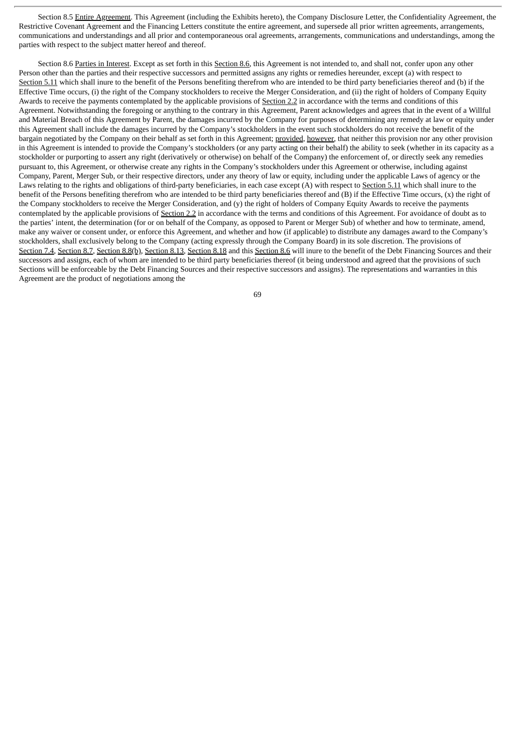Section 8.5 Entire Agreement. This Agreement (including the Exhibits hereto), the Company Disclosure Letter, the Confidentiality Agreement, the Restrictive Covenant Agreement and the Financing Letters constitute the entire agreement, and supersede all prior written agreements, arrangements, communications and understandings and all prior and contemporaneous oral agreements, arrangements, communications and understandings, among the parties with respect to the subject matter hereof and thereof.

Section 8.6 Parties in Interest. Except as set forth in this Section 8.6, this Agreement is not intended to, and shall not, confer upon any other Person other than the parties and their respective successors and permitted assigns any rights or remedies hereunder, except (a) with respect to Section 5.11 which shall inure to the benefit of the Persons benefiting therefrom who are intended to be third party beneficiaries thereof and (b) if the Effective Time occurs, (i) the right of the Company stockholders to receive the Merger Consideration, and (ii) the right of holders of Company Equity Awards to receive the payments contemplated by the applicable provisions of Section 2.2 in accordance with the terms and conditions of this Agreement. Notwithstanding the foregoing or anything to the contrary in this Agreement, Parent acknowledges and agrees that in the event of a Willful and Material Breach of this Agreement by Parent, the damages incurred by the Company for purposes of determining any remedy at law or equity under this Agreement shall include the damages incurred by the Company's stockholders in the event such stockholders do not receive the benefit of the bargain negotiated by the Company on their behalf as set forth in this Agreement; provided, however, that neither this provision nor any other provision in this Agreement is intended to provide the Company's stockholders (or any party acting on their behalf) the ability to seek (whether in its capacity as a stockholder or purporting to assert any right (derivatively or otherwise) on behalf of the Company) the enforcement of, or directly seek any remedies pursuant to, this Agreement, or otherwise create any rights in the Company's stockholders under this Agreement or otherwise, including against Company, Parent, Merger Sub, or their respective directors, under any theory of law or equity, including under the applicable Laws of agency or the Laws relating to the rights and obligations of third-party beneficiaries, in each case except (A) with respect to Section 5.11 which shall inure to the benefit of the Persons benefiting therefrom who are intended to be third party beneficiaries thereof and (B) if the Effective Time occurs, (x) the right of the Company stockholders to receive the Merger Consideration, and (y) the right of holders of Company Equity Awards to receive the payments contemplated by the applicable provisions of Section 2.2 in accordance with the terms and conditions of this Agreement. For avoidance of doubt as to the parties' intent, the determination (for or on behalf of the Company, as opposed to Parent or Merger Sub) of whether and how to terminate, amend, make any waiver or consent under, or enforce this Agreement, and whether and how (if applicable) to distribute any damages award to the Company's stockholders, shall exclusively belong to the Company (acting expressly through the Company Board) in its sole discretion. The provisions of Section 7.4, Section 8.7, Section 8.8(b), Section 8.13, Section 8.18 and this Section 8.6 will inure to the benefit of the Debt Financing Sources and their successors and assigns, each of whom are intended to be third party beneficiaries thereof (it being understood and agreed that the provisions of such Sections will be enforceable by the Debt Financing Sources and their respective successors and assigns). The representations and warranties in this Agreement are the product of negotiations among the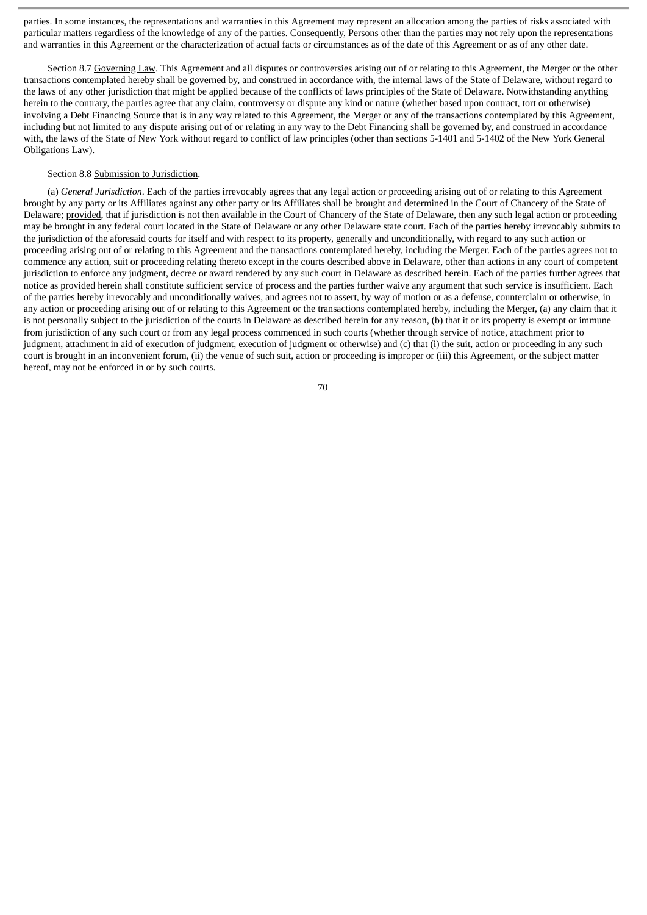parties. In some instances, the representations and warranties in this Agreement may represent an allocation among the parties of risks associated with particular matters regardless of the knowledge of any of the parties. Consequently, Persons other than the parties may not rely upon the representations and warranties in this Agreement or the characterization of actual facts or circumstances as of the date of this Agreement or as of any other date.

Section 8.7 Governing Law. This Agreement and all disputes or controversies arising out of or relating to this Agreement, the Merger or the other transactions contemplated hereby shall be governed by, and construed in accordance with, the internal laws of the State of Delaware, without regard to the laws of any other jurisdiction that might be applied because of the conflicts of laws principles of the State of Delaware. Notwithstanding anything herein to the contrary, the parties agree that any claim, controversy or dispute any kind or nature (whether based upon contract, tort or otherwise) involving a Debt Financing Source that is in any way related to this Agreement, the Merger or any of the transactions contemplated by this Agreement, including but not limited to any dispute arising out of or relating in any way to the Debt Financing shall be governed by, and construed in accordance with, the laws of the State of New York without regard to conflict of law principles (other than sections 5-1401 and 5-1402 of the New York General Obligations Law).

Section 8.8 Submission to Jurisdiction.

(a) *General Jurisdiction*. Each of the parties irrevocably agrees that any legal action or proceeding arising out of or relating to this Agreement brought by any party or its Affiliates against any other party or its Affiliates shall be brought and determined in the Court of Chancery of the State of Delaware; provided, that if jurisdiction is not then available in the Court of Chancery of the State of Delaware, then any such legal action or proceeding may be brought in any federal court located in the State of Delaware or any other Delaware state court. Each of the parties hereby irrevocably submits to the jurisdiction of the aforesaid courts for itself and with respect to its property, generally and unconditionally, with regard to any such action or proceeding arising out of or relating to this Agreement and the transactions contemplated hereby, including the Merger. Each of the parties agrees not to commence any action, suit or proceeding relating thereto except in the courts described above in Delaware, other than actions in any court of competent jurisdiction to enforce any judgment, decree or award rendered by any such court in Delaware as described herein. Each of the parties further agrees that notice as provided herein shall constitute sufficient service of process and the parties further waive any argument that such service is insufficient. Each of the parties hereby irrevocably and unconditionally waives, and agrees not to assert, by way of motion or as a defense, counterclaim or otherwise, in any action or proceeding arising out of or relating to this Agreement or the transactions contemplated hereby, including the Merger, (a) any claim that it is not personally subject to the jurisdiction of the courts in Delaware as described herein for any reason, (b) that it or its property is exempt or immune from jurisdiction of any such court or from any legal process commenced in such courts (whether through service of notice, attachment prior to judgment, attachment in aid of execution of judgment, execution of judgment or otherwise) and (c) that (i) the suit, action or proceeding in any such court is brought in an inconvenient forum, (ii) the venue of such suit, action or proceeding is improper or (iii) this Agreement, or the subject matter hereof, may not be enforced in or by such courts.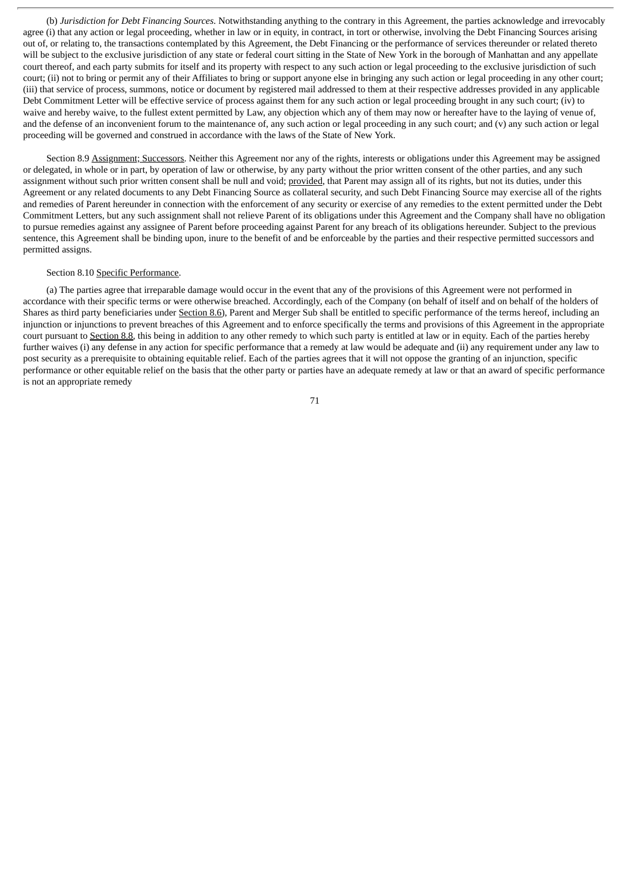(b) *Jurisdiction for Debt Financing Sources*. Notwithstanding anything to the contrary in this Agreement, the parties acknowledge and irrevocably agree (i) that any action or legal proceeding, whether in law or in equity, in contract, in tort or otherwise, involving the Debt Financing Sources arising out of, or relating to, the transactions contemplated by this Agreement, the Debt Financing or the performance of services thereunder or related thereto will be subject to the exclusive jurisdiction of any state or federal court sitting in the State of New York in the borough of Manhattan and any appellate court thereof, and each party submits for itself and its property with respect to any such action or legal proceeding to the exclusive jurisdiction of such court; (ii) not to bring or permit any of their Affiliates to bring or support anyone else in bringing any such action or legal proceeding in any other court; (iii) that service of process, summons, notice or document by registered mail addressed to them at their respective addresses provided in any applicable Debt Commitment Letter will be effective service of process against them for any such action or legal proceeding brought in any such court; (iv) to waive and hereby waive, to the fullest extent permitted by Law, any objection which any of them may now or hereafter have to the laying of venue of, and the defense of an inconvenient forum to the maintenance of, any such action or legal proceeding in any such court; and (v) any such action or legal proceeding will be governed and construed in accordance with the laws of the State of New York.

Section 8.9 Assignment; Successors. Neither this Agreement nor any of the rights, interests or obligations under this Agreement may be assigned or delegated, in whole or in part, by operation of law or otherwise, by any party without the prior written consent of the other parties, and any such assignment without such prior written consent shall be null and void; provided, that Parent may assign all of its rights, but not its duties, under this Agreement or any related documents to any Debt Financing Source as collateral security, and such Debt Financing Source may exercise all of the rights and remedies of Parent hereunder in connection with the enforcement of any security or exercise of any remedies to the extent permitted under the Debt Commitment Letters, but any such assignment shall not relieve Parent of its obligations under this Agreement and the Company shall have no obligation to pursue remedies against any assignee of Parent before proceeding against Parent for any breach of its obligations hereunder. Subject to the previous sentence, this Agreement shall be binding upon, inure to the benefit of and be enforceable by the parties and their respective permitted successors and permitted assigns.

Section 8.10 Specific Performance.

(a) The parties agree that irreparable damage would occur in the event that any of the provisions of this Agreement were not performed in accordance with their specific terms or were otherwise breached. Accordingly, each of the Company (on behalf of itself and on behalf of the holders of Shares as third party beneficiaries under Section 8.6), Parent and Merger Sub shall be entitled to specific performance of the terms hereof, including an injunction or injunctions to prevent breaches of this Agreement and to enforce specifically the terms and provisions of this Agreement in the appropriate court pursuant to Section 8.8, this being in addition to any other remedy to which such party is entitled at law or in equity. Each of the parties hereby further waives (i) any defense in any action for specific performance that a remedy at law would be adequate and (ii) any requirement under any law to post security as a prerequisite to obtaining equitable relief. Each of the parties agrees that it will not oppose the granting of an injunction, specific performance or other equitable relief on the basis that the other party or parties have an adequate remedy at law or that an award of specific performance is not an appropriate remedy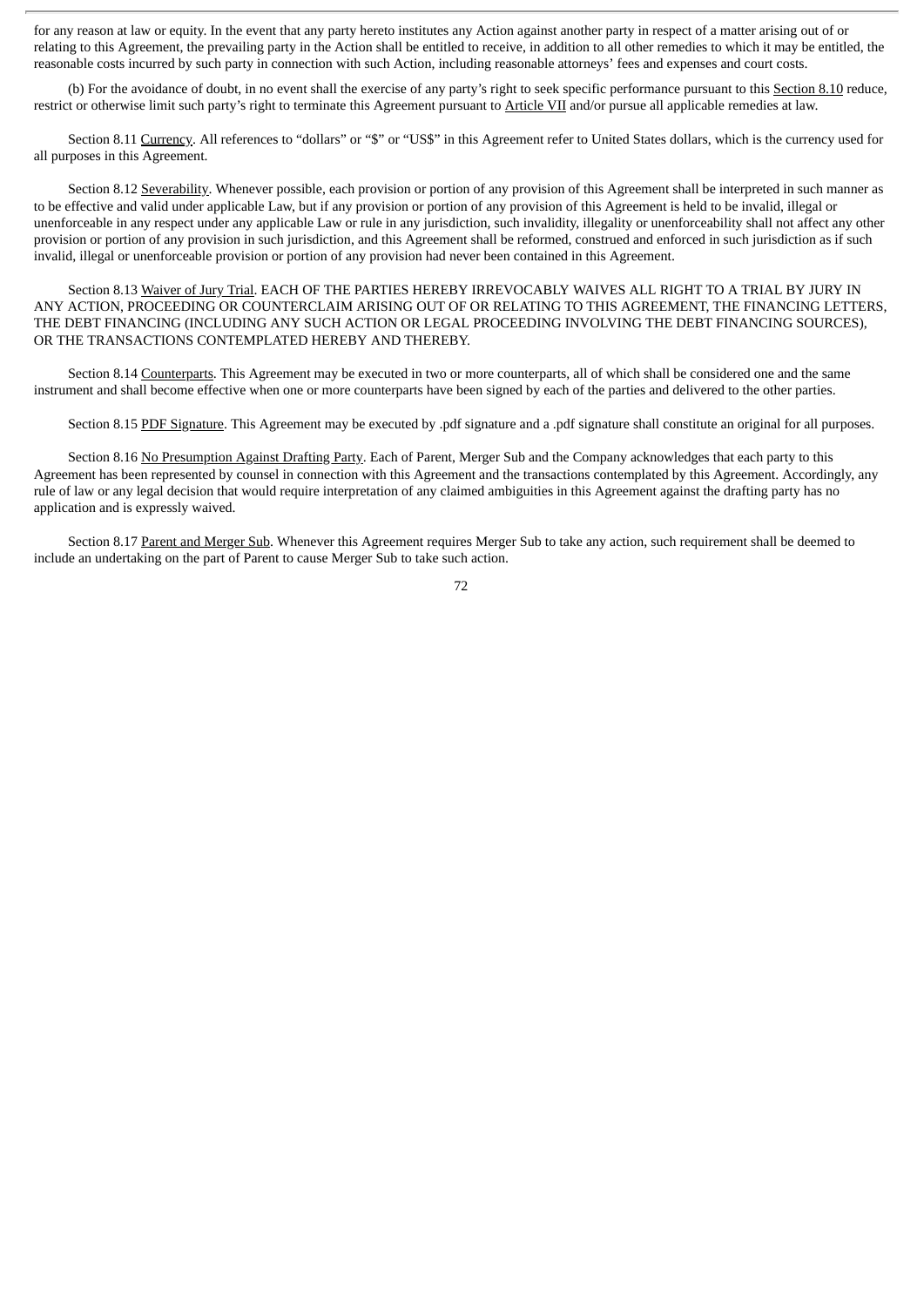for any reason at law or equity. In the event that any party hereto institutes any Action against another party in respect of a matter arising out of or relating to this Agreement, the prevailing party in the Action shall be entitled to receive, in addition to all other remedies to which it may be entitled, the reasonable costs incurred by such party in connection with such Action, including reasonable attorneys' fees and expenses and court costs.

(b) For the avoidance of doubt, in no event shall the exercise of any party's right to seek specific performance pursuant to this Section 8.10 reduce, restrict or otherwise limit such party's right to terminate this Agreement pursuant to Article VII and/or pursue all applicable remedies at law.

Section 8.11 Currency. All references to "dollars" or "$" or "US$" in this Agreement refer to United States dollars, which is the currency used for all purposes in this Agreement.

Section 8.12 Severability. Whenever possible, each provision or portion of any provision of this Agreement shall be interpreted in such manner as to be effective and valid under applicable Law, but if any provision or portion of any provision of this Agreement is held to be invalid, illegal or unenforceable in any respect under any applicable Law or rule in any jurisdiction, such invalidity, illegality or unenforceability shall not affect any other provision or portion of any provision in such jurisdiction, and this Agreement shall be reformed, construed and enforced in such jurisdiction as if such invalid, illegal or unenforceable provision or portion of any provision had never been contained in this Agreement.

Section 8.13 Waiver of Jury Trial. EACH OF THE PARTIES HEREBY IRREVOCABLY WAIVES ALL RIGHT TO A TRIAL BY JURY IN ANY ACTION, PROCEEDING OR COUNTERCLAIM ARISING OUT OF OR RELATING TO THIS AGREEMENT, THE FINANCING LETTERS, THE DEBT FINANCING (INCLUDING ANY SUCH ACTION OR LEGAL PROCEEDING INVOLVING THE DEBT FINANCING SOURCES), OR THE TRANSACTIONS CONTEMPLATED HEREBY AND THEREBY.

Section 8.14 Counterparts. This Agreement may be executed in two or more counterparts, all of which shall be considered one and the same instrument and shall become effective when one or more counterparts have been signed by each of the parties and delivered to the other parties.

Section 8.15 PDF Signature. This Agreement may be executed by .pdf signature and a .pdf signature shall constitute an original for all purposes.

Section 8.16 No Presumption Against Drafting Party. Each of Parent, Merger Sub and the Company acknowledges that each party to this Agreement has been represented by counsel in connection with this Agreement and the transactions contemplated by this Agreement. Accordingly, any rule of law or any legal decision that would require interpretation of any claimed ambiguities in this Agreement against the drafting party has no application and is expressly waived.

Section 8.17 Parent and Merger Sub. Whenever this Agreement requires Merger Sub to take any action, such requirement shall be deemed to include an undertaking on the part of Parent to cause Merger Sub to take such action.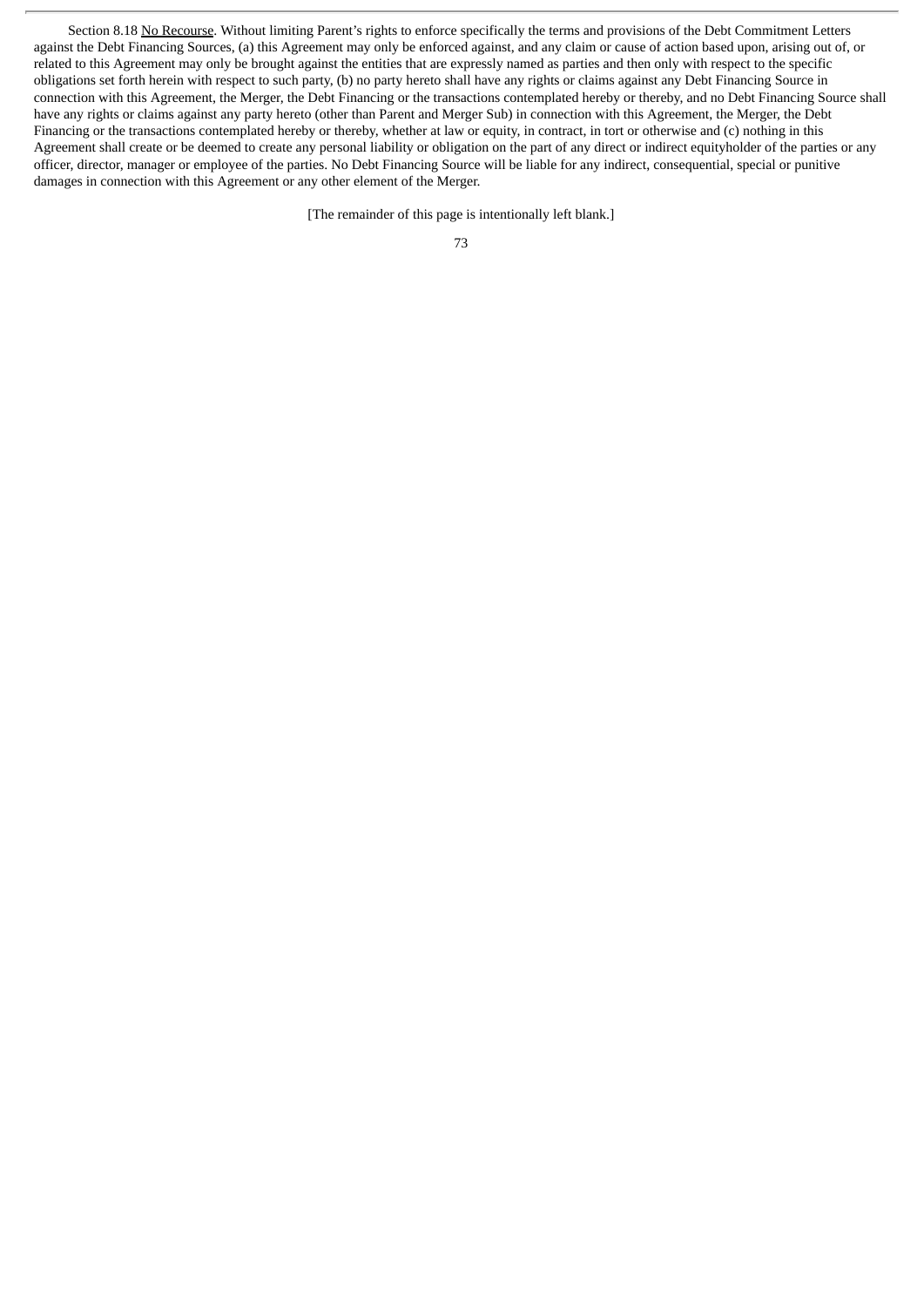Section 8.18 No Recourse. Without limiting Parent's rights to enforce specifically the terms and provisions of the Debt Commitment Letters against the Debt Financing Sources, (a) this Agreement may only be enforced against, and any claim or cause of action based upon, arising out of, or related to this Agreement may only be brought against the entities that are expressly named as parties and then only with respect to the specific obligations set forth herein with respect to such party, (b) no party hereto shall have any rights or claims against any Debt Financing Source in connection with this Agreement, the Merger, the Debt Financing or the transactions contemplated hereby or thereby, and no Debt Financing Source shall have any rights or claims against any party hereto (other than Parent and Merger Sub) in connection with this Agreement, the Merger, the Debt Financing or the transactions contemplated hereby or thereby, whether at law or equity, in contract, in tort or otherwise and (c) nothing in this Agreement shall create or be deemed to create any personal liability or obligation on the part of any direct or indirect equityholder of the parties or any officer, director, manager or employee of the parties. No Debt Financing Source will be liable for any indirect, consequential, special or punitive damages in connection with this Agreement or any other element of the Merger.

[The remainder of this page is intentionally left blank.]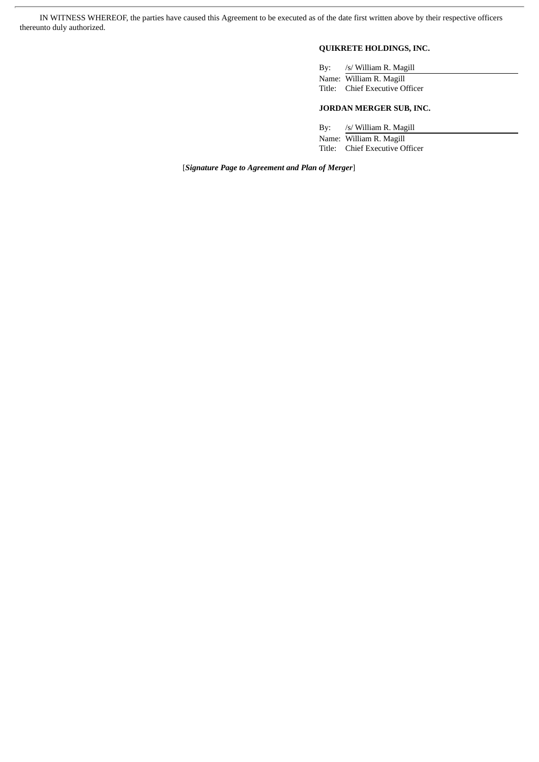IN WITNESS WHEREOF, the parties have caused this Agreement to be executed as of the date first written above by their respective officers thereunto duly authorized.

**QUIKRETE HOLDINGS, INC.**

By: /s/ William R. Magill

Name: William R. Magill

Title: Chief Executive Officer

**JORDAN MERGER SUB, INC.**

By: /s/ William R. Magill

Name: William R. Magill

Title: Chief Executive Officer

[***Signature Page to Agreement and Plan of Merger***]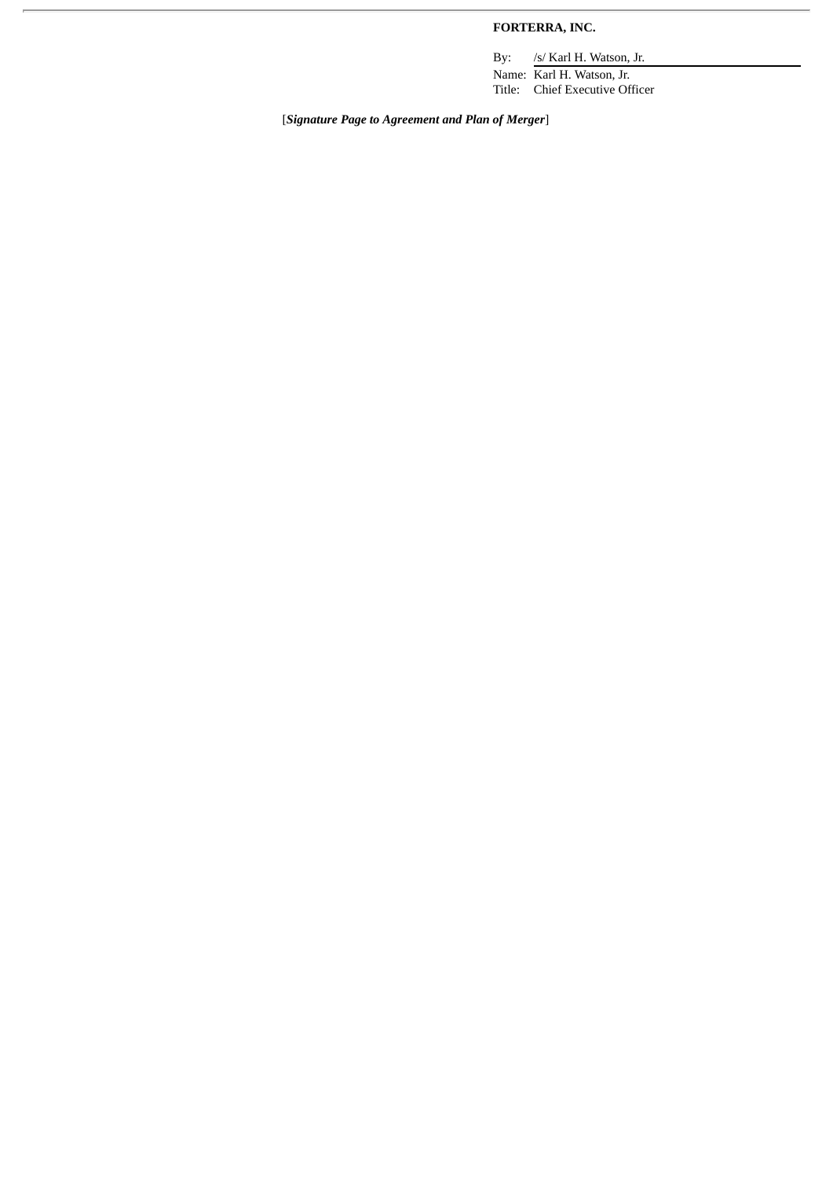**FORTERRA, INC.**

By: /s/ Karl H. Watson, Jr.

Name: Karl H. Watson, Jr.

Title: Chief Executive Officer

[*Signature Page to Agreement and Plan of Merger*]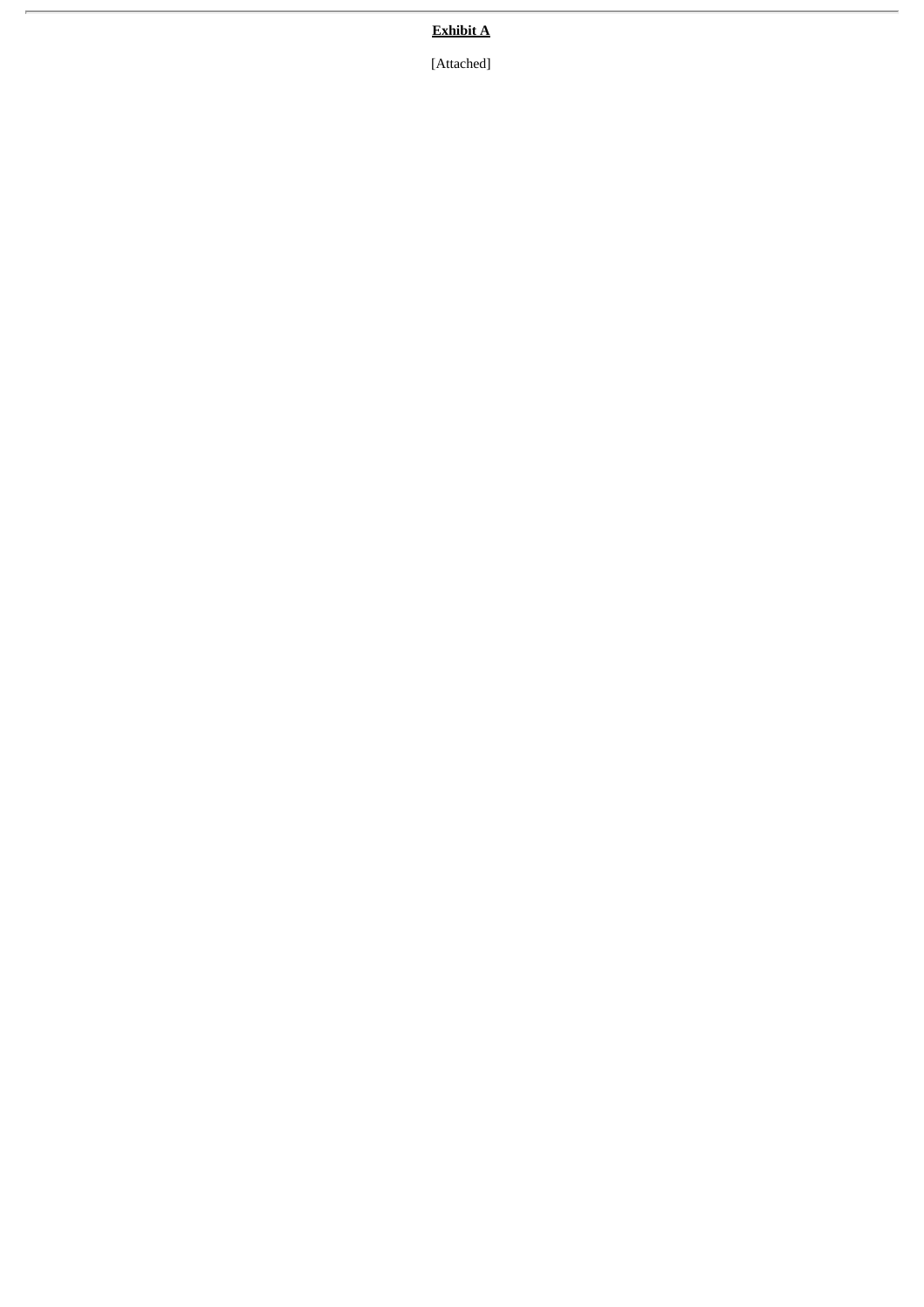**Exhibit A**

[Attached]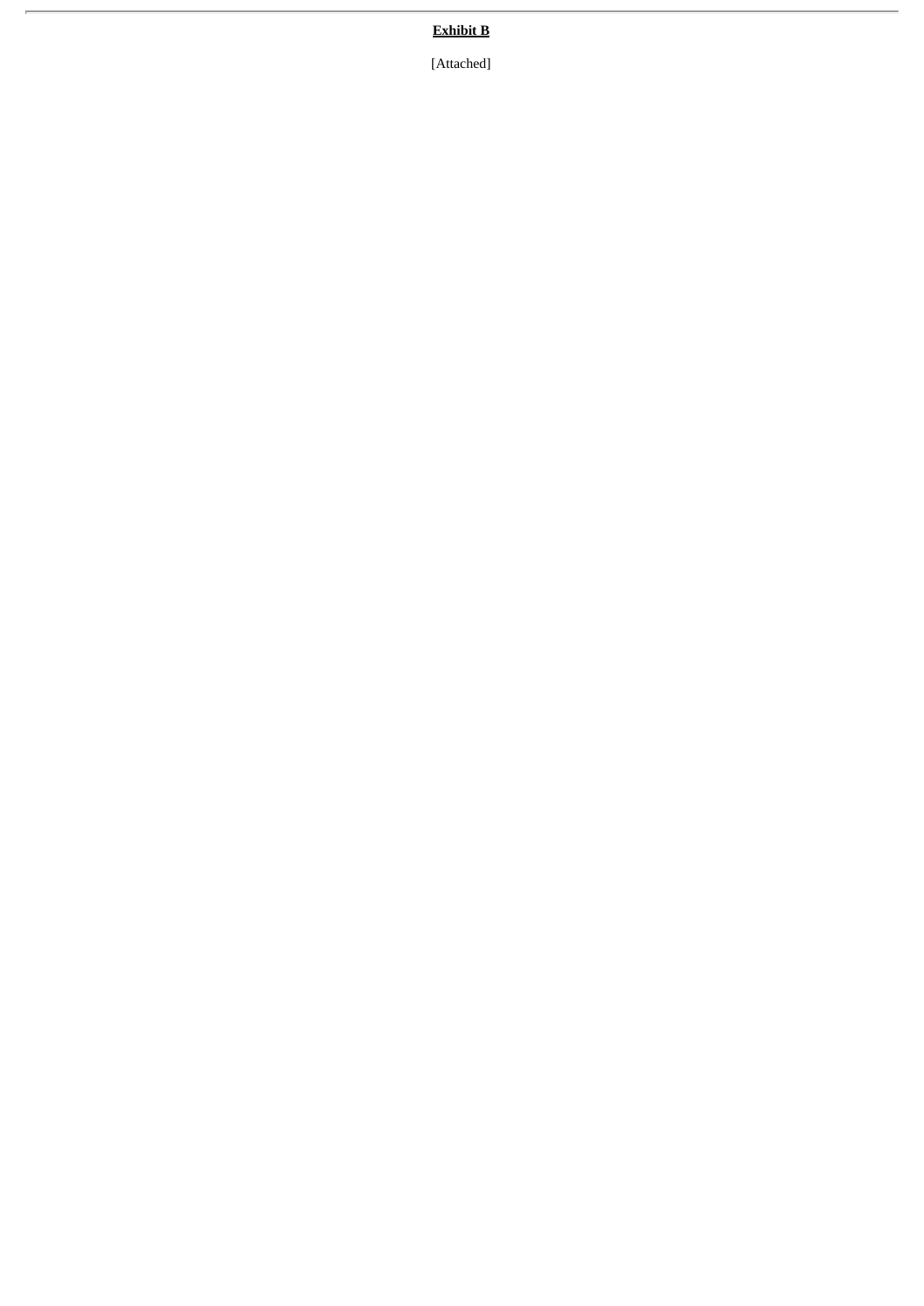**Exhibit B**

[Attached]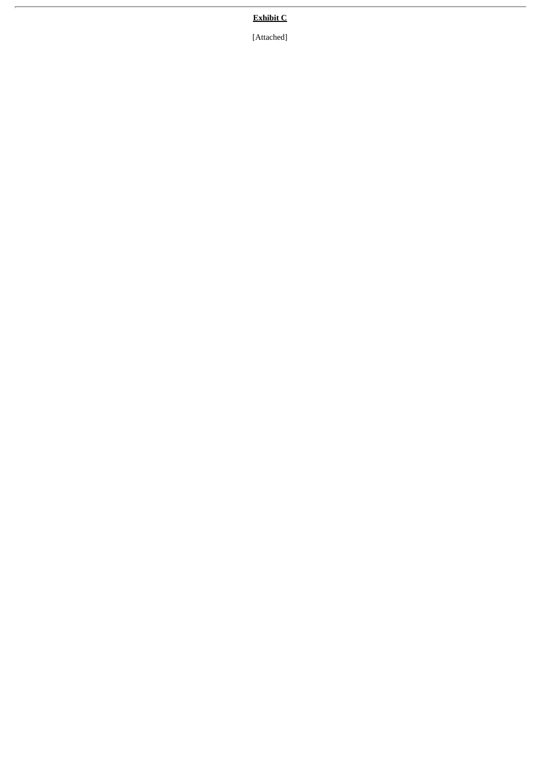**Exhibit C**

[Attached]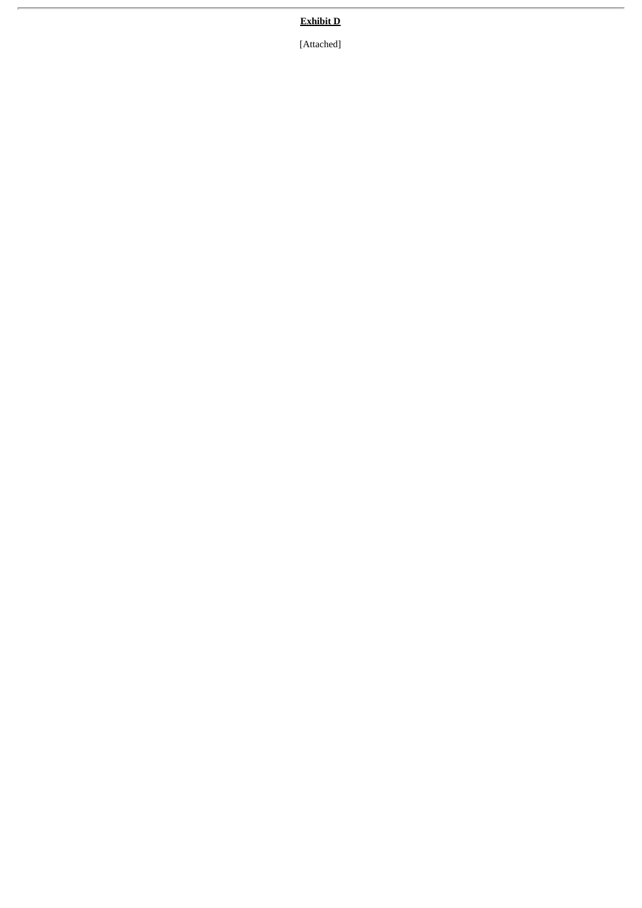**Exhibit D**

[Attached]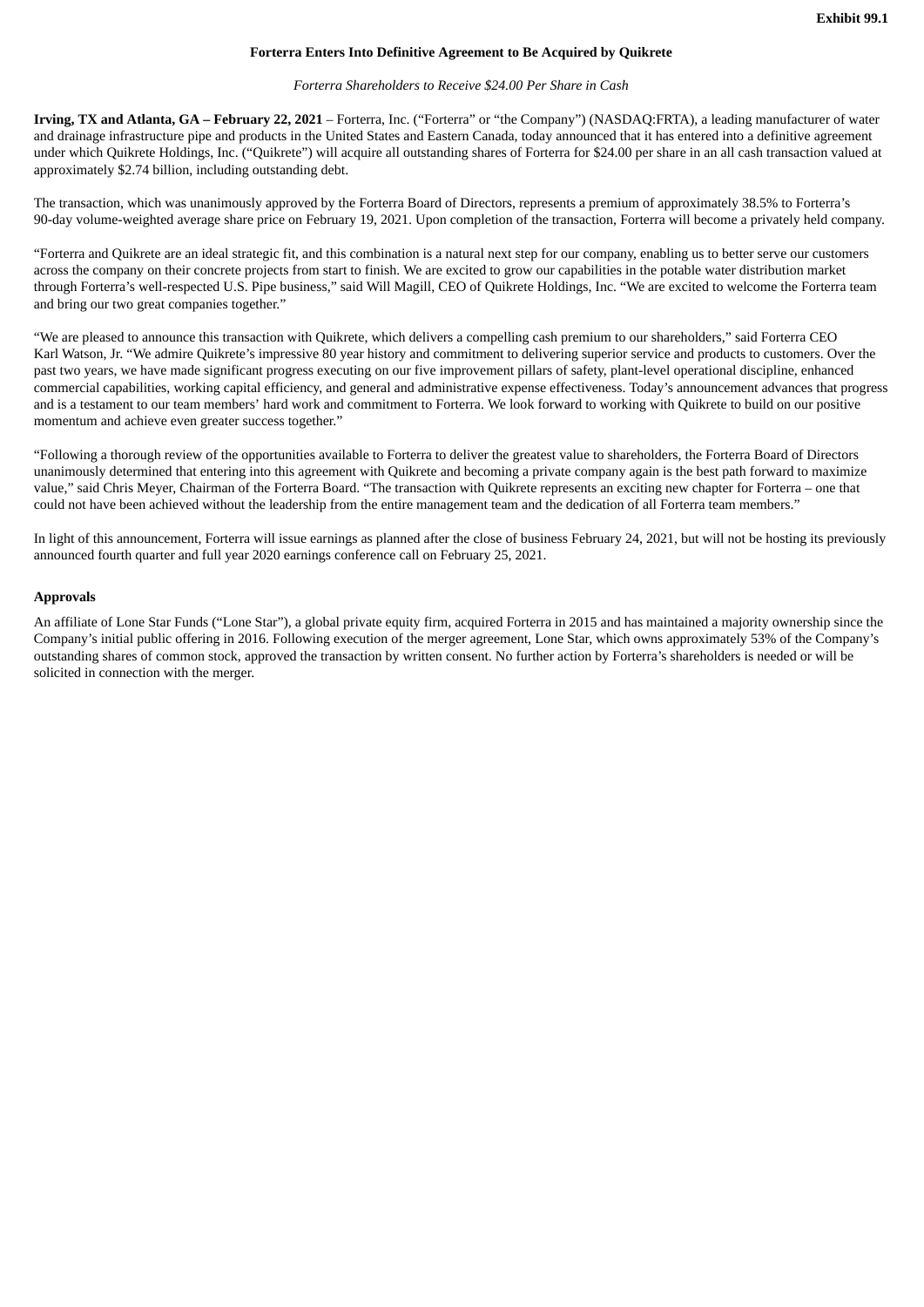**Exhibit 99.1**

# Forterra Enters Into Definitive Agreement to Be Acquired by Quikrete

*Forterra Shareholders to Receive $24.00 Per Share in Cash*

**Irving, TX and Atlanta, GA – February 22, 2021** – Forterra, Inc. ("Forterra" or "the Company") (NASDAQ:FRTA), a leading manufacturer of water and drainage infrastructure pipe and products in the United States and Eastern Canada, today announced that it has entered into a definitive agreement under which Quikrete Holdings, Inc. ("Quikrete") will acquire all outstanding shares of Forterra for $24.00 per share in an all cash transaction valued at approximately $2.74 billion, including outstanding debt.

The transaction, which was unanimously approved by the Forterra Board of Directors, represents a premium of approximately 38.5% to Forterra's 90-day volume-weighted average share price on February 19, 2021. Upon completion of the transaction, Forterra will become a privately held company.

"Forterra and Quikrete are an ideal strategic fit, and this combination is a natural next step for our company, enabling us to better serve our customers across the company on their concrete projects from start to finish. We are excited to grow our capabilities in the potable water distribution market through Forterra's well-respected U.S. Pipe business," said Will Magill, CEO of Quikrete Holdings, Inc. "We are excited to welcome the Forterra team and bring our two great companies together."

"We are pleased to announce this transaction with Quikrete, which delivers a compelling cash premium to our shareholders," said Forterra CEO Karl Watson, Jr. "We admire Quikrete's impressive 80 year history and commitment to delivering superior service and products to customers. Over the past two years, we have made significant progress executing on our five improvement pillars of safety, plant-level operational discipline, enhanced commercial capabilities, working capital efficiency, and general and administrative expense effectiveness. Today's announcement advances that progress and is a testament to our team members' hard work and commitment to Forterra. We look forward to working with Quikrete to build on our positive momentum and achieve even greater success together."

"Following a thorough review of the opportunities available to Forterra to deliver the greatest value to shareholders, the Forterra Board of Directors unanimously determined that entering into this agreement with Quikrete and becoming a private company again is the best path forward to maximize value," said Chris Meyer, Chairman of the Forterra Board. "The transaction with Quikrete represents an exciting new chapter for Forterra – one that could not have been achieved without the leadership from the entire management team and the dedication of all Forterra team members."

In light of this announcement, Forterra will issue earnings as planned after the close of business February 24, 2021, but will not be hosting its previously announced fourth quarter and full year 2020 earnings conference call on February 25, 2021.

## Approvals

An affiliate of Lone Star Funds ("Lone Star"), a global private equity firm, acquired Forterra in 2015 and has maintained a majority ownership since the Company's initial public offering in 2016. Following execution of the merger agreement, Lone Star, which owns approximately 53% of the Company's outstanding shares of common stock, approved the transaction by written consent. No further action by Forterra's shareholders is needed or will be solicited in connection with the merger.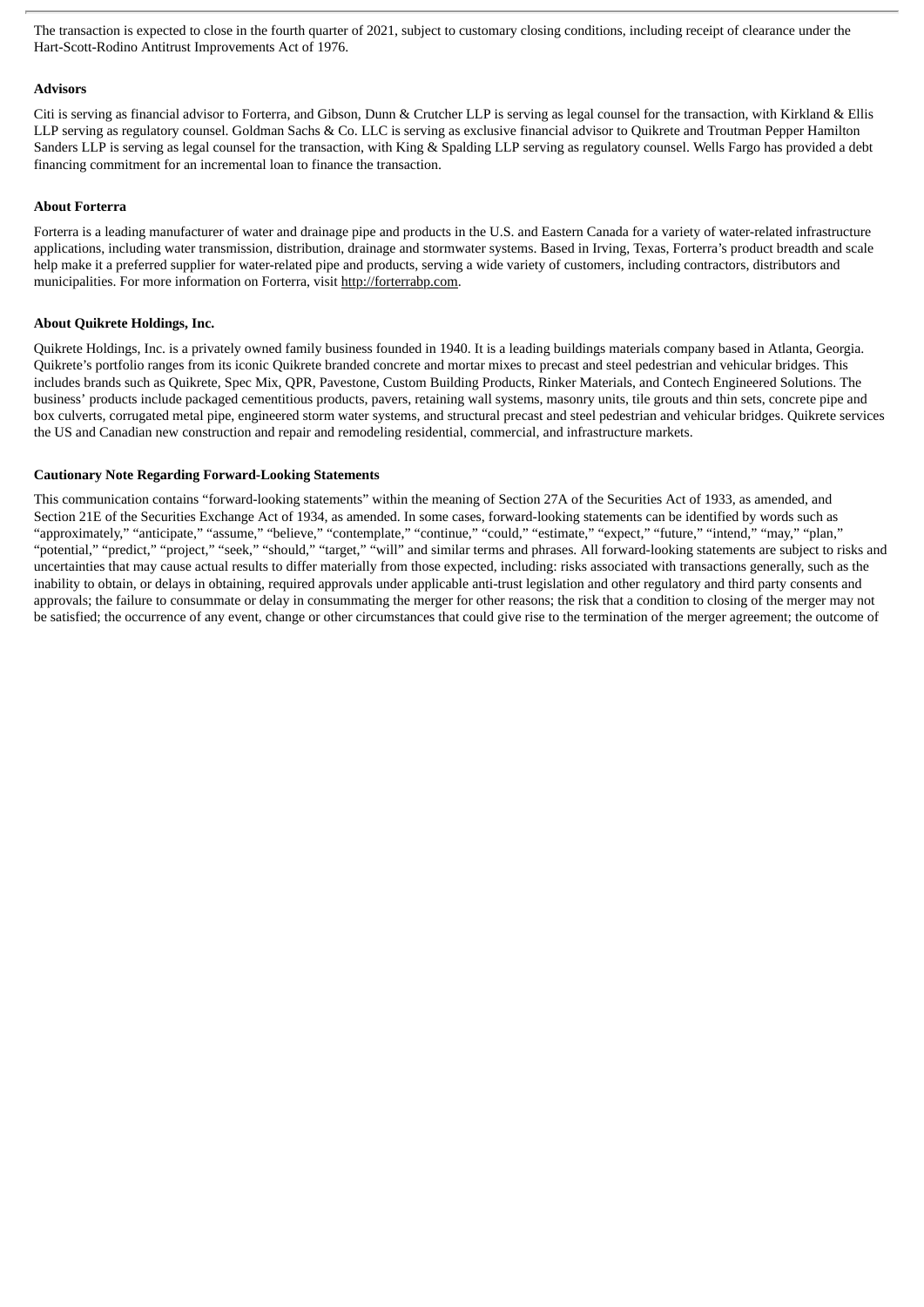The transaction is expected to close in the fourth quarter of 2021, subject to customary closing conditions, including receipt of clearance under the Hart-Scott-Rodino Antitrust Improvements Act of 1976.

**Advisors**

Citi is serving as financial advisor to Forterra, and Gibson, Dunn & Crutcher LLP is serving as legal counsel for the transaction, with Kirkland & Ellis LLP serving as regulatory counsel. Goldman Sachs & Co. LLC is serving as exclusive financial advisor to Quikrete and Troutman Pepper Hamilton Sanders LLP is serving as legal counsel for the transaction, with King & Spalding LLP serving as regulatory counsel. Wells Fargo has provided a debt financing commitment for an incremental loan to finance the transaction.

**About Forterra**

Forterra is a leading manufacturer of water and drainage pipe and products in the U.S. and Eastern Canada for a variety of water-related infrastructure applications, including water transmission, distribution, drainage and stormwater systems. Based in Irving, Texas, Forterra's product breadth and scale help make it a preferred supplier for water-related pipe and products, serving a wide variety of customers, including contractors, distributors and municipalities. For more information on Forterra, visit http://forterrabp.com.

**About Quikrete Holdings, Inc.**

Quikrete Holdings, Inc. is a privately owned family business founded in 1940. It is a leading buildings materials company based in Atlanta, Georgia. Quikrete's portfolio ranges from its iconic Quikrete branded concrete and mortar mixes to precast and steel pedestrian and vehicular bridges. This includes brands such as Quikrete, Spec Mix, QPR, Pavestone, Custom Building Products, Rinker Materials, and Contech Engineered Solutions. The business' products include packaged cementitious products, pavers, retaining wall systems, masonry units, tile grouts and thin sets, concrete pipe and box culverts, corrugated metal pipe, engineered storm water systems, and structural precast and steel pedestrian and vehicular bridges. Quikrete services the US and Canadian new construction and repair and remodeling residential, commercial, and infrastructure markets.

**Cautionary Note Regarding Forward-Looking Statements**

This communication contains "forward-looking statements" within the meaning of Section 27A of the Securities Act of 1933, as amended, and Section 21E of the Securities Exchange Act of 1934, as amended. In some cases, forward-looking statements can be identified by words such as "approximately," "anticipate," "assume," "believe," "contemplate," "continue," "could," "estimate," "expect," "future," "intend," "may," "plan," "potential," "predict," "project," "seek," "should," "target," "will" and similar terms and phrases. All forward-looking statements are subject to risks and uncertainties that may cause actual results to differ materially from those expected, including: risks associated with transactions generally, such as the inability to obtain, or delays in obtaining, required approvals under applicable anti-trust legislation and other regulatory and third party consents and approvals; the failure to consummate or delay in consummating the merger for other reasons; the risk that a condition to closing of the merger may not be satisfied; the occurrence of any event, change or other circumstances that could give rise to the termination of the merger agreement; the outcome of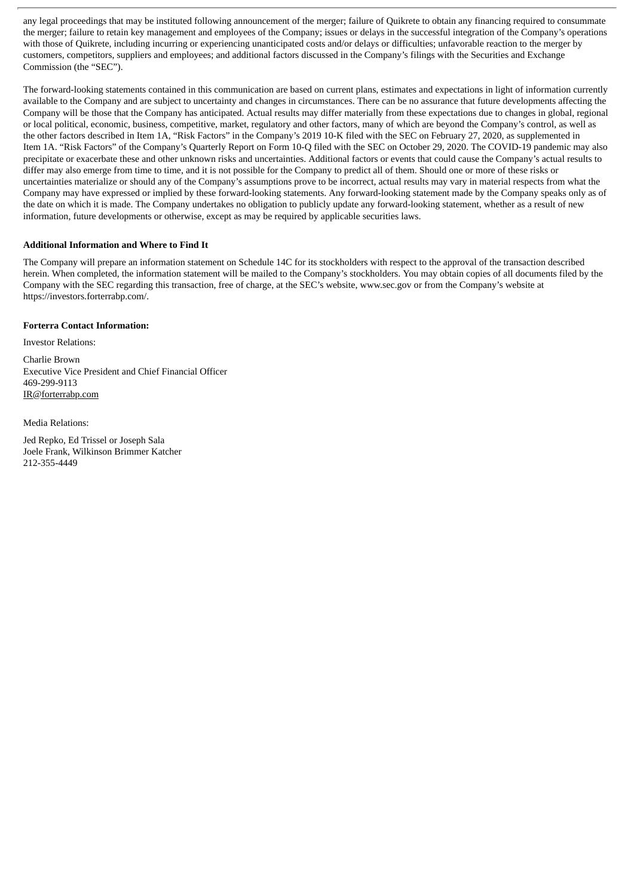any legal proceedings that may be instituted following announcement of the merger; failure of Quikrete to obtain any financing required to consummate the merger; failure to retain key management and employees of the Company; issues or delays in the successful integration of the Company's operations with those of Quikrete, including incurring or experiencing unanticipated costs and/or delays or difficulties; unfavorable reaction to the merger by customers, competitors, suppliers and employees; and additional factors discussed in the Company's filings with the Securities and Exchange Commission (the "SEC").

The forward-looking statements contained in this communication are based on current plans, estimates and expectations in light of information currently available to the Company and are subject to uncertainty and changes in circumstances. There can be no assurance that future developments affecting the Company will be those that the Company has anticipated. Actual results may differ materially from these expectations due to changes in global, regional or local political, economic, business, competitive, market, regulatory and other factors, many of which are beyond the Company's control, as well as the other factors described in Item 1A, "Risk Factors" in the Company's 2019 10-K filed with the SEC on February 27, 2020, as supplemented in Item 1A. "Risk Factors" of the Company's Quarterly Report on Form 10-Q filed with the SEC on October 29, 2020. The COVID-19 pandemic may also precipitate or exacerbate these and other unknown risks and uncertainties. Additional factors or events that could cause the Company's actual results to differ may also emerge from time to time, and it is not possible for the Company to predict all of them. Should one or more of these risks or uncertainties materialize or should any of the Company's assumptions prove to be incorrect, actual results may vary in material respects from what the Company may have expressed or implied by these forward-looking statements. Any forward-looking statement made by the Company speaks only as of the date on which it is made. The Company undertakes no obligation to publicly update any forward-looking statement, whether as a result of new information, future developments or otherwise, except as may be required by applicable securities laws.

**Additional Information and Where to Find It**

The Company will prepare an information statement on Schedule 14C for its stockholders with respect to the approval of the transaction described herein. When completed, the information statement will be mailed to the Company's stockholders. You may obtain copies of all documents filed by the Company with the SEC regarding this transaction, free of charge, at the SEC's website, www.sec.gov or from the Company's website at https://investors.forterrabp.com/.

**Forterra Contact Information:**

Investor Relations:

Charlie Brown
Executive Vice President and Chief Financial Officer
469-299-9113
IR@forterrabp.com

Media Relations:

Jed Repko, Ed Trissel or Joseph Sala
Joele Frank, Wilkinson Brimmer Katcher
212-355-4449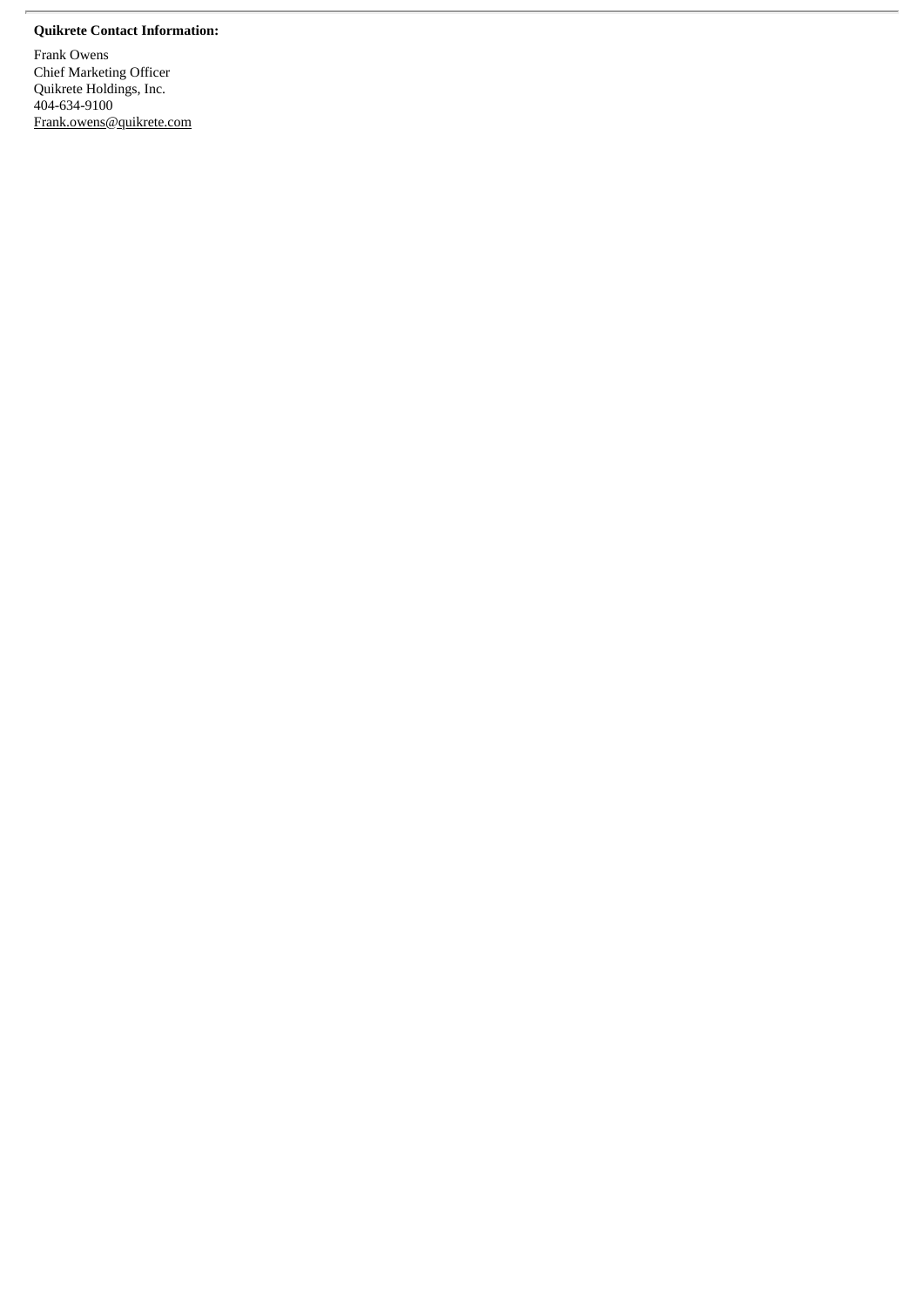**Quikrete Contact Information:**

Frank Owens
Chief Marketing Officer
Quikrete Holdings, Inc.
404-634-9100
Frank.owens@quikrete.com